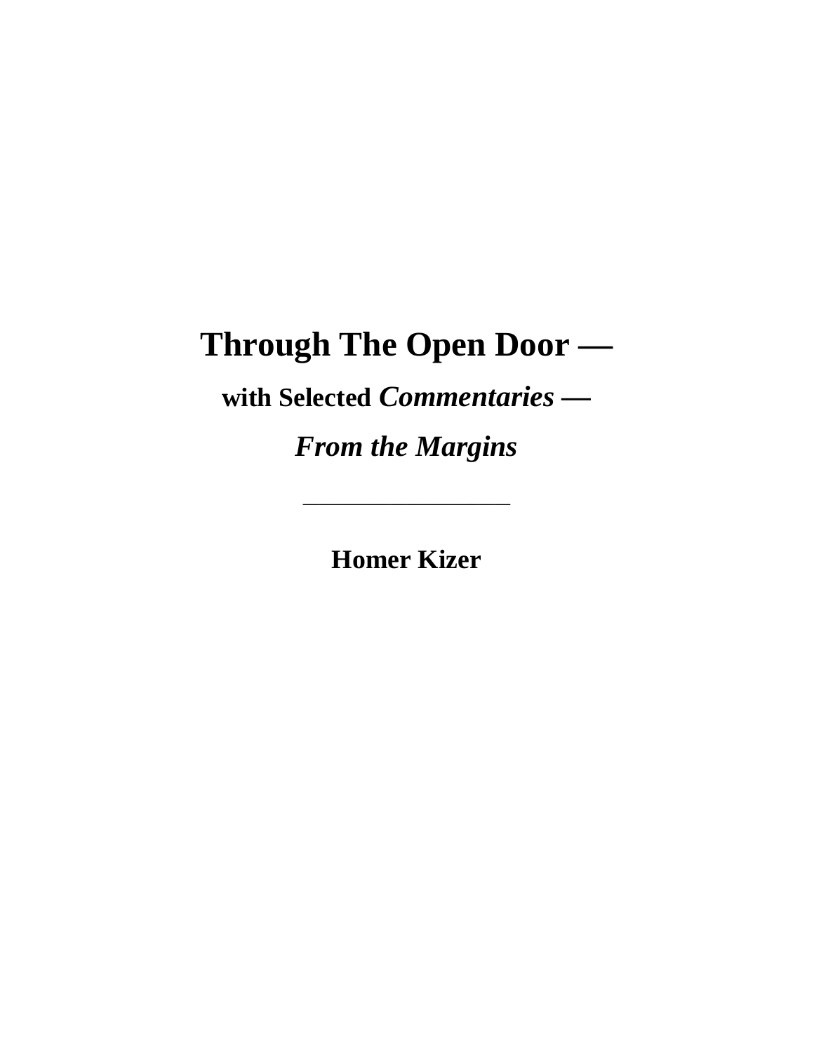# Through The Open Door —

## with Selected *Commentaries* —

## *From the Margins*

---

**Homer Kizer**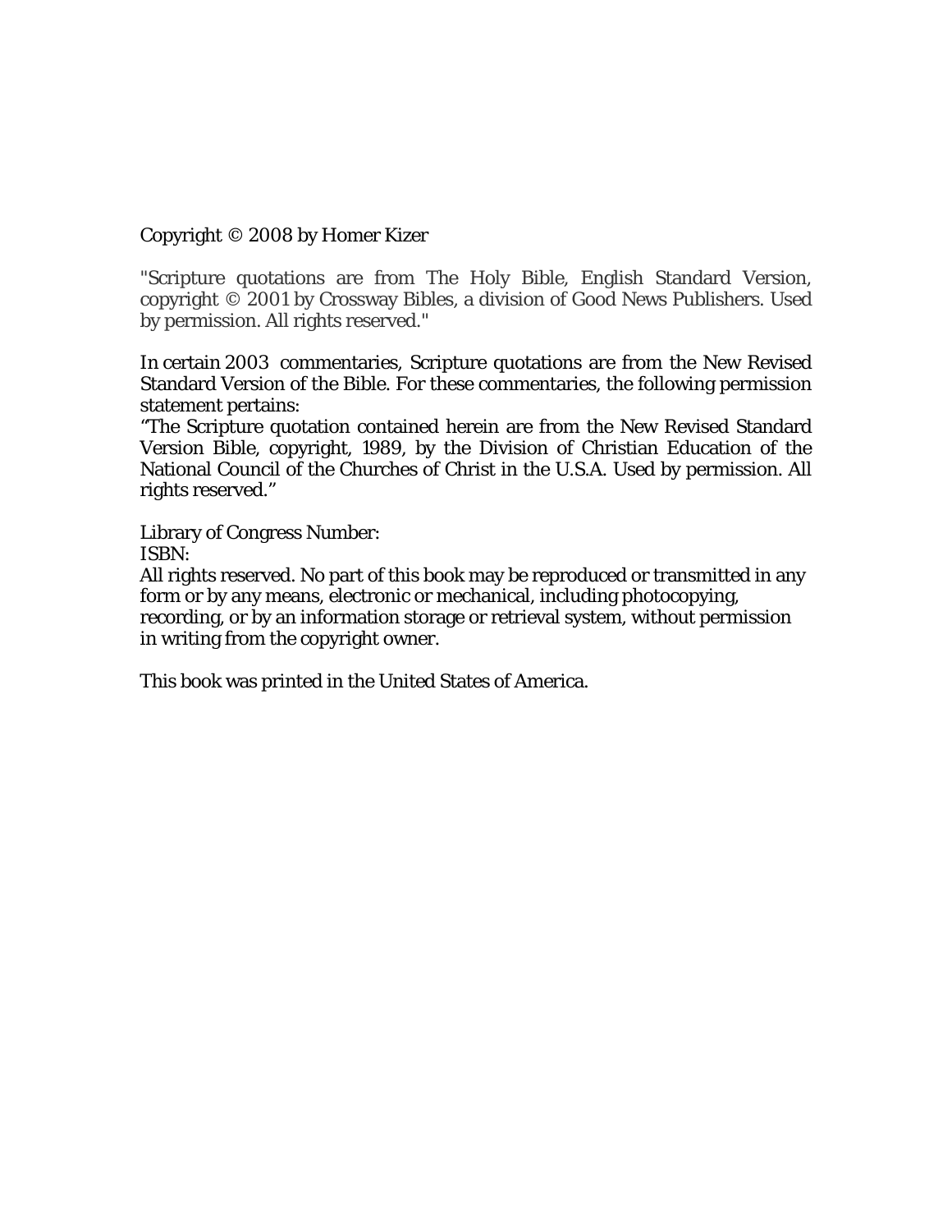Copyright © 2008 by Homer Kizer

"Scripture quotations are from The Holy Bible, English Standard Version, copyright © 2001 by Crossway Bibles, a division of Good News Publishers. Used by permission. All rights reserved."

In certain 2003 commentaries, Scripture quotations are from the New Revised Standard Version of the Bible. For these commentaries, the following permission statement pertains:
"The Scripture quotation contained herein are from the New Revised Standard Version Bible, copyright, 1989, by the Division of Christian Education of the National Council of the Churches of Christ in the U.S.A. Used by permission. All rights reserved."

Library of Congress Number:
ISBN:
All rights reserved. No part of this book may be reproduced or transmitted in any form or by any means, electronic or mechanical, including photocopying, recording, or by an information storage or retrieval system, without permission in writing from the copyright owner.

This book was printed in the United States of America.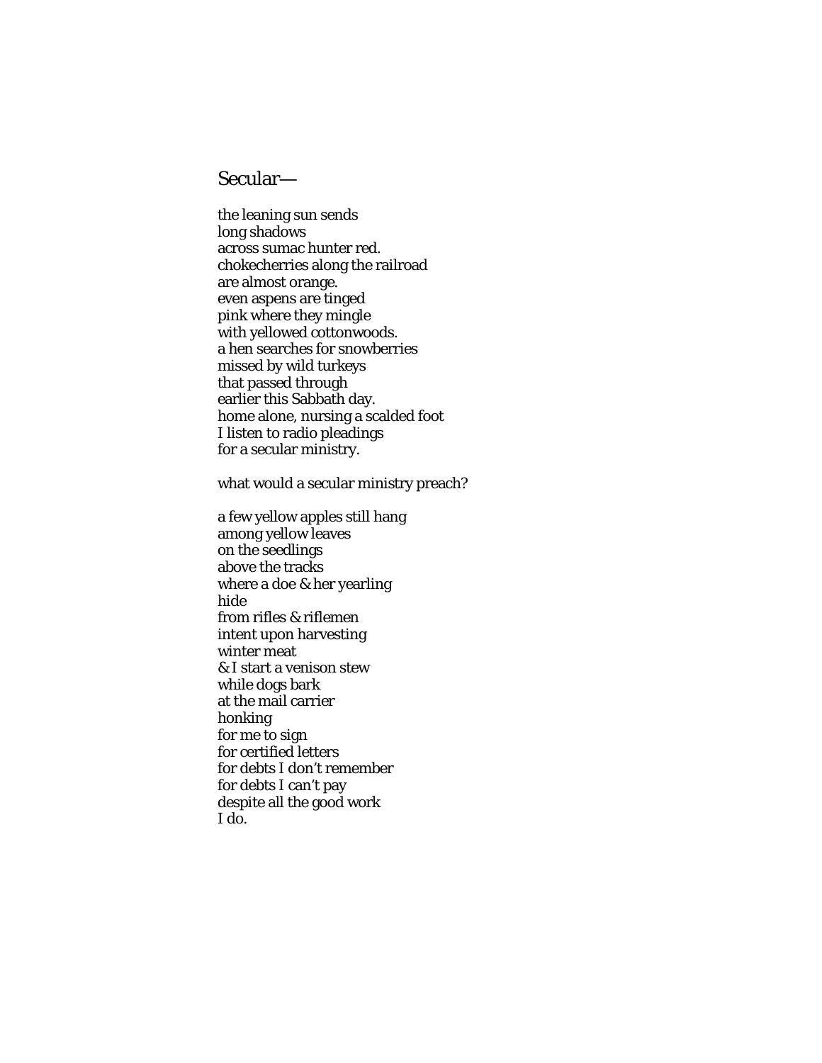# Secular—

the leaning sun sends  
long shadows  
across sumac hunter red.  
chokecherries along the railroad  
are almost orange.  
even aspens are tinged  
pink where they mingle  
with yellowed cottonwoods.  
a hen searches for snowberries  
missed by wild turkeys  
that passed through  
earlier this Sabbath day.  
home alone, nursing a scalded foot  
I listen to radio pleadings  
for a secular ministry.

what would a secular ministry preach?

a few yellow apples still hang  
among yellow leaves  
on the seedlings  
above the tracks  
where a doe & her yearling  
hide  
from rifles & riflemen  
intent upon harvesting  
winter meat  
& I start a venison stew  
while dogs bark  
at the mail carrier  
honking  
for me to sign  
for certified letters  
for debts I don't remember  
for debts I can't pay  
despite all the good work  
I do.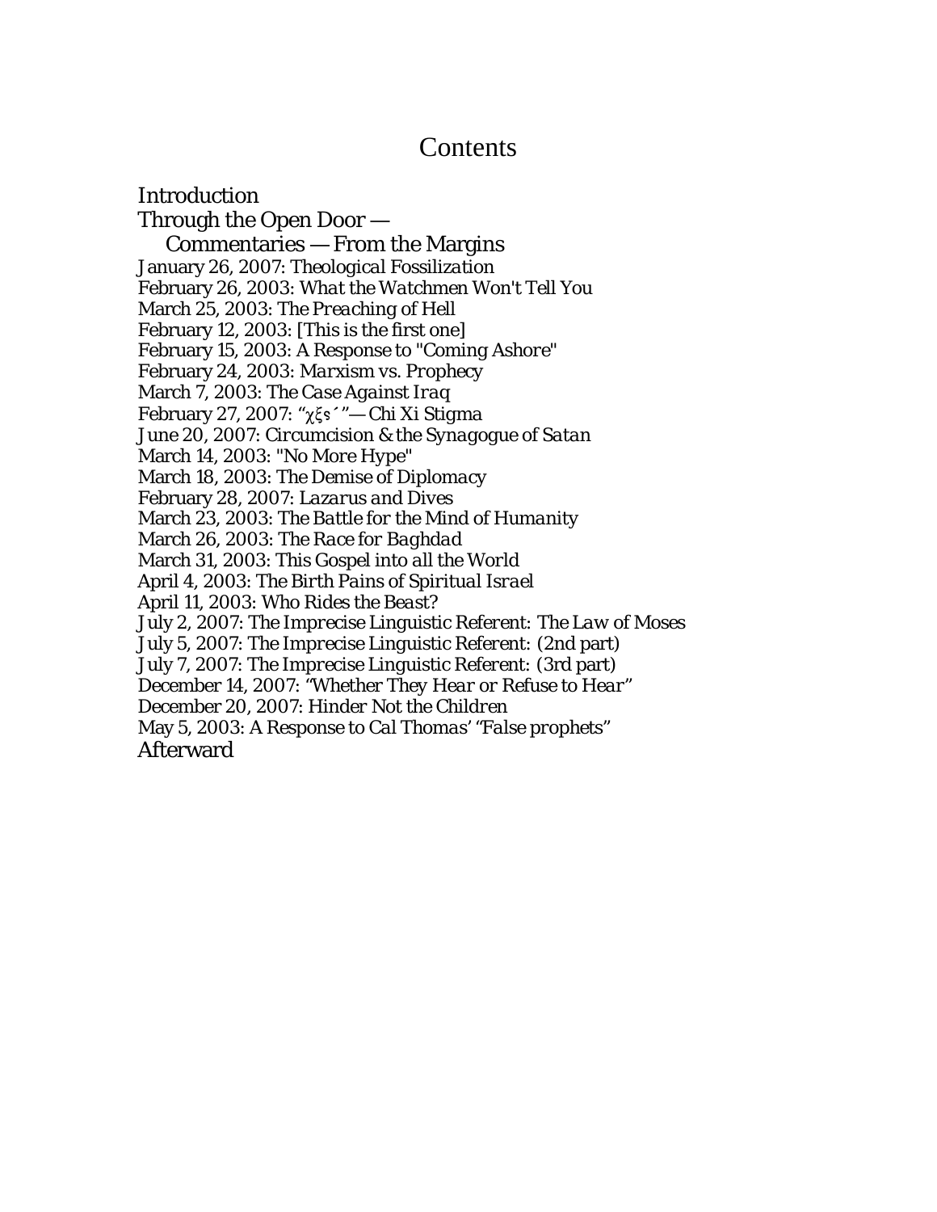# Contents

Introduction

Through the Open Door —

Commentaries — From the Margins

January 26, 2007: *Theological Fossilization*

February 26, 2003: *What the Watchmen Won't Tell You*

March 25, 2003: *The Preaching of Hell*

February 12, 2003: [This is the first one]

February 15, 2003: A Response to "Coming Ashore"

February 24, 2003: *Marxism vs. Prophecy*

March 7, 2003: *The Case Against Iraq*

February 27, 2007: "χξϛ΄" — *Chi Xi Stigma*

June 20, 2007: *Circumcision & the Synagogue of Satan*

March 14, 2003: "*No More Hype*"

March 18, 2003: *The Demise of Diplomacy*

February 28, 2007: *Lazarus and Dives*

March 23, 2003: *The Battle for the Mind of Humanity*

March 26, 2003: *The Race for Baghdad*

March 31, 2003: *This Gospel into all the World*

April 4, 2003: *The Birth Pains of Spiritual Israel*

April 11, 2003: *Who Rides the Beast?*

July 2, 2007: *The Imprecise Linguistic Referent: The Law of Moses*

July 5, 2007: *The Imprecise Linguistic Referent:* (2nd part)

July 7, 2007: *The Imprecise Linguistic Referent:* (3rd part)

December 14, 2007: "*Whether They Hear or Refuse to Hear*"

December 20, 2007: *Hinder Not the Children*

May 5, 2003: *A Response to Cal Thomas' "False prophets"*

Afterward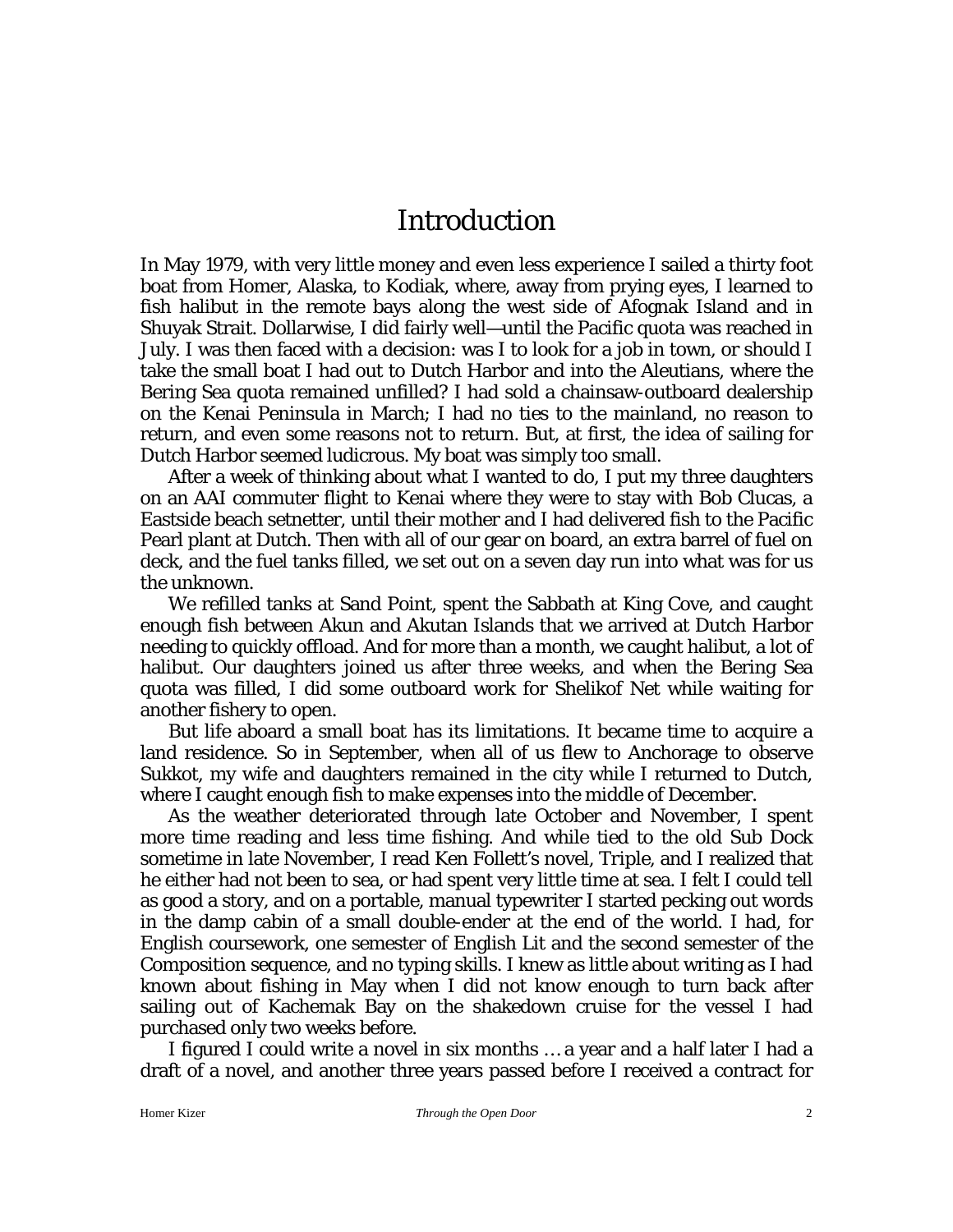# Introduction

In May 1979, with very little money and even less experience I sailed a thirty foot boat from Homer, Alaska, to Kodiak, where, away from prying eyes, I learned to fish halibut in the remote bays along the west side of Afognak Island and in Shuyak Strait. Dollarwise, I did fairly well—until the Pacific quota was reached in July. I was then faced with a decision: was I to look for a job in town, or should I take the small boat I had out to Dutch Harbor and into the Aleutians, where the Bering Sea quota remained unfilled? I had sold a chainsaw-outboard dealership on the Kenai Peninsula in March; I had no ties to the mainland, no reason to return, and even some reasons not to return. But, at first, the idea of sailing for Dutch Harbor seemed ludicrous. My boat was simply too small.

After a week of thinking about what I wanted to do, I put my three daughters on an AAI commuter flight to Kenai where they were to stay with Bob Clucas, a Eastside beach setnetter, until their mother and I had delivered fish to the Pacific Pearl plant at Dutch. Then with all of our gear on board, an extra barrel of fuel on deck, and the fuel tanks filled, we set out on a seven day run into what was for us the unknown.

We refilled tanks at Sand Point, spent the Sabbath at King Cove, and caught enough fish between Akun and Akutan Islands that we arrived at Dutch Harbor needing to quickly offload. And for more than a month, we caught halibut, a lot of halibut. Our daughters joined us after three weeks, and when the Bering Sea quota was filled, I did some outboard work for Shelikof Net while waiting for another fishery to open.

But life aboard a small boat has its limitations. It became time to acquire a land residence. So in September, when all of us flew to Anchorage to observe Sukkot, my wife and daughters remained in the city while I returned to Dutch, where I caught enough fish to make expenses into the middle of December.

As the weather deteriorated through late October and November, I spent more time reading and less time fishing. And while tied to the old Sub Dock sometime in late November, I read Ken Follett's novel, Triple, and I realized that he either had not been to sea, or had spent very little time at sea. I felt I could tell as good a story, and on a portable, manual typewriter I started pecking out words in the damp cabin of a small double-ender at the end of the world. I had, for English coursework, one semester of English Lit and the second semester of the Composition sequence, and no typing skills. I knew as little about writing as I had known about fishing in May when I did not know enough to turn back after sailing out of Kachemak Bay on the shakedown cruise for the vessel I had purchased only two weeks before.

I figured I could write a novel in six months … a year and a half later I had a draft of a novel, and another three years passed before I received a contract for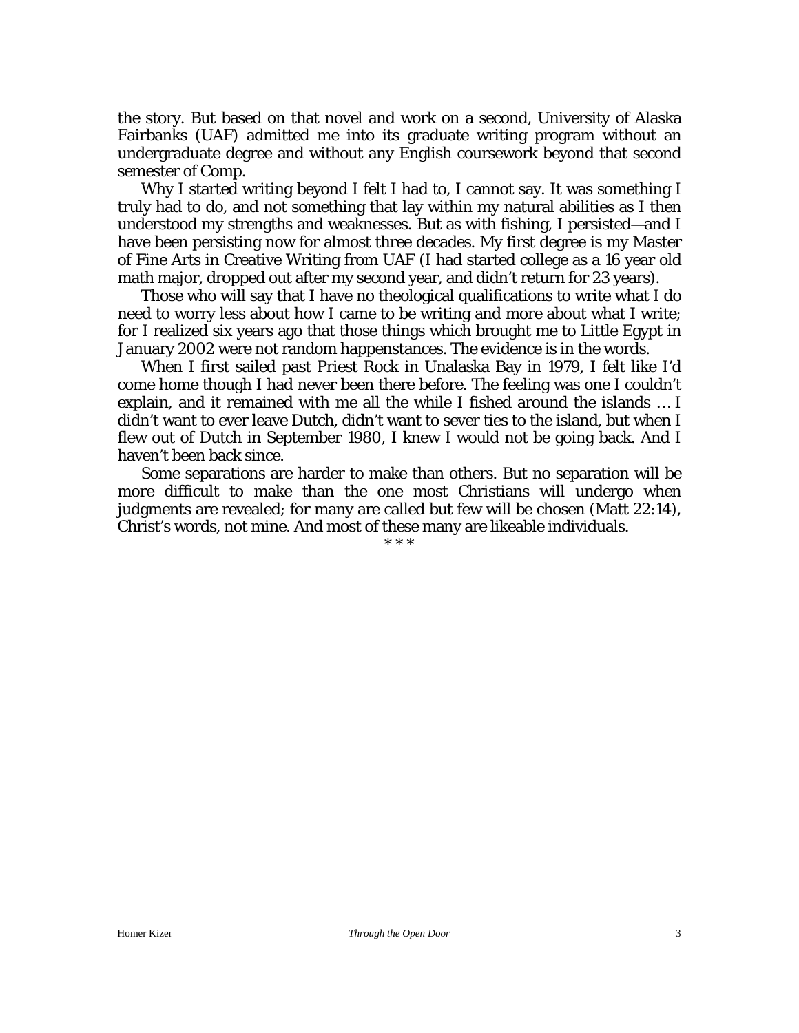the story. But based on that novel and work on a second, University of Alaska Fairbanks (UAF) admitted me into its graduate writing program without an undergraduate degree and without any English coursework beyond that second semester of Comp.

Why I started writing beyond I felt I had to, I cannot say. It was something I truly had to do, and not something that lay within my natural abilities as I then understood my strengths and weaknesses. But as with fishing, I persisted—and I have been persisting now for almost three decades. My first degree is my Master of Fine Arts in Creative Writing from UAF (I had started college as a 16 year old math major, dropped out after my second year, and didn't return for 23 years).

Those who will say that I have no theological qualifications to write what I do need to worry less about how I came to be writing and more about what I write; for I realized six years ago that those things which brought me to Little Egypt in January 2002 were not random happenstances. The evidence is in the words.

When I first sailed past Priest Rock in Unalaska Bay in 1979, I felt like I'd come home though I had never been there before. The feeling was one I couldn't explain, and it remained with me all the while I fished around the islands … I didn't want to ever leave Dutch, didn't want to sever ties to the island, but when I flew out of Dutch in September 1980, I knew I would not be going back. And I haven't been back since.

Some separations are harder to make than others. But no separation will be more difficult to make than the one most Christians will undergo when judgments are revealed; for many are called but few will be chosen (Matt 22:14), Christ's words, not mine. And most of these many are likeable individuals.

\* \* \*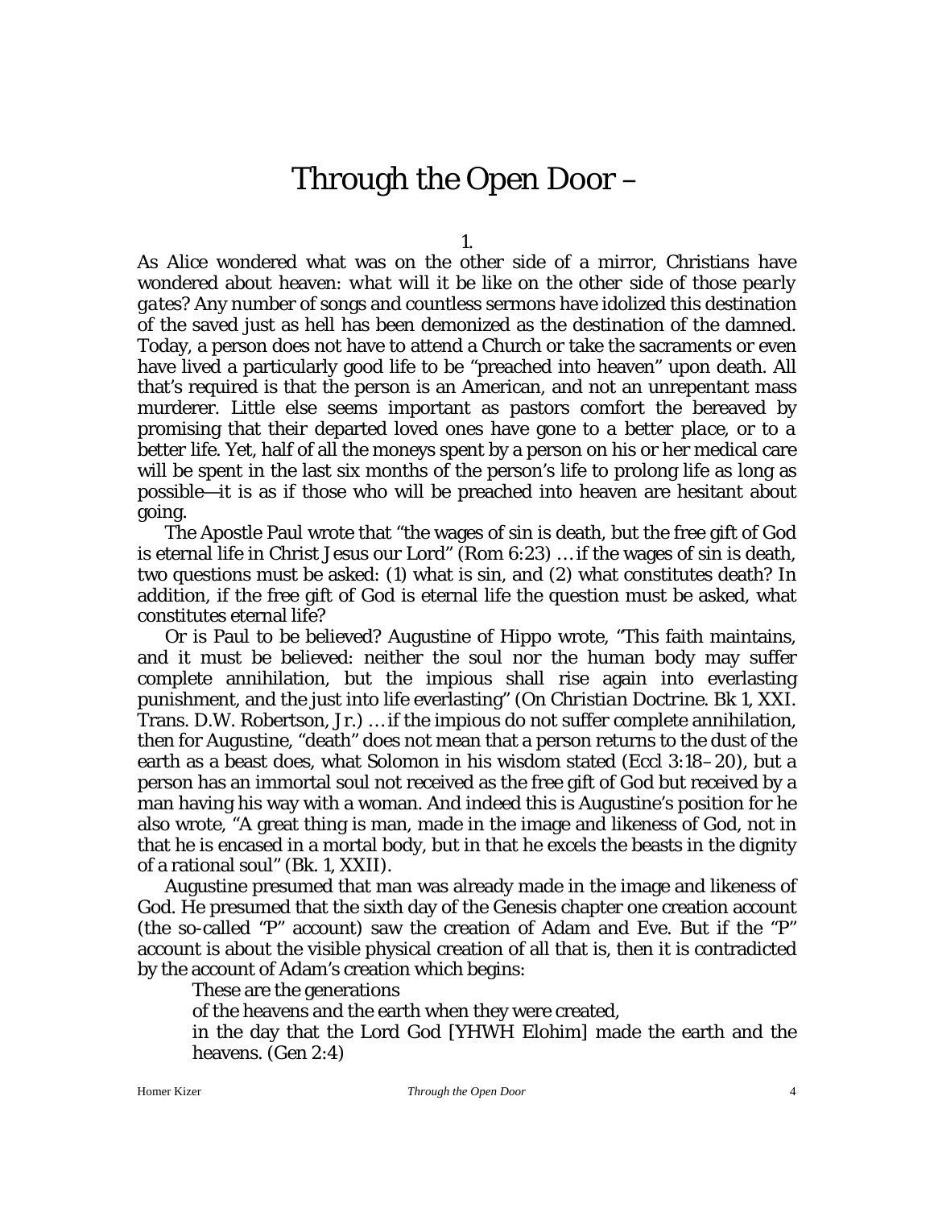# Through the Open Door –

1.

As Alice wondered what was on the other side of a mirror, Christians have wondered about heaven: *what will it be like on the other side of those pearly gates*? Any number of songs and countless sermons have idolized this destination of the saved just as hell has been demonized as the destination of the damned. Today, a person does not have to attend a Church or take the sacraments or even have lived a particularly good life to be "preached into heaven" upon death. All that's required is that the person is an American, and not an unrepentant mass murderer. Little else seems important as pastors comfort the bereaved by promising that their departed loved ones have gone to a *better place*, or to a better life. Yet, half of all the moneys spent by a person on his or her medical care will be spent in the last six months of the person's life to prolong life as long as possible—it is as if those who will be preached into heaven are hesitant about going.

The Apostle Paul wrote that "the wages of sin is death, but the free gift of God is eternal life in Christ Jesus our Lord" (Rom 6:23) … if the wages of sin is death, two questions must be asked: (1) what is sin, and (2) what constitutes death? In addition, if the free gift of God is eternal life the question must be asked, what constitutes eternal life?

Or is Paul to be believed? Augustine of Hippo wrote, "This faith maintains, and it must be believed: neither the soul nor the human body may suffer complete annihilation, but the impious shall rise again into everlasting punishment, and the just into life everlasting" (*On Christian Doctrine*. Bk 1, XXI. Trans. D.W. Robertson, Jr.) … if the impious do not suffer complete annihilation, then for Augustine, "death" does not mean that a person returns to the dust of the earth as a beast does, what Solomon in his wisdom stated (Eccl 3:18–20), but a person has an immortal soul not received as the free gift of God but received by a man having his way with a woman. And indeed this is Augustine's position for he also wrote, "A great thing is man, made in the image and likeness of God, not in that he is encased in a mortal body, but in that he excels the beasts in the dignity of a rational soul" (Bk. 1, XXII).

Augustine presumed that man was already made in the image and likeness of God. He presumed that the sixth day of the Genesis chapter one creation account (the so-called "P" account) saw the creation of Adam and Eve. But if the "P" account is about the visible physical creation of all that is, then it is contradicted by the account of Adam's creation which begins:

> These are the generations
> of the heavens and the earth when they were created,
> in the day that the Lord God [YHWH Elohim] made the earth and the heavens. (Gen 2:4)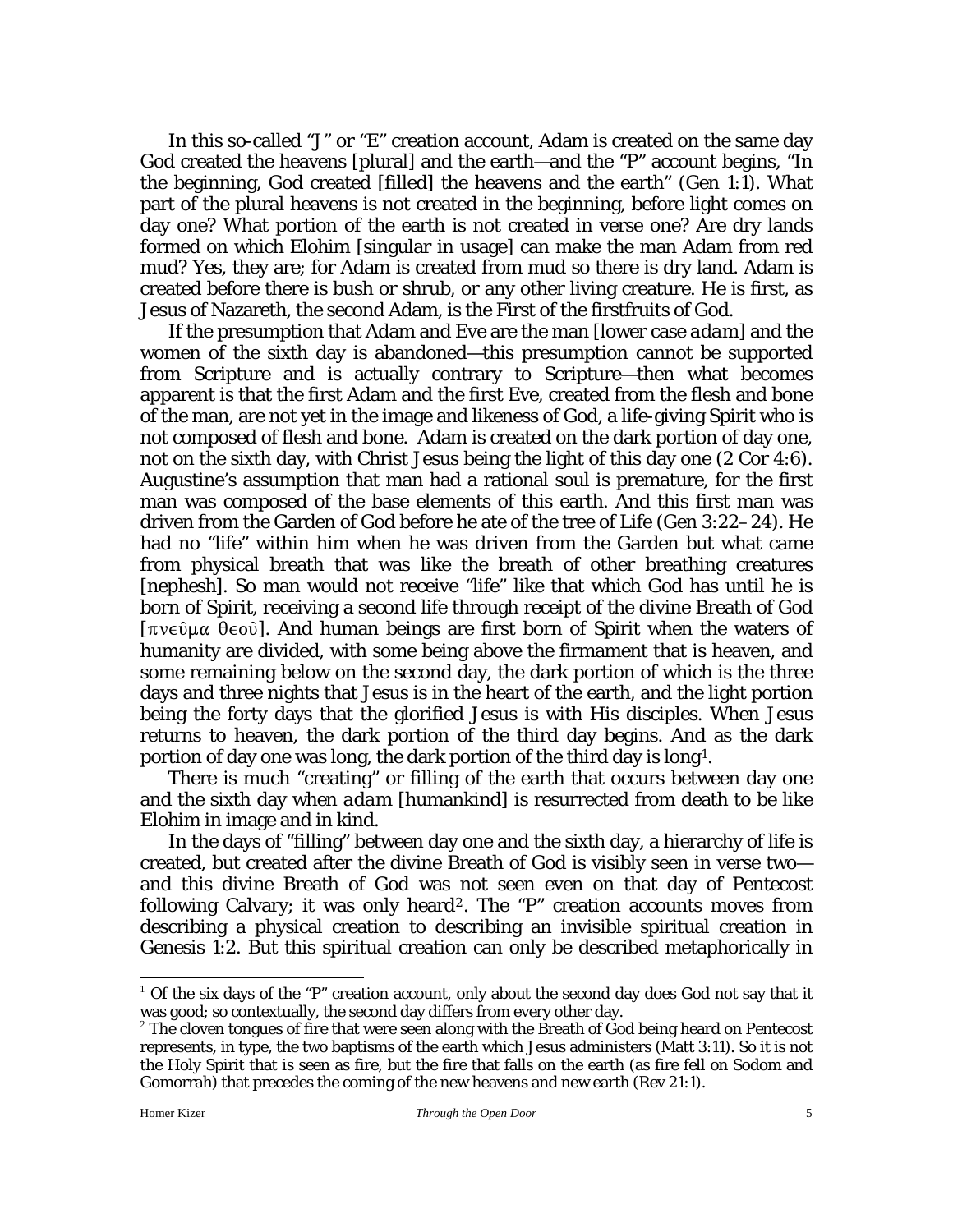In this so-called "J" or "E" creation account, Adam is created on the same day God created the heavens [plural] and the earth—and the "P" account begins, "In the beginning, God created [filled] the heavens and the earth" (Gen 1:1). What part of the plural heavens is not created in the beginning, before light comes on day one? What portion of the earth is not created in verse one? Are dry lands formed on which Elohim [singular in usage] can make the man Adam from red mud? Yes, they are; for Adam is created from mud so there is dry land. Adam is created before there is bush or shrub, or any other living creature. He is first, as Jesus of Nazareth, the second Adam, is the First of the firstfruits of God.

If the presumption that Adam and Eve are the man [lower case *adam*] and the women of the sixth day is abandoned—this presumption cannot be supported from Scripture and is actually contrary to Scripture—then what becomes apparent is that the first Adam and the first Eve, created from the flesh and bone of the man, <u>are</u> <u>not</u> <u>yet</u> in the image and likeness of God, a life-giving Spirit who is not composed of flesh and bone. Adam is created on the dark portion of day one, not on the sixth day, with Christ Jesus being the light of this day one (2 Cor 4:6). Augustine's assumption that man had a rational soul is premature, for the first man was composed of the base elements of this earth. And this first man was driven from the Garden of God before he ate of the tree of Life (Gen 3:22–24). He had no "life" within him when he was driven from the Garden but what came from physical breath that was like the breath of other breathing creatures [nephesh]. So man would not receive "life" like that which God has until he is born of Spirit, receiving a second life through receipt of the divine Breath of God [πνεῦμα θεοῦ]. And human beings are first born of Spirit when the waters of humanity are divided, with some being above the firmament that is heaven, and some remaining below on the second day, the dark portion of which is the three days and three nights that Jesus is in the heart of the earth, and the light portion being the forty days that the glorified Jesus is with His disciples. When Jesus returns to heaven, the dark portion of the third day begins. And as the dark portion of day one was long, the dark portion of the third day is long[1].

There is much "creating" or filling of the earth that occurs between day one and the sixth day when *adam* [humankind] is resurrected from death to be like Elohim in image and in kind.

In the days of "filling" between day one and the sixth day, a hierarchy of life is created, but created after the divine Breath of God is visibly seen in verse two—and this divine Breath of God was not seen even on that day of Pentecost following Calvary; it was only heard[2]. The "P" creation accounts moves from describing a physical creation to describing an invisible spiritual creation in Genesis 1:2. But this spiritual creation can only be described metaphorically in

---

[1] Of the six days of the "P" creation account, only about the second day does God not say that it was good; so contextually, the second day differs from every other day.

[2] The cloven tongues of fire that were seen along with the Breath of God being heard on Pentecost represents, in type, the two baptisms of the earth which Jesus administers (Matt 3:11). So it is not the Holy Spirit that is seen as fire, but the fire that falls on the earth (as fire fell on Sodom and Gomorrah) that precedes the coming of the new heavens and new earth (Rev 21:1).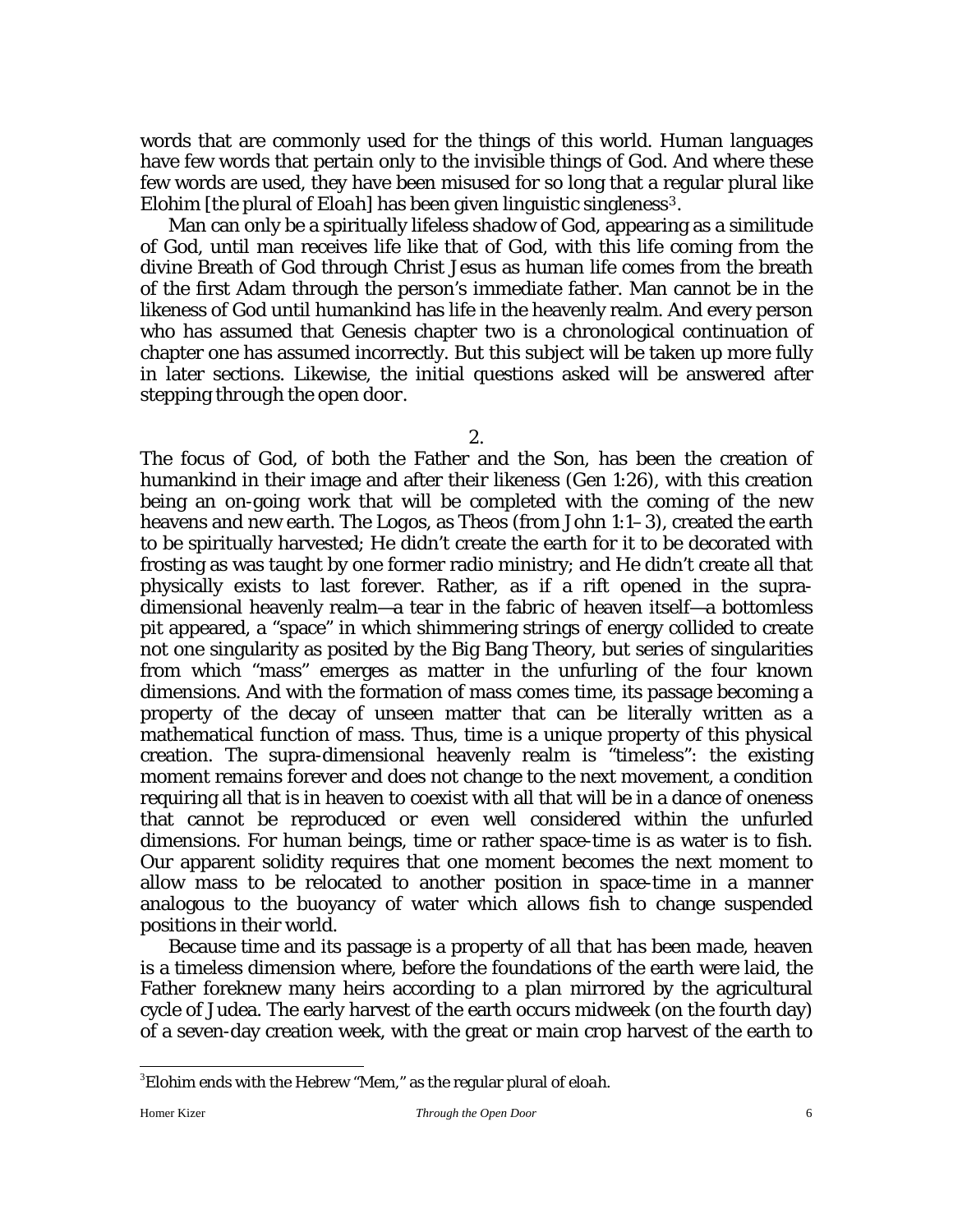words that are commonly used for the things of this world. Human languages have few words that pertain only to the invisible things of God. And where these few words are used, they have been misused for so long that a regular plural like Elohim [the plural of *Eloah*] has been given linguistic singleness[3].

Man can only be a spiritually lifeless shadow of God, appearing as a similitude of God, until man receives life like that of God, with this life coming from the divine Breath of God through Christ Jesus as human life comes from the breath of the first Adam through the person's immediate father. Man cannot be in the likeness of God until humankind has life in the heavenly realm. And every person who has assumed that Genesis chapter two is a chronological continuation of chapter one has assumed incorrectly. But this subject will be taken up more fully in later sections. Likewise, the initial questions asked will be answered after stepping through the open door.

2.

The focus of God, of both the Father and the Son, has been the creation of humankind in their image and after their likeness (Gen 1:26), with this creation being an on-going work that will be completed with the coming of the new heavens and new earth. The Logos, as Theos (from John 1:1–3), created the earth to be spiritually harvested; He didn't create the earth for it to be decorated with frosting as was taught by one former radio ministry; and He didn't create all that physically exists to last forever. Rather, as if a rift opened in the supra-dimensional heavenly realm—a tear in the fabric of heaven itself—a bottomless pit appeared, a "space" in which shimmering strings of energy collided to create not one singularity as posited by the Big Bang Theory, but series of singularities from which "mass" emerges as matter in the unfurling of the four known dimensions. And with the formation of mass comes time, its passage becoming a property of the decay of unseen matter that can be literally written as a mathematical function of mass. Thus, time is a unique property of this physical creation. The supra-dimensional heavenly realm is "timeless": the existing moment remains forever and does not change to the next movement, a condition requiring all that is in heaven to coexist with all that will be in a dance of oneness that cannot be reproduced or even well considered within the unfurled dimensions. For human beings, time or rather space-time is as water is to fish. Our apparent solidity requires that one moment becomes the next moment to allow mass to be relocated to another position in space-time in a manner analogous to the buoyancy of water which allows fish to change suspended positions in their world.

Because time and its passage is a property of *all that has been made*, heaven is a timeless dimension where, before the foundations of the earth were laid, the Father foreknew many heirs according to a plan mirrored by the agricultural cycle of Judea. The early harvest of the earth occurs midweek (on the fourth day) of a seven-day creation week, with the great or main crop harvest of the earth to

[3] Elohim ends with the Hebrew "Mem," as the regular plural of *eloah*.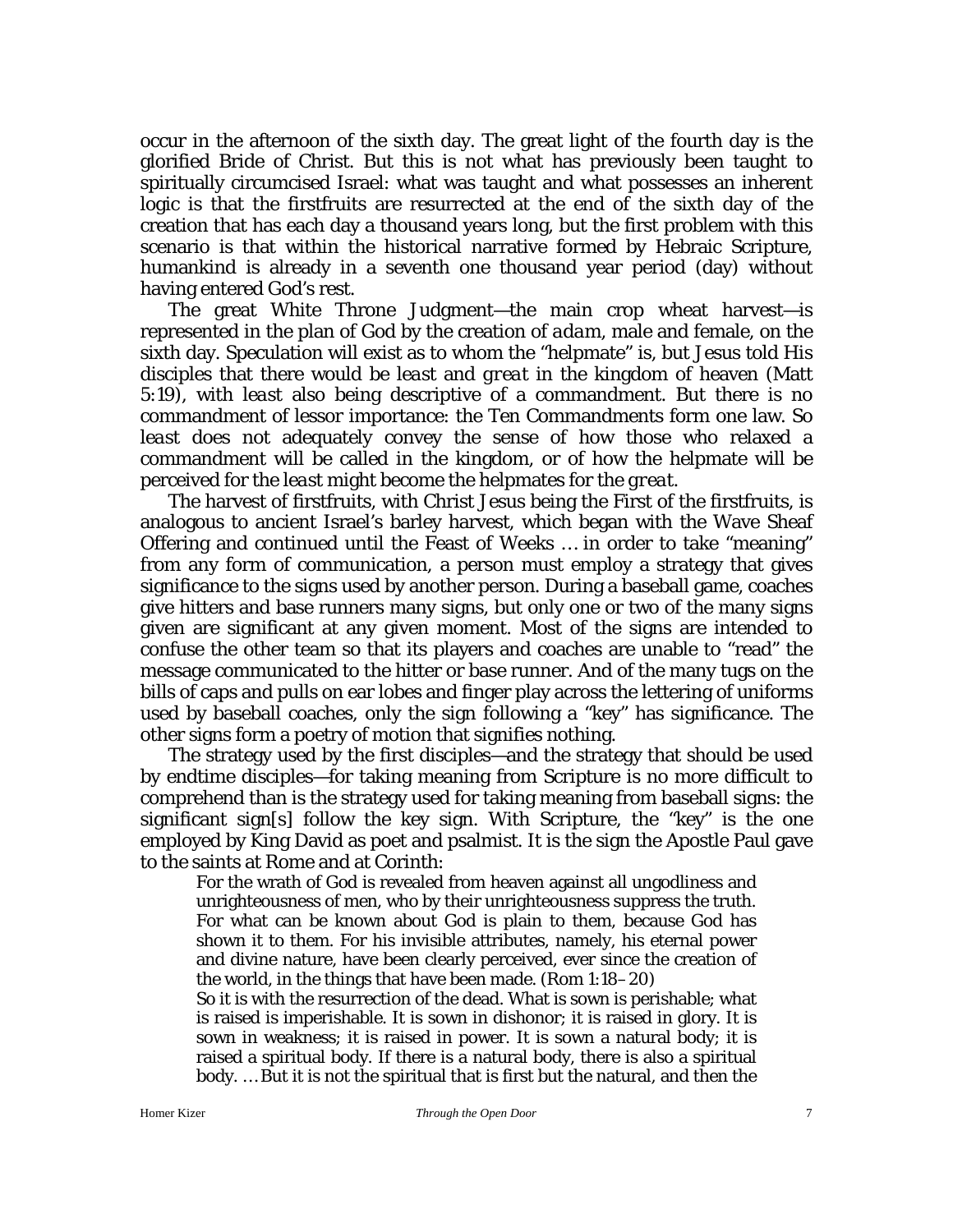occur in the afternoon of the sixth day. The great light of the fourth day is the glorified Bride of Christ. But this is not what has previously been taught to spiritually circumcised Israel: what was taught and what possesses an inherent logic is that the firstfruits are resurrected at the end of the sixth day of the creation that has each day a thousand years long, but the first problem with this scenario is that within the historical narrative formed by Hebraic Scripture, humankind is already in a seventh one thousand year period (day) without having entered God's rest.

The great White Throne Judgment—the main crop wheat harvest—is represented in the plan of God by the creation of *adam*, male and female, on the sixth day. Speculation will exist as to whom the "helpmate" is, but Jesus told His disciples that there would be *least* and *great* in the kingdom of heaven (Matt 5:19), with *least* also being descriptive of a commandment. But there is no commandment of lessor importance: the Ten Commandments form one law. So *least* does not adequately convey the sense of how those who relaxed a commandment will be called in the kingdom, or of how the helpmate will be perceived for the *least* might become the helpmates for the *great*.

The harvest of firstfruits, with Christ Jesus being the First of the firstfruits, is analogous to ancient Israel's barley harvest, which began with the Wave Sheaf Offering and continued until the Feast of Weeks … in order to take "meaning" from any form of communication, a person must employ a strategy that gives significance to the signs used by another person. During a baseball game, coaches give hitters and base runners many signs, but only one or two of the many signs given are significant at any given moment. Most of the signs are intended to confuse the other team so that its players and coaches are unable to "read" the message communicated to the hitter or base runner. And of the many tugs on the bills of caps and pulls on ear lobes and finger play across the lettering of uniforms used by baseball coaches, only the sign following a "key" has significance. The other signs form a poetry of motion that signifies nothing.

The strategy used by the first disciples—and the strategy that should be used by endtime disciples—for taking meaning from Scripture is no more difficult to comprehend than is the strategy used for taking meaning from baseball signs: the significant sign[s] follow the key sign. With Scripture, the "key" is the one employed by King David as poet and psalmist. It is the sign the Apostle Paul gave to the saints at Rome and at Corinth:

> For the wrath of God is revealed from heaven against all ungodliness and unrighteousness of men, who by their unrighteousness suppress the truth. For what can be known about God is plain to them, because God has shown it to them. For his invisible attributes, namely, his eternal power and divine nature, have been clearly perceived, ever since the creation of the world, in the things that have been made. (Rom 1:18–20)
>
> So it is with the resurrection of the dead. What is sown is perishable; what is raised is imperishable. It is sown in dishonor; it is raised in glory. It is sown in weakness; it is raised in power. It is sown a natural body; it is raised a spiritual body. If there is a natural body, there is also a spiritual body. … But it is not the spiritual that is first but the natural, and then the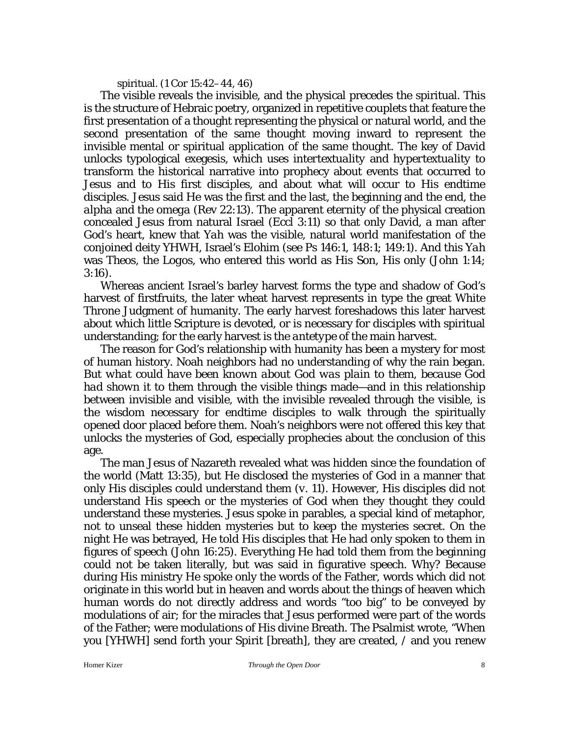spiritual. (1 Cor 15:42–44, 46)

The visible reveals the invisible, and the physical precedes the spiritual. This is the structure of Hebraic poetry, organized in repetitive couplets that feature the first presentation of a thought representing the physical or natural world, and the second presentation of the same thought moving inward to represent the invisible mental or spiritual application of the same thought. The key of David unlocks typological exegesis, which uses *intertextuality* and *hypertextuality* to transform the historical narrative into prophecy about events that occurred to Jesus and to His first disciples, and about what will occur to His endtime disciples. Jesus said He was the first and the last, the beginning and the end, the *alpha* and the *omega* (Rev 22:13). The apparent eternity of the physical creation concealed Jesus from natural Israel (Eccl 3:11) so that only David, a man after God's heart, knew that *Yah* was the visible, natural world manifestation of the conjoined deity YHWH, Israel's Elohim (see Ps 146:1, 148:1; 149:1). And this *Yah* was Theos, the Logos, who entered this world as His Son, His only (John 1:14; 3:16).

Whereas ancient Israel's barley harvest forms the type and shadow of God's harvest of firstfruits, the later wheat harvest represents in type the great White Throne Judgment of humanity. The early harvest foreshadows this later harvest about which little Scripture is devoted, or is necessary for disciples with spiritual understanding; for the early harvest is the *antetype* of the main harvest.

The reason for God's relationship with humanity has been a mystery for most of human history. Noah neighbors had no understanding of why the rain began. *But what could have been known about God was plain to them, because God had shown it to them through the visible things made*—and in this relationship between invisible and visible, with the invisible revealed through the visible, is the wisdom necessary for endtime disciples to walk through the spiritually opened door placed before them. Noah's neighbors were not offered this key that unlocks the mysteries of God, especially prophecies about the conclusion of this age.

The man Jesus of Nazareth revealed what was hidden since the foundation of the world (Matt 13:35), but He disclosed the mysteries of God in a manner that only His disciples could understand them (v. 11). However, His disciples did not understand His speech or the mysteries of God when they thought they could understand these mysteries. Jesus spoke in parables, a special kind of metaphor, not to unseal these hidden mysteries but to keep the mysteries secret. On the night He was betrayed, He told His disciples that He had only spoken to them in figures of speech (John 16:25). Everything He had told them from the beginning could not be taken literally, but was said in figurative speech. Why? Because during His ministry He spoke only the words of the Father, words which did not originate in this world but in heaven and words about the things of heaven which human words do not directly address and words "too big" to be conveyed by modulations of air; for the miracles that Jesus performed were part of the words of the Father; were modulations of His divine Breath. The Psalmist wrote, "When you [YHWH] send forth your Spirit [breath], they are created, / and you renew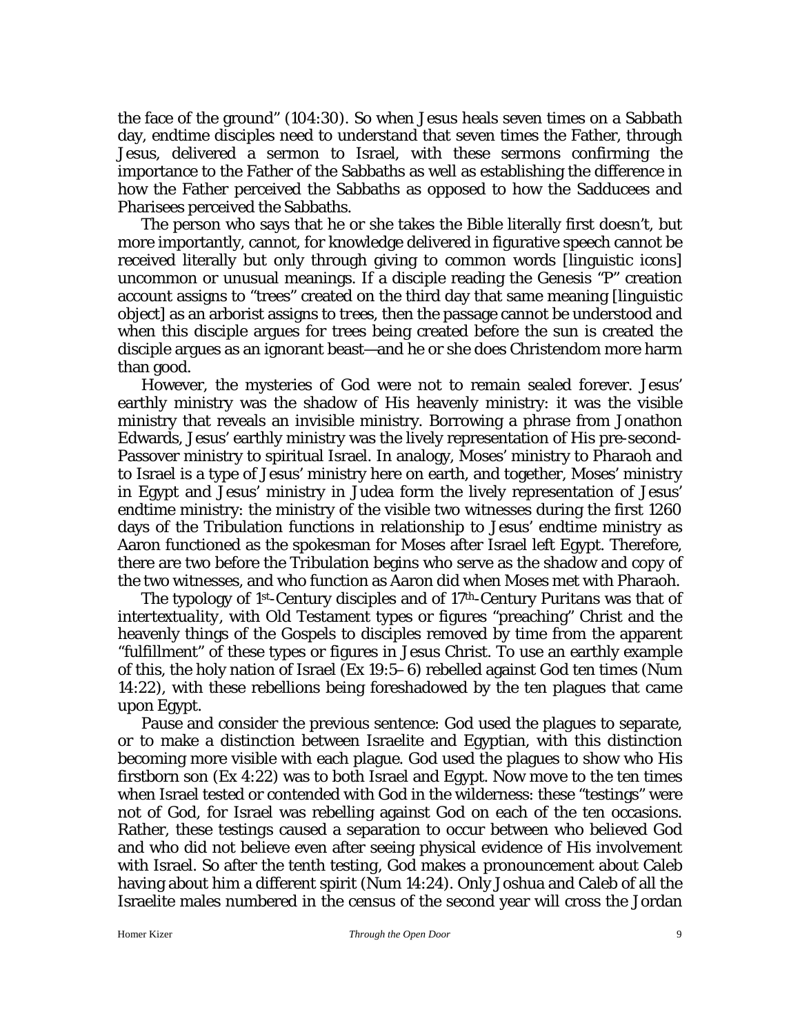the face of the ground" (104:30). So when Jesus heals seven times on a Sabbath day, endtime disciples need to understand that seven times the Father, through Jesus, delivered a sermon to Israel, with these sermons confirming the importance to the Father of the Sabbaths as well as establishing the difference in how the Father perceived the Sabbaths as opposed to how the Sadducees and Pharisees perceived the Sabbaths.

The person who says that he or she takes the Bible literally first doesn't, but more importantly, cannot, for knowledge delivered in figurative speech cannot be received literally but only through giving to common words [linguistic icons] uncommon or unusual meanings. If a disciple reading the Genesis "P" creation account assigns to "trees" created on the third day that same meaning [linguistic object] as an arborist assigns to *trees*, then the passage cannot be understood and when this disciple argues for trees being created before the sun is created the disciple argues as an ignorant beast—and he or she does Christendom more harm than good.

However, the mysteries of God were not to remain sealed forever. Jesus' earthly ministry was the shadow of His heavenly ministry: it was the visible ministry that reveals an invisible ministry. Borrowing a phrase from Jonathon Edwards, Jesus' earthly ministry was the lively representation of His pre-second-Passover ministry to spiritual Israel. In analogy, Moses' ministry to Pharaoh and to Israel is a type of Jesus' ministry here on earth, and together, Moses' ministry in Egypt and Jesus' ministry in Judea form the lively representation of Jesus' endtime ministry: the ministry of the visible two witnesses during the first 1260 days of the Tribulation functions in relationship to Jesus' endtime ministry as Aaron functioned as the spokesman for Moses after Israel left Egypt. Therefore, there are two before the Tribulation begins who serve as the shadow and copy of the two witnesses, and who function as Aaron did when Moses met with Pharaoh.

The typology of 1st-Century disciples and of 17th-Century Puritans was that of *intertextuality*, with Old Testament types or figures "preaching" Christ and the heavenly things of the Gospels to disciples removed by time from the apparent "fulfillment" of these types or figures in Jesus Christ. To use an earthly example of this, the holy nation of Israel (Ex 19:5–6) rebelled against God ten times (Num 14:22), with these rebellions being foreshadowed by the ten plagues that came upon Egypt.

Pause and consider the previous sentence: God used the plagues to separate, or to make a distinction between Israelite and Egyptian, with this distinction becoming more visible with each plague. God used the plagues to show who His firstborn son (Ex 4:22) was to both Israel and Egypt. Now move to the ten times when Israel tested or contended with God in the wilderness: these "testings" were not of God, for Israel was rebelling against God on each of the ten occasions. Rather, these testings caused a separation to occur between who believed God and who did not believe even after seeing physical evidence of His involvement with Israel. So after the tenth testing, God makes a pronouncement about Caleb having about him a different spirit (Num 14:24). Only Joshua and Caleb of all the Israelite males numbered in the census of the second year will cross the Jordan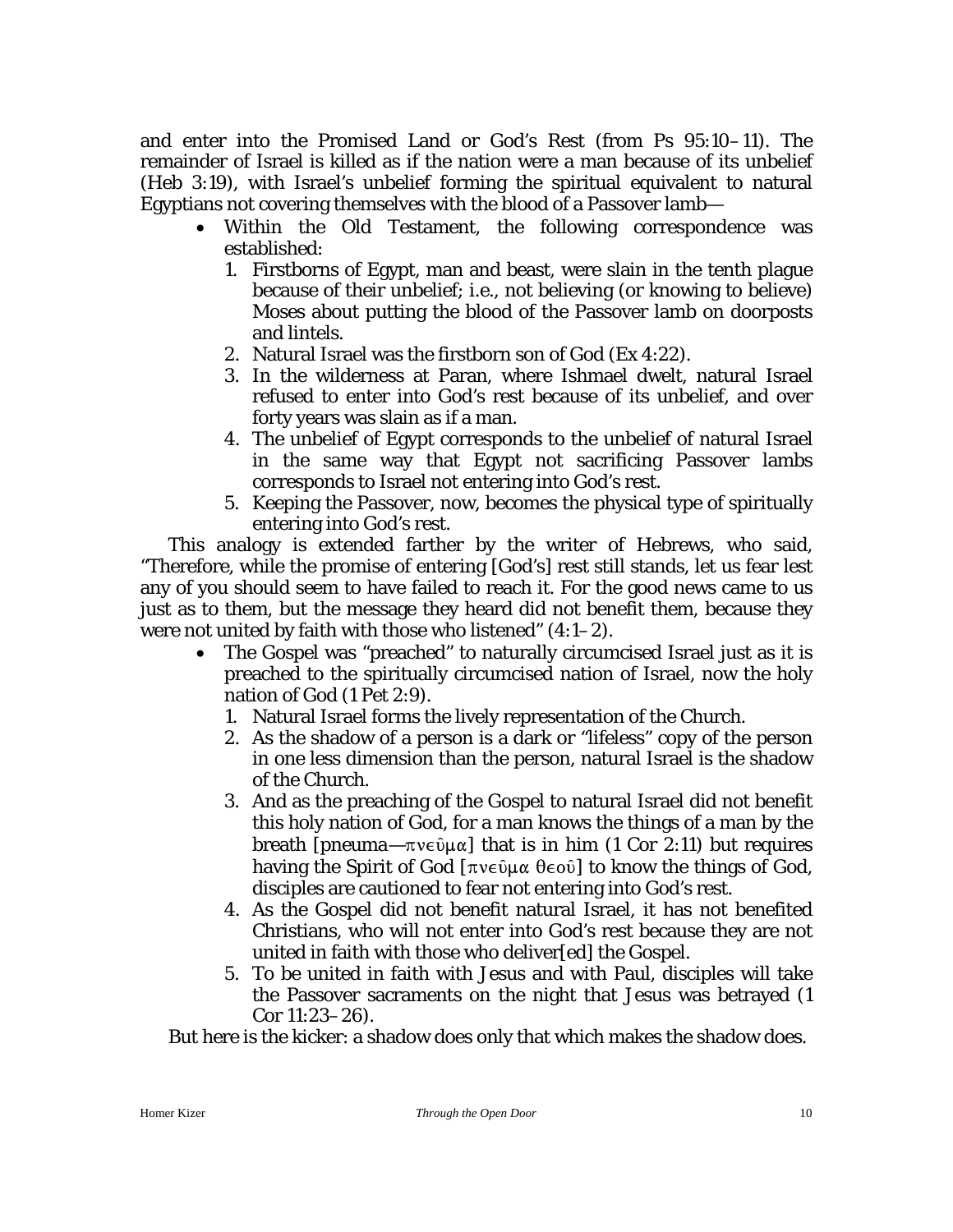and enter into the Promised Land or God's Rest (from Ps 95:10–11). The remainder of Israel is killed as if the nation were a man because of its unbelief (Heb 3:19), with Israel's unbelief forming the spiritual equivalent to natural Egyptians not covering themselves with the blood of a Passover lamb—

- Within the Old Testament, the following correspondence was established:
  1. Firstborns of Egypt, man and beast, were slain in the tenth plague because of their unbelief; i.e., not believing (or knowing to believe) Moses about putting the blood of the Passover lamb on doorposts and lintels.
  2. Natural Israel was the firstborn son of God (Ex 4:22).
  3. In the wilderness at Paran, where Ishmael dwelt, natural Israel refused to enter into God's rest because of its unbelief, and over forty years was slain as if a man.
  4. The unbelief of Egypt corresponds to the unbelief of natural Israel in the same way that Egypt not sacrificing Passover lambs corresponds to Israel not entering into God's rest.
  5. Keeping the Passover, now, becomes the physical type of spiritually entering into God's rest.

This analogy is extended farther by the writer of Hebrews, who said, "Therefore, while the promise of entering [God's] rest still stands, let us fear lest any of you should seem to have failed to reach it. For the good news came to us just as to them, but the message they heard did not benefit them, because they were not united by faith with those who listened" (4:1–2).

- The Gospel was "preached" to naturally circumcised Israel just as it is preached to the spiritually circumcised nation of Israel, now the holy nation of God (1 Pet 2:9).
  1. Natural Israel forms the lively representation of the Church.
  2. As the shadow of a person is a dark or "lifeless" copy of the person in one less dimension than the person, natural Israel is the shadow of the Church.
  3. And as the preaching of the Gospel to natural Israel did not benefit this holy nation of God, for a man knows the things of a man by the breath [pneuma—πνεῦμα] that is in him (1 Cor 2:11) but requires having the Spirit of God [πνεῦμα θεοῦ] to know the things of God, disciples are cautioned to fear not entering into God's rest.
  4. As the Gospel did not benefit natural Israel, it has not benefited Christians, who will not enter into God's rest because they are not united in faith with those who deliver[ed] the Gospel.
  5. To be united in faith with Jesus and with Paul, disciples will take the Passover sacraments on the night that Jesus was betrayed (1 Cor 11:23–26).

But here is the kicker: a shadow does only that which makes the shadow does.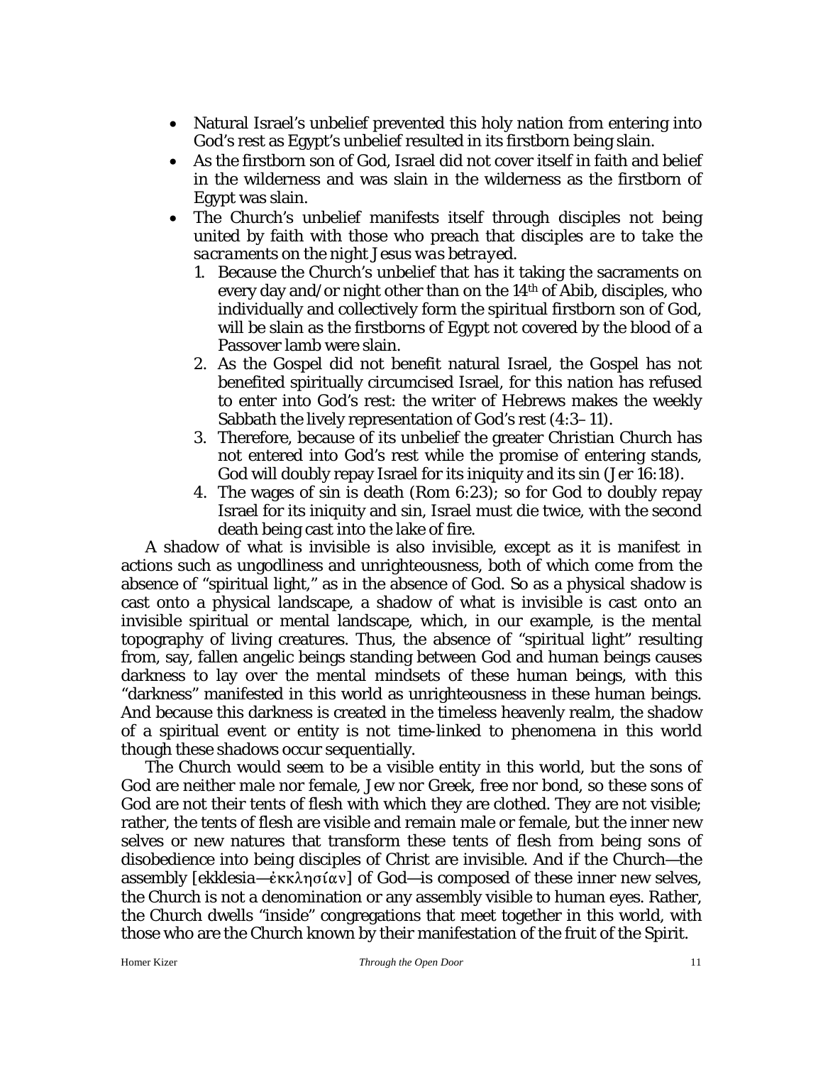- Natural Israel's unbelief prevented this holy nation from entering into God's rest as Egypt's unbelief resulted in its firstborn being slain.
- As the firstborn son of God, Israel did not cover itself in faith and belief in the wilderness and was slain in the wilderness as the firstborn of Egypt was slain.
- The Church's unbelief manifests itself through disciples not being united by faith with those who preach that disciples *are to take the sacraments on the night Jesus was betrayed*.
  1. Because the Church's unbelief that has it taking the sacraments on every day and/or night other than on the 14th of Abib, disciples, who individually and collectively form the spiritual firstborn son of God, will be slain as the firstborns of Egypt not covered by the blood of a Passover lamb were slain.
  2. As the Gospel did not benefit natural Israel, the Gospel has not benefited spiritually circumcised Israel, for this nation has refused to enter into God's rest: the writer of Hebrews makes the weekly Sabbath the lively representation of God's rest (4:3–11).
  3. Therefore, because of its unbelief the greater Christian Church has not entered into God's rest while the promise of entering stands, God will doubly repay Israel for its iniquity and its sin (Jer 16:18).
  4. The wages of sin is death (Rom 6:23); so for God to doubly repay Israel for its iniquity and sin, Israel must die twice, with the second death being cast into the lake of fire.

A shadow of what is invisible is also invisible, except as it is manifest in actions such as ungodliness and unrighteousness, both of which come from the absence of "spiritual light," as in the absence of God. So as a physical shadow is cast onto a physical landscape, a shadow of what is invisible is cast onto an invisible spiritual or mental landscape, which, in our example, is the mental topography of living creatures. Thus, the absence of "spiritual light" resulting from, say, fallen angelic beings standing between God and human beings causes darkness to lay over the mental mindsets of these human beings, with this "darkness" manifested in this world as unrighteousness in these human beings. And because this darkness is created in the timeless heavenly realm, the shadow of a spiritual event or entity is not time-linked to phenomena in this world though these shadows occur sequentially.

The Church would seem to be a visible entity in this world, but the sons of God are neither male nor female, Jew nor Greek, free nor bond, so these sons of God are not their tents of flesh with which they are clothed. They are not visible; rather, the tents of flesh are visible and remain male or female, but the inner new selves or new natures that transform these tents of flesh from being sons of disobedience into being disciples of Christ are invisible. And if the Church—the assembly [ekklesia—ἐκκλησίαν] of God—is composed of these inner new selves, the Church is not a denomination or any assembly visible to human eyes. Rather, the Church dwells "inside" congregations that meet together in this world, with those who are the Church known by their manifestation of the fruit of the Spirit.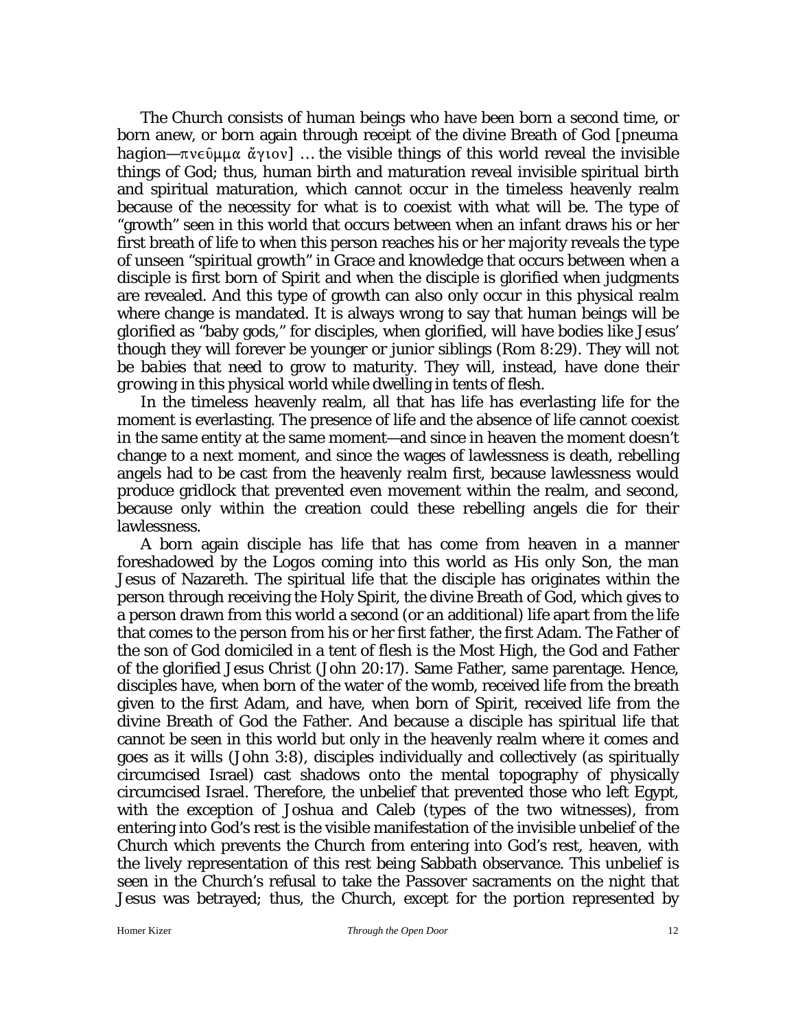The Church consists of human beings who have been born a second time, or born anew, or born again through receipt of the divine Breath of God [*pneuma hagion*—πνεῦμα ἅγιον] … the visible things of this world reveal the invisible things of God; thus, human birth and maturation reveal invisible spiritual birth and spiritual maturation, which cannot occur in the timeless heavenly realm because of the necessity for what is to coexist with what will be. The type of "growth" seen in this world that occurs between when an infant draws his or her first breath of life to when this person reaches his or her majority reveals the type of unseen "spiritual growth" in Grace and knowledge that occurs between when a disciple is first born of Spirit and when the disciple is glorified when judgments are revealed. And this type of growth can also only occur in this physical realm where change is mandated. It is always wrong to say that human beings will be glorified as "baby gods," for disciples, when glorified, will have bodies like Jesus' though they will forever be younger or junior siblings (Rom 8:29). They will not be *babies* that need to grow to maturity. They will, instead, have done their *growing* in this physical world while dwelling in tents of flesh.

In the timeless heavenly realm, all that has life has everlasting life for the moment is everlasting. The presence of life and the absence of life cannot coexist in the same entity at the same moment—and since in heaven the moment doesn't change to a next moment, and since the wages of lawlessness is death, rebelling angels had to be cast from the heavenly realm first, because lawlessness would produce gridlock that prevented even movement within the realm, and second, because only within the creation could these rebelling angels die for their lawlessness.

A born again disciple has life that has come from heaven in a manner foreshadowed by the Logos coming into this world as His only Son, the man Jesus of Nazareth. The spiritual life that the disciple has originates within the person through receiving the Holy Spirit, the divine Breath of God, which gives to a person drawn from this world a second (or an additional) life apart from the life that comes to the person from his or her first father, the first Adam. The Father of the son of God domiciled in a tent of flesh is the Most High, the God and Father of the glorified Jesus Christ (John 20:17). Same Father, same parentage. Hence, disciples have, when born of the water of the womb, received life from the breath given to the first Adam, and have, when born of Spirit, received life from the divine Breath of God the Father. And because a disciple has spiritual life that cannot be seen in this world but only in the heavenly realm where it comes and goes as it wills (John 3:8), disciples individually and collectively (as spiritually circumcised Israel) cast shadows onto the mental topography of physically circumcised Israel. Therefore, the unbelief that prevented those who left Egypt, with the exception of Joshua and Caleb (types of the two witnesses), from entering into God's rest is the visible manifestation of the invisible unbelief of the Church which prevents the Church from entering into God's rest, heaven, with the lively representation of this rest being Sabbath observance. This unbelief is seen in the Church's refusal to take the Passover sacraments on the night that Jesus was betrayed; thus, the Church, except for the portion represented by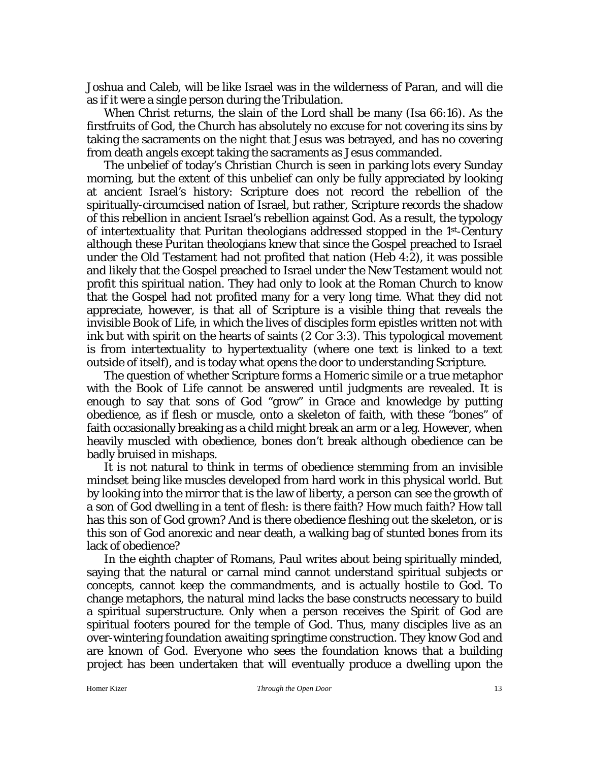Joshua and Caleb, will be like Israel was in the wilderness of Paran, and will die as if it were a single person during the Tribulation.

When Christ returns, the slain of the Lord shall be many (Isa 66:16). As the firstfruits of God, the Church has absolutely no excuse for not covering its sins by taking the sacraments on the night that Jesus was betrayed, and has no covering from death angels except taking the sacraments as Jesus commanded.

The unbelief of today's Christian Church is seen in parking lots every Sunday morning, but the extent of this unbelief can only be fully appreciated by looking at ancient Israel's history: Scripture does not record the rebellion of the spiritually-circumcised nation of Israel, but rather, Scripture records the shadow of this rebellion in ancient Israel's rebellion against God. As a result, the typology of *intertextuality* that Puritan theologians addressed stopped in the 1st-Century although these Puritan theologians knew that since the Gospel preached to Israel under the Old Testament had not profited that nation (Heb 4:2), it was possible and likely that the Gospel preached to Israel under the New Testament would not profit this spiritual nation. They had only to look at the Roman Church to know that the Gospel had not profited many for a very long time. What they did not appreciate, however, is that all of Scripture is a visible thing that reveals the invisible Book of Life, in which the lives of disciples form epistles written not with ink but with spirit on the hearts of saints (2 Cor 3:3). This typological movement is from *intertextuality* to *hypertextuality* (where one text is linked to a text outside of itself), and is today what opens the door to understanding Scripture.

The question of whether Scripture forms a Homeric simile or a true metaphor with the Book of Life cannot be answered until judgments are revealed. It is enough to say that sons of God "grow" in Grace and knowledge by putting obedience, as if flesh or muscle, onto a skeleton of faith, with these "bones" of faith occasionally breaking as a child might break an arm or a leg. However, when heavily muscled with obedience, bones don't break although obedience can be badly bruised in mishaps.

It is not natural to think in terms of obedience stemming from an invisible mindset being like muscles developed from hard work in this physical world. But by looking into the mirror that is the law of liberty, a person can see the growth of a son of God dwelling in a tent of flesh: is there faith? How much faith? How tall has this son of God grown? And is there obedience fleshing out the skeleton, or is this son of God anorexic and near death, a walking bag of stunted bones from its lack of obedience?

In the eighth chapter of Romans, Paul writes about being spiritually minded, saying that the natural or carnal mind cannot understand spiritual subjects or concepts, cannot keep the commandments, and is actually hostile to God. To change metaphors, the natural mind lacks the base constructs necessary to build a spiritual superstructure. Only when a person receives the Spirit of God are spiritual footers poured for the temple of God. Thus, many disciples live as an over-wintering foundation awaiting springtime construction. They know God and are known of God. Everyone who sees the foundation knows that a building project has been undertaken that will eventually produce a dwelling upon the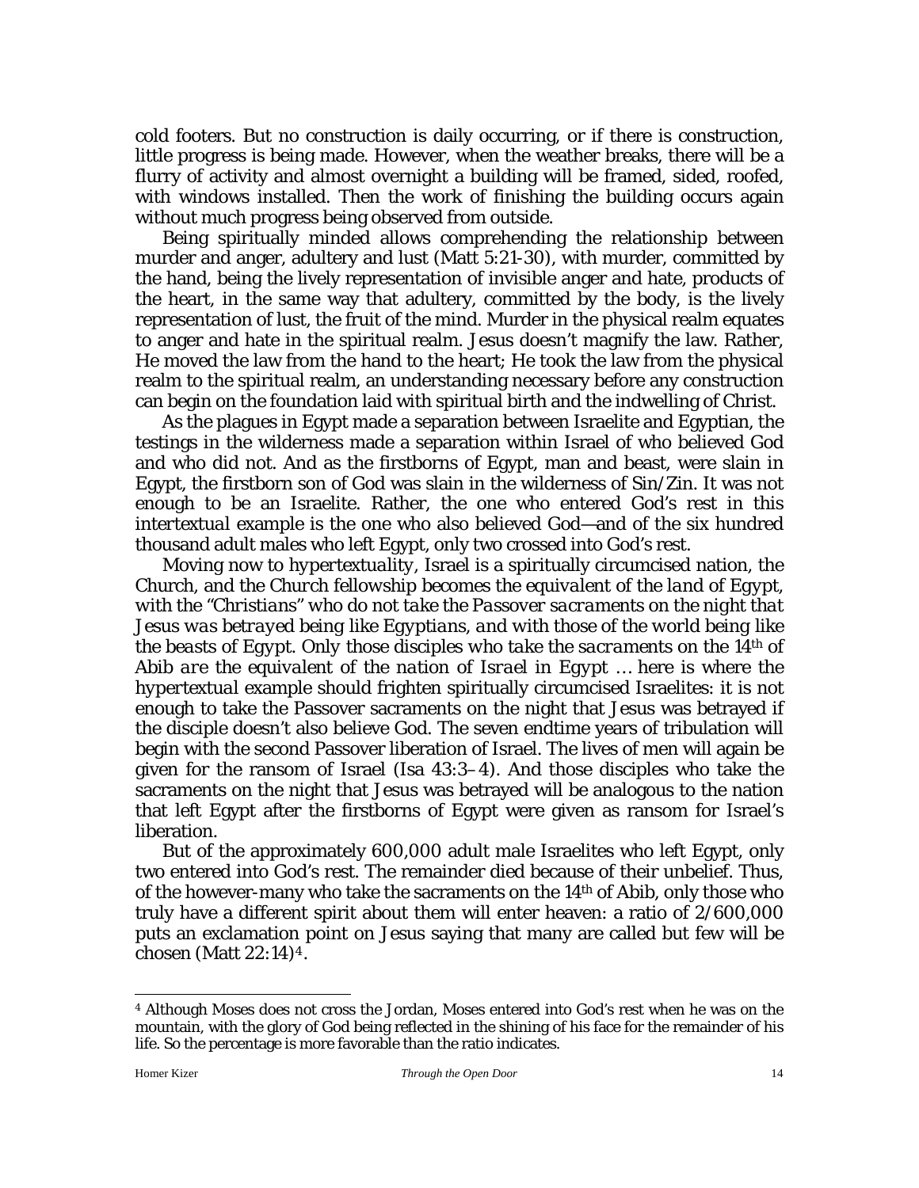cold footers. But no construction is daily occurring, or if there is construction, little progress is being made. However, when the weather breaks, there will be a flurry of activity and almost overnight a building will be framed, sided, roofed, with windows installed. Then the work of finishing the building occurs again without much progress being observed from outside.

Being spiritually minded allows comprehending the relationship between murder and anger, adultery and lust (Matt 5:21-30), with murder, committed by the hand, being the lively representation of invisible anger and hate, products of the heart, in the same way that adultery, committed by the body, is the lively representation of lust, the fruit of the mind. Murder in the physical realm equates to anger and hate in the spiritual realm. Jesus doesn't magnify the law. Rather, He moved the law from the hand to the heart; He took the law from the physical realm to the spiritual realm, an understanding necessary before any construction can begin on the foundation laid with spiritual birth and the indwelling of Christ.

As the plagues in Egypt made a separation between Israelite and Egyptian, the testings in the wilderness made a separation within Israel of who believed God and who did not. And as the firstborns of Egypt, man and beast, were slain in Egypt, the firstborn son of God was slain in the wilderness of Sin/Zin. It was not enough to be an Israelite. Rather, the one who entered God's rest in this *intertextual* example is the one who also believed God—and of the six hundred thousand adult males who left Egypt, only two crossed into God's rest.

Moving now to *hypertextuality*, Israel is a spiritually circumcised nation, the Church, *and the Church fellowship becomes the equivalent of the land of Egypt, with the "Christians" who do not take the Passover sacraments on the night that Jesus was betrayed being like Egyptians, and with those of the world being like the beasts of Egypt. Only those disciples who take the sacraments on the 14*th *of Abib are the equivalent of the nation of Israel in Egypt* … here is where the *hypertextual* example should frighten spiritually circumcised Israelites: it is not enough to take the Passover sacraments on the night that Jesus was betrayed if the disciple doesn't also believe God. The seven endtime years of tribulation will begin with the second Passover liberation of Israel. The lives of men will again be given for the ransom of Israel (Isa 43:3–4). And those disciples who take the sacraments on the night that Jesus was betrayed will be analogous to the nation that left Egypt after the firstborns of Egypt were given as ransom for Israel's liberation.

But of the approximately 600,000 adult male Israelites who left Egypt, only two entered into God's rest. The remainder died because of their unbelief. Thus, of the however-many who take the sacraments on the 14th of Abib, only those who truly have a different spirit about them will enter heaven: a ratio of 2/600,000 puts an exclamation point on Jesus saying that many are called but few will be chosen (Matt 22:14)[4].

---

[4] Although Moses does not cross the Jordan, Moses entered into God's rest when he was on the mountain, with the glory of God being reflected in the shining of his face for the remainder of his life. So the percentage is more favorable than the ratio indicates.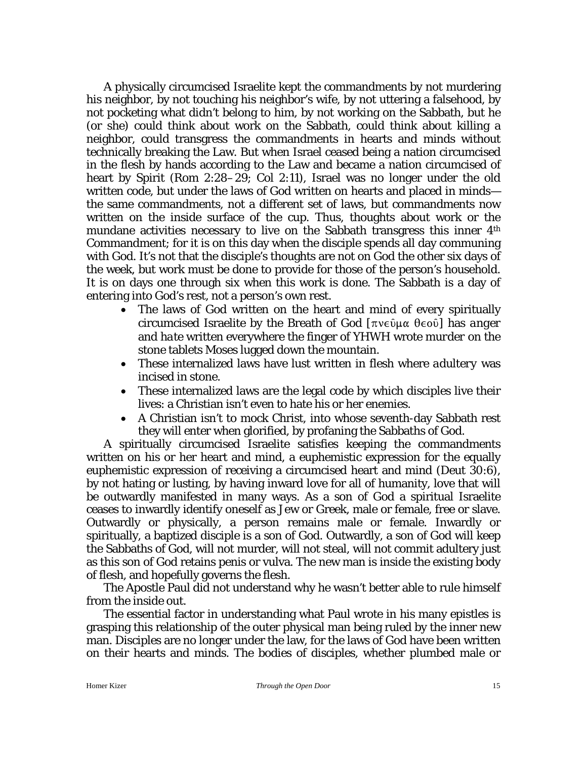A physically circumcised Israelite kept the commandments by not murdering his neighbor, by not touching his neighbor's wife, by not uttering a falsehood, by not pocketing what didn't belong to him, by not working on the Sabbath, but he (or she) could think about work on the Sabbath, could think about killing a neighbor, could transgress the commandments in hearts and minds without technically breaking the Law. But when Israel ceased being a nation circumcised in the flesh by hands according to the Law and became a nation circumcised of heart by Spirit (Rom 2:28–29; Col 2:11), Israel was no longer under the old written code, but under the laws of God written on hearts and placed in minds—the same commandments, not a different set of laws, but commandments now written on the inside surface of the cup. Thus, thoughts about work or the mundane activities necessary to live on the Sabbath transgress this inner 4th Commandment; for it is on this day when the disciple spends all day communing with God. It's not that the disciple's thoughts are not on God the other six days of the week, but work must be done to provide for those of the person's household. It is on days one through six when this work is done. The Sabbath is a day of entering into God's rest, not a person's own rest.

- The laws of God written on the heart and mind of every spiritually circumcised Israelite by the Breath of God [πνεῦμα θεοῦ] has *anger* and *hate* written everywhere the finger of YHWH wrote *murder* on the stone tablets Moses lugged down the mountain.
- These internalized laws have *lust* written in flesh where *adultery* was incised in stone.
- These internalized laws are the legal code by which disciples live their lives: a Christian isn't even to hate his or her enemies.
- A Christian isn't to mock Christ, into whose seventh-day Sabbath rest they will enter when glorified, by profaning the Sabbaths of God.

A spiritually circumcised Israelite satisfies keeping the commandments written on his or her heart and mind, a euphemistic expression for the equally euphemistic expression of receiving a circumcised heart and mind (Deut 30:6), by not hating or lusting, by having inward love for all of humanity, love that will be outwardly manifested in many ways. As a son of God a spiritual Israelite ceases to inwardly identify oneself as Jew or Greek, male or female, free or slave. Outwardly or physically, a person remains male or female. Inwardly or spiritually, a baptized disciple is a son of God. Outwardly, a son of God will keep the Sabbaths of God, will not murder, will not steal, will not commit adultery just as this son of God retains penis or vulva. The new man is inside the existing body of flesh, and hopefully governs the flesh.

The Apostle Paul did not understand why he wasn't better able to rule himself from the inside out.

The essential factor in understanding what Paul wrote in his many epistles is grasping this relationship of the outer physical man being ruled by the inner new man. Disciples are no longer under the law, for the laws of God have been written on their hearts and minds. The bodies of disciples, whether plumbed male or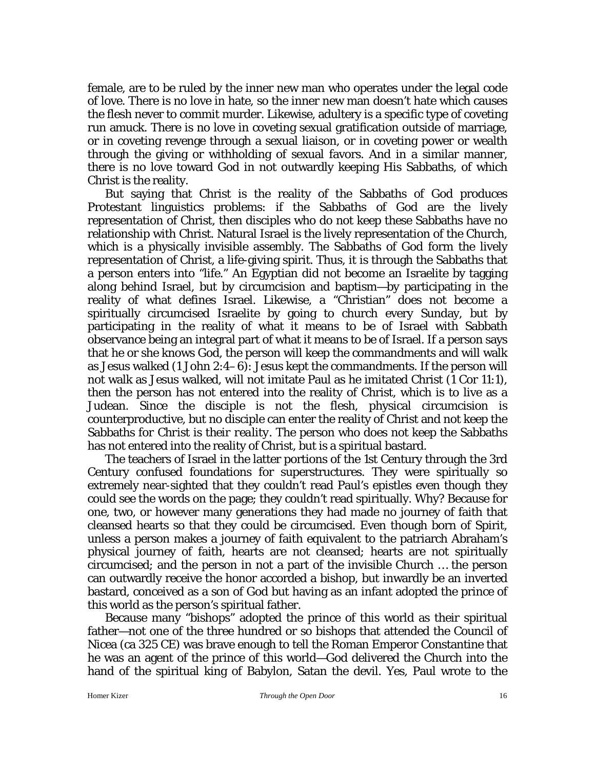female, are to be ruled by the inner new man who operates under the legal code of love. There is no love in hate, so the inner new man doesn't hate which causes the flesh never to commit murder. Likewise, adultery is a specific type of coveting run amuck. There is no love in coveting sexual gratification outside of marriage, or in coveting revenge through a sexual liaison, or in coveting power or wealth through the giving or withholding of sexual favors. And in a similar manner, there is no love toward God in not outwardly keeping His Sabbaths, of which Christ is the reality.

But saying that Christ is the reality of the Sabbaths of God produces Protestant linguistics problems: if the Sabbaths of God are the lively representation of Christ, then disciples who do not keep these Sabbaths have no relationship with Christ. Natural Israel is the lively representation of the Church, which is a physically invisible assembly. The Sabbaths of God form the lively representation of Christ, a life-giving spirit. Thus, it is through the Sabbaths that a person enters into "life." An Egyptian did not become an Israelite by tagging along behind Israel, but by circumcision and baptism—by participating in the reality of what defines Israel. Likewise, a "Christian" does not become a spiritually circumcised Israelite by going to church every Sunday, but by participating in the reality of what it means to be of Israel with Sabbath observance being an integral part of what it means to be of Israel. If a person says that he or she knows God, the person will keep the commandments and will walk as Jesus walked (1 John 2:4–6): Jesus kept the commandments. If the person will not walk as Jesus walked, will not imitate Paul as he imitated Christ (1 Cor 11:1), then the person has not entered into the reality of Christ, which is to live as a Judean. Since the disciple is not the flesh, physical circumcision is counterproductive, but no disciple can enter the reality of Christ and not keep the Sabbaths *for Christ is their reality*. The person who does not keep the Sabbaths has not entered into the reality of Christ, but is a spiritual bastard.

The teachers of Israel in the latter portions of the 1st Century through the 3rd Century confused foundations for superstructures. They were spiritually so extremely near-sighted that they couldn't read Paul's epistles even though they could see the words on the page; they couldn't read spiritually. Why? Because for one, two, or however many generations they had made no journey of faith that cleansed hearts so that they could be circumcised. Even though born of Spirit, unless a person makes a journey of faith equivalent to the patriarch Abraham's physical journey of faith, hearts are not cleansed; hearts are not spiritually circumcised; and the person in not a part of the invisible Church … the person can outwardly receive the honor accorded a bishop, but inwardly be an inverted bastard, conceived as a son of God but having as an infant adopted the prince of this world as the person's spiritual father.

Because many "bishops" adopted the prince of this world as their spiritual father—not one of the three hundred or so bishops that attended the Council of Nicea (ca 325 CE) was brave enough to tell the Roman Emperor Constantine that he was an agent of the prince of this world—God delivered the Church into the hand of the spiritual king of Babylon, Satan the devil. Yes, Paul wrote to the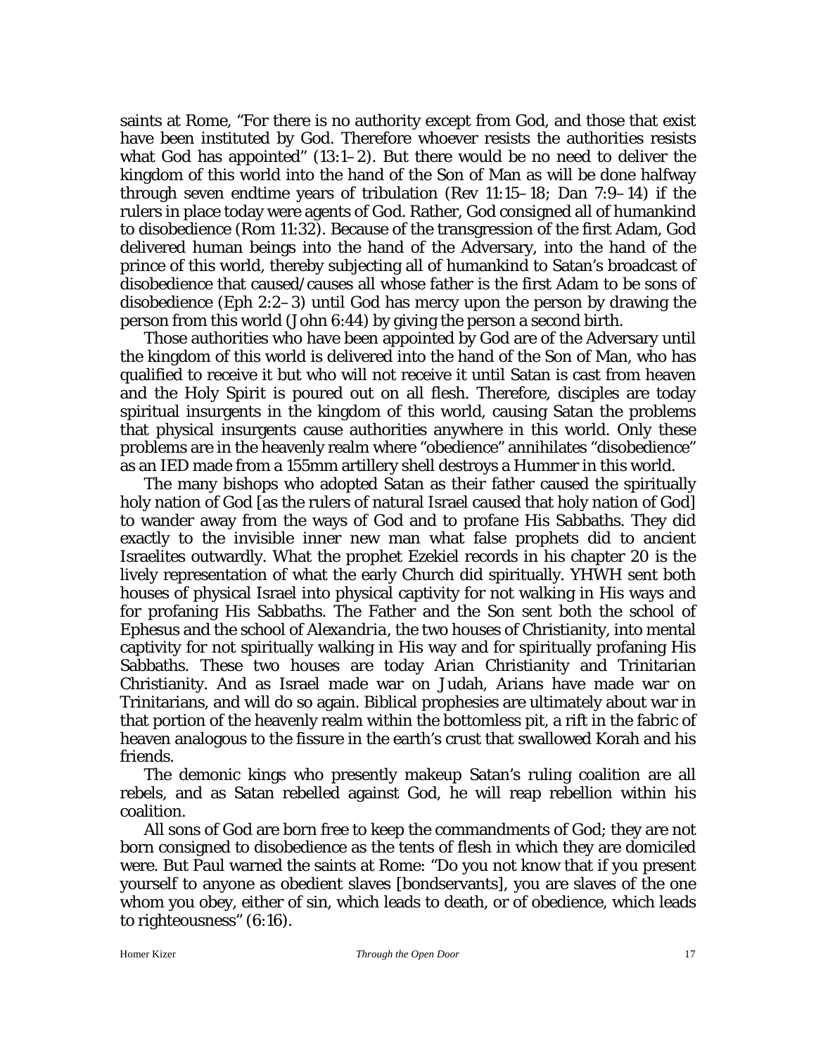saints at Rome, "For there is no authority except from God, and those that exist have been instituted by God. Therefore whoever resists the authorities resists what God has appointed" (13:1–2). But there would be no need to deliver the kingdom of this world into the hand of the Son of Man as will be done halfway through seven endtime years of tribulation (Rev 11:15–18; Dan 7:9–14) if the rulers in place today were agents of God. Rather, God consigned all of humankind to disobedience (Rom 11:32). Because of the transgression of the first Adam, God delivered human beings into the hand of the Adversary, into the hand of the prince of this world, thereby subjecting all of humankind to Satan's broadcast of disobedience that caused/causes all whose father is the first Adam to be sons of disobedience (Eph 2:2–3) until God has mercy upon the person by drawing the person from this world (John 6:44) by giving the person a second birth.

Those authorities who have been appointed by God are of the Adversary until the kingdom of this world is delivered into the hand of the Son of Man, who has qualified to receive it but who will not receive it until Satan is cast from heaven and the Holy Spirit is poured out on all flesh. Therefore, disciples are today spiritual insurgents in the kingdom of this world, causing Satan the problems that physical insurgents cause authorities anywhere in this world. Only these problems are in the heavenly realm where "obedience" annihilates "disobedience" as an IED made from a 155mm artillery shell destroys a Hummer in this world.

The many bishops who adopted Satan as their father caused the spiritually holy nation of God [as the rulers of natural Israel caused that holy nation of God] to wander away from the ways of God and to profane His Sabbaths. They did exactly to the invisible inner new man what false prophets did to ancient Israelites outwardly. What the prophet Ezekiel records in his chapter 20 is the lively representation of what the early Church did spiritually. YHWH sent both houses of physical Israel into physical captivity for not walking in His ways and for profaning His Sabbaths. The Father and the Son sent both the school of Ephesus and the school of *Alexandria*, the two houses of Christianity, into mental captivity for not spiritually walking in His way and for spiritually profaning His Sabbaths. These two houses are today Arian Christianity and Trinitarian Christianity. And as Israel made war on Judah, Arians have made war on Trinitarians, and will do so again. Biblical prophesies are ultimately about war in that portion of the heavenly realm within the bottomless pit, a rift in the fabric of heaven analogous to the fissure in the earth's crust that swallowed Korah and his friends.

The demonic kings who presently makeup Satan's ruling coalition are all rebels, and as Satan rebelled against God, he will reap rebellion within his coalition.

All sons of God are born free to keep the commandments of God; they are not born consigned to disobedience as the tents of flesh in which they are domiciled were. But Paul warned the saints at Rome: "Do you not know that if you present yourself to anyone as obedient slaves [bondservants], you are slaves of the one whom you obey, either of sin, which leads to death, or of obedience, which leads to righteousness" (6:16).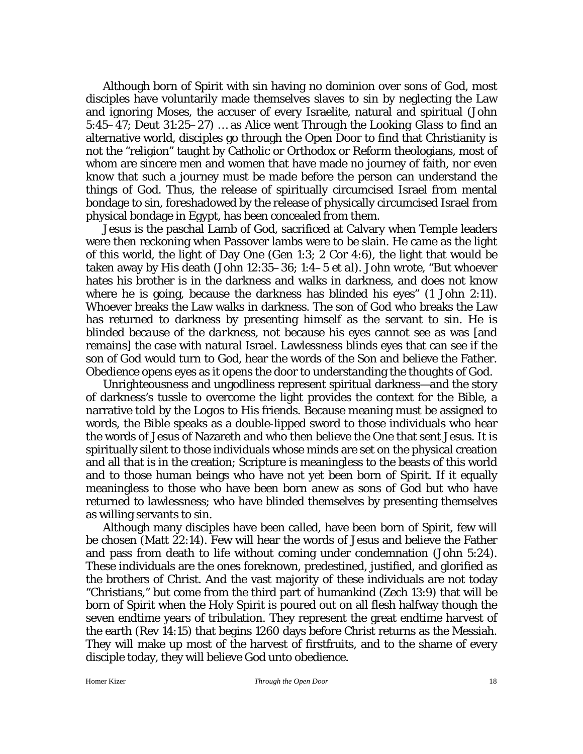Although born of Spirit with sin having no dominion over sons of God, most disciples have voluntarily made themselves slaves to sin by neglecting the Law and ignoring Moses, the accuser of every Israelite, natural and spiritual (John 5:45–47; Deut 31:25–27) … as Alice went *Through the Looking Glass* to find an alternative world, disciples go through the Open Door to find that Christianity is not the "religion" taught by Catholic or Orthodox or Reform theologians, most of whom are sincere men and women that have made no journey of faith, nor even know that such a journey must be made before the person can understand the things of God. Thus, the release of spiritually circumcised Israel from mental bondage to sin, foreshadowed by the release of physically circumcised Israel from physical bondage in Egypt, has been concealed from them.

Jesus is the paschal Lamb of God, sacrificed at Calvary when Temple leaders were then reckoning when Passover lambs were to be slain. He came as the light of this world, the light of Day One (Gen 1:3; 2 Cor 4:6), the light that would be taken away by His death (John 12:35–36; 1:4–5 *et al*). John wrote, "But whoever hates his brother is in the darkness and walks in darkness, and does not know where he is going, because the darkness has blinded his eyes" (1 John 2:11). Whoever breaks the Law walks in darkness. The son of God who breaks the Law has returned to darkness by presenting himself as the servant to sin. He is blinded *because of the darkness*, not because his eyes cannot see as was [and remains] the case with natural Israel. Lawlessness blinds eyes that can see if the son of God would turn to God, hear the words of the Son and believe the Father. Obedience opens eyes as it opens the door to understanding the thoughts of God.

Unrighteousness and ungodliness represent spiritual darkness—and the story of darkness's tussle to overcome the light provides the context for the Bible, a narrative told by the Logos to His friends. Because meaning must be assigned to words, the Bible speaks as a double-lipped sword to those individuals who hear the words of Jesus of Nazareth and who then believe the One that sent Jesus. It is spiritually silent to those individuals whose minds are set on the physical creation and all that is in the creation; Scripture is meaningless to the beasts of this world and to those human beings who have not yet been born of Spirit. If it equally meaningless to those who have been born anew as sons of God but who have returned to lawlessness; who have blinded themselves by presenting themselves as willing servants to sin.

Although many disciples have been called, have been born of Spirit, few will be chosen (Matt 22:14). Few will hear the words of Jesus and believe the Father and pass from death to life without coming under condemnation (John 5:24). These individuals are the ones foreknown, predestined, justified, and glorified as the brothers of Christ. And the vast majority of these individuals are not today "Christians," but come from the third part of humankind (Zech 13:9) that will be born of Spirit when the Holy Spirit is poured out on all flesh halfway though the seven endtime years of tribulation. They represent the great endtime harvest of the earth (Rev 14:15) that begins 1260 days before Christ returns as the Messiah. They will make up most of the harvest of firstfruits, and to the shame of every disciple today, they will believe God unto obedience.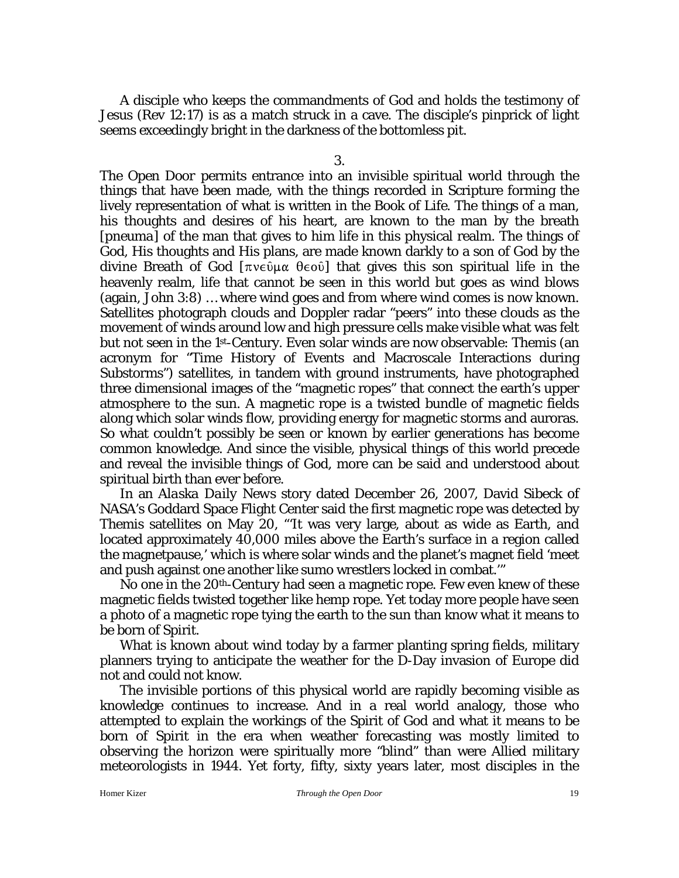A disciple who keeps the commandments of God and holds the testimony of Jesus (Rev 12:17) is as a match struck in a cave. The disciple's pinprick of light seems exceedingly bright in the darkness of the bottomless pit.

3.

The Open Door permits entrance into an invisible spiritual world through the things that have been made, with the things recorded in Scripture forming the lively representation of what is written in the Book of Life. The things of a man, his thoughts and desires of his heart, are known to the man by the breath [pneuma] of the man that gives to him life in this physical realm. The things of God, His thoughts and His plans, are made known darkly to a son of God by the divine Breath of God [πνεῦμα θεοῦ] that gives this son spiritual life in the heavenly realm, life that cannot be seen in this world but goes as wind blows (again, John 3:8) … where wind goes and from where wind comes is now known. Satellites photograph clouds and Doppler radar "peers" into these clouds as the movement of winds around low and high pressure cells make visible what was felt but not seen in the 1st-Century. Even solar winds are now observable: Themis (an acronym for "Time History of Events and Macroscale Interactions during Substorms") satellites, in tandem with ground instruments, have photographed three dimensional images of the "magnetic ropes" that connect the earth's upper atmosphere to the sun. A magnetic rope is a twisted bundle of magnetic fields along which solar winds flow, providing energy for magnetic storms and auroras. So what couldn't possibly be seen or known by earlier generations has become common knowledge. And since the visible, physical things of this world precede and reveal the invisible things of God, more can be said and understood about spiritual birth than ever before.

In an *Alaska Daily News* story dated December 26, 2007, David Sibeck of NASA's Goddard Space Flight Center said the first magnetic rope was detected by Themis satellites on May 20, "'It was very large, about as wide as Earth, and located approximately 40,000 miles above the Earth's surface in a region called the magnetpause,' which is where solar winds and the planet's magnet field 'meet and push against one another like sumo wrestlers locked in combat.'"

No one in the 20th-Century had seen a magnetic rope. Few even knew of these magnetic fields twisted together like hemp rope. Yet today more people have seen a photo of a magnetic rope tying the earth to the sun than know what it means to be born of Spirit.

What is known about wind today by a farmer planting spring fields, military planners trying to anticipate the weather for the D-Day invasion of Europe did not and could not know.

The invisible portions of this physical world are rapidly becoming visible as knowledge continues to increase. And in a real world analogy, those who attempted to explain the workings of the Spirit of God and what it means to be born of Spirit in the era when weather forecasting was mostly limited to observing the horizon were spiritually more "blind" than were Allied military meteorologists in 1944. Yet forty, fifty, sixty years later, most disciples in the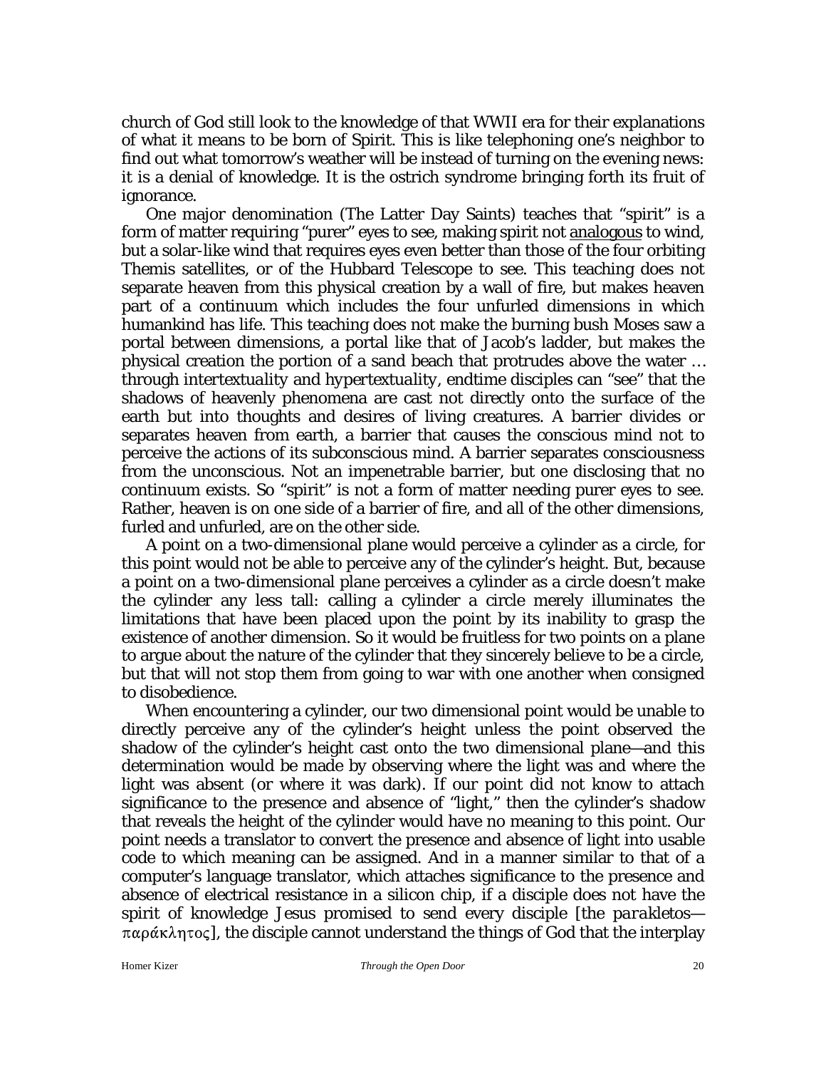church of God still look to the knowledge of that WWII era for their explanations of what it means to be born of Spirit. This is like telephoning one's neighbor to find out what tomorrow's weather will be instead of turning on the evening news: it is a denial of knowledge. It is the ostrich syndrome bringing forth its fruit of ignorance.

One major denomination (The Latter Day Saints) teaches that "spirit" is a form of matter requiring "purer" eyes to see, making spirit not analogous to wind, but a solar-like wind that requires eyes even better than those of the four orbiting Themis satellites, or of the Hubbard Telescope to see. This teaching does not separate heaven from this physical creation by a wall of fire, but makes heaven part of a continuum which includes the four unfurled dimensions in which humankind has life. This teaching does not make the burning bush Moses saw a portal between dimensions, a portal like that of Jacob's ladder, but makes the physical creation the portion of a sand beach that protrudes above the water … through *intertextuality* and *hypertextuality*, endtime disciples can "see" that the shadows of heavenly phenomena are cast not directly onto the surface of the earth but into thoughts and desires of living creatures. A barrier divides or separates heaven from earth, a barrier that causes the conscious mind not to perceive the actions of its subconscious mind. A barrier separates consciousness from the unconscious. Not an impenetrable barrier, but one disclosing that no continuum exists. So "spirit" is not a form of matter needing purer eyes to see. Rather, heaven is on one side of a barrier of fire, and all of the other dimensions, furled and unfurled, are on the other side.

A point on a two-dimensional plane would perceive a cylinder as a circle, for this point would not be able to perceive any of the cylinder's height. But, because a point on a two-dimensional plane perceives a cylinder as a circle doesn't make the cylinder any less tall: calling a cylinder a circle merely illuminates the limitations that have been placed upon the point by its inability to grasp the existence of another dimension. So it would be fruitless for two points on a plane to argue about the nature of the cylinder that they sincerely believe to be a circle, but that will not stop them from going to war with one another when consigned to disobedience.

When encountering a cylinder, our two dimensional point would be unable to directly perceive any of the cylinder's height unless the point observed the shadow of the cylinder's height cast onto the two dimensional plane—and this determination would be made by observing where the light was and where the light was absent (or where it was dark). If our point did not know to attach significance to the presence and absence of "light," then the cylinder's shadow that reveals the height of the cylinder would have no meaning to this point. Our point needs a translator to convert the presence and absence of light into usable code to which meaning can be assigned. And in a manner similar to that of a computer's language translator, which attaches significance to the presence and absence of electrical resistance in a silicon chip, if a disciple does not have the spirit of knowledge Jesus promised to send every disciple [the *parakletos*—παράκλητος], the disciple cannot understand the things of God that the interplay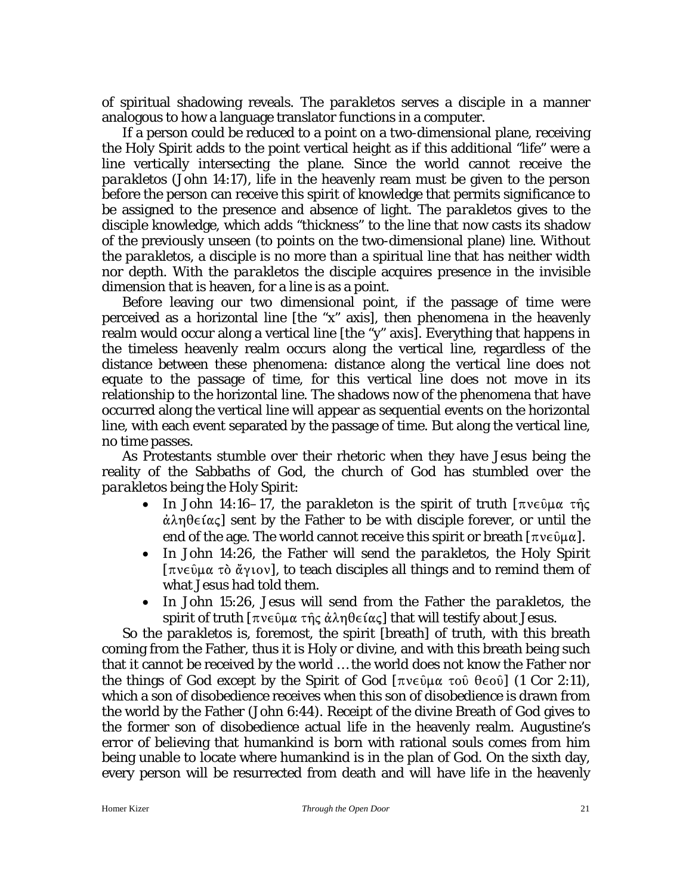of spiritual shadowing reveals. The *parakletos* serves a disciple in a manner analogous to how a language translator functions in a computer.

If a person could be reduced to a point on a two-dimensional plane, receiving the Holy Spirit adds to the point vertical height as if this additional "life" were a line vertically intersecting the plane. Since the world cannot receive the *parakletos* (John 14:17), life in the heavenly ream must be given to the person before the person can receive this spirit of knowledge that permits significance to be assigned to the presence and absence of light. The *parakletos* gives to the disciple knowledge, which adds "thickness" to the line that now casts its shadow of the previously unseen (to points on the two-dimensional plane) line. Without the *parakletos*, a disciple is no more than a spiritual line that has neither width nor depth. With the *parakletos* the disciple acquires presence in the invisible dimension that is heaven, for a line is as a point.

Before leaving our two dimensional point, if the passage of time were perceived as a horizontal line [the "x" axis], then phenomena in the heavenly realm would occur along a vertical line [the "y" axis]. Everything that happens in the timeless heavenly realm occurs along the vertical line, regardless of the distance between these phenomena: distance along the vertical line does not equate to the passage of time, for this vertical line does not move in its relationship to the horizontal line. The shadows now of the phenomena that have occurred along the vertical line will appear as sequential events on the horizontal line, with each event separated by the passage of time. But along the vertical line, no time passes.

As Protestants stumble over their rhetoric when they have Jesus being the reality of the Sabbaths of God, the church of God has stumbled over the *parakletos* being the Holy Spirit:

- In John 14:16–17, the *parakleton* is the spirit of truth [πνεῦμα τῆς ἀληθείας] sent by the Father to be with disciple forever, or until the end of the age. The world cannot receive this spirit or breath [πνεῦμα].
- In John 14:26, the Father will send the *parakletos*, the Holy Spirit [πνεῦμα τὸ ἅγιον], to teach disciples all things and to remind them of what Jesus had told them.
- In John 15:26, Jesus will send from the Father the *parakletos*, the spirit of truth [πνεῦμα τῆς ἀληθείας] that will testify about Jesus.

So the *parakletos* is, foremost, the spirit [breath] of truth, with this breath coming from the Father, thus it is Holy or divine, and with this breath being such that it cannot be received by the world … the world does not know the Father nor the things of God except by the Spirit of God [πνεῦμα τοῦ θεοῦ] (1 Cor 2:11), which a son of disobedience receives when this son of disobedience is drawn from the world by the Father (John 6:44). Receipt of the divine Breath of God gives to the former son of disobedience actual life in the heavenly realm. Augustine's error of believing that humankind is born with rational souls comes from him being unable to locate where humankind is in the plan of God. On the sixth day, every person will be resurrected from death and will have life in the heavenly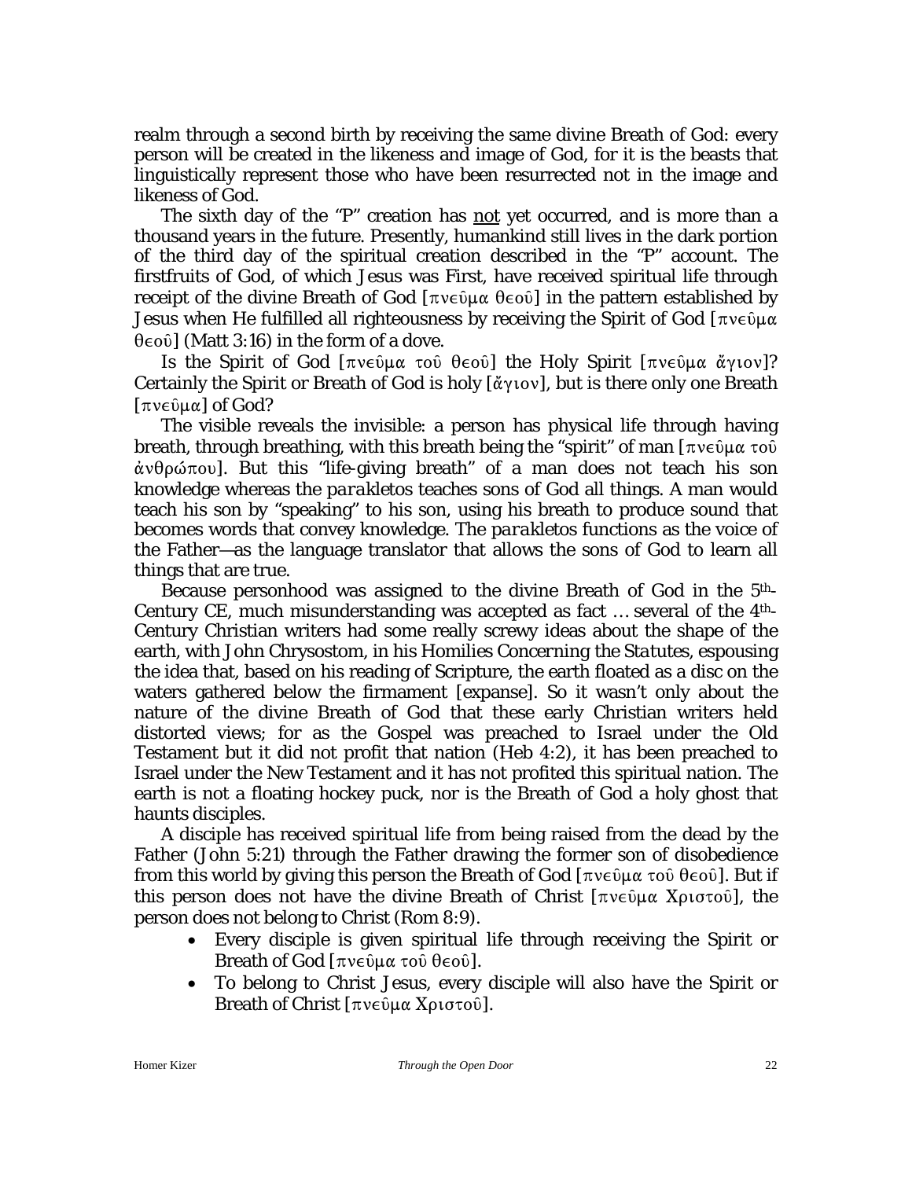realm through a second birth by receiving the same divine Breath of God: every person will be created in the likeness and image of God, for it is the beasts that linguistically represent those who have been resurrected not in the image and likeness of God.

The sixth day of the "P" creation has <u>not</u> yet occurred, and is more than a thousand years in the future. Presently, humankind still lives in the dark portion of the third day of the spiritual creation described in the "P" account. The firstfruits of God, of which Jesus was First, have received spiritual life through receipt of the divine Breath of God [πνεῦμα θεοῦ] in the pattern established by Jesus when He fulfilled all righteousness by receiving the Spirit of God [πνεῦμα θεοῦ] (Matt 3:16) in the form of a dove.

Is the Spirit of God [πνεῦμα τοῦ θεοῦ] the Holy Spirit [πνεῦμα ἅγιον]? Certainly the Spirit or Breath of God is holy [ἅγιον], but is there only one Breath [πνεῦμα] of God?

The visible reveals the invisible: a person has physical life through having breath, through breathing, with this breath being the "spirit" of man [πνεῦμα τοῦ ἀνθρώπου]. But this "life-giving breath" of a man does not teach his son knowledge whereas the *parakletos* teaches sons of God all things. A man would teach his son by "speaking" to his son, using his breath to produce sound that becomes words that convey knowledge. The *parakletos* functions as the voice of the Father—as the language translator that allows the sons of God to learn all things that are true.

Because personhood was assigned to the divine Breath of God in the 5th-Century CE, much misunderstanding was accepted as fact … several of the 4th-Century Christian writers had some really screwy ideas about the shape of the earth, with John Chrysostom, in his *Homilies Concerning the Statutes*, espousing the idea that, based on his reading of Scripture, the earth floated as a disc on the waters gathered below the firmament [expanse]. So it wasn't only about the nature of the divine Breath of God that these early Christian writers held distorted views; for as the Gospel was preached to Israel under the Old Testament but it did not profit that nation (Heb 4:2), it has been preached to Israel under the New Testament and it has not profited this spiritual nation. The earth is not a floating hockey puck, nor is the Breath of God a holy ghost that haunts disciples.

A disciple has received spiritual life from being raised from the dead by the Father (John 5:21) through the Father drawing the former son of disobedience from this world by giving this person the Breath of God [πνεῦμα τοῦ θεοῦ]. But if this person does not have the divine Breath of Christ [πνεῦμα Χριστοῦ], the person does not belong to Christ (Rom 8:9).

- Every disciple is given spiritual life through receiving the Spirit or Breath of God [πνεῦμα τοῦ θεοῦ].
- To belong to Christ Jesus, every disciple will also have the Spirit or Breath of Christ [πνεῦμα Χριστοῦ].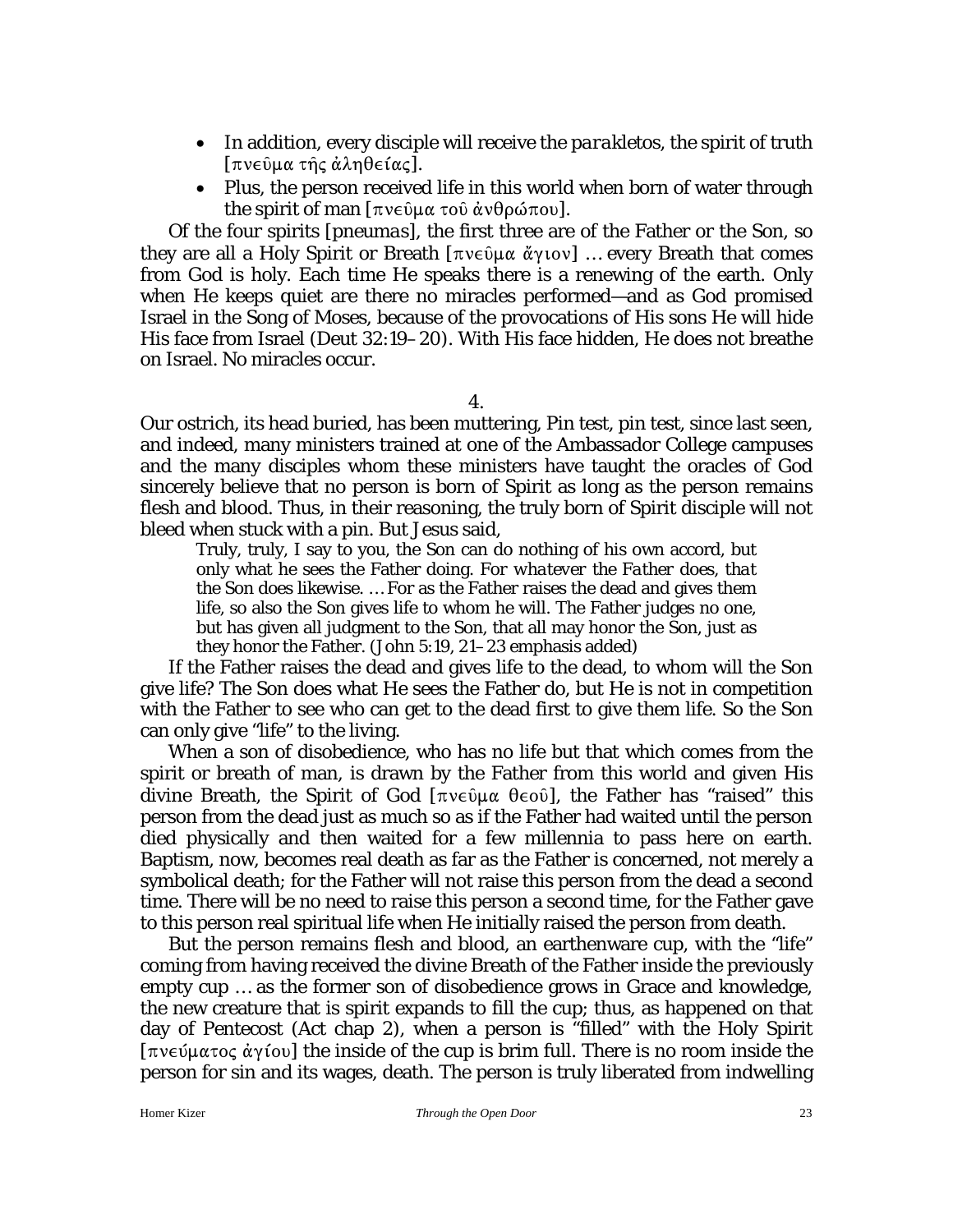- In addition, every disciple will receive the *parakletos*, the spirit of truth [πνεῦμα τῆς ἀληθείας].
- Plus, the person received life in this world when born of water through the spirit of man [πνεῦμα τοῦ ἀνθρώπου].

Of the four spirits [*pneumas*], the first three are of the Father or the Son, so they are all a Holy Spirit or Breath [πνεῦμα ἅγιον] … every Breath that comes from God is holy. Each time He speaks there is a renewing of the earth. Only when He keeps quiet are there no miracles performed—and as God promised Israel in the Song of Moses, because of the provocations of His sons He will hide His face from Israel (Deut 32:19–20). With His face hidden, He does not breathe on Israel. No miracles occur.

4.

Our ostrich, its head buried, has been muttering, Pin test, pin test, since last seen, and indeed, many ministers trained at one of the Ambassador College campuses and the many disciples whom these ministers have taught the oracles of God sincerely believe that no person is born of Spirit as long as the person remains flesh and blood. Thus, in their reasoning, the truly born of Spirit disciple will not bleed when stuck with a pin. But Jesus said,

> Truly, truly, I say to you, the Son can do nothing of his own accord, but only what he sees the Father doing. *For whatever the Father does, that the Son does likewise*. … For as the Father raises the dead and gives them life, so also the Son gives life to whom he will. The Father judges no one, but has given all judgment to the Son, that all may honor the Son, just as they honor the Father. (John 5:19, 21–23 emphasis added)

If the Father raises the dead and gives life to the dead, to whom will the Son give life? The Son does what He sees the Father do, but He is not in competition with the Father to see who can get to the dead first to give them life. So the Son can only give "life" to the living.

When a son of disobedience, who has no life but that which comes from the spirit or breath of man, is drawn by the Father from this world and given His divine Breath, the Spirit of God [πνεῦμα θεοῦ], the Father has "raised" this person from the dead just as much so as if the Father had waited until the person died physically and then waited for a few millennia to pass here on earth. Baptism, now, becomes real death as far as the Father is concerned, not merely a symbolical death; for the Father will not raise this person from the dead a second time. There will be no need to raise this person a second time, for the Father gave to this person real spiritual life when He initially raised the person from death.

But the person remains flesh and blood, an earthenware cup, with the "life" coming from having received the divine Breath of the Father inside the previously empty cup … as the former son of disobedience grows in Grace and knowledge, the new creature that is spirit expands to fill the cup; thus, as happened on that day of Pentecost (Act chap 2), when a person is "filled" with the Holy Spirit [πνεύματος ἁγίου] the inside of the cup is brim full. There is no room inside the person for sin and its wages, death. The person is truly liberated from indwelling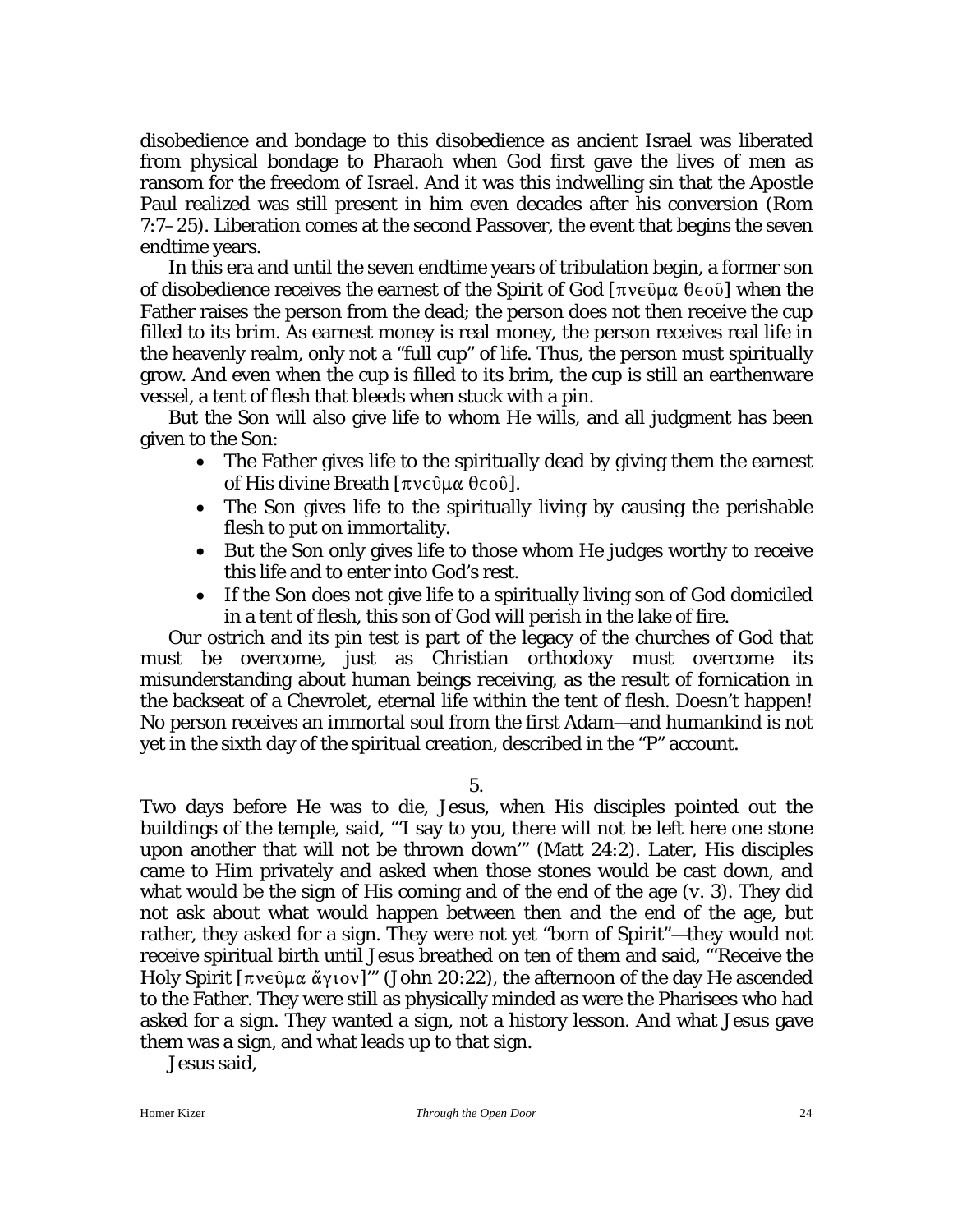disobedience and bondage to this disobedience as ancient Israel was liberated from physical bondage to Pharaoh when God first gave the lives of men as ransom for the freedom of Israel. And it was this indwelling sin that the Apostle Paul realized was still present in him even decades after his conversion (Rom 7:7–25). Liberation comes at the second Passover, the event that begins the seven endtime years.

In this era and until the seven endtime years of tribulation begin, a former son of disobedience receives the earnest of the Spirit of God [πνεῦμα θεοῦ] when the Father raises the person from the dead; the person does not then receive the cup filled to its brim. As earnest money is real money, the person receives real life in the heavenly realm, only not a "full cup" of life. Thus, the person must spiritually grow. And even when the cup is filled to its brim, the cup is still an earthenware vessel, a tent of flesh that bleeds when stuck with a pin.

But the Son will also give life to whom He wills, and all judgment has been given to the Son:

- The Father gives life to the spiritually dead by giving them the earnest of His divine Breath [πνεῦμα θεοῦ].
- The Son gives life to the spiritually living by causing the perishable flesh to put on immortality.
- But the Son only gives life to those whom He judges worthy to receive this life and to enter into God's rest.
- If the Son does not give life to a spiritually living son of God domiciled in a tent of flesh, this son of God will perish in the lake of fire.

Our ostrich and its pin test is part of the legacy of the churches of God that must be overcome, just as Christian orthodoxy must overcome its misunderstanding about human beings receiving, as the result of fornication in the backseat of a Chevrolet, eternal life within the tent of flesh. Doesn't happen! No person receives an immortal soul from the first Adam—and humankind is not yet in the sixth day of the spiritual creation, described in the "P" account.

5.

Two days before He was to die, Jesus, when His disciples pointed out the buildings of the temple, said, "'I say to you, there will not be left here one stone upon another that will not be thrown down'" (Matt 24:2). Later, His disciples came to Him privately and asked when those stones would be cast down, and what would be the sign of His coming and of the end of the age (v. 3). They did not ask about what would happen between then and the end of the age, but rather, they asked for a sign. They were not yet "born of Spirit"—they would not receive spiritual birth until Jesus breathed on ten of them and said, "'Receive the Holy Spirit [πνεῦμα ἅγιον]'" (John 20:22), the afternoon of the day He ascended to the Father. They were still as physically minded as were the Pharisees who had asked for a sign. They wanted a sign, not a history lesson. And what Jesus gave them was a sign, and what leads up to that sign.

Jesus said,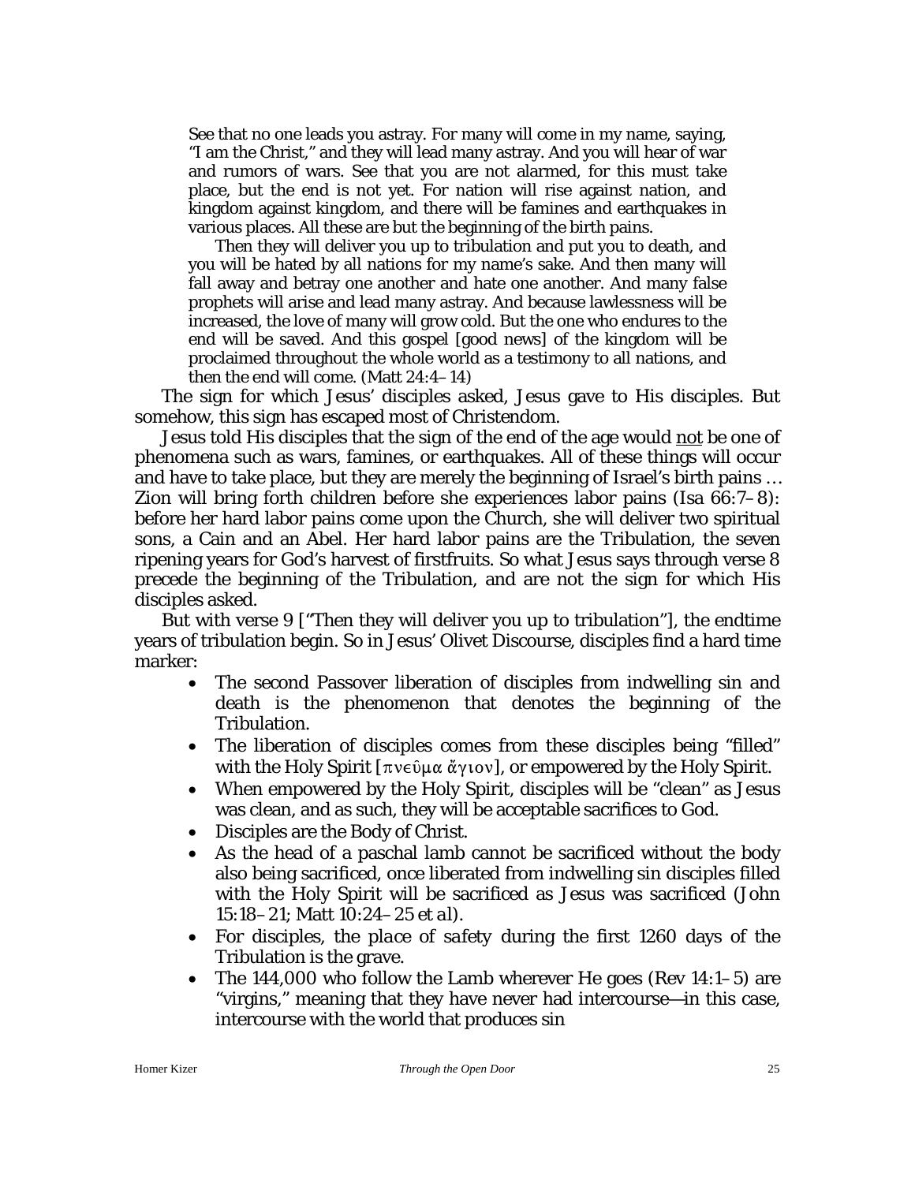> See that no one leads you astray. For many will come in my name, saying, "I am the Christ," and they will lead many astray. And you will hear of war and rumors of wars. See that you are not alarmed, for this must take place, but the end is not yet. For nation will rise against nation, and kingdom against kingdom, and there will be famines and earthquakes in various places. All these are but the beginning of the birth pains.
>
> Then they will deliver you up to tribulation and put you to death, and you will be hated by all nations for my name's sake. And then many will fall away and betray one another and hate one another. And many false prophets will arise and lead many astray. And because lawlessness will be increased, the love of many will grow cold. But the one who endures to the end will be saved. And this gospel [good news] of the kingdom will be proclaimed throughout the whole world as a testimony to all nations, and then the end will come. (Matt 24:4–14)

The sign for which Jesus' disciples asked, Jesus gave to His disciples. But somehow, this sign has escaped most of Christendom.

Jesus told His disciples that the sign of the end of the age would <u>not</u> be one of phenomena such as wars, famines, or earthquakes. All of these things will occur and have to take place, but they are merely the beginning of Israel's birth pains … Zion will bring forth children before she experiences labor pains (Isa 66:7–8): before her hard labor pains come upon the Church, she will deliver two spiritual sons, a Cain and an Abel. Her hard labor pains are the Tribulation, the seven ripening years for God's harvest of firstfruits. So what Jesus says through verse 8 precede the beginning of the Tribulation, and are not the sign for which His disciples asked.

But with verse 9 ["Then they will deliver you up to tribulation"], the endtime years of tribulation begin. So in Jesus' Olivet Discourse, disciples find a hard time marker:

- The second Passover liberation of disciples from indwelling sin and death is the phenomenon that denotes the beginning of the Tribulation.
- The liberation of disciples comes from these disciples being "filled" with the Holy Spirit [πνεῦμα ἅγιον], or empowered by the Holy Spirit.
- When empowered by the Holy Spirit, disciples will be "clean" as Jesus was clean, and as such, they will be acceptable sacrifices to God.
- Disciples are the Body of Christ.
- As the head of a paschal lamb cannot be sacrificed without the body also being sacrificed, once liberated from indwelling sin disciples filled with the Holy Spirit will be sacrificed as Jesus was sacrificed (John 15:18–21; Matt 10:24–25 *et al*).
- For disciples, the *place of safety* during the first 1260 days of the Tribulation is the grave.
- The 144,000 who follow the Lamb wherever He goes (Rev 14:1–5) are "virgins," meaning that they have never had intercourse—in this case, intercourse with the world that produces sin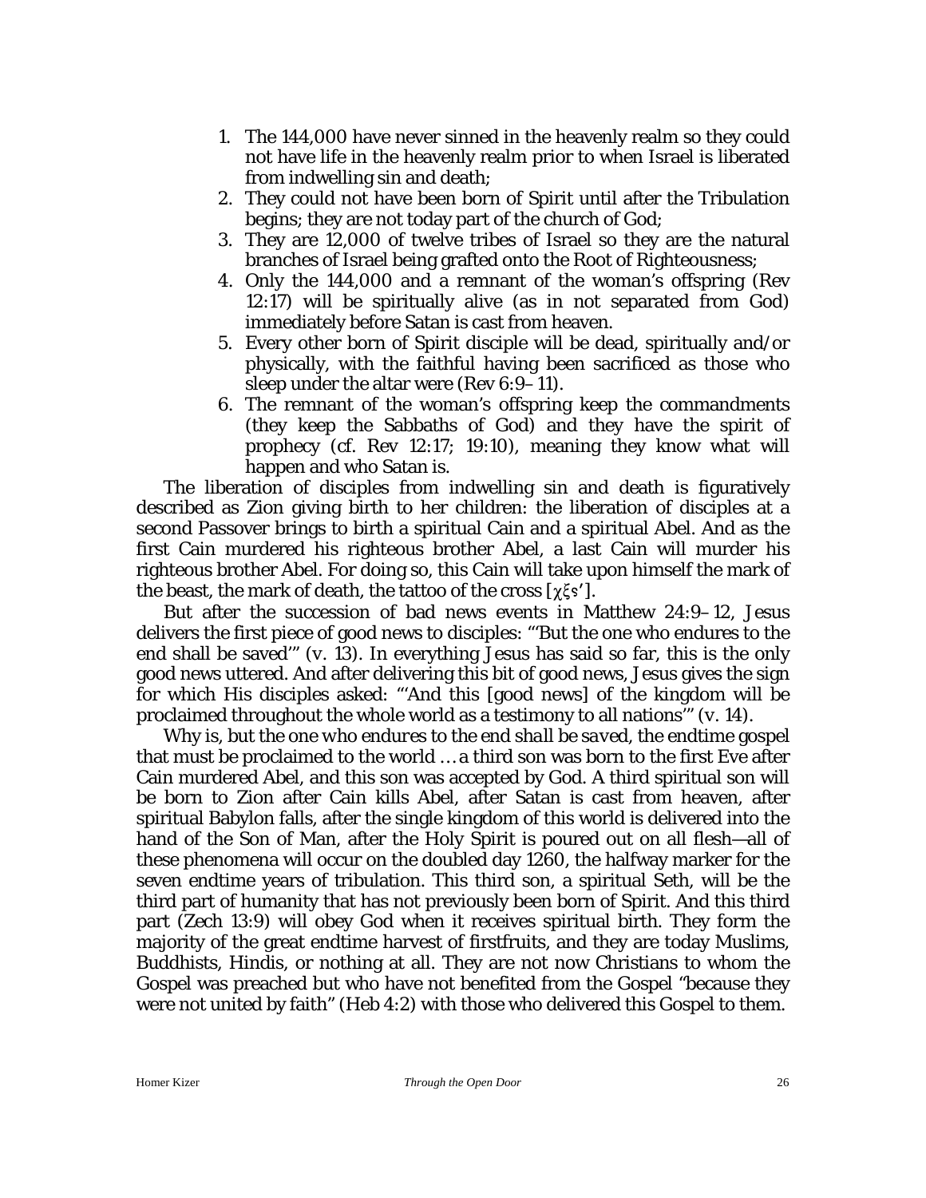1. The 144,000 have never sinned in the heavenly realm so they could not have life in the heavenly realm prior to when Israel is liberated from indwelling sin and death;
2. They could not have been born of Spirit until after the Tribulation begins; they are not today part of the church of God;
3. They are 12,000 of twelve tribes of Israel so they are the natural branches of Israel being grafted onto the Root of Righteousness;
4. Only the 144,000 and a remnant of the woman's offspring (Rev 12:17) will be spiritually alive (as in not separated from God) immediately before Satan is cast from heaven.
5. Every other born of Spirit disciple will be dead, spiritually and/or physically, with the faithful having been sacrificed as those who sleep under the altar were (Rev 6:9–11).
6. The remnant of the woman's offspring keep the commandments (they keep the Sabbaths of God) and they have the spirit of prophecy (cf. Rev 12:17; 19:10), meaning they know what will happen and who Satan is.

The liberation of disciples from indwelling sin and death is figuratively described as Zion giving birth to her children: the liberation of disciples at a second Passover brings to birth a spiritual Cain and a spiritual Abel. And as the first Cain murdered his righteous brother Abel, a last Cain will murder his righteous brother Abel. For doing so, this Cain will take upon himself the mark of the beast, the mark of death, the tattoo of the cross [χξς'].

But after the succession of bad news events in Matthew 24:9–12, Jesus delivers the first piece of good news to disciples: "'But the one who endures to the end shall be saved'" (v. 13). In everything Jesus has said so far, this is the only good news uttered. And after delivering this bit of good news, Jesus gives the sign for which His disciples asked: "'And this [good news] of the kingdom will be proclaimed throughout the whole world as a testimony to all nations'" (v. 14).

Why is, *but the one who endures to the end shall be saved*, the endtime gospel that must be proclaimed to the world … a third son was born to the first Eve after Cain murdered Abel, and this son was accepted by God. A third spiritual son will be born to Zion after Cain kills Abel, after Satan is cast from heaven, after spiritual Babylon falls, after the single kingdom of this world is delivered into the hand of the Son of Man, after the Holy Spirit is poured out on all flesh—all of these phenomena will occur on the doubled day 1260, the halfway marker for the seven endtime years of tribulation. This third son, a spiritual Seth, will be the third part of humanity that has not previously been born of Spirit. And this third part (Zech 13:9) will obey God when it receives spiritual birth. They form the majority of the great endtime harvest of firstfruits, and they are today Muslims, Buddhists, Hindis, or nothing at all. They are not now Christians to whom the Gospel was preached but who have not benefited from the Gospel "because they were not united by faith" (Heb 4:2) with those who delivered this Gospel to them.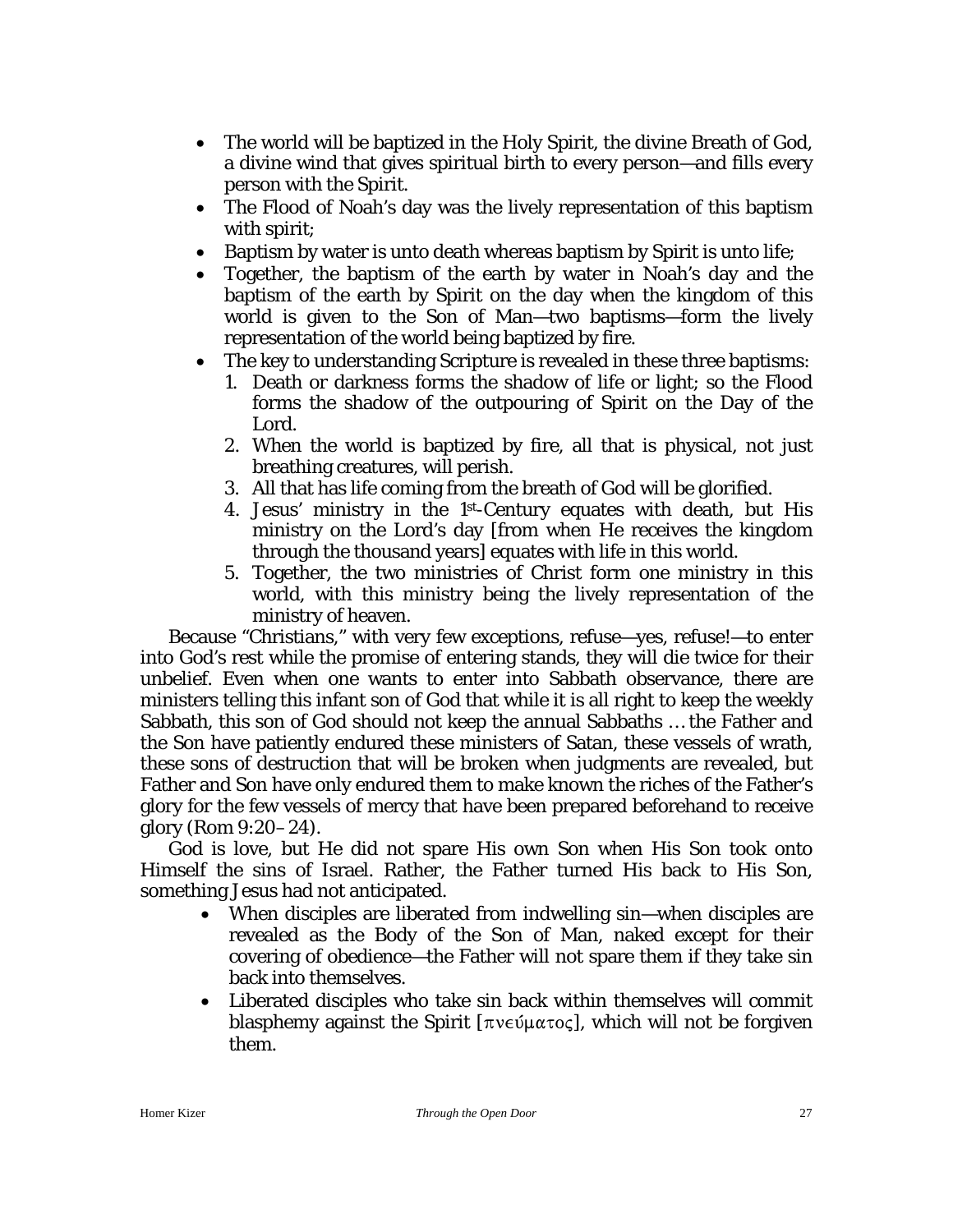- The world will be baptized in the Holy Spirit, the divine Breath of God, a divine wind that gives spiritual birth to every person—and fills every person with the Spirit.
- The Flood of Noah's day was the lively representation of this baptism with spirit;
- Baptism by water is unto death whereas baptism by Spirit is unto life;
- Together, the baptism of the earth by water in Noah's day and the baptism of the earth by Spirit on the day when the kingdom of this world is given to the Son of Man—two baptisms—form the lively representation of the world being baptized by fire.
- The key to understanding Scripture is revealed in these three baptisms:
  1. Death or darkness forms the shadow of life or light; so the Flood forms the shadow of the outpouring of Spirit on the Day of the Lord.
  2. When the world is baptized by fire, all that is physical, not just breathing creatures, will perish.
  3. All that has life coming from the breath of God will be glorified.
  4. Jesus' ministry in the 1st-Century equates with death, but His ministry on the Lord's day [from when He receives the kingdom through the thousand years] equates with life in this world.
  5. Together, the two ministries of Christ form one ministry in this world, with this ministry being the lively representation of the ministry of heaven.

Because "Christians," with very few exceptions, refuse—yes, refuse!—to enter into God's rest while the promise of entering stands, they will die twice for their unbelief. Even when one wants to enter into Sabbath observance, there are ministers telling this infant son of God that while it is all right to keep the weekly Sabbath, this son of God should not keep the annual Sabbaths … the Father and the Son have patiently endured these ministers of Satan, these vessels of wrath, these sons of destruction that will be broken when judgments are revealed, but Father and Son have only endured them to make known the riches of the Father's glory for the few vessels of mercy that have been prepared beforehand to receive glory (Rom 9:20–24).

God is love, but He did not spare His own Son when His Son took onto Himself the sins of Israel. Rather, the Father turned His back to His Son, something Jesus had not anticipated.

- When disciples are liberated from indwelling sin—when disciples are revealed as the Body of the Son of Man, naked except for their covering of obedience—the Father will not spare them if they take sin back into themselves.
- Liberated disciples who take sin back within themselves will commit blasphemy against the Spirit [πνεύματος], which will not be forgiven them.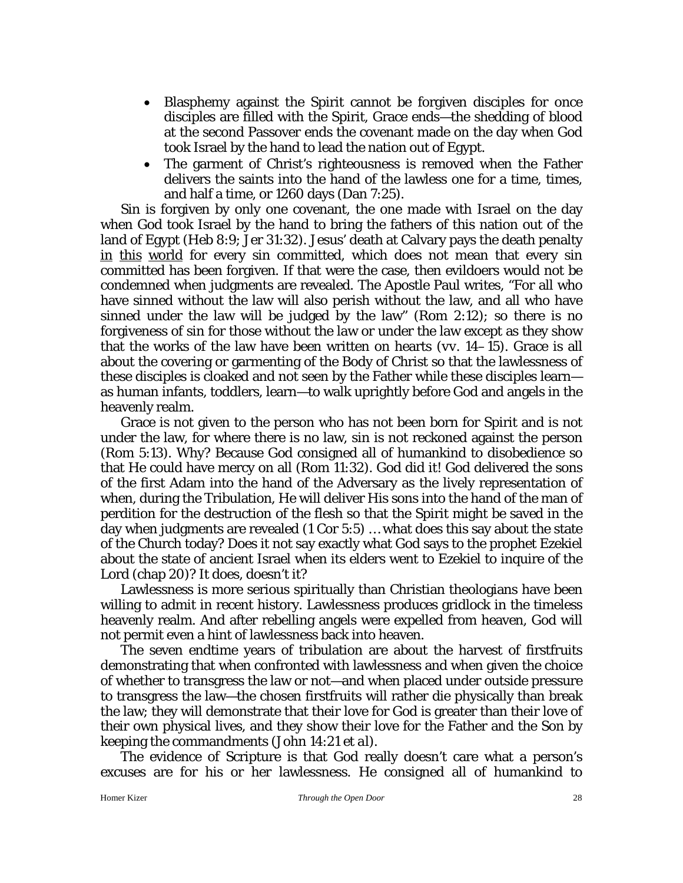- Blasphemy against the Spirit cannot be forgiven disciples for once disciples are filled with the Spirit, Grace ends—the shedding of blood at the second Passover ends the covenant made on the day when God took Israel by the hand to lead the nation out of Egypt.
- The garment of Christ's righteousness is removed when the Father delivers the saints into the hand of the lawless one for a time, times, and half a time, or 1260 days (Dan 7:25).

Sin is forgiven by only one covenant, the one made with Israel on the day when God took Israel by the hand to bring the fathers of this nation out of the land of Egypt (Heb 8:9; Jer 31:32). Jesus' death at Calvary pays the death penalty <u>in this world</u> for every sin committed, which does not mean that every sin committed has been forgiven. If that were the case, then evildoers would not be condemned when judgments are revealed. The Apostle Paul writes, "For all who have sinned without the law will also perish without the law, and all who have sinned under the law will be judged by the law" (Rom 2:12); so there is no forgiveness of sin for those without the law or under the law except as they show that the works of the law have been written on hearts (vv. 14–15). Grace is all about the covering or garmenting of the Body of Christ so that the lawlessness of these disciples is cloaked and not seen by the Father while these disciples learn—as human infants, toddlers, learn—to walk uprightly before God and angels in the heavenly realm.

Grace is not given to the person who has not been born for Spirit and is not under the law, for where there is no law, sin is not reckoned against the person (Rom 5:13). Why? Because God consigned all of humankind to disobedience so that He could have mercy on all (Rom 11:32). God did it! God delivered the sons of the first Adam into the hand of the Adversary as the lively representation of when, during the Tribulation, He will deliver His sons into the hand of the man of perdition for the destruction of the flesh so that the Spirit might be saved in the day when judgments are revealed (1 Cor 5:5) … what does this say about the state of the Church today? Does it not say exactly what God says to the prophet Ezekiel about the state of ancient Israel when its elders went to Ezekiel to inquire of the Lord (chap 20)? It does, doesn't it?

Lawlessness is more serious spiritually than Christian theologians have been willing to admit in recent history. Lawlessness produces gridlock in the timeless heavenly realm. And after rebelling angels were expelled from heaven, God will not permit even a hint of lawlessness back into heaven.

The seven endtime years of tribulation are about the harvest of firstfruits demonstrating that when confronted with lawlessness and when given the choice of whether to transgress the law or not—and when placed under outside pressure to transgress the law—the chosen firstfruits will rather die physically than break the law; they will demonstrate that their love for God is greater than their love of their own physical lives, and they show their love for the Father and the Son by keeping the commandments (John 14:21 et al).

The evidence of Scripture is that God really doesn't care what a person's excuses are for his or her lawlessness. He consigned all of humankind to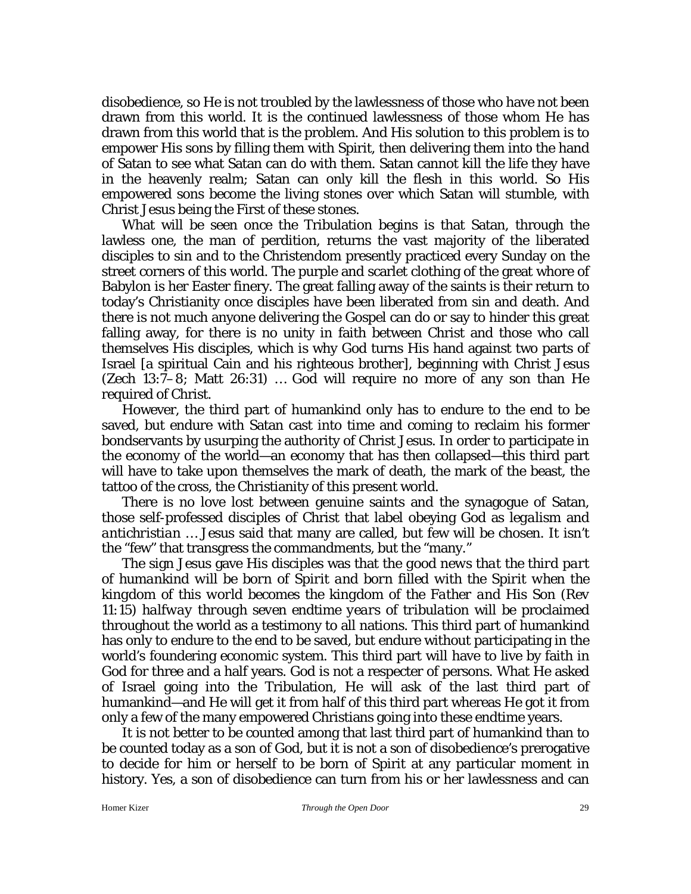disobedience, so He is not troubled by the lawlessness of those who have not been drawn from this world. It is the continued lawlessness of those whom He has drawn from this world that is the problem. And His solution to this problem is to empower His sons by filling them with Spirit, then delivering them into the hand of Satan to see what Satan can do with them. Satan cannot kill the life they have in the heavenly realm; Satan can only kill the flesh in this world. So His empowered sons become the living stones over which Satan will stumble, with Christ Jesus being the First of these stones.

What will be seen once the Tribulation begins is that Satan, through the lawless one, the man of perdition, returns the vast majority of the liberated disciples to sin and to the Christendom presently practiced every Sunday on the street corners of this world. The purple and scarlet clothing of the great whore of Babylon is her Easter finery. The great falling away of the saints is their return to today's Christianity once disciples have been liberated from sin and death. And there is not much anyone delivering the Gospel can do or say to hinder this great falling away, for there is no unity in faith between Christ and those who call themselves His disciples, which is why God turns His hand against two parts of Israel [a spiritual Cain and his righteous brother], beginning with Christ Jesus (Zech 13:7–8; Matt 26:31) … God will require no more of any son than He required of Christ.

However, the third part of humankind only has to endure to the end to be saved, but endure with Satan cast into time and coming to reclaim his former bondservants by usurping the authority of Christ Jesus. In order to participate in the economy of the world—an economy that has then collapsed—this third part will have to take upon themselves the mark of death, the mark of the beast, the tattoo of the cross, the Christianity of this present world.

There is no love lost between genuine saints and the synagogue of Satan, those self-professed disciples of Christ that label obeying God as *legalism* and *antichristian* … Jesus said that many are called, but few will be chosen. It isn't the "few" that transgress the commandments, but the "many."

The sign Jesus gave His disciples was that the *good news that the third part of humankind will be born of Spirit and born filled with the Spirit when the kingdom of this world becomes the kingdom of the Father and His Son (Rev 11:15) halfway through seven endtime years of tribulation* will be proclaimed throughout the world as a testimony to all nations. This third part of humankind has only to endure to the end to be saved, but endure without participating in the world's foundering economic system. This third part will have to live by faith in God for three and a half years. God is not a respecter of persons. What He asked of Israel going into the Tribulation, He will ask of the last third part of humankind—and He will get it from half of this third part whereas He got it from only a few of the many empowered Christians going into these endtime years.

It is not better to be counted among that last third part of humankind than to be counted today as a son of God, but it is not a son of disobedience's prerogative to decide for him or herself to be born of Spirit at any particular moment in history. Yes, a son of disobedience can turn from his or her lawlessness and can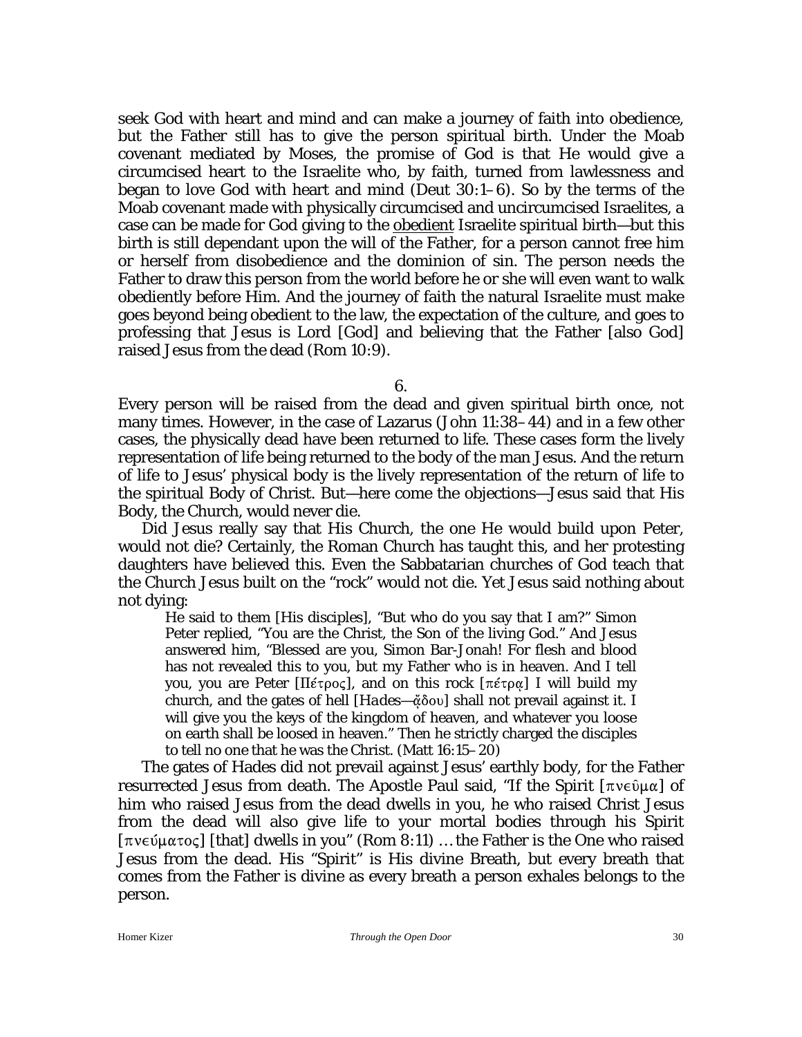seek God with heart and mind and can make a journey of faith into obedience, but the Father still has to give the person spiritual birth. Under the Moab covenant mediated by Moses, the promise of God is that He would give a circumcised heart to the Israelite who, by faith, turned from lawlessness and began to love God with heart and mind (Deut 30:1–6). So by the terms of the Moab covenant made with physically circumcised and uncircumcised Israelites, a case can be made for God giving to the <u>obedient</u> Israelite spiritual birth—but this birth is still dependant upon the will of the Father, for a person cannot free him or herself from disobedience and the dominion of sin. The person needs the Father to draw this person from the world before he or she will even want to walk obediently before Him. And the journey of faith the natural Israelite must make goes beyond being obedient to the law, the expectation of the culture, and goes to professing that Jesus is Lord [God] and believing that the Father [also God] raised Jesus from the dead (Rom 10:9).

6.

Every person will be raised from the dead and given spiritual birth once, not many times. However, in the case of Lazarus (John 11:38–44) and in a few other cases, the physically dead have been returned to life. These cases form the lively representation of life being returned to the body of the man Jesus. And the return of life to Jesus' physical body is the lively representation of the return of life to the spiritual Body of Christ. But—here come the objections—Jesus said that His Body, the Church, would never die.

Did Jesus really say that His Church, the one He would build upon Peter, would not die? Certainly, the Roman Church has taught this, and her protesting daughters have believed this. Even the Sabbatarian churches of God teach that the Church Jesus built on the "rock" would not die. Yet Jesus said nothing about not dying:

> He said to them [His disciples], "But who do you say that I am?" Simon Peter replied, "You are the Christ, the Son of the living God." And Jesus answered him, "Blessed are you, Simon Bar-Jonah! For flesh and blood has not revealed this to you, but my Father who is in heaven. And I tell you, you are Peter [Πέτρος], and on this rock [πέτρᾳ] I will build my church, and the gates of hell [*Hades*—ᾅδου] shall not prevail against it. I will give you the keys of the kingdom of heaven, and whatever you loose on earth shall be loosed in heaven." Then he strictly charged the disciples to tell no one that he was the Christ. (Matt 16:15–20)

The gates of Hades did not prevail against Jesus' earthly body, for the Father resurrected Jesus from death. The Apostle Paul said, "If the Spirit [πνεῦμα] of him who raised Jesus from the dead dwells in you, he who raised Christ Jesus from the dead will also give life to your mortal bodies through his Spirit [πνεύματος] [that] dwells in you" (Rom 8:11) … the Father is the One who raised Jesus from the dead. His "Spirit" is His divine Breath, but every breath that comes from the Father is divine as every breath a person exhales belongs to the person.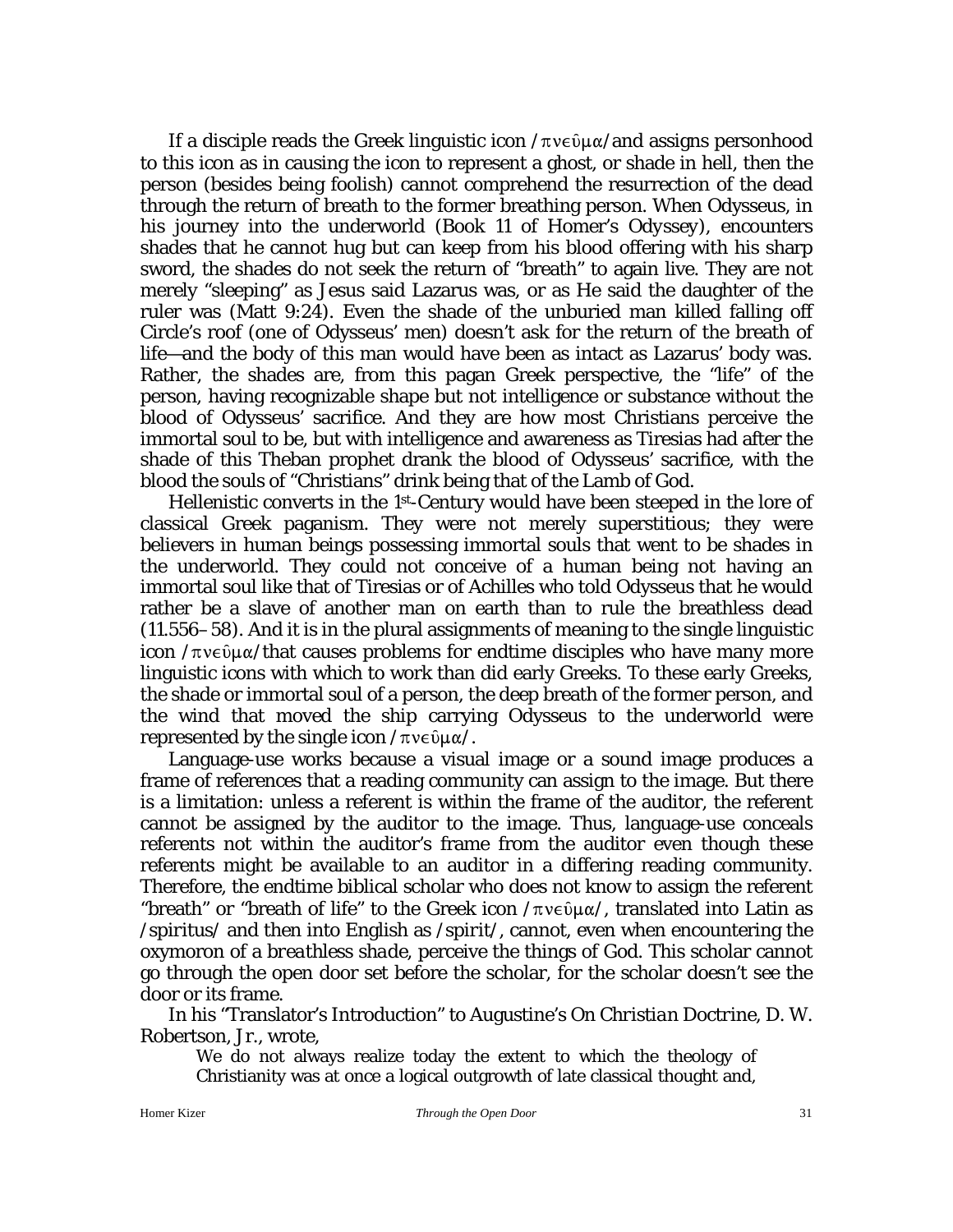If a disciple reads the Greek linguistic icon /πνεῦμα/and assigns personhood to this icon as in causing the icon to represent a ghost, or shade in hell, then the person (besides being foolish) cannot comprehend the resurrection of the dead through the return of breath to the former breathing person. When Odysseus, in his journey into the underworld (Book 11 of Homer's *Odyssey*), encounters shades that he cannot hug but can keep from his blood offering with his sharp sword, the shades do not seek the return of "breath" to again live. They are not merely "sleeping" as Jesus said Lazarus was, or as He said the daughter of the ruler was (Matt 9:24). Even the shade of the unburied man killed falling off Circle's roof (one of Odysseus' men) doesn't ask for the return of the breath of life—and the body of this man would have been as intact as Lazarus' body was. Rather, the shades are, from this pagan Greek perspective, the "life" of the person, having recognizable shape but not intelligence or substance without the blood of Odysseus' sacrifice. And they are how most Christians perceive the immortal soul to be, but with intelligence and awareness as Tiresias had after the shade of this Theban prophet drank the blood of Odysseus' sacrifice, with the blood the souls of "Christians" drink being that of the Lamb of God.

Hellenistic converts in the 1st-Century would have been steeped in the lore of classical Greek paganism. They were not merely superstitious; they were believers in human beings possessing immortal souls that went to be shades in the underworld. They could not conceive of a human being not having an immortal soul like that of Tiresias or of Achilles who told Odysseus that he would rather be a slave of another man on earth than to rule the breathless dead (11.556–58). And it is in the plural assignments of meaning to the single linguistic icon /πνεῦμα/that causes problems for endtime disciples who have many more linguistic icons with which to work than did early Greeks. To these early Greeks, the shade or immortal soul of a person, the deep breath of the former person, and the wind that moved the ship carrying Odysseus to the underworld were represented by the single icon /πνεῦμα/.

Language-use works because a visual image or a sound image produces a frame of references that a reading community can assign to the image. But there is a limitation: unless a referent is within the frame of the auditor, the referent cannot be assigned by the auditor to the image. Thus, language-use conceals referents not within the auditor's frame from the auditor even though these referents might be available to an auditor in a differing reading community. Therefore, the endtime biblical scholar who does not know to assign the referent "breath" or "breath of life" to the Greek icon /πνεῦμα/, translated into Latin as /spiritus/ and then into English as /spirit/, cannot, even when encountering the oxymoron of a *breathless shade*, perceive the things of God. This scholar cannot go through the open door set before the scholar, for the scholar doesn't see the door or its frame.

In his "Translator's Introduction" to Augustine's *On Christian Doctrine*, D. W. Robertson, Jr., wrote,

> We do not always realize today the extent to which the theology of Christianity was at once a logical outgrowth of late classical thought and,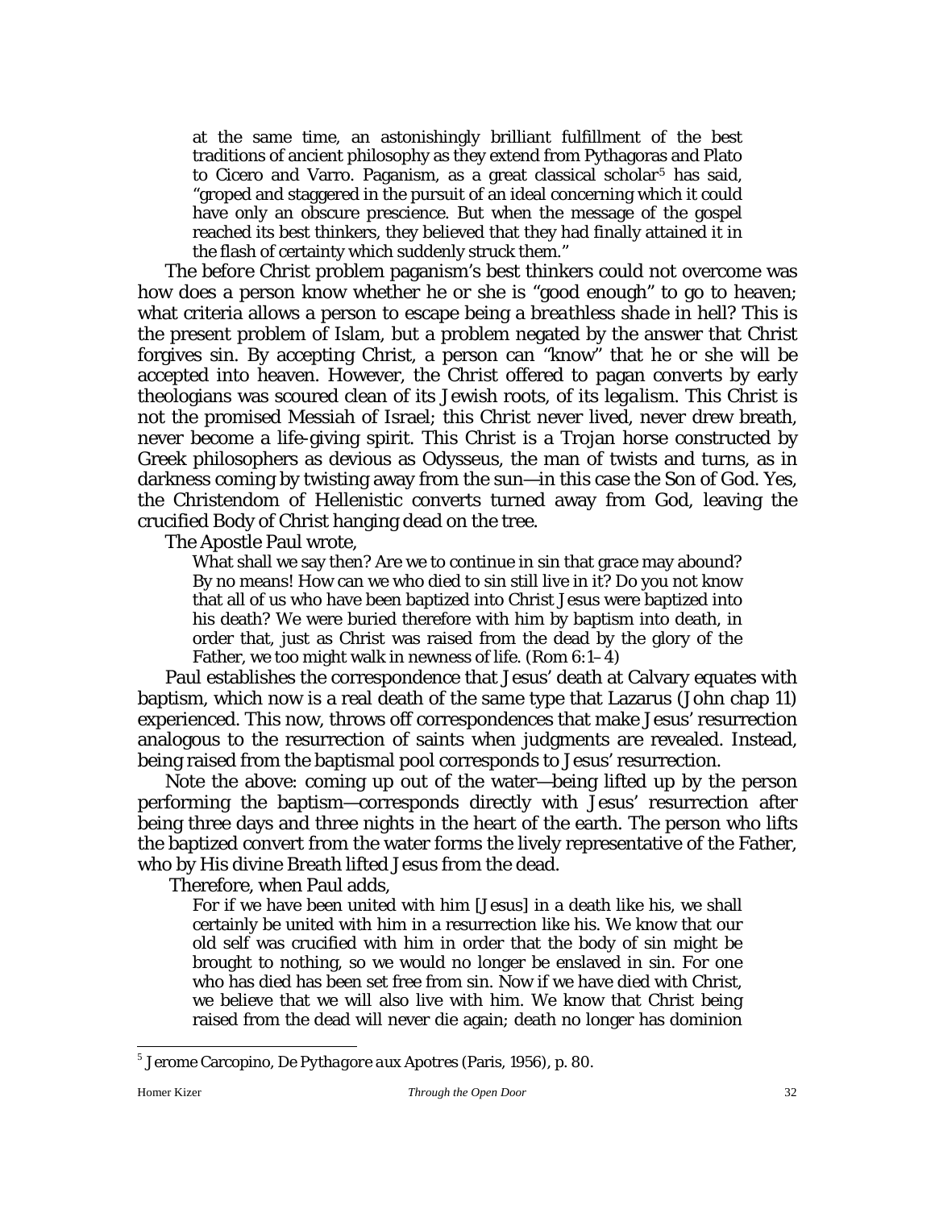> at the same time, an astonishingly brilliant fulfillment of the best traditions of ancient philosophy as they extend from Pythagoras and Plato to Cicero and Varro. Paganism, as a great classical scholar[5] has said, "groped and staggered in the pursuit of an ideal concerning which it could have only an obscure prescience. But when the message of the gospel reached its best thinkers, they believed that they had finally attained it in the flash of certainty which suddenly struck them."

The *before Christ* problem paganism's best thinkers could not overcome was how does a person know whether he or she is "good enough" to go to heaven; what criteria allows a person to escape being a *breathless shade* in hell? This is the present problem of Islam, but a problem negated by the answer that Christ forgives sin. By accepting Christ, a person can "know" that he or she will be accepted into heaven. However, the Christ offered to pagan converts by early theologians was scoured clean of its Jewish roots, of its *legalism*. This Christ is not the promised Messiah of Israel; this Christ never lived, never drew breath, never become a life-giving spirit. This Christ is a Trojan horse constructed by Greek philosophers as devious as Odysseus, the man of twists and turns, as in darkness coming by twisting away from the sun—in this case the Son of God. Yes, the Christendom of Hellenistic converts turned away from God, leaving the crucified Body of Christ hanging dead on the tree.

The Apostle Paul wrote,

> What shall we say then? Are we to continue in sin that grace may abound? By no means! How can we who died to sin still live in it? Do you not know that all of us who have been baptized into Christ Jesus were baptized into his death? We were buried therefore with him by baptism into death, in order that, just as Christ was raised from the dead by the glory of the Father, we too might walk in newness of life. (Rom 6:1–4)

Paul establishes the correspondence that Jesus' death at Calvary equates with baptism, which now is a real death of the same type that Lazarus (John chap 11) experienced. This now, throws off correspondences that make Jesus' resurrection analogous to the resurrection of saints when judgments are revealed. Instead, being raised from the baptismal pool corresponds to Jesus' resurrection.

Note the above: coming up out of the water—being lifted up by the person performing the baptism—corresponds directly with Jesus' resurrection after being three days and three nights in the heart of the earth. The person who lifts the baptized convert from the water forms the lively representative of the Father, who by His divine Breath lifted Jesus from the dead.

Therefore, when Paul adds,

> For if we have been united with him [Jesus] in a death like his, we shall certainly be united with him in a resurrection like his. We know that our old self was crucified with him in order that the body of sin might be brought to nothing, so we would no longer be enslaved in sin. For one who has died has been set free from sin. Now if we have died with Christ, we believe that we will also live with him. We know that Christ being raised from the dead will never die again; death no longer has dominion

[5] Jerome Carcopino, *De Pythagore aux Apotres* (Paris, 1956), p. 80.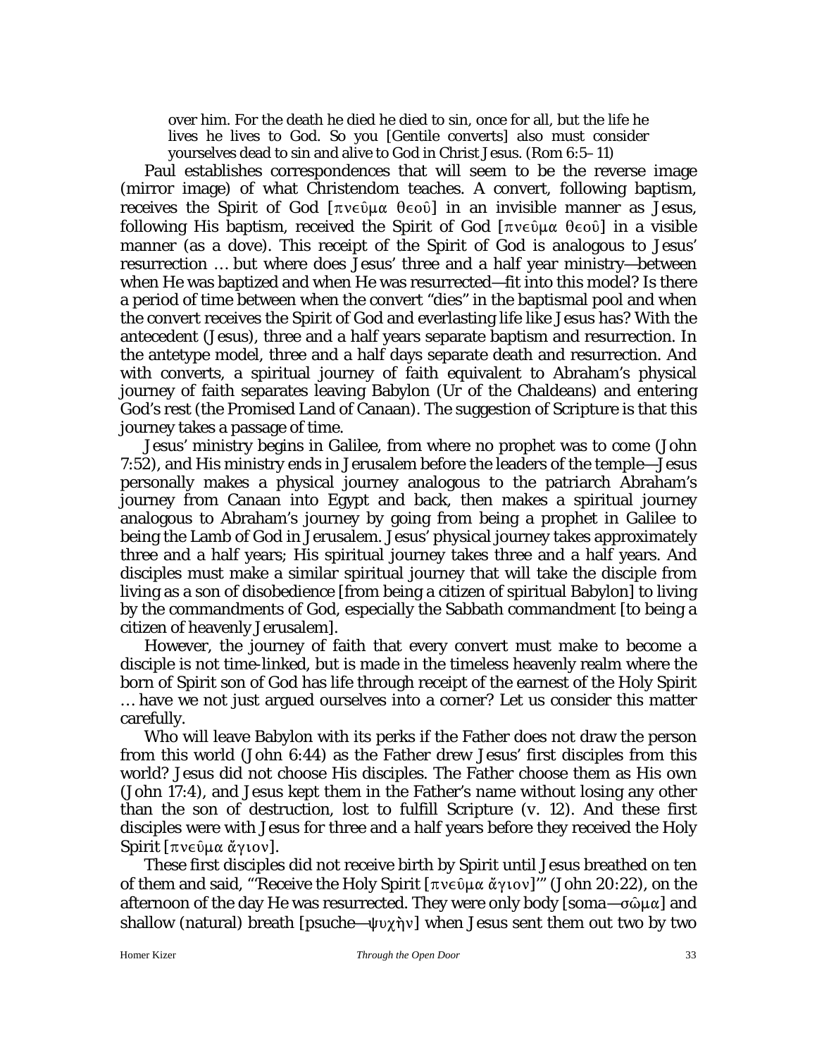> over him. For the death he died he died to sin, once for all, but the life he lives he lives to God. So you [Gentile converts] also must consider yourselves dead to sin and alive to God in Christ Jesus. (Rom 6:5–11)

Paul establishes correspondences that will seem to be the reverse image (mirror image) of what Christendom teaches. A convert, following baptism, receives the Spirit of God [πνεῦμα θεοῦ] in an invisible manner as Jesus, following His baptism, received the Spirit of God [πνεῦμα θεοῦ] in a visible manner (as a dove). This receipt of the Spirit of God is analogous to Jesus' resurrection … but where does Jesus' three and a half year ministry—between when He was baptized and when He was resurrected—fit into this model? Is there a period of time between when the convert "dies" in the baptismal pool and when the convert receives the Spirit of God and everlasting life like Jesus has? With the antecedent (Jesus), three and a half years separate baptism and resurrection. In the antetype model, three and a half days separate death and resurrection. And with converts, a spiritual journey of faith equivalent to Abraham's physical journey of faith separates leaving Babylon (Ur of the Chaldeans) and entering God's rest (the Promised Land of Canaan). The suggestion of Scripture is that this journey takes a passage of time.

Jesus' ministry begins in Galilee, from where no prophet was to come (John 7:52), and His ministry ends in Jerusalem before the leaders of the temple—Jesus personally makes a physical journey analogous to the patriarch Abraham's journey from Canaan into Egypt and back, then makes a spiritual journey analogous to Abraham's journey by going from being a prophet in Galilee to being the Lamb of God in Jerusalem. Jesus' physical journey takes approximately three and a half years; His spiritual journey takes three and a half years. And disciples must make a similar spiritual journey that will take the disciple from living as a son of disobedience [from being a citizen of spiritual Babylon] to living by the commandments of God, especially the Sabbath commandment [to being a citizen of heavenly Jerusalem].

However, the journey of faith that every convert must make to become a disciple is not time-linked, but is made in the timeless heavenly realm where the born of Spirit son of God has life through receipt of the earnest of the Holy Spirit … have we not just argued ourselves into a corner? Let us consider this matter carefully.

Who will leave Babylon with its perks if the Father does not draw the person from this world (John 6:44) as the Father drew Jesus' first disciples from this world? Jesus did not choose His disciples. The Father choose them as His own (John 17:4), and Jesus kept them in the Father's name without losing any other than the son of destruction, lost to fulfill Scripture (v. 12). And these first disciples were with Jesus for three and a half years before they received the Holy Spirit [πνεῦμα ἅγιον].

These first disciples did not receive birth by Spirit until Jesus breathed on ten of them and said, "'Receive the Holy Spirit [πνεῦμα ἅγιον]'" (John 20:22), on the afternoon of the day He was resurrected. They were only body [soma—σῶμα] and shallow (natural) breath [psuche—ψυχὴν] when Jesus sent them out two by two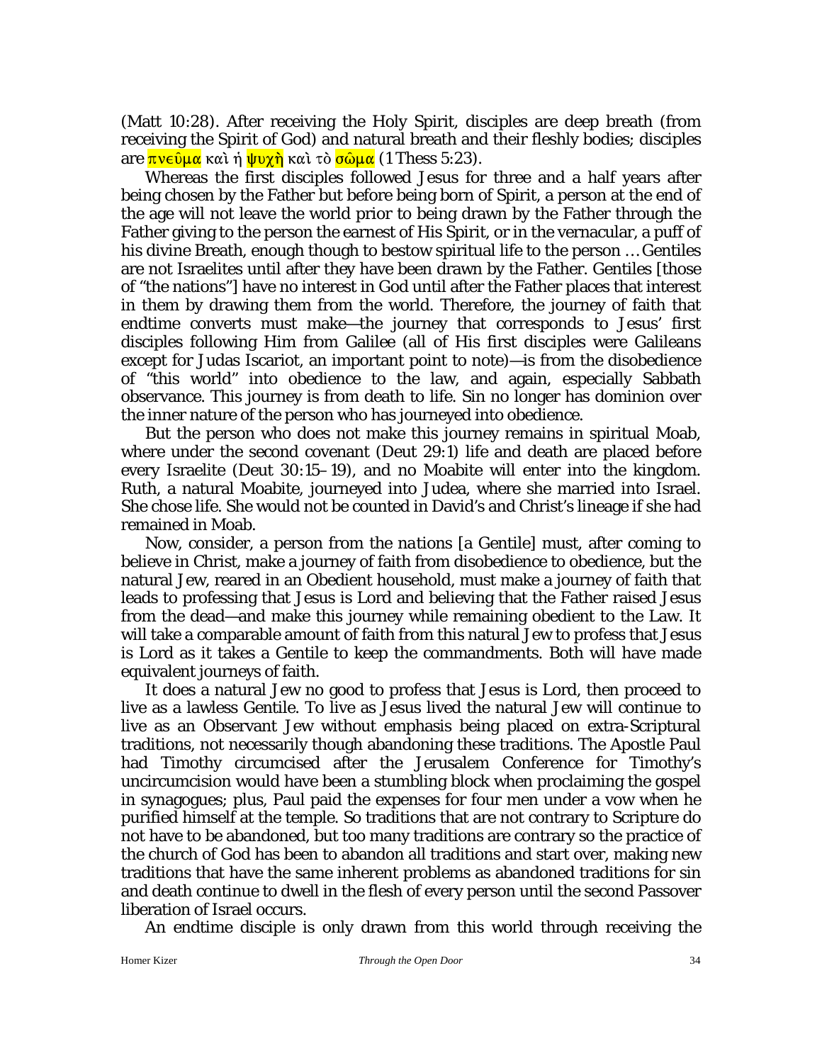(Matt 10:28). After receiving the Holy Spirit, disciples are deep breath (from receiving the Spirit of God) and natural breath and their fleshly bodies; disciples are πνεῦμα καὶ ἡ ψυχὴ καὶ τὸ σῶμα (1 Thess 5:23).

Whereas the first disciples followed Jesus for three and a half years after being chosen by the Father but before being born of Spirit, a person at the end of the age will not leave the world prior to being drawn by the Father through the Father giving to the person the earnest of His Spirit, or in the vernacular, a puff of his divine Breath, enough though to bestow spiritual life to the person … Gentiles are not Israelites until after they have been drawn by the Father. Gentiles [those of "the nations"] have no interest in God until after the Father places that interest in them by drawing them from the world. Therefore, the journey of faith that endtime converts must make—the journey that corresponds to Jesus' first disciples following Him from Galilee (all of His first disciples were Galileans except for Judas Iscariot, an important point to note)—is from the disobedience of "this world" into obedience to the law, and again, especially Sabbath observance. This journey is from death to life. Sin no longer has dominion over the inner nature of the person who has journeyed into obedience.

But the person who does not make this journey remains in spiritual Moab, where under the second covenant (Deut 29:1) life and death are placed before every Israelite (Deut 30:15–19), and no Moabite will enter into the kingdom. Ruth, a natural Moabite, journeyed into Judea, where she married into Israel. She chose life. She would not be counted in David's and Christ's lineage if she had remained in Moab.

Now, consider, a person from the *nations* [a Gentile] must, after coming to believe in Christ, make a journey of faith from disobedience to obedience, but the natural Jew, reared in an Obedient household, must make a journey of faith that leads to professing that Jesus is Lord and believing that the Father raised Jesus from the dead—and make this journey while remaining obedient to the Law. It will take a comparable amount of faith from this natural Jew to profess that Jesus is Lord as it takes a Gentile to keep the commandments. Both will have made equivalent journeys of faith.

It does a natural Jew no good to profess that Jesus is Lord, then proceed to live as a lawless Gentile. To live as Jesus lived the natural Jew will continue to live as an Observant Jew without emphasis being placed on extra-Scriptural traditions, not necessarily though abandoning these traditions. The Apostle Paul had Timothy circumcised after the Jerusalem Conference for Timothy's uncircumcision would have been a stumbling block when proclaiming the gospel in synagogues; plus, Paul paid the expenses for four men under a vow when he purified himself at the temple. So traditions that are not contrary to Scripture do not have to be abandoned, but too many traditions are contrary so the practice of the church of God has been to abandon all traditions and start over, making new traditions that have the same inherent problems as abandoned traditions for sin and death continue to dwell in the flesh of every person until the second Passover liberation of Israel occurs.

An endtime disciple is only drawn from this world through receiving the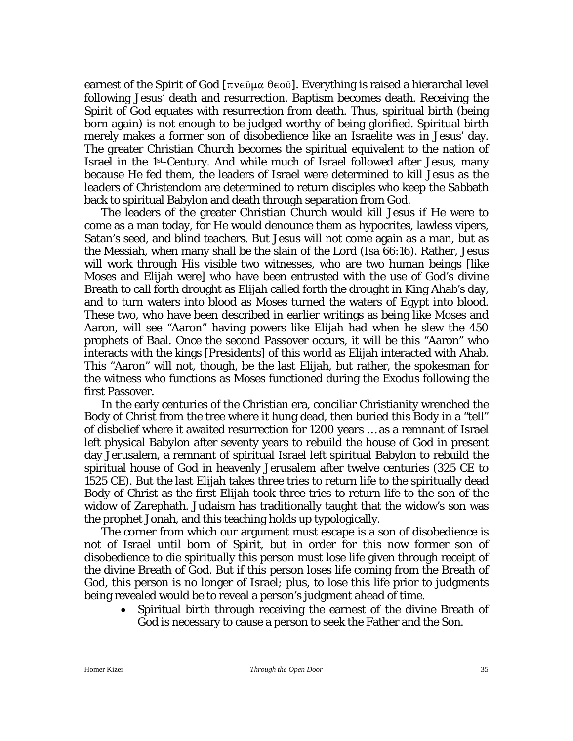earnest of the Spirit of God [πνεῦμα θεοῦ]. Everything is raised a hierarchal level following Jesus' death and resurrection. Baptism becomes death. Receiving the Spirit of God equates with resurrection from death. Thus, spiritual birth (being born again) is not enough to be judged worthy of being glorified. Spiritual birth merely makes a former son of disobedience like an Israelite was in Jesus' day. The greater Christian Church becomes the spiritual equivalent to the nation of Israel in the 1st-Century. And while much of Israel followed after Jesus, many because He fed them, the leaders of Israel were determined to kill Jesus as the leaders of Christendom are determined to return disciples who keep the Sabbath back to spiritual Babylon and death through separation from God.

The leaders of the greater Christian Church would kill Jesus if He were to come as a man today, for He would denounce them as hypocrites, lawless vipers, Satan's seed, and blind teachers. But Jesus will not come again as a man, but as the Messiah, when many shall be the slain of the Lord (Isa 66:16). Rather, Jesus will work through His visible two witnesses, who are two human beings [like Moses and Elijah were] who have been entrusted with the use of God's divine Breath to call forth drought as Elijah called forth the drought in King Ahab's day, and to turn waters into blood as Moses turned the waters of Egypt into blood. These two, who have been described in earlier writings as being like Moses and Aaron, will see "Aaron" having powers like Elijah had when he slew the 450 prophets of Baal. Once the second Passover occurs, it will be this "Aaron" who interacts with the kings [Presidents] of this world as Elijah interacted with Ahab. This "Aaron" will not, though, be the last Elijah, but rather, the spokesman for the witness who functions as Moses functioned during the Exodus following the first Passover.

In the early centuries of the Christian era, conciliar Christianity wrenched the Body of Christ from the tree where it hung dead, then buried this Body in a "tell" of disbelief where it awaited resurrection for 1200 years … as a remnant of Israel left physical Babylon after seventy years to rebuild the house of God in present day Jerusalem, a remnant of spiritual Israel left spiritual Babylon to rebuild the spiritual house of God in heavenly Jerusalem after twelve centuries (325 CE to 1525 CE). But the last Elijah takes three tries to return life to the spiritually dead Body of Christ as the first Elijah took three tries to return life to the son of the widow of Zarephath. Judaism has traditionally taught that the widow's son was the prophet Jonah, and this teaching holds up typologically.

The corner from which our argument must escape is a son of disobedience is not of Israel until born of Spirit, but in order for this now former son of disobedience to die spiritually this person must lose life given through receipt of the divine Breath of God. But if this person loses life coming from the Breath of God, this person is no longer of Israel; plus, to lose this life prior to judgments being revealed would be to reveal a person's judgment ahead of time.

- Spiritual birth through receiving the earnest of the divine Breath of God is necessary to cause a person to seek the Father and the Son.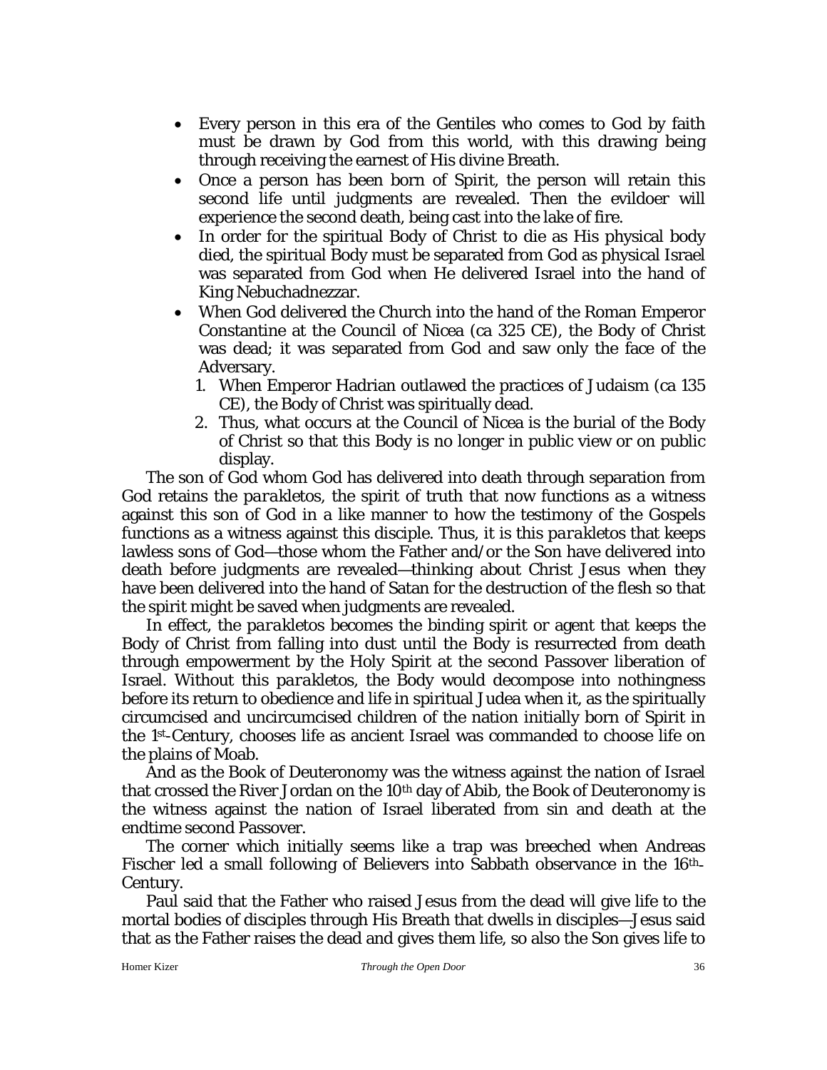- Every person in this era of the Gentiles who comes to God by faith must be drawn by God from this world, with this drawing being through receiving the earnest of His divine Breath.
- Once a person has been born of Spirit, the person will retain this second life until judgments are revealed. Then the evildoer will experience the second death, being cast into the lake of fire.
- In order for the spiritual Body of Christ to die as His physical body died, the spiritual Body must be separated from God as physical Israel was separated from God when He delivered Israel into the hand of King Nebuchadnezzar.
- When God delivered the Church into the hand of the Roman Emperor Constantine at the Council of Nicea (ca 325 CE), the Body of Christ was dead; it was separated from God and saw only the face of the Adversary.
  1. When Emperor Hadrian outlawed the practices of Judaism (ca 135 CE), the Body of Christ was spiritually dead.
  2. Thus, what occurs at the Council of Nicea is the burial of the Body of Christ so that this Body is no longer in public view or on public display.

The son of God whom God has delivered into death through separation from God retains the *parakletos*, the spirit of truth that now functions as a witness against this son of God in a like manner to how the testimony of the Gospels functions as a witness against this disciple. Thus, it is this *parakletos* that keeps lawless sons of God—those whom the Father and/or the Son have delivered into death before judgments are revealed—thinking about Christ Jesus when they have been delivered into the hand of Satan for the destruction of the flesh so that the spirit might be saved when judgments are revealed.

In effect, the *parakletos* becomes the binding spirit or agent that keeps the Body of Christ from falling into dust until the Body is resurrected from death through empowerment by the Holy Spirit at the second Passover liberation of Israel. Without this *parakletos*, the Body would decompose into nothingness before its return to obedience and life in spiritual Judea when it, as the spiritually circumcised and uncircumcised children of the nation initially born of Spirit in the 1st-Century, chooses life as ancient Israel was commanded to choose life on the plains of Moab.

And as the Book of Deuteronomy was the witness against the nation of Israel that crossed the River Jordan on the 10th day of Abib, the Book of Deuteronomy is the witness against the nation of Israel liberated from sin and death at the endtime second Passover.

The corner which initially seems like a trap was breeched when Andreas Fischer led a small following of Believers into Sabbath observance in the 16th-Century.

Paul said that the Father who raised Jesus from the dead will give life to the mortal bodies of disciples through His Breath that dwells in disciples—Jesus said that as the Father raises the dead and gives them life, so also the Son gives life to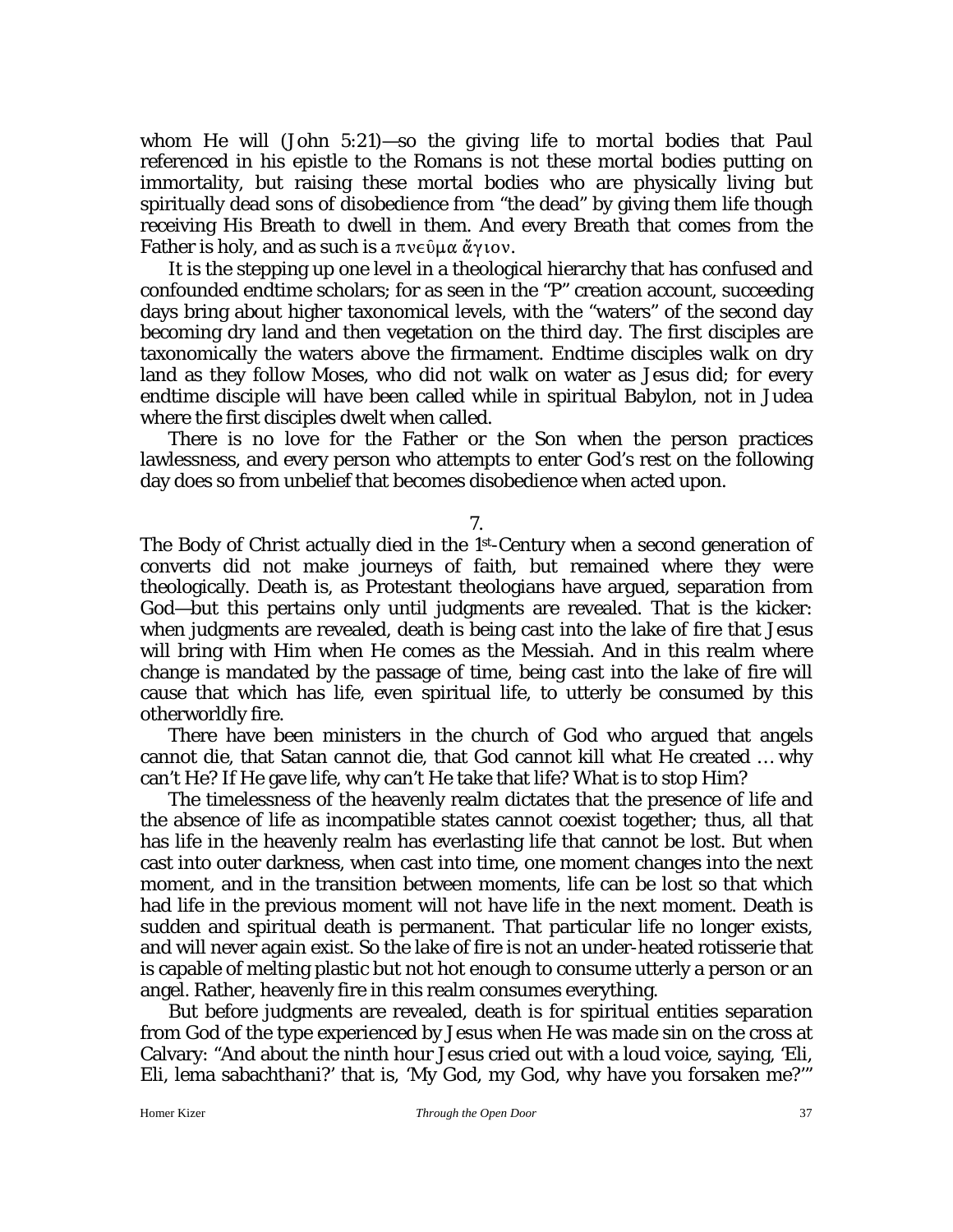whom He will (John 5:21)—so the giving life to mortal bodies that Paul referenced in his epistle to the Romans is not these mortal bodies putting on immortality, but raising these mortal bodies who are physically living but spiritually dead sons of disobedience from "the dead" by giving them life though receiving His Breath to dwell in them. And every Breath that comes from the Father is holy, and as such is a πνεῦμα ἅγιον.

It is the stepping up one level in a theological hierarchy that has confused and confounded endtime scholars; for as seen in the "P" creation account, succeeding days bring about higher taxonomical levels, with the "waters" of the second day becoming dry land and then vegetation on the third day. The first disciples are taxonomically the waters above the firmament. Endtime disciples walk on dry land as they follow Moses, who did not walk on water as Jesus did; for every endtime disciple will have been called while in spiritual Babylon, not in Judea where the first disciples dwelt when called.

There is no love for the Father or the Son when the person practices lawlessness, and every person who attempts to enter God's rest on the following day does so from unbelief that becomes disobedience when acted upon.

7.

The Body of Christ actually died in the 1st-Century when a second generation of converts did not make journeys of faith, but remained where they were theologically. Death is, as Protestant theologians have argued, separation from God—but this pertains only until judgments are revealed. That is the kicker: when judgments are revealed, death is being cast into the lake of fire that Jesus will bring with Him when He comes as the Messiah. And in this realm where change is mandated by the passage of time, being cast into the lake of fire will cause that which has life, even spiritual life, to utterly be consumed by this otherworldly fire.

There have been ministers in the church of God who argued that angels cannot die, that Satan cannot die, that God cannot kill what He created … why can't He? If He gave life, why can't He take that life? What is to stop Him?

The timelessness of the heavenly realm dictates that the presence of life and the absence of life as incompatible states cannot coexist together; thus, all that has life in the heavenly realm has everlasting life that cannot be lost. But when cast into outer darkness, when cast into time, one moment changes into the next moment, and in the transition between moments, life can be lost so that which had life in the previous moment will not have life in the next moment. Death is sudden and spiritual death is permanent. That particular life no longer exists, and will never again exist. So the lake of fire is not an under-heated rotisserie that is capable of melting plastic but not hot enough to consume utterly a person or an angel. Rather, heavenly fire in this realm consumes everything.

But before judgments are revealed, death is for spiritual entities separation from God of the type experienced by Jesus when He was made sin on the cross at Calvary: "And about the ninth hour Jesus cried out with a loud voice, saying, 'Eli, Eli, lema sabachthani?' that is, 'My God, my God, why have you forsaken me?'"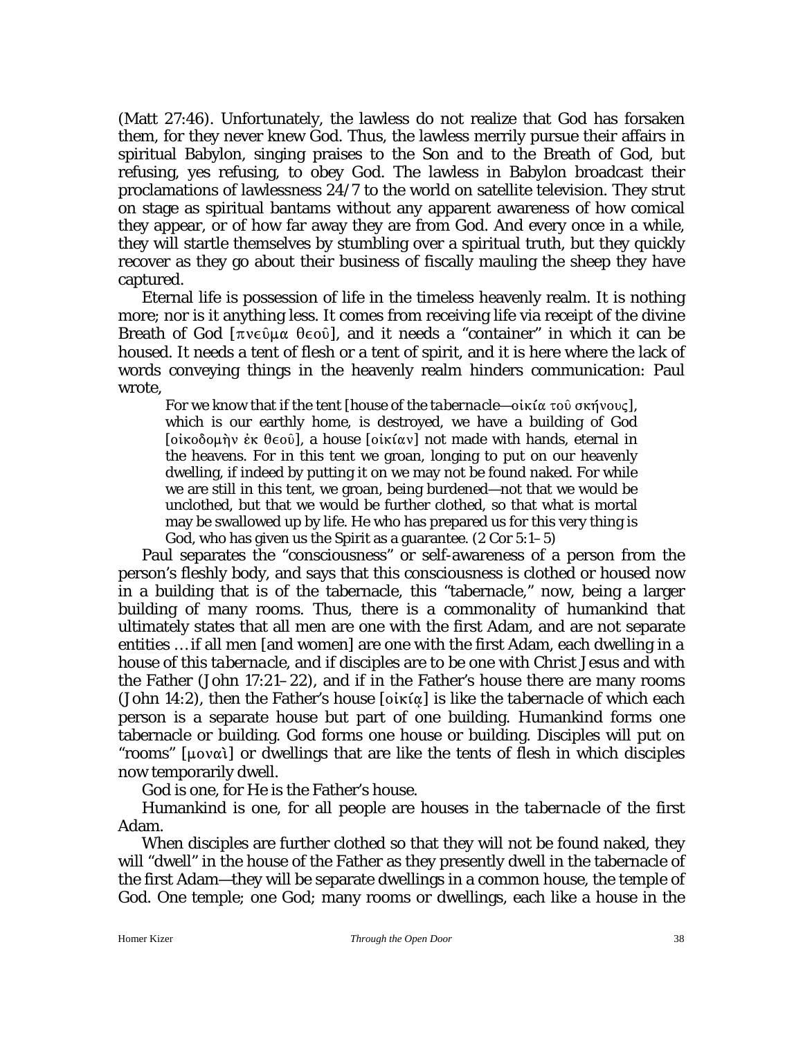(Matt 27:46). Unfortunately, the lawless do not realize that God has forsaken them, for they never knew God. Thus, the lawless merrily pursue their affairs in spiritual Babylon, singing praises to the Son and to the Breath of God, but refusing, yes refusing, to obey God. The lawless in Babylon broadcast their proclamations of lawlessness 24/7 to the world on satellite television. They strut on stage as spiritual bantams without any apparent awareness of how comical they appear, or of how far away they are from God. And every once in a while, they will startle themselves by stumbling over a spiritual truth, but they quickly recover as they go about their business of fiscally mauling the sheep they have captured.

Eternal life is possession of life in the timeless heavenly realm. It is nothing more; nor is it anything less. It comes from receiving life via receipt of the divine Breath of God [πνεῦμα θεοῦ], and it needs a "container" in which it can be housed. It needs a tent of flesh or a tent of spirit, and it is here where the lack of words conveying things in the heavenly realm hinders communication: Paul wrote,

> For we know that if the tent [house of the *tabernacle*—οἰκία τοῦ σκήνους], which is our earthly home, is destroyed, we have a building of God [οἰκοδομὴν ἐκ θεοῦ], a house [οἰκίαν] not made with hands, eternal in the heavens. For in this tent we groan, longing to put on our heavenly dwelling, if indeed by putting it on we may not be found naked. For while we are still in this tent, we groan, being burdened—not that we would be unclothed, but that we would be further clothed, so that what is mortal may be swallowed up by life. He who has prepared us for this very thing is God, who has given us the Spirit as a guarantee. (2 Cor 5:1–5)

Paul separates the "consciousness" or self-awareness of a person from the person's fleshly body, and says that this consciousness is clothed or housed now in a building that is of the tabernacle, this "tabernacle," now, being a larger building of many rooms. Thus, there is a commonality of humankind that ultimately states that all men are one with the first Adam, and are not separate entities … if all men [and women] are one with the first Adam, each dwelling in a house of this *tabernacle*, and if disciples are to be one with Christ Jesus and with the Father (John 17:21–22), and if in the Father's house there are many rooms (John 14:2), then the Father's house [οἰκίᾳ] is like the *tabernacle* of which each person is a separate house but part of one building. Humankind forms one tabernacle or building. God forms one house or building. Disciples will put on "rooms" [μοναὶ] or dwellings that are like the tents of flesh in which disciples now temporarily dwell.

God is one, for He is the Father's house.

Humankind is one, for all people are houses in the *tabernacle* of the first Adam.

When disciples are further clothed so that they will not be found naked, they will "dwell" in the house of the Father as they presently dwell in the tabernacle of the first Adam—they will be separate dwellings in a common house, the temple of God. One temple; one God; many rooms or dwellings, each like a house in the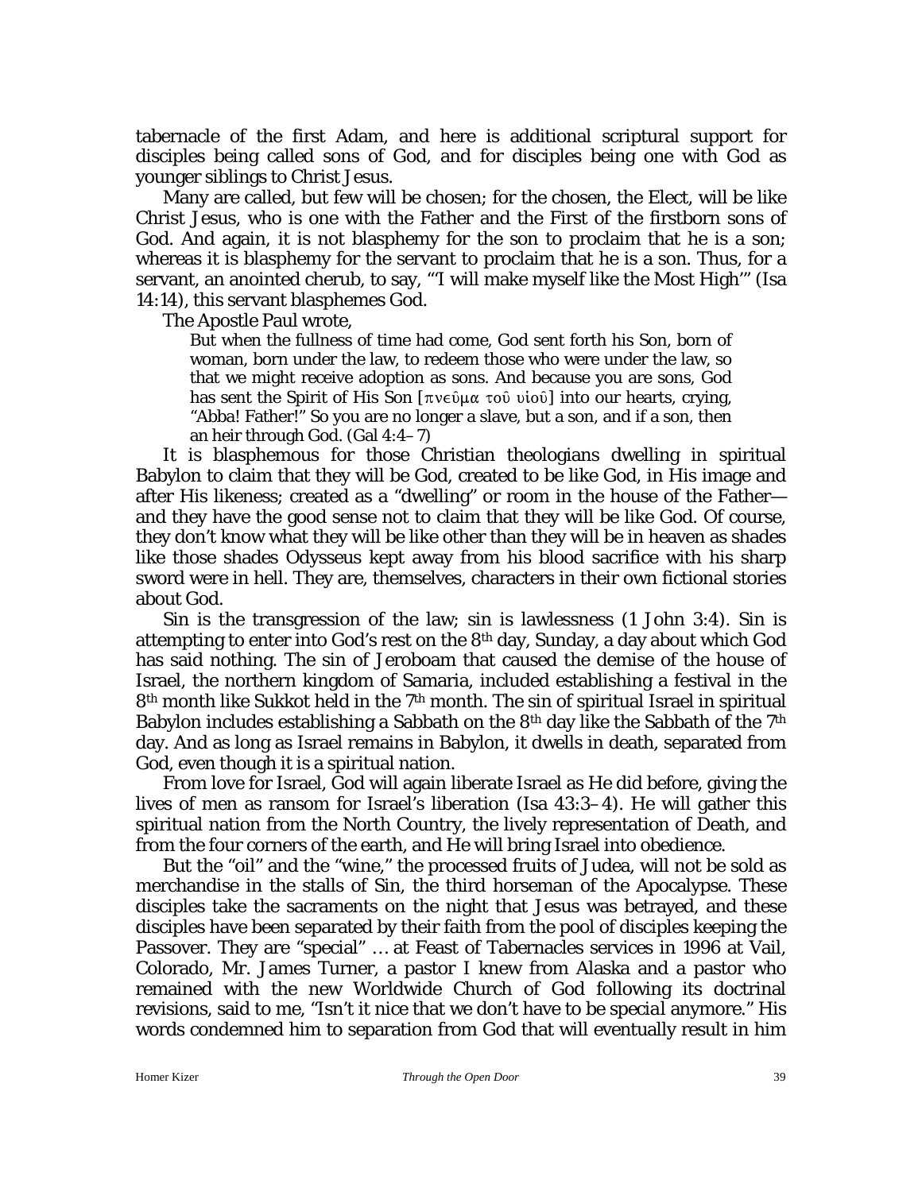tabernacle of the first Adam, and here is additional scriptural support for disciples being called sons of God, and for disciples being one with God as younger siblings to Christ Jesus.

Many are called, but few will be chosen; for the chosen, the Elect, will be like Christ Jesus, who is one with the Father and the First of the firstborn sons of God. And again, it is not blasphemy for the son to proclaim that he is a son; whereas it is blasphemy for the servant to proclaim that he is a son. Thus, for a servant, an anointed cherub, to say, "'I will make myself like the Most High'" (Isa 14:14), this servant blasphemes God.

The Apostle Paul wrote,

> But when the fullness of time had come, God sent forth his Son, born of woman, born under the law, to redeem those who were under the law, so that we might receive adoption as sons. And because you are sons, God has sent the Spirit of His Son [πνεῦμα τοῦ υἱοῦ] into our hearts, crying, "Abba! Father!" So you are no longer a slave, but a son, and if a son, then an heir through God. (Gal 4:4–7)

It is blasphemous for those Christian theologians dwelling in spiritual Babylon to claim that they will be God, created to be like God, in His image and after His likeness; created as a "dwelling" or room in the house of the Father—and they have the good sense not to claim that they will be like God. Of course, they don't know what they will be like other than they will be in heaven as shades like those shades Odysseus kept away from his blood sacrifice with his sharp sword were in hell. They are, themselves, characters in their own fictional stories about God.

Sin is the transgression of the law; sin is lawlessness (1 John 3:4). Sin is attempting to enter into God's rest on the 8th day, Sunday, a day about which God has said nothing. The sin of Jeroboam that caused the demise of the house of Israel, the northern kingdom of Samaria, included establishing a festival in the 8th month like Sukkot held in the 7th month. The sin of spiritual Israel in spiritual Babylon includes establishing a Sabbath on the 8th day like the Sabbath of the 7th day. And as long as Israel remains in Babylon, it dwells in death, separated from God, even though it is a spiritual nation.

From love for Israel, God will again liberate Israel as He did before, giving the lives of men as ransom for Israel's liberation (Isa 43:3–4). He will gather this spiritual nation from the North Country, the lively representation of Death, and from the four corners of the earth, and He will bring Israel into obedience.

But the "oil" and the "wine," the processed fruits of Judea, will not be sold as merchandise in the stalls of Sin, the third horseman of the Apocalypse. These disciples take the sacraments on the night that Jesus was betrayed, and these disciples have been separated by their faith from the pool of disciples keeping the Passover. They are "special" … at Feast of Tabernacles services in 1996 at Vail, Colorado, Mr. James Turner, a pastor I knew from Alaska and a pastor who remained with the new Worldwide Church of God following its doctrinal revisions, said to me, "Isn't it nice that we don't have to be *special* anymore." His words condemned him to separation from God that will eventually result in him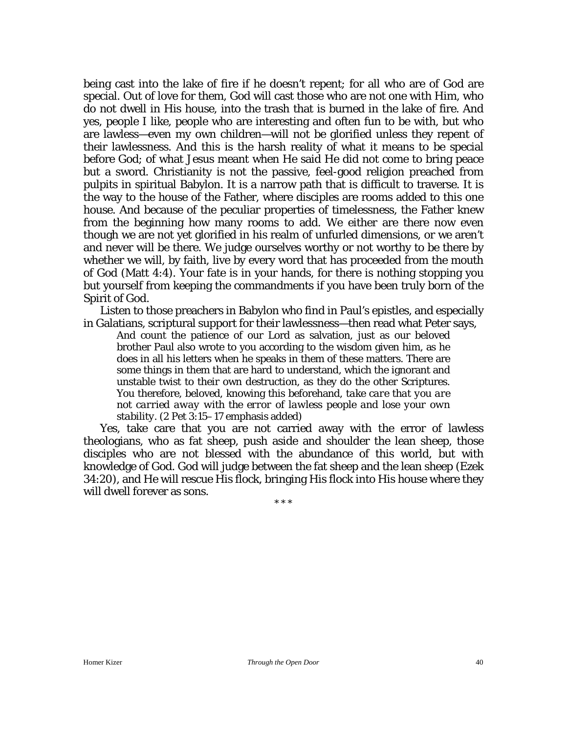being cast into the lake of fire if he doesn't repent; for all who are of God are special. Out of love for them, God will cast those who are not one with Him, who do not dwell in His house, into the trash that is burned in the lake of fire. And yes, people I like, people who are interesting and often fun to be with, but who are lawless—even my own children—will not be glorified unless they repent of their lawlessness. And this is the harsh reality of what it means to be special before God; of what Jesus meant when He said He did not come to bring peace but a sword. Christianity is not the passive, feel-good religion preached from pulpits in spiritual Babylon. It is a narrow path that is difficult to traverse. It is the way to the house of the Father, where disciples are rooms added to this one house. And because of the peculiar properties of timelessness, the Father knew from the beginning how many rooms to add. We either are there now even though we are not yet glorified in his realm of unfurled dimensions, or we aren't and never will be there. We judge ourselves worthy or not worthy to be there by whether we will, by faith, live by every word that has proceeded from the mouth of God (Matt 4:4). Your fate is in your hands, for there is nothing stopping you but yourself from keeping the commandments if you have been truly born of the Spirit of God.

Listen to those preachers in Babylon who find in Paul's epistles, and especially in Galatians, scriptural support for their lawlessness—then read what Peter says,

> And count the patience of our Lord as salvation, just as our beloved brother Paul also wrote to you according to the wisdom given him, as he does in all his letters when he speaks in them of these matters. There are some things in them that are hard to understand, which the ignorant and unstable twist to their own destruction, as they do the other Scriptures. You therefore, beloved, knowing this beforehand, *take care that you are not carried away with the error of lawless people and lose your own stability*. (2 Pet 3:15–17 emphasis added)

Yes, take care that you are not carried away with the error of lawless theologians, who as fat sheep, push aside and shoulder the lean sheep, those disciples who are not blessed with the abundance of this world, but with knowledge of God. God will judge between the fat sheep and the lean sheep (Ezek 34:20), and He will rescue His flock, bringing His flock into His house where they will dwell forever as sons.

\* \* \*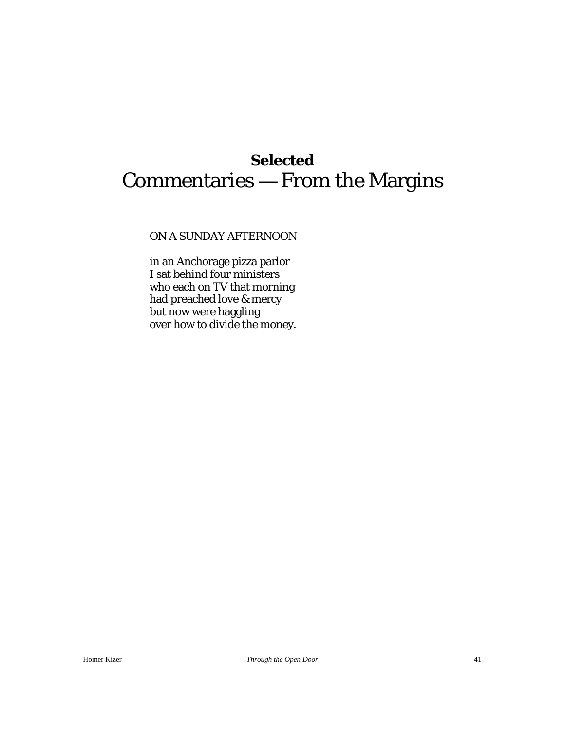# **Selected**
# Commentaries — From the Margins

ON A SUNDAY AFTERNOON

in an Anchorage pizza parlor
I sat behind four ministers
who each on TV that morning
had preached love & mercy
but now were haggling
over how to divide the money.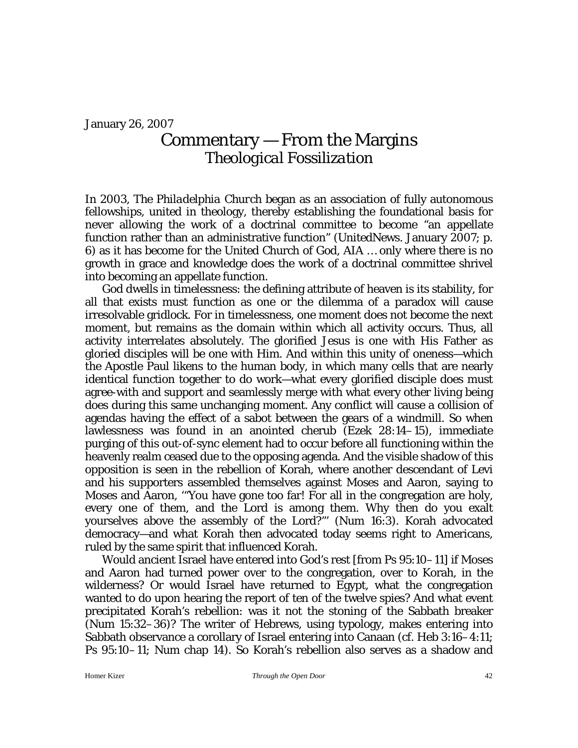January 26, 2007

# Commentary — From the Margins

## *Theological Fossilization*

In 2003, *The Philadelphia Church* began as an association of fully autonomous fellowships, united in theology, thereby establishing the foundational basis for never allowing the work of a doctrinal committee to become "an appellate function rather than an administrative function" (UnitedNews. January 2007; p. 6) as it has become for the United Church of God, AIA … only where there is no growth in grace and knowledge does the work of a doctrinal committee shrivel into becoming an appellate function.

God dwells in timelessness: the defining attribute of heaven is its stability, for all that exists must function as one or the dilemma of a paradox will cause irresolvable gridlock. For in timelessness, one moment does not become the next moment, but remains as the domain within which all activity occurs. Thus, all activity interrelates absolutely. The glorified Jesus is one with His Father as gloried disciples will be one with Him. And within this unity of oneness—which the Apostle Paul likens to the human body, in which many cells that are nearly identical function together to do work—what every glorified disciple does must agree-with and support and seamlessly merge with what every other living being does during this same unchanging moment. Any conflict will cause a collision of agendas having the effect of a sabot between the gears of a windmill. So when lawlessness was found in an anointed cherub (Ezek 28:14–15), immediate purging of this out-of-sync element had to occur before all functioning within the heavenly realm ceased due to the opposing agenda. And the visible shadow of this opposition is seen in the rebellion of Korah, where another descendant of Levi and his supporters assembled themselves against Moses and Aaron, saying to Moses and Aaron, '"You have gone too far! For all in the congregation are holy, every one of them, and the Lord is among them. Why then do you exalt yourselves above the assembly of the Lord?"' (Num 16:3). Korah advocated democracy—and what Korah then advocated today seems right to Americans, ruled by the same spirit that influenced Korah.

Would ancient Israel have entered into God's rest [from Ps 95:10–11] if Moses and Aaron had turned power over to the congregation, over to Korah, in the wilderness? Or would Israel have returned to Egypt, what the congregation wanted to do upon hearing the report of ten of the twelve spies? And what event precipitated Korah's rebellion: was it not the stoning of the Sabbath breaker (Num 15:32–36)? The writer of Hebrews, using typology, makes entering into Sabbath observance a corollary of Israel entering into Canaan (cf. Heb 3:16–4:11; Ps 95:10–11; Num chap 14). So Korah's rebellion also serves as a shadow and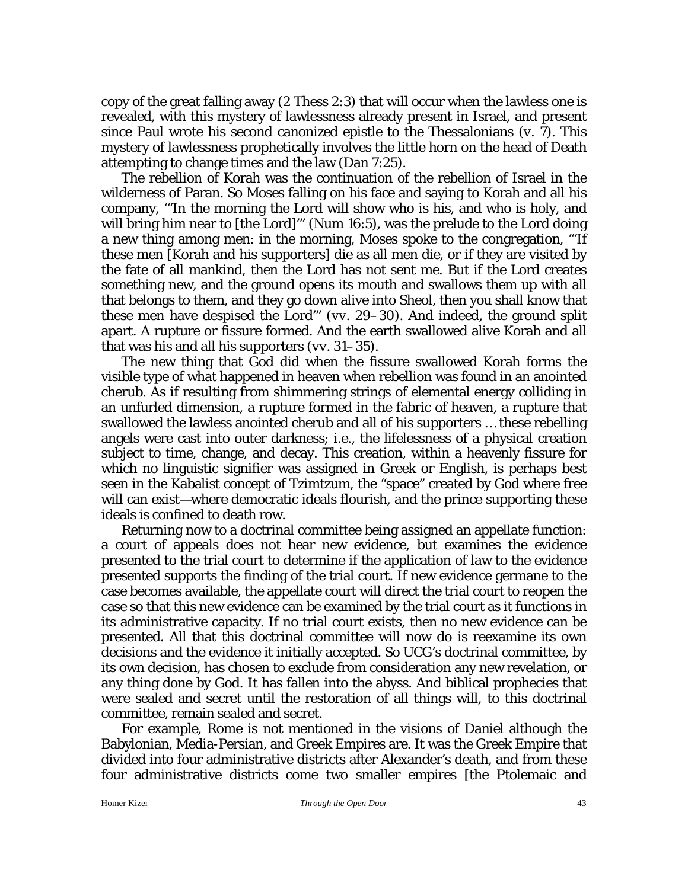copy of the great falling away (2 Thess 2:3) that will occur when the lawless one is revealed, with this mystery of lawlessness already present in Israel, and present since Paul wrote his second canonized epistle to the Thessalonians (v. 7). This mystery of lawlessness prophetically involves the little horn on the head of Death attempting to change times and the law (Dan 7:25).

The rebellion of Korah was the continuation of the rebellion of Israel in the wilderness of Paran. So Moses falling on his face and saying to Korah and all his company, "'In the morning the Lord will show who is his, and who is holy, and will bring him near to [the Lord]'" (Num 16:5), was the prelude to the Lord doing a new thing among men: in the morning, Moses spoke to the congregation, "'If these men [Korah and his supporters] die as all men die, or if they are visited by the fate of all mankind, then the Lord has not sent me. But if the Lord creates something new, and the ground opens its mouth and swallows them up with all that belongs to them, and they go down alive into Sheol, then you shall know that these men have despised the Lord'" (vv. 29–30). And indeed, the ground split apart. A rupture or fissure formed. And the earth swallowed alive Korah and all that was his and all his supporters (vv. 31–35).

The new thing that God did when the fissure swallowed Korah forms the visible type of what happened in heaven when rebellion was found in an anointed cherub. As if resulting from shimmering strings of elemental energy colliding in an unfurled dimension, a rupture formed in the fabric of heaven, a rupture that swallowed the lawless anointed cherub and all of his supporters … these rebelling angels were cast into outer darkness; i.e., the lifelessness of a physical creation subject to time, change, and decay. This creation, within a heavenly fissure for which no linguistic signifier was assigned in Greek or English, is perhaps best seen in the Kabalist concept of Tzimtzum, the "space" created by God where free will can exist—where democratic ideals flourish, and the prince supporting these ideals is confined to death row.

Returning now to a doctrinal committee being assigned an appellate function: a court of appeals does not hear new evidence, but examines the evidence presented to the trial court to determine if the application of law to the evidence presented supports the finding of the trial court. If new evidence germane to the case becomes available, the appellate court will direct the trial court to reopen the case so that this new evidence can be examined by the trial court as it functions in its administrative capacity. If no trial court exists, then no new evidence can be presented. All that this doctrinal committee will now do is reexamine its own decisions and the evidence it initially accepted. So UCG's doctrinal committee, by its own decision, has chosen to exclude from consideration any new revelation, or any thing done by God. It has fallen into the abyss. And biblical prophecies that were sealed and secret until the restoration of all things will, to this doctrinal committee, remain sealed and secret.

For example, Rome is not mentioned in the visions of Daniel although the Babylonian, Media-Persian, and Greek Empires are. It was the Greek Empire that divided into four administrative districts after Alexander's death, and from these four administrative districts come two smaller empires [the Ptolemaic and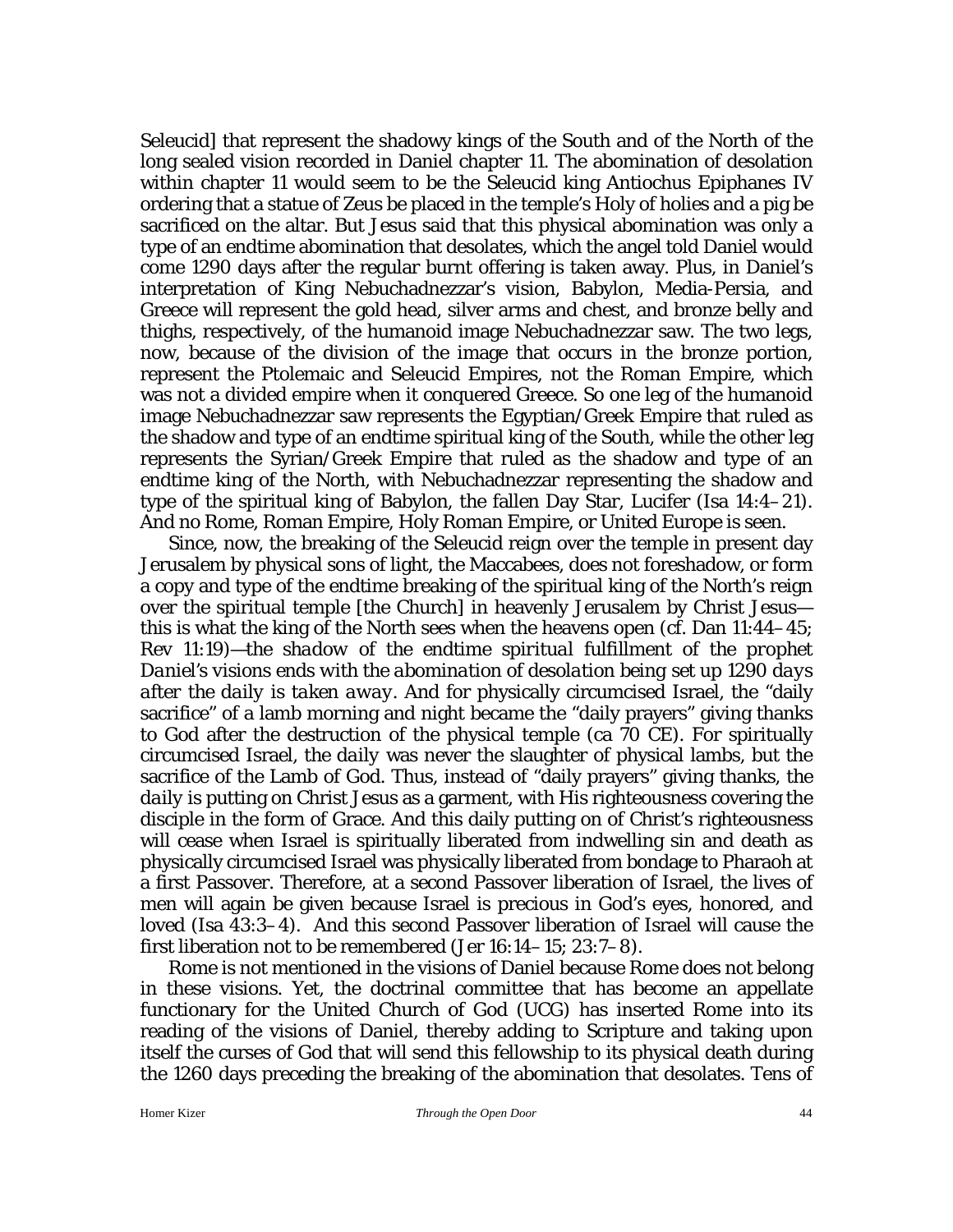Seleucid] that represent the shadowy kings of the South and of the North of the long sealed vision recorded in Daniel chapter 11. The abomination of desolation within chapter 11 would seem to be the Seleucid king Antiochus Epiphanes IV ordering that a statue of Zeus be placed in the temple's Holy of holies and a pig be sacrificed on the altar. But Jesus said that this physical abomination was only a type of an endtime abomination that desolates, which the angel told Daniel would come 1290 days after the regular burnt offering is taken away. Plus, in Daniel's interpretation of King Nebuchadnezzar's vision, Babylon, Media-Persia, and Greece will represent the gold head, silver arms and chest, and bronze belly and thighs, respectively, of the humanoid image Nebuchadnezzar saw. The two legs, now, because of the division of the image that occurs in the bronze portion, represent the Ptolemaic and Seleucid Empires, not the Roman Empire, which was not a divided empire when it conquered Greece. So one leg of the humanoid image Nebuchadnezzar saw represents the Egyptian/Greek Empire that ruled as the shadow and type of an endtime spiritual king of the South, while the other leg represents the Syrian/Greek Empire that ruled as the shadow and type of an endtime king of the North, with Nebuchadnezzar representing the shadow and type of the spiritual king of Babylon, the fallen Day Star, Lucifer (Isa 14:4–21). And no Rome, Roman Empire, Holy Roman Empire, or United Europe is seen.

Since, now, the breaking of the Seleucid reign over the temple in present day Jerusalem by physical sons of light, the Maccabees, does not foreshadow, or form a copy and type of the endtime breaking of the spiritual king of the North's reign over the spiritual temple [the Church] in heavenly Jerusalem by Christ Jesus—this is what the king of the North sees when the heavens open (cf. Dan 11:44–45; Rev 11:19)—*the shadow of the endtime spiritual fulfillment of the prophet Daniel's visions ends with the abomination of desolation being set up 1290 days after the daily is taken away*. And for physically circumcised Israel, the "daily sacrifice" of a lamb morning and night became the "daily prayers" giving thanks to God after the destruction of the physical temple (ca 70 CE). For spiritually circumcised Israel, the *daily* was never the slaughter of physical lambs, but the sacrifice of the Lamb of God. Thus, instead of "daily prayers" giving thanks, the *daily* is putting on Christ Jesus as a garment, with His righteousness covering the disciple in the form of Grace. And this daily putting on of Christ's righteousness will cease when Israel is spiritually liberated from indwelling sin and death as physically circumcised Israel was physically liberated from bondage to Pharaoh at a first Passover. Therefore, at a second Passover liberation of Israel, the lives of men will again be given because Israel is precious in God's eyes, honored, and loved (Isa 43:3–4). And this second Passover liberation of Israel will cause the first liberation not to be remembered (Jer 16:14–15; 23:7–8).

Rome is not mentioned in the visions of Daniel because Rome does not belong in these visions. Yet, the doctrinal committee that has become an appellate functionary for the United Church of God (UCG) has inserted Rome into its reading of the visions of Daniel, thereby adding to Scripture and taking upon itself the curses of God that will send this fellowship to its physical death during the 1260 days preceding the breaking of the abomination that desolates. Tens of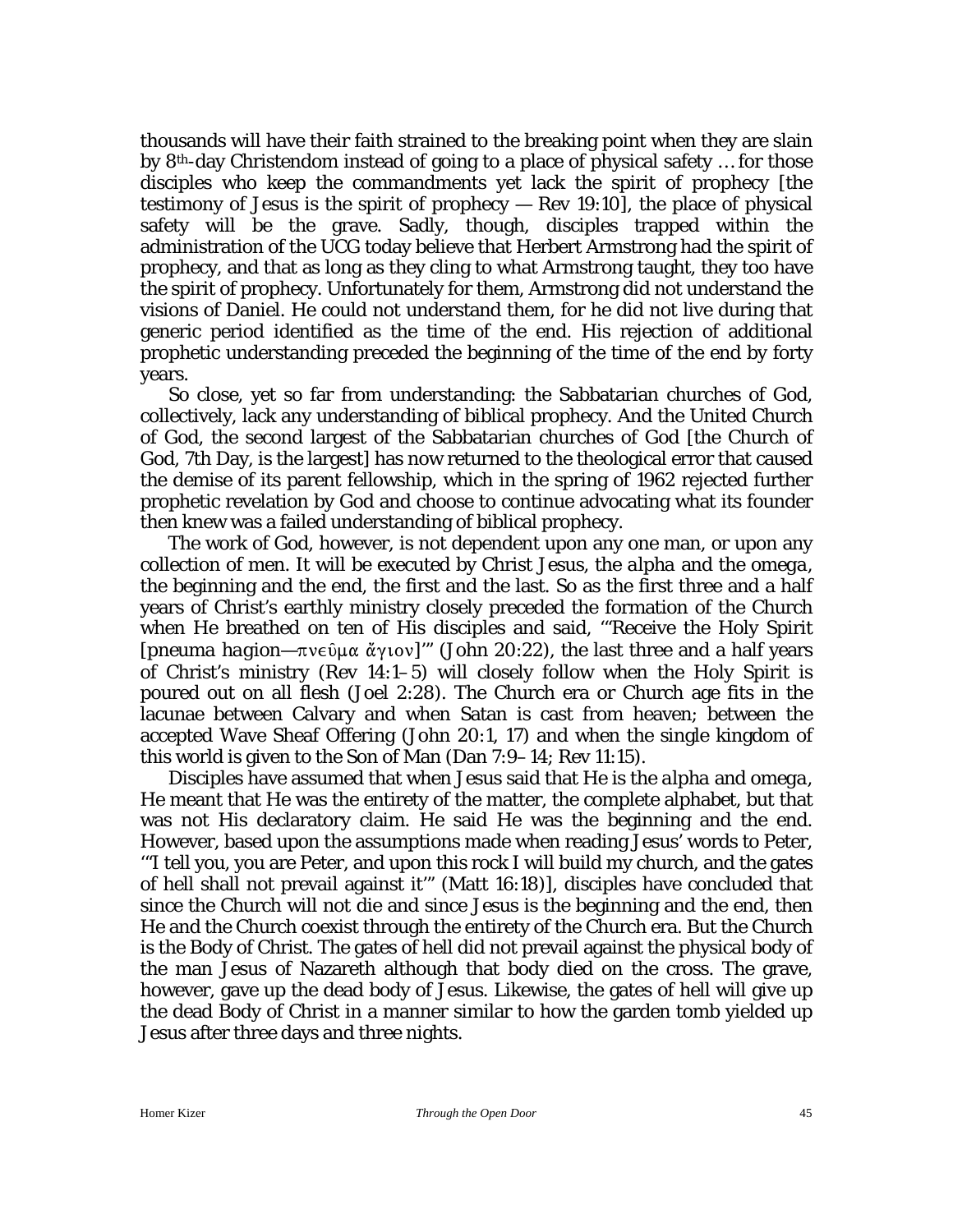thousands will have their faith strained to the breaking point when they are slain by 8th-day Christendom instead of going to a place of physical safety … for those disciples who keep the commandments yet lack the spirit of prophecy [the testimony of Jesus is the spirit of prophecy — Rev 19:10], the place of physical safety will be the grave. Sadly, though, disciples trapped within the administration of the UCG today believe that Herbert Armstrong had the spirit of prophecy, and that as long as they cling to what Armstrong taught, they too have the spirit of prophecy. Unfortunately for them, Armstrong did not understand the visions of Daniel. He could not understand them, for he did not live during that generic period identified as the time of the end. His rejection of additional prophetic understanding preceded the beginning of the time of the end by forty years.

So close, yet so far from understanding: the Sabbatarian churches of God, collectively, lack any understanding of biblical prophecy. And the United Church of God, the second largest of the Sabbatarian churches of God [the Church of God, 7th Day, is the largest] has now returned to the theological error that caused the demise of its parent fellowship, which in the spring of 1962 rejected further prophetic revelation by God and choose to continue advocating what its founder then knew was a failed understanding of biblical prophecy.

The work of God, however, is not dependent upon any one man, or upon any collection of men. It will be executed by Christ Jesus, the *alpha* and the *omega*, the beginning and the end, the first and the last. So as the first three and a half years of Christ's earthly ministry closely preceded the formation of the Church when He breathed on ten of His disciples and said, '"Receive the Holy Spirit [*pneuma hagion*—πνεῦμα ἅγιον]'" (John 20:22), the last three and a half years of Christ's ministry (Rev 14:1–5) will closely follow when the Holy Spirit is poured out on all flesh (Joel 2:28). The Church era or Church age fits in the lacunae between Calvary and when Satan is cast from heaven; between the accepted Wave Sheaf Offering (John 20:1, 17) and when the single kingdom of this world is given to the Son of Man (Dan 7:9–14; Rev 11:15).

Disciples have assumed that when Jesus said that He is the *alpha* and *omega*, He meant that He was the entirety of the matter, the complete alphabet, but that was not His declaratory claim. He said He was the beginning and the end. However, based upon the assumptions made when reading Jesus' words to Peter, '"I tell you, you are Peter, and upon this rock I will build my church, and the gates of hell shall not prevail against it'" (Matt 16:18)], disciples have concluded that since the Church will not die and since Jesus is the beginning and the end, then He and the Church coexist through the entirety of the Church era. But the Church is the Body of Christ. The gates of hell did not prevail against the physical body of the man Jesus of Nazareth although that body died on the cross. The grave, however, gave up the dead body of Jesus. Likewise, the gates of hell will give up the dead Body of Christ in a manner similar to how the garden tomb yielded up Jesus after three days and three nights.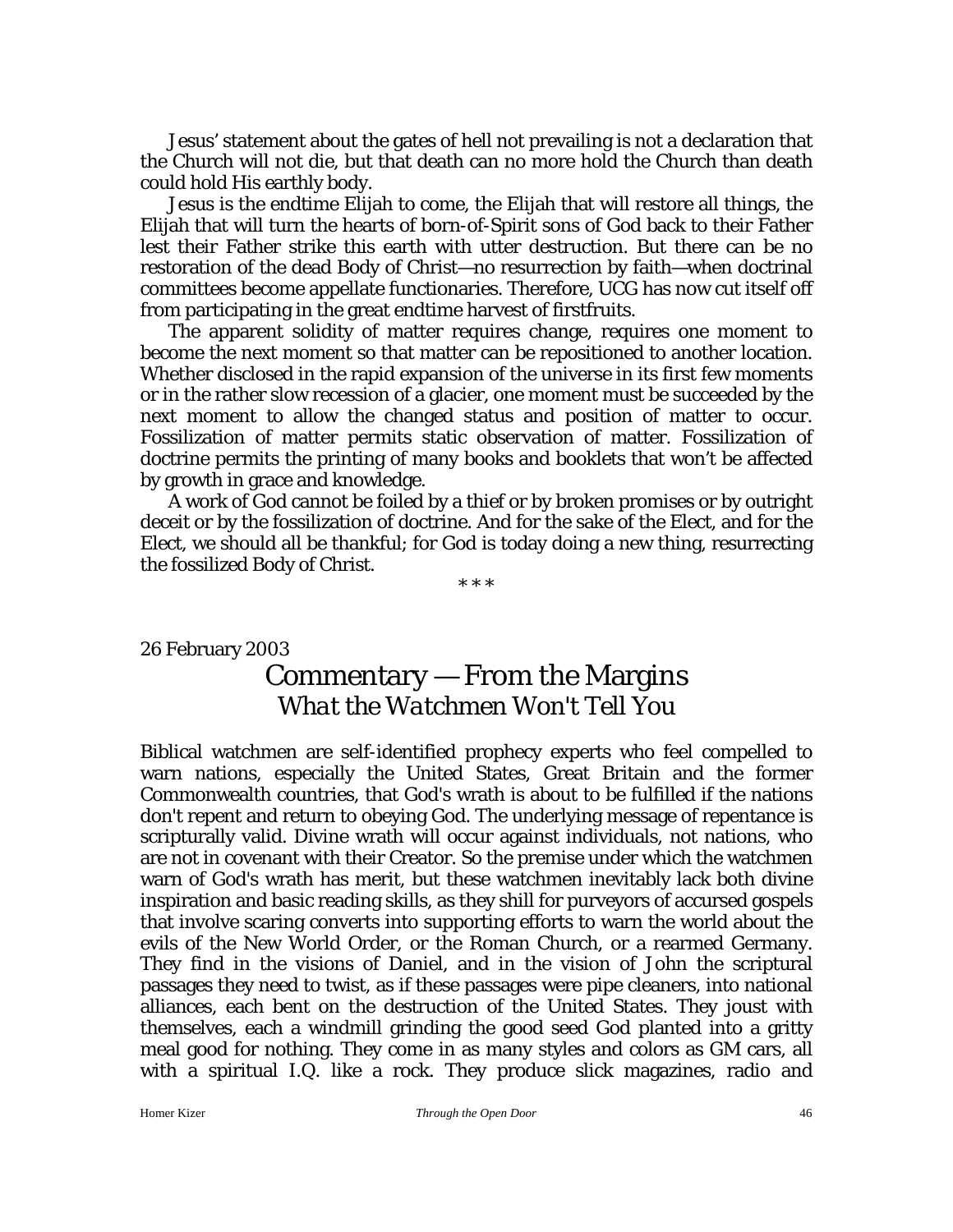Jesus' statement about the gates of hell not prevailing is not a declaration that the Church will not die, but that death can no more hold the Church than death could hold His earthly body.

Jesus is the endtime Elijah to come, the Elijah that will restore all things, the Elijah that will turn the hearts of born-of-Spirit sons of God back to their Father lest their Father strike this earth with utter destruction. But there can be no restoration of the dead Body of Christ—no resurrection by faith—when doctrinal committees become appellate functionaries. Therefore, UCG has now cut itself off from participating in the great endtime harvest of firstfruits.

The apparent solidity of matter requires change, requires one moment to become the next moment so that matter can be repositioned to another location. Whether disclosed in the rapid expansion of the universe in its first few moments or in the rather slow recession of a glacier, one moment must be succeeded by the next moment to allow the changed status and position of matter to occur. Fossilization of matter permits static observation of matter. Fossilization of doctrine permits the printing of many books and booklets that won't be affected by growth in grace and knowledge.

A work of God cannot be foiled by a thief or by broken promises or by outright deceit or by the fossilization of doctrine. And for the sake of the Elect, and for the Elect, we should all be thankful; for God is today doing a new thing, resurrecting the fossilized Body of Christ.

\* \* \*

26 February 2003

# Commentary — From the Margins

## *What the Watchmen Won't Tell You*

Biblical watchmen are self-identified prophecy experts who feel compelled to warn nations, especially the United States, Great Britain and the former Commonwealth countries, that God's wrath is about to be fulfilled if the nations don't repent and return to obeying God. The underlying message of repentance is scripturally valid. Divine wrath will occur against individuals, not nations, who are not in covenant with their Creator. So the premise under which the watchmen warn of God's wrath has merit, but these watchmen inevitably lack both divine inspiration and basic reading skills, as they shill for purveyors of accursed gospels that involve scaring converts into supporting efforts to warn the world about the evils of the New World Order, or the Roman Church, or a rearmed Germany. They find in the visions of Daniel, and in the vision of John the scriptural passages they need to twist, as if these passages were pipe cleaners, into national alliances, each bent on the destruction of the United States. They joust with themselves, each a windmill grinding the good seed God planted into a gritty meal good for nothing. They come in as many styles and colors as GM cars, all with a spiritual I.Q. like a rock. They produce slick magazines, radio and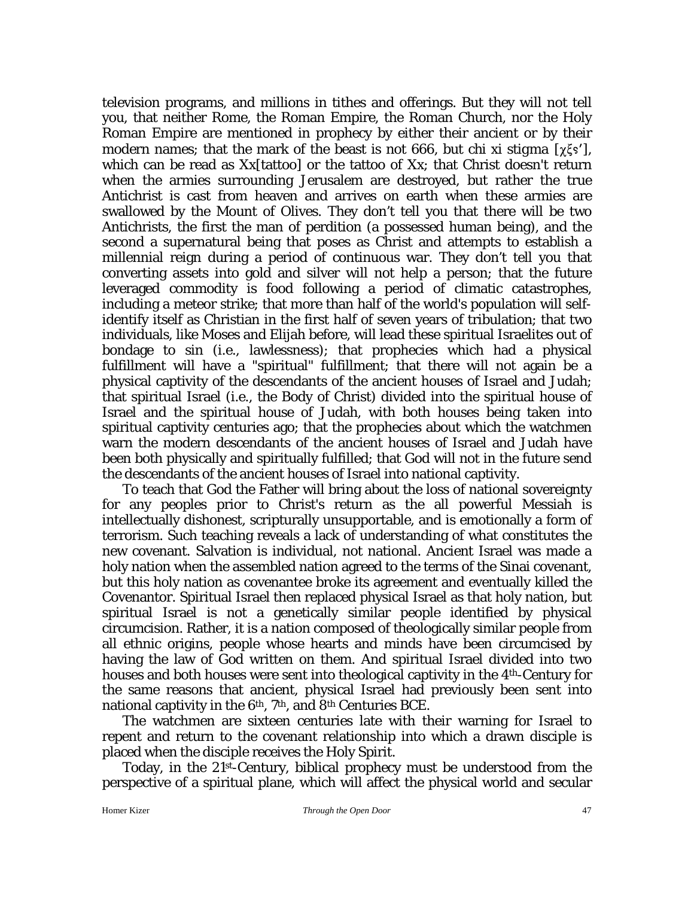television programs, and millions in tithes and offerings. But they will not tell you, that neither Rome, the Roman Empire, the Roman Church, nor the Holy Roman Empire are mentioned in prophecy by either their ancient or by their modern names; that the mark of the beast is not 666, but chi xi stigma [χξϛ'], which can be read as Xx[tattoo] or the tattoo of Xx; that Christ doesn't return when the armies surrounding Jerusalem are destroyed, but rather the true Antichrist is cast from heaven and arrives on earth when these armies are swallowed by the Mount of Olives. They don't tell you that there will be two Antichrists, the first the man of perdition (a possessed human being), and the second a supernatural being that poses as Christ and attempts to establish a millennial reign during a period of continuous war. They don't tell you that converting assets into gold and silver will not help a person; that the future leveraged commodity is food following a period of climatic catastrophes, including a meteor strike; that more than half of the world's population will self-identify itself as Christian in the first half of seven years of tribulation; that two individuals, like Moses and Elijah before, will lead these spiritual Israelites out of bondage to sin (i.e., lawlessness); that prophecies which had a physical fulfillment will have a "spiritual" fulfillment; that there will not again be a physical captivity of the descendants of the ancient houses of Israel and Judah; that spiritual Israel (i.e., the Body of Christ) divided into the spiritual house of Israel and the spiritual house of Judah, with both houses being taken into spiritual captivity centuries ago; that the prophecies about which the watchmen warn the modern descendants of the ancient houses of Israel and Judah have been both physically and spiritually fulfilled; that God will not in the future send the descendants of the ancient houses of Israel into national captivity.

To teach that God the Father will bring about the loss of national sovereignty for any peoples prior to Christ's return as the all powerful Messiah is intellectually dishonest, scripturally unsupportable, and is emotionally a form of terrorism. Such teaching reveals a lack of understanding of what constitutes the new covenant. Salvation is individual, not national. Ancient Israel was made a holy nation when the assembled nation agreed to the terms of the Sinai covenant, but this holy nation as covenantee broke its agreement and eventually killed the Covenantor. Spiritual Israel then replaced physical Israel as that holy nation, but spiritual Israel is not a genetically similar people identified by physical circumcision. Rather, it is a nation composed of theologically similar people from all ethnic origins, people whose hearts and minds have been circumcised by having the law of God written on them. And spiritual Israel divided into two houses and both houses were sent into theological captivity in the 4th-Century for the same reasons that ancient, physical Israel had previously been sent into national captivity in the 6th, 7th, and 8th Centuries BCE.

The watchmen are sixteen centuries late with their warning for Israel to repent and return to the covenant relationship into which a drawn disciple is placed when the disciple receives the Holy Spirit.

Today, in the 21st-Century, biblical prophecy must be understood from the perspective of a spiritual plane, which will affect the physical world and secular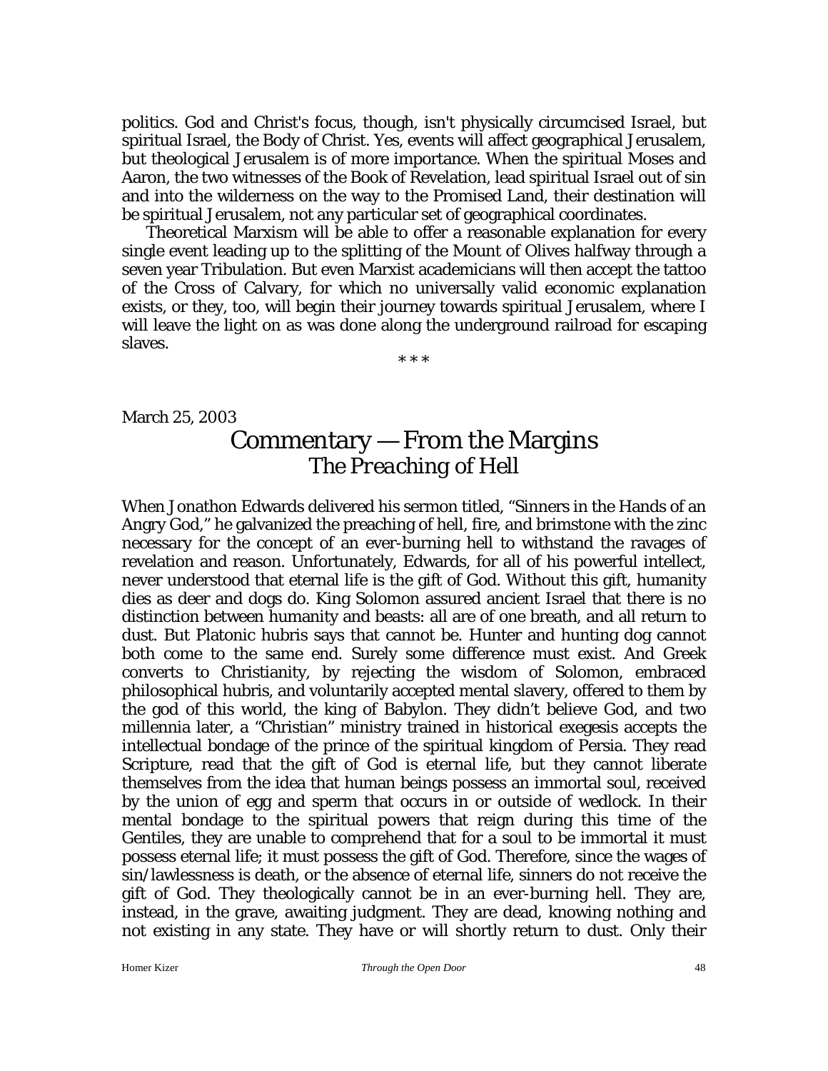politics. God and Christ's focus, though, isn't physically circumcised Israel, but spiritual Israel, the Body of Christ. Yes, events will affect geographical Jerusalem, but theological Jerusalem is of more importance. When the spiritual Moses and Aaron, the two witnesses of the Book of Revelation, lead spiritual Israel out of sin and into the wilderness on the way to the Promised Land, their destination will be spiritual Jerusalem, not any particular set of geographical coordinates.

Theoretical Marxism will be able to offer a reasonable explanation for every single event leading up to the splitting of the Mount of Olives halfway through a seven year Tribulation. But even Marxist academicians will then accept the tattoo of the Cross of Calvary, for which no universally valid economic explanation exists, or they, too, will begin their journey towards spiritual Jerusalem, where I will leave the light on as was done along the underground railroad for escaping slaves.

\* \* \*

March 25, 2003

# Commentary — From the Margins

## *The Preaching of Hell*

When Jonathon Edwards delivered his sermon titled, "Sinners in the Hands of an Angry God," he galvanized the preaching of hell, fire, and brimstone with the zinc necessary for the concept of an ever-burning hell to withstand the ravages of revelation and reason. Unfortunately, Edwards, for all of his powerful intellect, never understood that eternal life is the gift of God. Without this gift, humanity dies as deer and dogs do. King Solomon assured ancient Israel that there is no distinction between humanity and beasts: all are of one breath, and all return to dust. But Platonic hubris says that cannot be. Hunter and hunting dog cannot both come to the same end. Surely some difference must exist. And Greek converts to Christianity, by rejecting the wisdom of Solomon, embraced philosophical hubris, and voluntarily accepted mental slavery, offered to them by the god of this world, the king of Babylon. They didn't believe God, and two millennia later, a "Christian" ministry trained in historical exegesis accepts the intellectual bondage of the prince of the spiritual kingdom of Persia. They read Scripture, read that the gift of God is eternal life, but they cannot liberate themselves from the idea that human beings possess an immortal soul, received by the union of egg and sperm that occurs in or outside of wedlock. In their mental bondage to the spiritual powers that reign during this time of the Gentiles, they are unable to comprehend that for a soul to be immortal it must possess eternal life; it must possess the gift of God. Therefore, since the wages of sin/lawlessness is death, or the absence of eternal life, sinners do not receive the gift of God. They theologically cannot be in an ever-burning hell. They are, instead, in the grave, awaiting judgment. They are dead, knowing nothing and not existing in any state. They have or will shortly return to dust. Only their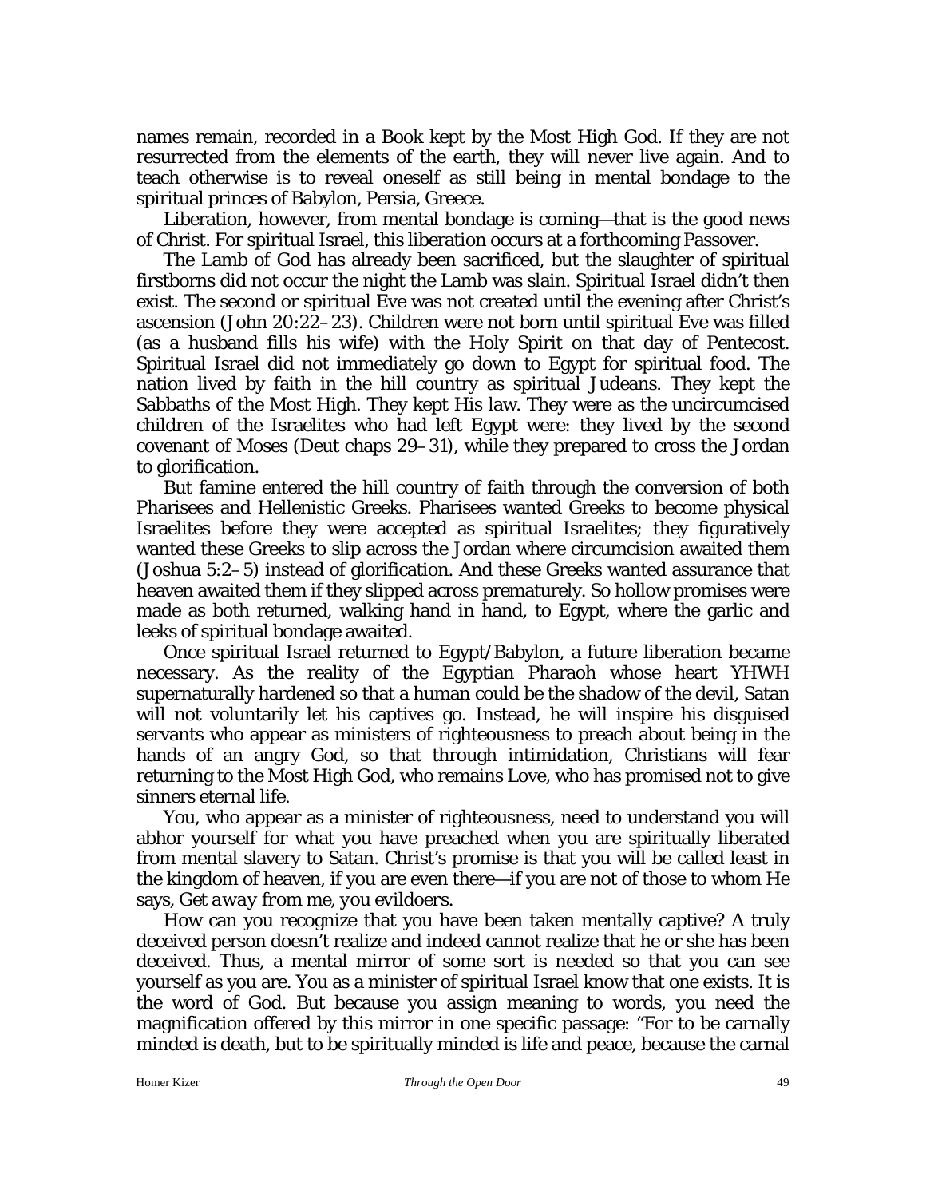names remain, recorded in a Book kept by the Most High God. If they are not resurrected from the elements of the earth, they will never live again. And to teach otherwise is to reveal oneself as still being in mental bondage to the spiritual princes of Babylon, Persia, Greece.

Liberation, however, from mental bondage is coming—that is the good news of Christ. For spiritual Israel, this liberation occurs at a forthcoming Passover.

The Lamb of God has already been sacrificed, but the slaughter of spiritual firstborns did not occur the night the Lamb was slain. Spiritual Israel didn't then exist. The second or spiritual Eve was not created until the evening after Christ's ascension (John 20:22–23). Children were not born until spiritual Eve was filled (as a husband fills his wife) with the Holy Spirit on that day of Pentecost. Spiritual Israel did not immediately go down to Egypt for spiritual food. The nation lived by faith in the hill country as spiritual Judeans. They kept the Sabbaths of the Most High. They kept His law. They were as the uncircumcised children of the Israelites who had left Egypt were: they lived by the second covenant of Moses (Deut chaps 29–31), while they prepared to cross the Jordan to glorification.

But famine entered the hill country of faith through the conversion of both Pharisees and Hellenistic Greeks. Pharisees wanted Greeks to become physical Israelites before they were accepted as spiritual Israelites; they figuratively wanted these Greeks to slip across the Jordan where circumcision awaited them (Joshua 5:2–5) instead of glorification. And these Greeks wanted assurance that heaven awaited them if they slipped across prematurely. So hollow promises were made as both returned, walking hand in hand, to Egypt, where the garlic and leeks of spiritual bondage awaited.

Once spiritual Israel returned to Egypt/Babylon, a future liberation became necessary. As the reality of the Egyptian Pharaoh whose heart YHWH supernaturally hardened so that a human could be the shadow of the devil, Satan will not voluntarily let his captives go. Instead, he will inspire his disguised servants who appear as ministers of righteousness to preach about being in the hands of an angry God, so that through intimidation, Christians will fear returning to the Most High God, who remains Love, who has promised not to give sinners eternal life.

You, who appear as a minister of righteousness, need to understand you will abhor yourself for what you have preached when you are spiritually liberated from mental slavery to Satan. Christ's promise is that you will be called least in the kingdom of heaven, if you are even there—if you are not of those to whom He says, *Get away from me, you evildoers*.

How can you recognize that you have been taken mentally captive? A truly deceived person doesn't realize and indeed cannot realize that he or she has been deceived. Thus, a mental mirror of some sort is needed so that you can see yourself as you are. You as a minister of spiritual Israel know that one exists. It is the word of God. But because you assign meaning to words, you need the magnification offered by this mirror in one specific passage: "For to be carnally minded is death, but to be spiritually minded is life and peace, because the carnal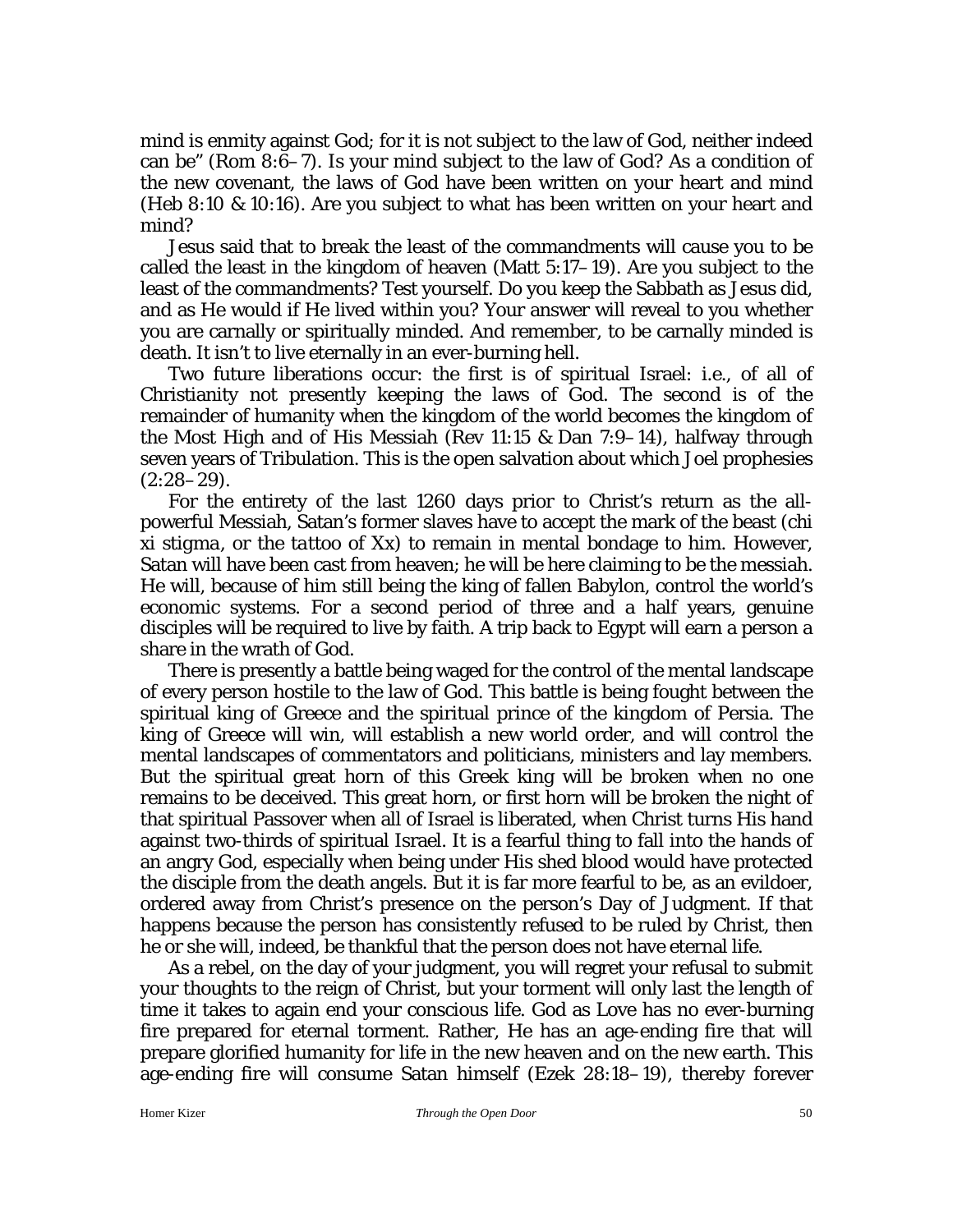mind is enmity against God; for it is not subject to the law of God, neither indeed can be" (Rom 8:6–7). Is your mind subject to the law of God? As a condition of the new covenant, the laws of God have been written on your heart and mind (Heb 8:10 & 10:16). Are you subject to what has been written on your heart and mind?

Jesus said that to break the least of the commandments will cause you to be called the least in the kingdom of heaven (Matt 5:17–19). Are you subject to the least of the commandments? Test yourself. Do you keep the Sabbath as Jesus did, and as He would if He lived within you? Your answer will reveal to you whether you are carnally or spiritually minded. And remember, to be carnally minded is death. It isn't to live eternally in an ever-burning hell.

Two future liberations occur: the first is of spiritual Israel: i.e., of all of Christianity not presently keeping the laws of God. The second is of the remainder of humanity when the kingdom of the world becomes the kingdom of the Most High and of His Messiah (Rev 11:15 & Dan 7:9–14), halfway through seven years of Tribulation. This is the open salvation about which Joel prophesies (2:28–29).

For the entirety of the last 1260 days prior to Christ's return as the all-powerful Messiah, Satan's former slaves have to accept the mark of the beast (*chi xi stigma*, or the *tattoo of Xx*) to remain in mental bondage to him. However, Satan will have been cast from heaven; he will be here claiming to be the messiah. He will, because of him still being the king of fallen Babylon, control the world's economic systems. For a second period of three and a half years, genuine disciples will be required to live by faith. A trip back to Egypt will earn a person a share in the wrath of God.

There is presently a battle being waged for the control of the mental landscape of every person hostile to the law of God. This battle is being fought between the spiritual king of Greece and the spiritual prince of the kingdom of Persia. The king of Greece will win, will establish a new world order, and will control the mental landscapes of commentators and politicians, ministers and lay members. But the spiritual great horn of this Greek king will be broken when no one remains to be deceived. This great horn, or first horn will be broken the night of that spiritual Passover when all of Israel is liberated, when Christ turns His hand against two-thirds of spiritual Israel. It is a fearful thing to fall into the hands of an angry God, especially when being under His shed blood would have protected the disciple from the death angels. But it is far more fearful to be, as an evildoer, ordered away from Christ's presence on the person's Day of Judgment. If that happens because the person has consistently refused to be ruled by Christ, then he or she will, indeed, be thankful that the person does not have eternal life.

As a rebel, on the day of your judgment, you will regret your refusal to submit your thoughts to the reign of Christ, but your torment will only last the length of time it takes to again end your conscious life. God as Love has no ever-burning fire prepared for eternal torment. Rather, He has an age-ending fire that will prepare glorified humanity for life in the new heaven and on the new earth. This age-ending fire will consume Satan himself (Ezek 28:18–19), thereby forever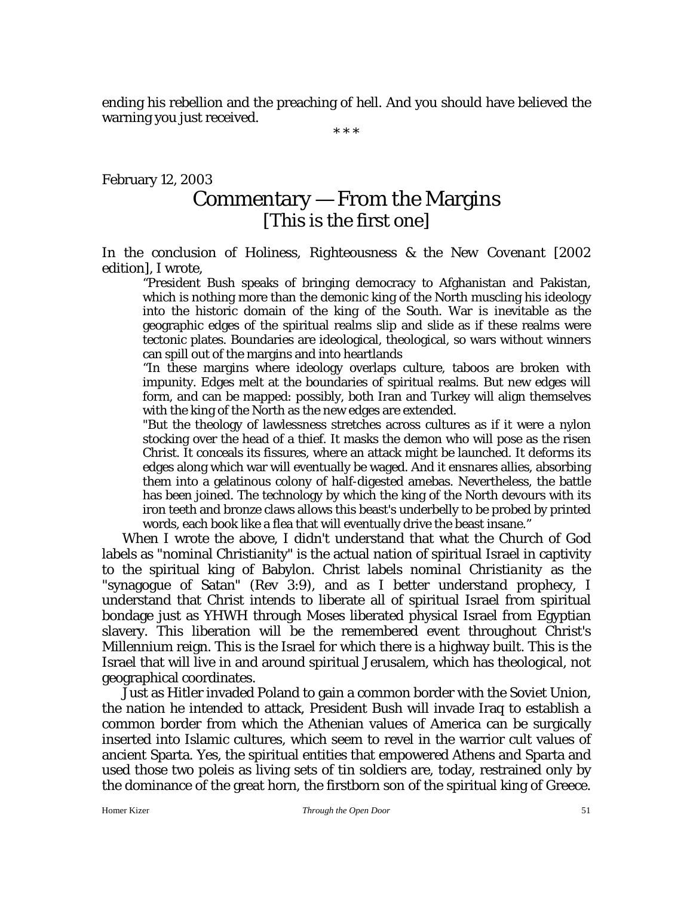ending his rebellion and the preaching of hell. And you should have believed the warning you just received.

\* \* \*

February 12, 2003

# Commentary — From the Margins
## [This is the first one]

In the conclusion of *Holiness, Righteousness & the New Covenant* [2002 edition], I wrote,

> "President Bush speaks of bringing democracy to Afghanistan and Pakistan, which is nothing more than the demonic king of the North muscling his ideology into the historic domain of the king of the South. War is inevitable as the geographic edges of the spiritual realms slip and slide as if these realms were tectonic plates. Boundaries are ideological, theological, so wars without winners can spill out of the margins and into heartlands
>
> "In these margins where ideology overlaps culture, taboos are broken with impunity. Edges melt at the boundaries of spiritual realms. But new edges will form, and can be mapped: possibly, both Iran and Turkey will align themselves with the king of the North as the new edges are extended.
>
> "But the theology of lawlessness stretches across cultures as if it were a nylon stocking over the head of a thief. It masks the demon who will pose as the risen Christ. It conceals its fissures, where an attack might be launched. It deforms its edges along which war will eventually be waged. And it ensnares allies, absorbing them into a gelatinous colony of half-digested amebas. Nevertheless, the battle has been joined. The technology by which the king of the North devours with its iron teeth and bronze claws allows this beast's underbelly to be probed by printed words, each book like a flea that will eventually drive the beast insane."

When I wrote the above, I didn't understand that what the Church of God labels as "nominal Christianity" is the actual nation of spiritual Israel in captivity to the spiritual king of Babylon. Christ labels *nominal Christianity* as the "synagogue of Satan" (Rev 3:9), and as I better understand prophecy, I understand that Christ intends to liberate all of spiritual Israel from spiritual bondage just as YHWH through Moses liberated physical Israel from Egyptian slavery. This liberation will be the remembered event throughout Christ's Millennium reign. This is the Israel for which there is a highway built. This is the Israel that will live in and around spiritual Jerusalem, which has theological, not geographical coordinates.

Just as Hitler invaded Poland to gain a common border with the Soviet Union, the nation he intended to attack, President Bush will invade Iraq to establish a common border from which the Athenian values of America can be surgically inserted into Islamic cultures, which seem to revel in the warrior cult values of ancient Sparta. Yes, the spiritual entities that empowered Athens and Sparta and used those two poleis as living sets of tin soldiers are, today, restrained only by the dominance of the great horn, the firstborn son of the spiritual king of Greece.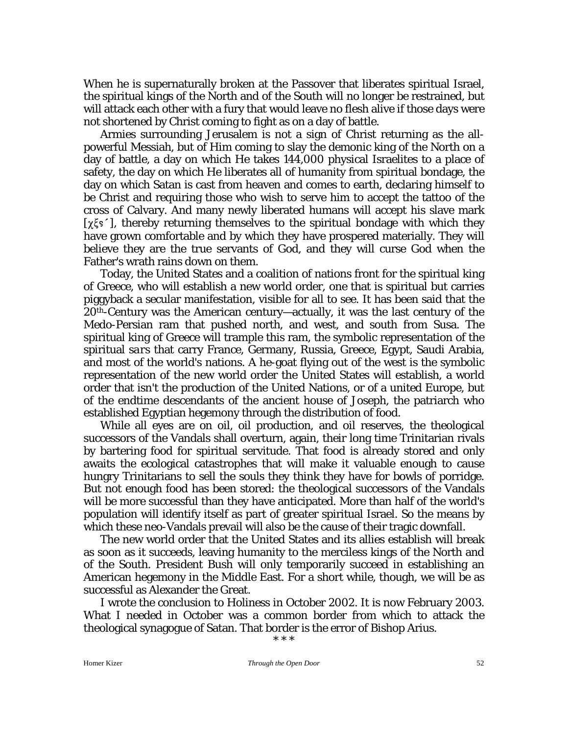When he is supernaturally broken at the Passover that liberates spiritual Israel, the spiritual kings of the North and of the South will no longer be restrained, but will attack each other with a fury that would leave no flesh alive if those days were not shortened by Christ coming to fight as on a day of battle.

Armies surrounding Jerusalem is not a sign of Christ returning as the all-powerful Messiah, but of Him coming to slay the demonic king of the North on a day of battle, a day on which He takes 144,000 physical Israelites to a place of safety, the day on which He liberates all of humanity from spiritual bondage, the day on which Satan is cast from heaven and comes to earth, declaring himself to be Christ and requiring those who wish to serve him to accept the tattoo of the cross of Calvary. And many newly liberated humans will accept his slave mark [χξς΄], thereby returning themselves to the spiritual bondage with which they have grown comfortable and by which they have prospered materially. They will believe they are the true servants of God, and they will curse God when the Father's wrath rains down on them.

Today, the United States and a coalition of nations front for the spiritual king of Greece, who will establish a new world order, one that is spiritual but carries piggyback a secular manifestation, visible for all to see. It has been said that the 20th-Century was the American century—actually, it was the last century of the Medo-Persian ram that pushed north, and west, and south from Susa. The spiritual king of Greece will trample this ram, the symbolic representation of the spiritual *sars* that carry France, Germany, Russia, Greece, Egypt, Saudi Arabia, and most of the world's nations. A he-goat flying out of the west is the symbolic representation of the new world order the United States will establish, a world order that isn't the production of the United Nations, or of a united Europe, but of the endtime descendants of the ancient house of Joseph, the patriarch who established Egyptian hegemony through the distribution of food.

While all eyes are on oil, oil production, and oil reserves, the theological successors of the Vandals shall overturn, again, their long time Trinitarian rivals by bartering food for spiritual servitude. That food is already stored and only awaits the ecological catastrophes that will make it valuable enough to cause hungry Trinitarians to sell the souls they think they have for bowls of porridge. But not enough food has been stored: the theological successors of the Vandals will be more successful than they have anticipated. More than half of the world's population will identify itself as part of greater spiritual Israel. So the means by which these neo-Vandals prevail will also be the cause of their tragic downfall.

The new world order that the United States and its allies establish will break as soon as it succeeds, leaving humanity to the merciless kings of the North and of the South. President Bush will only temporarily succeed in establishing an American hegemony in the Middle East. For a short while, though, we will be as successful as Alexander the Great.

I wrote the conclusion to Holiness in October 2002. It is now February 2003. What I needed in October was a common border from which to attack the theological synagogue of Satan. That border is the error of Bishop Arius.

* * *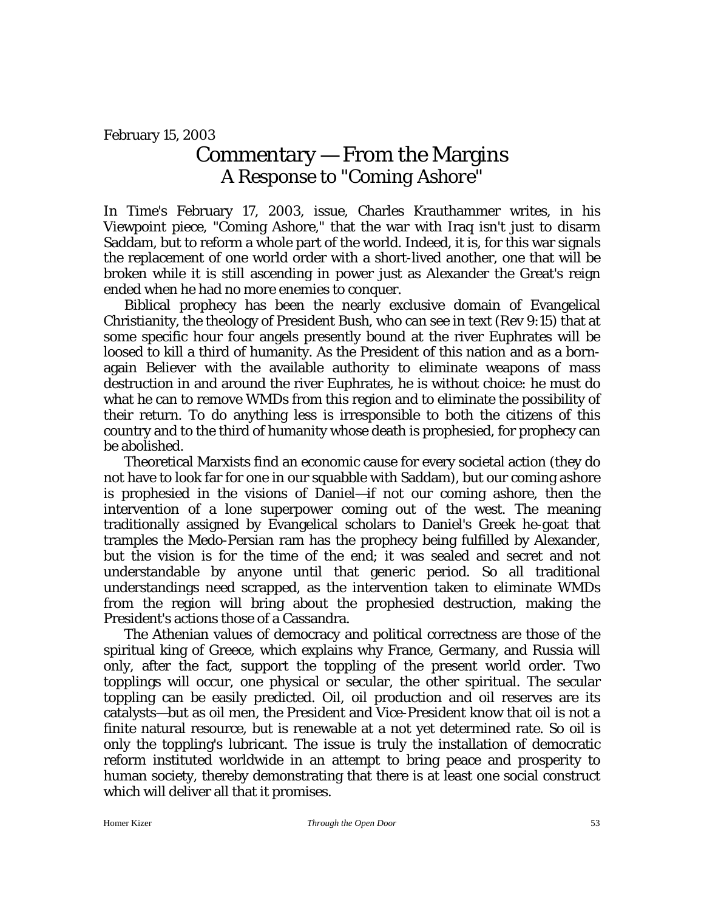February 15, 2003

# Commentary — From the Margins
## A Response to "Coming Ashore"

In Time's February 17, 2003, issue, Charles Krauthammer writes, in his Viewpoint piece, "Coming Ashore," that the war with Iraq isn't just to disarm Saddam, but to reform a whole part of the world. Indeed, it is, for this war signals the replacement of one world order with a short-lived another, one that will be broken while it is still ascending in power just as Alexander the Great's reign ended when he had no more enemies to conquer.

Biblical prophecy has been the nearly exclusive domain of Evangelical Christianity, the theology of President Bush, who can see in text (Rev 9:15) that at some specific hour four angels presently bound at the river Euphrates will be loosed to kill a third of humanity. As the President of this nation and as a born-again Believer with the available authority to eliminate weapons of mass destruction in and around the river Euphrates, he is without choice: he must do what he can to remove WMDs from this region and to eliminate the possibility of their return. To do anything less is irresponsible to both the citizens of this country and to the third of humanity whose death is prophesied, for prophecy can be abolished.

Theoretical Marxists find an economic cause for every societal action (they do not have to look far for one in our squabble with Saddam), but our coming ashore is prophesied in the visions of Daniel—if not our coming ashore, then the intervention of a lone superpower coming out of the west. The meaning traditionally assigned by Evangelical scholars to Daniel's Greek he-goat that tramples the Medo-Persian ram has the prophecy being fulfilled by Alexander, but the vision is for the time of the end; it was sealed and secret and not understandable by anyone until that generic period. So all traditional understandings need scrapped, as the intervention taken to eliminate WMDs from the region will bring about the prophesied destruction, making the President's actions those of a Cassandra.

The Athenian values of democracy and political correctness are those of the spiritual king of Greece, which explains why France, Germany, and Russia will only, after the fact, support the toppling of the present world order. Two topplings will occur, one physical or secular, the other spiritual. The secular toppling can be easily predicted. Oil, oil production and oil reserves are its catalysts—but as oil men, the President and Vice-President know that oil is not a finite natural resource, but is renewable at a not yet determined rate. So oil is only the toppling's lubricant. The issue is truly the installation of democratic reform instituted worldwide in an attempt to bring peace and prosperity to human society, thereby demonstrating that there is at least one social construct which will deliver all that it promises.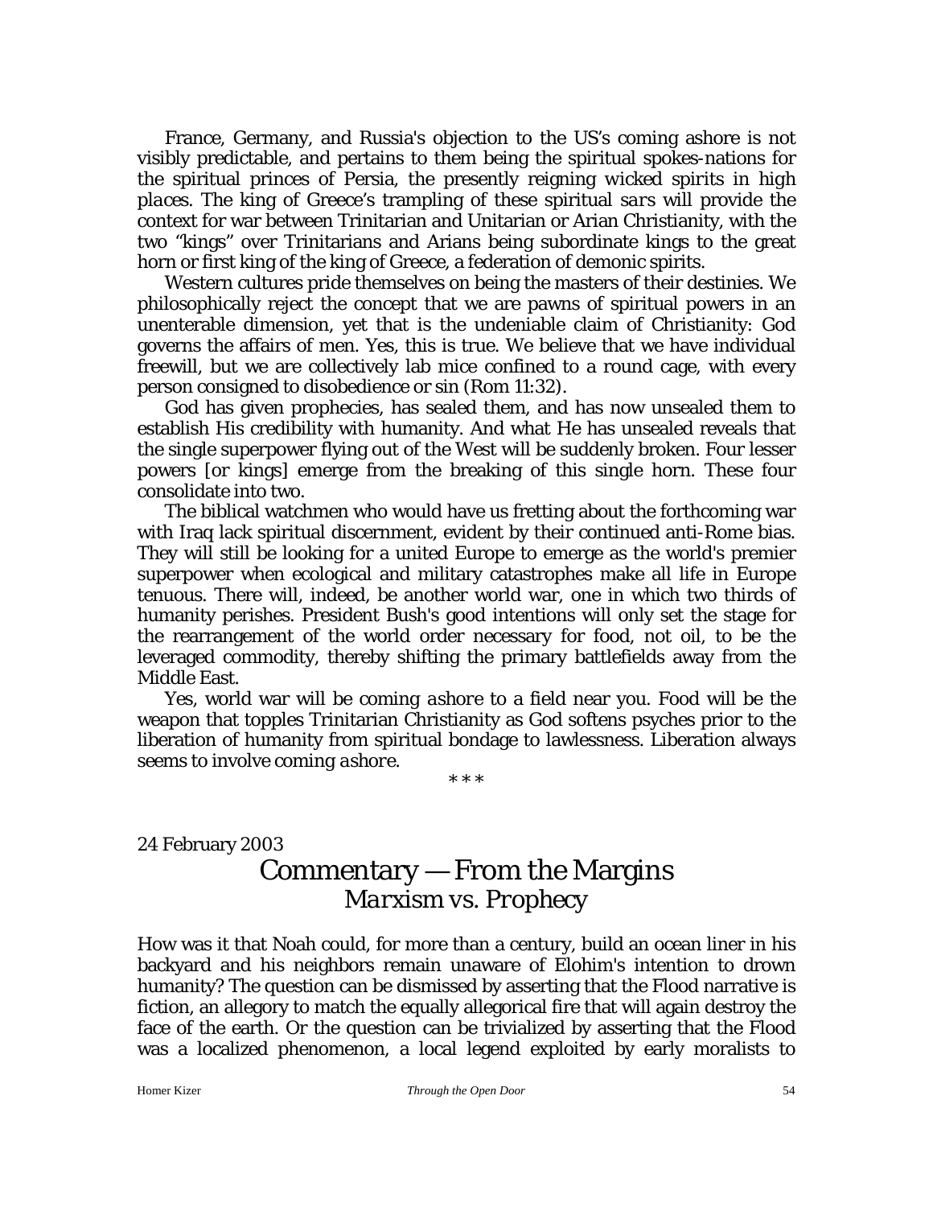France, Germany, and Russia's objection to the US's coming ashore is not visibly predictable, and pertains to them being the spiritual spokes-nations for the spiritual princes of Persia, the presently reigning wicked spirits in high places. The king of Greece's trampling of these spiritual *sars* will provide the context for war between Trinitarian and Unitarian or Arian Christianity, with the two "kings" over Trinitarians and Arians being subordinate kings to the great horn or first king of the king of Greece, a federation of demonic spirits.

Western cultures pride themselves on being the masters of their destinies. We philosophically reject the concept that we are pawns of spiritual powers in an unenterable dimension, yet that is the undeniable claim of Christianity: God governs the affairs of men. Yes, this is true. We believe that we have individual freewill, but we are collectively lab mice confined to a round cage, with every person consigned to disobedience or sin (Rom 11:32).

God has given prophecies, has sealed them, and has now unsealed them to establish His credibility with humanity. And what He has unsealed reveals that the single superpower flying out of the West will be suddenly broken. Four lesser powers [or kings] emerge from the breaking of this single horn. These four consolidate into two.

The biblical watchmen who would have us fretting about the forthcoming war with Iraq lack spiritual discernment, evident by their continued anti-Rome bias. They will still be looking for a united Europe to emerge as the world's premier superpower when ecological and military catastrophes make all life in Europe tenuous. There will, indeed, be another world war, one in which two thirds of humanity perishes. President Bush's good intentions will only set the stage for the rearrangement of the world order necessary for food, not oil, to be the leveraged commodity, thereby shifting the primary battlefields away from the Middle East.

Yes, world war will be *coming ashore* to a field near you. Food will be the weapon that topples Trinitarian Christianity as God softens psyches prior to the liberation of humanity from spiritual bondage to lawlessness. Liberation always seems to involve *coming ashore*.

\* \* \*

24 February 2003

## Commentary — From the Margins
### *Marxism vs. Prophecy*

How was it that Noah could, for more than a century, build an ocean liner in his backyard and his neighbors remain unaware of Elohim's intention to drown humanity? The question can be dismissed by asserting that the Flood narrative is fiction, an allegory to match the equally allegorical fire that will again destroy the face of the earth. Or the question can be trivialized by asserting that the Flood was a localized phenomenon, a local legend exploited by early moralists to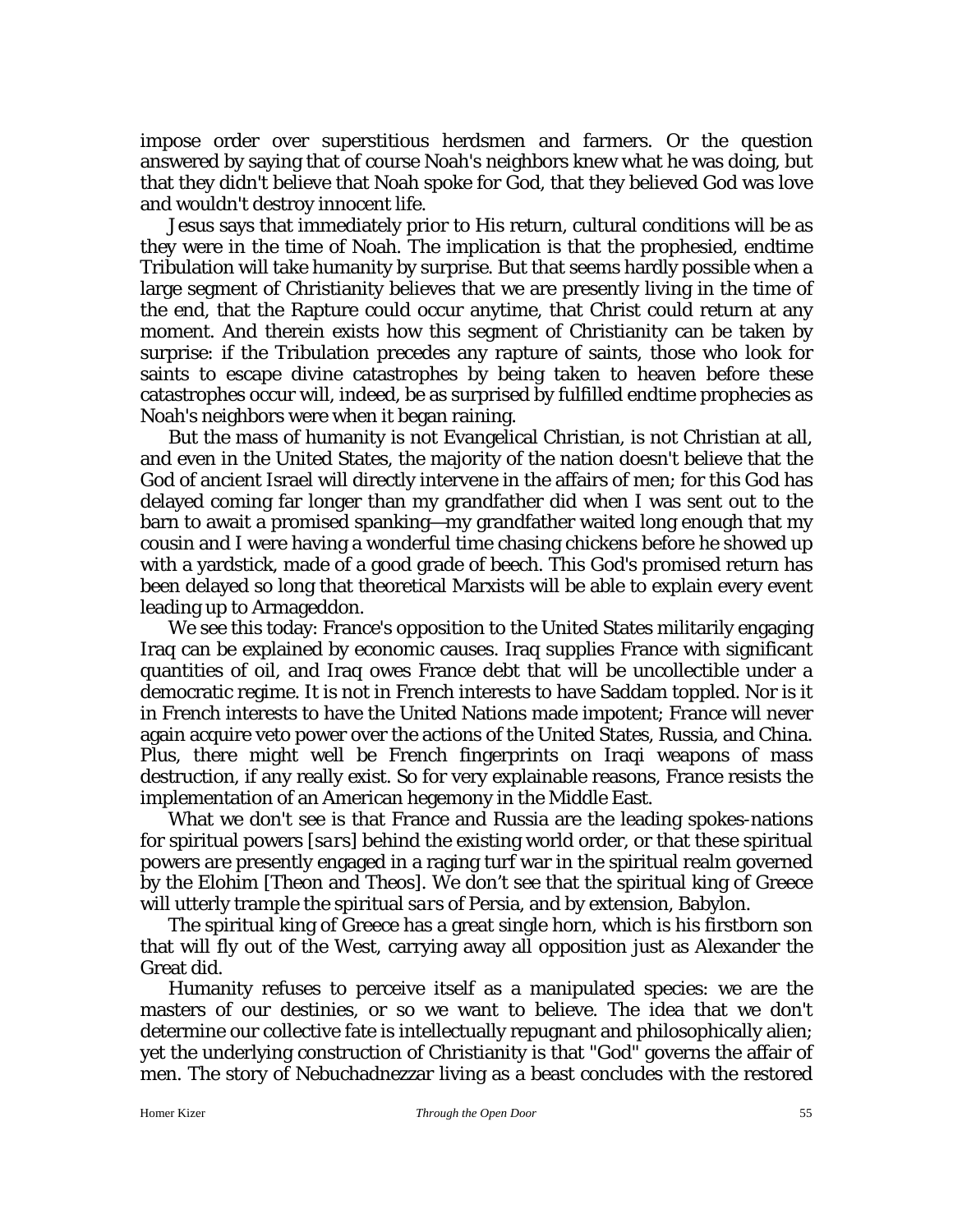impose order over superstitious herdsmen and farmers. Or the question answered by saying that of course Noah's neighbors knew what he was doing, but that they didn't believe that Noah spoke for God, that they believed God was love and wouldn't destroy innocent life.

Jesus says that immediately prior to His return, cultural conditions will be as they were in the time of Noah. The implication is that the prophesied, endtime Tribulation will take humanity by surprise. But that seems hardly possible when a large segment of Christianity believes that we are presently living in the time of the end, that the Rapture could occur anytime, that Christ could return at any moment. And therein exists how this segment of Christianity can be taken by surprise: if the Tribulation precedes any rapture of saints, those who look for saints to escape divine catastrophes by being taken to heaven before these catastrophes occur will, indeed, be as surprised by fulfilled endtime prophecies as Noah's neighbors were when it began raining.

But the mass of humanity is not Evangelical Christian, is not Christian at all, and even in the United States, the majority of the nation doesn't believe that the God of ancient Israel will directly intervene in the affairs of men; for this God has delayed coming far longer than my grandfather did when I was sent out to the barn to await a promised spanking—my grandfather waited long enough that my cousin and I were having a wonderful time chasing chickens before he showed up with a yardstick, made of a good grade of beech. This God's promised return has been delayed so long that theoretical Marxists will be able to explain every event leading up to Armageddon.

We see this today: France's opposition to the United States militarily engaging Iraq can be explained by economic causes. Iraq supplies France with significant quantities of oil, and Iraq owes France debt that will be uncollectible under a democratic regime. It is not in French interests to have Saddam toppled. Nor is it in French interests to have the United Nations made impotent; France will never again acquire veto power over the actions of the United States, Russia, and China. Plus, there might well be French fingerprints on Iraqi weapons of mass destruction, if any really exist. So for very explainable reasons, France resists the implementation of an American hegemony in the Middle East.

What we don't see is that France and Russia are the leading spokes-nations for spiritual powers [*sars*] behind the existing world order, or that these spiritual powers are presently engaged in a raging turf war in the spiritual realm governed by the Elohim [Theon and Theos]. We don't see that the spiritual king of Greece will utterly trample the spiritual *sars* of Persia, and by extension, Babylon.

The spiritual king of Greece has a great single horn, which is his firstborn son that will fly out of the West, carrying away all opposition just as Alexander the Great did.

Humanity refuses to perceive itself as a manipulated species: we are the masters of our destinies, or so we want to believe. The idea that we don't determine our collective fate is intellectually repugnant and philosophically alien; yet the underlying construction of Christianity is that "God" governs the affair of men. The story of Nebuchadnezzar living as a beast concludes with the restored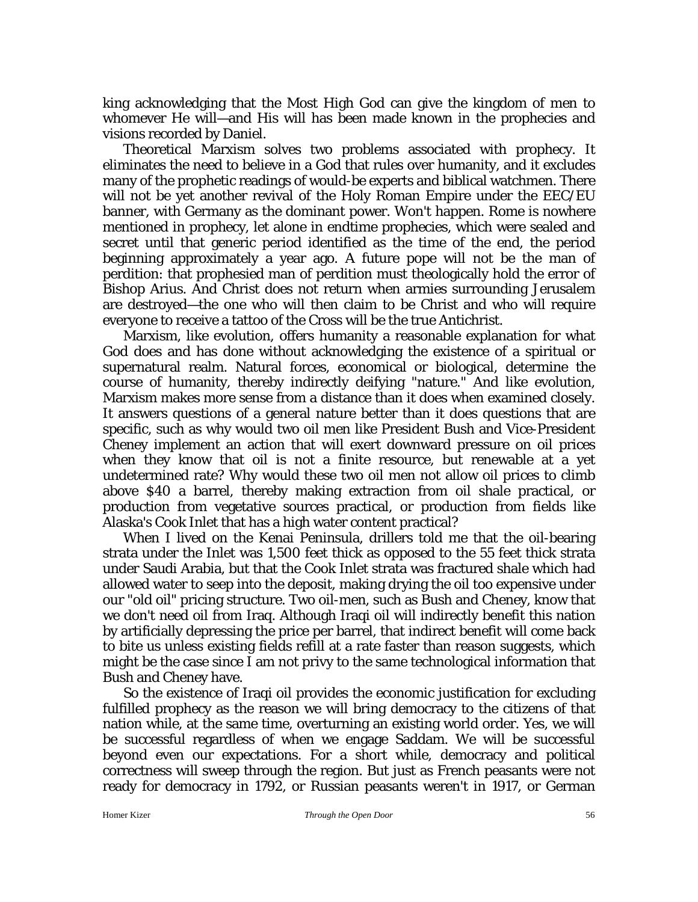king acknowledging that the Most High God can give the kingdom of men to whomever He will—and His will has been made known in the prophecies and visions recorded by Daniel.

Theoretical Marxism solves two problems associated with prophecy. It eliminates the need to believe in a God that rules over humanity, and it excludes many of the prophetic readings of would-be experts and biblical watchmen. There will not be yet another revival of the Holy Roman Empire under the EEC/EU banner, with Germany as the dominant power. Won't happen. Rome is nowhere mentioned in prophecy, let alone in endtime prophecies, which were sealed and secret until that generic period identified as the time of the end, the period beginning approximately a year ago. A future pope will not be the man of perdition: that prophesied man of perdition must theologically hold the error of Bishop Arius. And Christ does not return when armies surrounding Jerusalem are destroyed—the one who will then claim to be Christ and who will require everyone to receive a tattoo of the Cross will be the true Antichrist.

Marxism, like evolution, offers humanity a reasonable explanation for what God does and has done without acknowledging the existence of a spiritual or supernatural realm. Natural forces, economical or biological, determine the course of humanity, thereby indirectly deifying "nature." And like evolution, Marxism makes more sense from a distance than it does when examined closely. It answers questions of a general nature better than it does questions that are specific, such as why would two oil men like President Bush and Vice-President Cheney implement an action that will exert downward pressure on oil prices when they know that oil is not a finite resource, but renewable at a yet undetermined rate? Why would these two oil men not allow oil prices to climb above $40 a barrel, thereby making extraction from oil shale practical, or production from vegetative sources practical, or production from fields like Alaska's Cook Inlet that has a high water content practical?

When I lived on the Kenai Peninsula, drillers told me that the oil-bearing strata under the Inlet was 1,500 feet thick as opposed to the 55 feet thick strata under Saudi Arabia, but that the Cook Inlet strata was fractured shale which had allowed water to seep into the deposit, making drying the oil too expensive under our "old oil" pricing structure. Two oil-men, such as Bush and Cheney, know that we don't need oil from Iraq. Although Iraqi oil will indirectly benefit this nation by artificially depressing the price per barrel, that indirect benefit will come back to bite us unless existing fields refill at a rate faster than reason suggests, which might be the case since I am not privy to the same technological information that Bush and Cheney have.

So the existence of Iraqi oil provides the economic justification for excluding fulfilled prophecy as the reason we will bring democracy to the citizens of that nation while, at the same time, overturning an existing world order. Yes, we will be successful regardless of when we engage Saddam. We will be successful beyond even our expectations. For a short while, democracy and political correctness will sweep through the region. But just as French peasants were not ready for democracy in 1792, or Russian peasants weren't in 1917, or German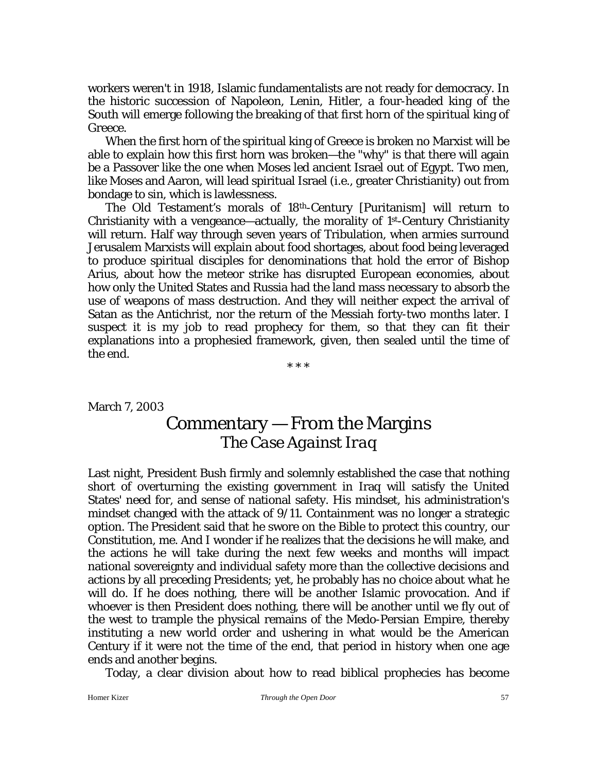workers weren't in 1918, Islamic fundamentalists are not ready for democracy. In the historic succession of Napoleon, Lenin, Hitler, a four-headed king of the South will emerge following the breaking of that first horn of the spiritual king of Greece.

When the first horn of the spiritual king of Greece is broken no Marxist will be able to explain how this first horn was broken—the "why" is that there will again be a Passover like the one when Moses led ancient Israel out of Egypt. Two men, like Moses and Aaron, will lead spiritual Israel (i.e., greater Christianity) out from bondage to sin, which is lawlessness.

The Old Testament's morals of 18th-Century [Puritanism] will return to Christianity with a vengeance—actually, the morality of 1st-Century Christianity will return. Half way through seven years of Tribulation, when armies surround Jerusalem Marxists will explain about food shortages, about food being leveraged to produce spiritual disciples for denominations that hold the error of Bishop Arius, about how the meteor strike has disrupted European economies, about how only the United States and Russia had the land mass necessary to absorb the use of weapons of mass destruction. And they will neither expect the arrival of Satan as the Antichrist, nor the return of the Messiah forty-two months later. I suspect it is my job to read prophecy for them, so that they can fit their explanations into a prophesied framework, given, then sealed until the time of the end.

\* \* \*

March 7, 2003

# Commentary — From the Margins

## *The Case Against Iraq*

Last night, President Bush firmly and solemnly established the case that nothing short of overturning the existing government in Iraq will satisfy the United States' need for, and sense of national safety. His mindset, his administration's mindset changed with the attack of 9/11. Containment was no longer a strategic option. The President said that he swore on the Bible to protect this country, our Constitution, me. And I wonder if he realizes that the decisions he will make, and the actions he will take during the next few weeks and months will impact national sovereignty and individual safety more than the collective decisions and actions by all preceding Presidents; yet, he probably has no choice about what he will do. If he does nothing, there will be another Islamic provocation. And if whoever is then President does nothing, there will be another until we fly out of the west to trample the physical remains of the Medo-Persian Empire, thereby instituting a new world order and ushering in what would be the American Century if it were not the time of the end, that period in history when one age ends and another begins.

Today, a clear division about how to read biblical prophecies has become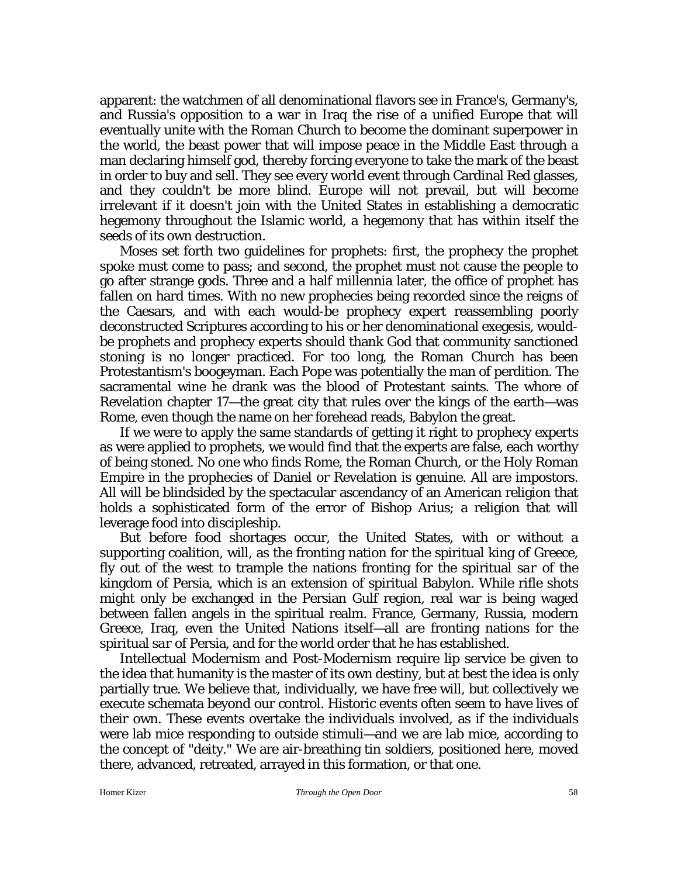apparent: the watchmen of all denominational flavors see in France's, Germany's, and Russia's opposition to a war in Iraq the rise of a unified Europe that will eventually unite with the Roman Church to become the dominant superpower in the world, the beast power that will impose peace in the Middle East through a man declaring himself god, thereby forcing everyone to take the mark of the beast in order to buy and sell. They see every world event through Cardinal Red glasses, and they couldn't be more blind. Europe will not prevail, but will become irrelevant if it doesn't join with the United States in establishing a democratic hegemony throughout the Islamic world, a hegemony that has within itself the seeds of its own destruction.

Moses set forth two guidelines for prophets: first, the prophecy the prophet spoke must come to pass; and second, the prophet must not cause the people to go after strange gods. Three and a half millennia later, the office of prophet has fallen on hard times. With no new prophecies being recorded since the reigns of the Caesars, and with each would-be prophecy expert reassembling poorly deconstructed Scriptures according to his or her denominational exegesis, would-be prophets and prophecy experts should thank God that community sanctioned stoning is no longer practiced. For too long, the Roman Church has been Protestantism's boogeyman. Each Pope was potentially the man of perdition. The sacramental wine he drank was the blood of Protestant saints. The whore of Revelation chapter 17—the great city that rules over the kings of the earth—was Rome, even though the name on her forehead reads, Babylon the great.

If we were to apply the same standards of getting it right to prophecy experts as were applied to prophets, we would find that the experts are false, each worthy of being stoned. No one who finds Rome, the Roman Church, or the Holy Roman Empire in the prophecies of Daniel or Revelation is genuine. All are impostors. All will be blindsided by the spectacular ascendancy of an American religion that holds a sophisticated form of the error of Bishop Arius; a religion that will leverage food into discipleship.

But before food shortages occur, the United States, with or without a supporting coalition, will, as the fronting nation for the spiritual king of Greece, fly out of the west to trample the nations fronting for the spiritual *sar* of the kingdom of Persia, which is an extension of spiritual Babylon. While rifle shots might only be exchanged in the Persian Gulf region, real war is being waged between fallen angels in the spiritual realm. France, Germany, Russia, modern Greece, Iraq, even the United Nations itself—all are fronting nations for the spiritual *sar* of Persia, and for the world order that he has established.

Intellectual Modernism and Post-Modernism require lip service be given to the idea that humanity is the master of its own destiny, but at best the idea is only partially true. We believe that, individually, we have free will, but collectively we execute schemata beyond our control. Historic events often seem to have lives of their own. These events overtake the individuals involved, as if the individuals were lab mice responding to outside stimuli—and we are lab mice, according to the concept of "deity." We are air-breathing tin soldiers, positioned here, moved there, advanced, retreated, arrayed in this formation, or that one.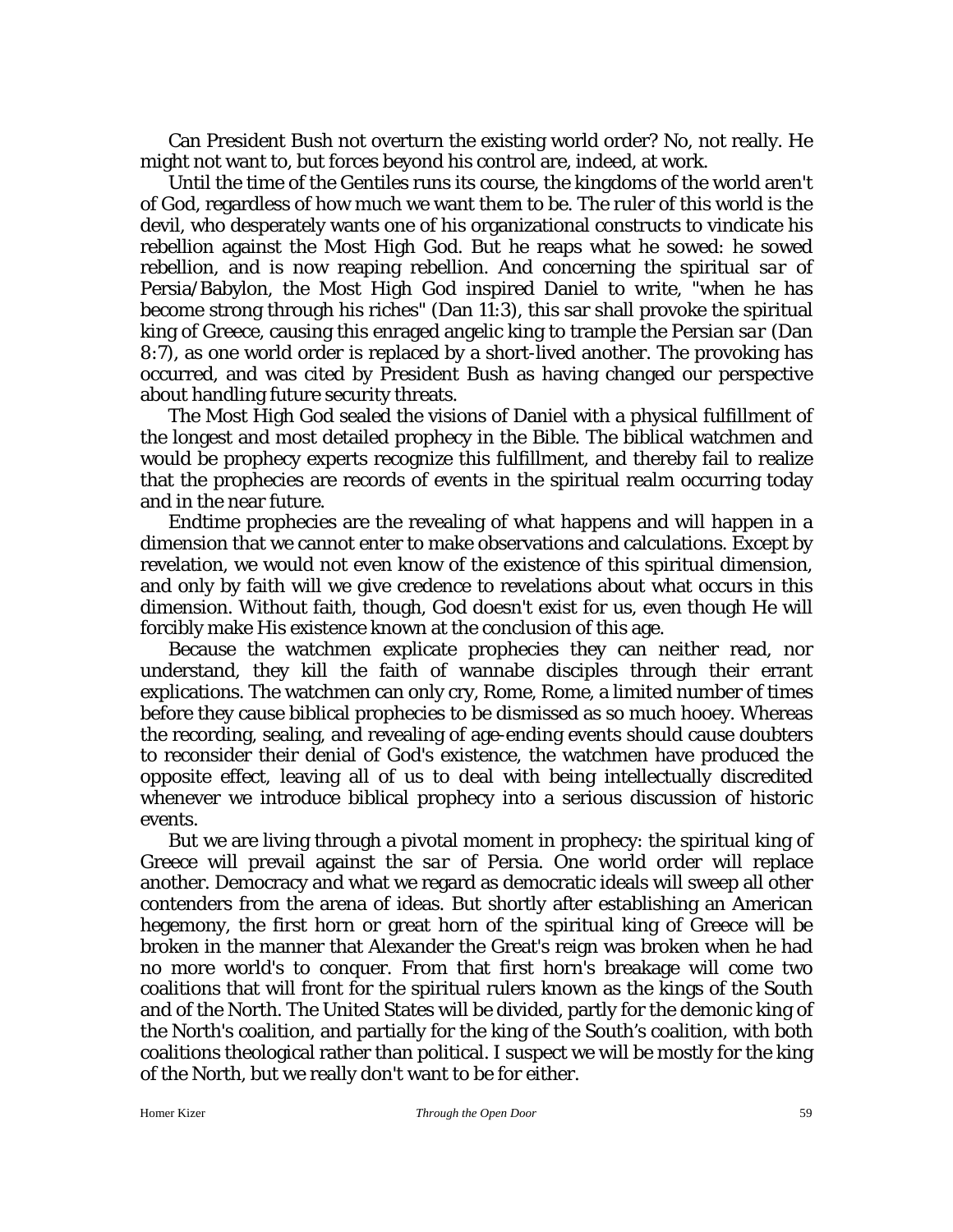Can President Bush not overturn the existing world order? No, not really. He might not want to, but forces beyond his control are, indeed, at work.

Until the time of the Gentiles runs its course, the kingdoms of the world aren't of God, regardless of how much we want them to be. The ruler of this world is the devil, who desperately wants one of his organizational constructs to vindicate his rebellion against the Most High God. But he reaps what he sowed: he sowed rebellion, and is now reaping rebellion. And concerning the spiritual *sar* of Persia/Babylon, the Most High God inspired Daniel to write, "when he has become strong through his riches" (Dan 11:3), this sar shall provoke the spiritual king of Greece, causing this enraged angelic king to trample the Persian *sar* (Dan 8:7), as one world order is replaced by a short-lived another. The provoking has occurred, and was cited by President Bush as having changed our perspective about handling future security threats.

The Most High God sealed the visions of Daniel with a physical fulfillment of the longest and most detailed prophecy in the Bible. The biblical watchmen and would be prophecy experts recognize this fulfillment, and thereby fail to realize that the prophecies are records of events in the spiritual realm occurring today and in the near future.

Endtime prophecies are the revealing of what happens and will happen in a dimension that we cannot enter to make observations and calculations. Except by revelation, we would not even know of the existence of this spiritual dimension, and only by faith will we give credence to revelations about what occurs in this dimension. Without faith, though, God doesn't exist for us, even though He will forcibly make His existence known at the conclusion of this age.

Because the watchmen explicate prophecies they can neither read, nor understand, they kill the faith of wannabe disciples through their errant explications. The watchmen can only cry, Rome, Rome, a limited number of times before they cause biblical prophecies to be dismissed as so much hooey. Whereas the recording, sealing, and revealing of age-ending events should cause doubters to reconsider their denial of God's existence, the watchmen have produced the opposite effect, leaving all of us to deal with being intellectually discredited whenever we introduce biblical prophecy into a serious discussion of historic events.

But we are living through a pivotal moment in prophecy: the spiritual king of Greece will prevail against the *sar* of Persia. One world order will replace another. Democracy and what we regard as democratic ideals will sweep all other contenders from the arena of ideas. But shortly after establishing an American hegemony, the first horn or great horn of the spiritual king of Greece will be broken in the manner that Alexander the Great's reign was broken when he had no more world's to conquer. From that first horn's breakage will come two coalitions that will front for the spiritual rulers known as the kings of the South and of the North. The United States will be divided, partly for the demonic king of the North's coalition, and partially for the king of the South's coalition, with both coalitions theological rather than political. I suspect we will be mostly for the king of the North, but we really don't want to be for either.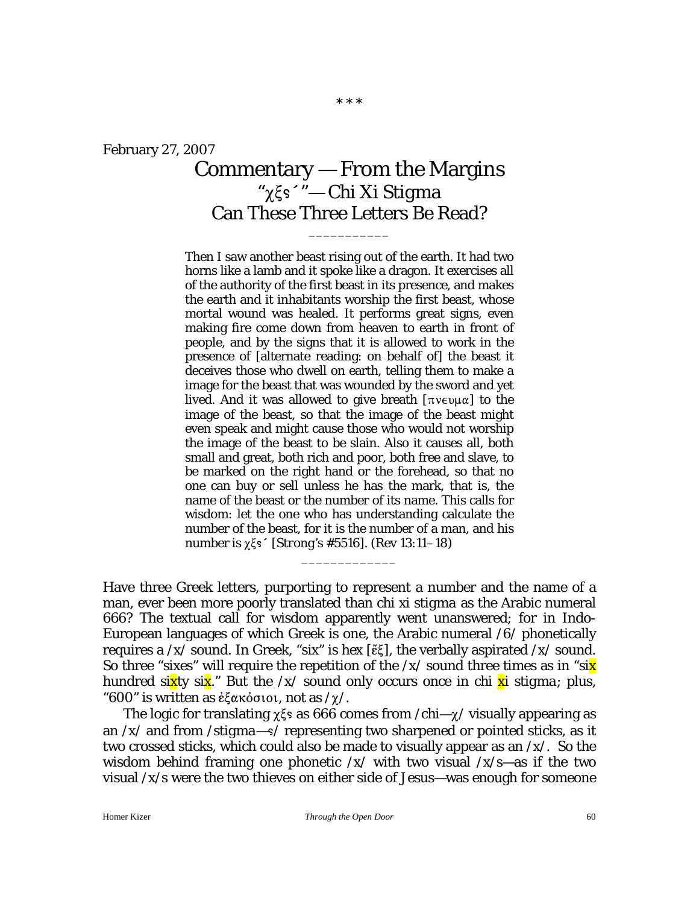\* \* \*

February 27, 2007

# Commentary — From the Margins

## "χξϛ´"— Chi Xi Stigma
## Can These Three Letters Be Read?

\_\_\_\_\_\_\_\_\_\_\_

> Then I saw another beast rising out of the earth. It had two horns like a lamb and it spoke like a dragon. It exercises all of the authority of the first beast in its presence, and makes the earth and it inhabitants worship the first beast, whose mortal wound was healed. It performs great signs, even making fire come down from heaven to earth in front of people, and by the signs that it is allowed to work in the presence of [alternate reading: on behalf of] the beast it deceives those who dwell on earth, telling them to make a image for the beast that was wounded by the sword and yet lived. And it was allowed to give breath [πνευμα] to the image of the beast, so that the image of the beast might even speak and might cause those who would not worship the image of the beast to be slain. Also it causes all, both small and great, both rich and poor, both free and slave, to be marked on the right hand or the forehead, so that no one can buy or sell unless he has the mark, that is, the name of the beast or the number of its name. This calls for wisdom: let the one who has understanding calculate the number of the beast, for it is the number of a man, and his number is χξϛ´ [Strong's #5516]. (Rev 13:11–18)

\_\_\_\_\_\_\_\_\_\_\_\_\_

Have three Greek letters, purporting to represent a number and the name of a man, ever been more poorly translated than chi xi stigma as the Arabic numeral 666? The textual call for wisdom apparently went unanswered; for in Indo-European languages of which Greek is one, the Arabic numeral /6/ phonetically requires a /x/ sound. In Greek, "six" is hex [ἕξ], the verbally aspirated /x/ sound. So three "sixes" will require the repetition of the /x/ sound three times as in "six hundred sixty six." But the /x/ sound only occurs once in chi xi stigma; plus, "600" is written as ἑξακόσιοι, not as /χ/.

The logic for translating χξϛ as 666 comes from /chi—χ/ visually appearing as an /x/ and from /stigma—ϛ/ representing two sharpened or pointed sticks, as it two crossed sticks, which could also be made to visually appear as an /x/. So the wisdom behind framing one phonetic /x/ with two visual /x/s—as if the two visual /x/s were the two thieves on either side of Jesus—was enough for someone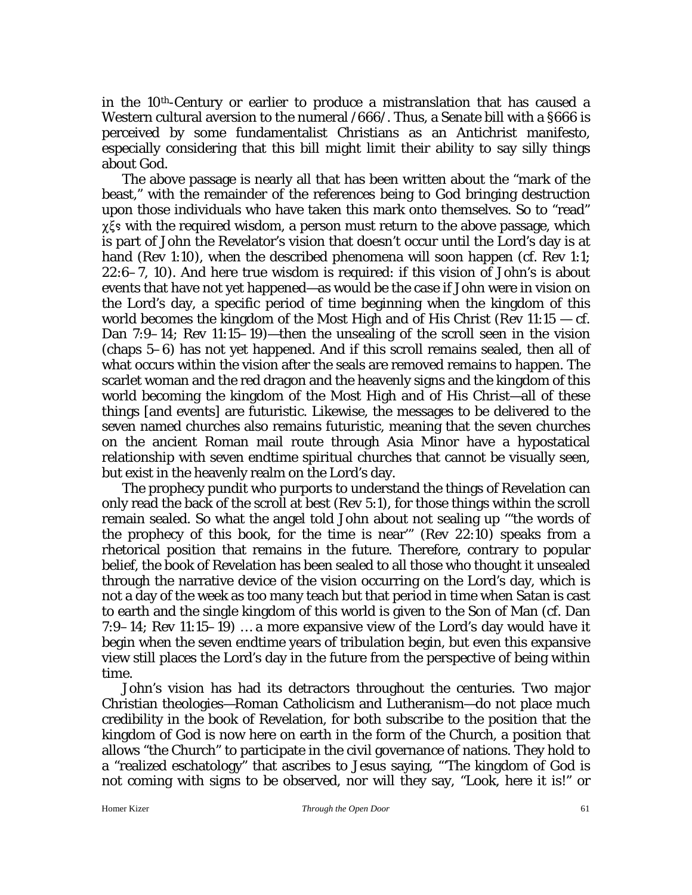in the 10th-Century or earlier to produce a mistranslation that has caused a Western cultural aversion to the numeral /666/. Thus, a Senate bill with a §666 is perceived by some fundamentalist Christians as an Antichrist manifesto, especially considering that this bill might limit their ability to say silly things about God.

The above passage is nearly all that has been written about the "mark of the beast," with the remainder of the references being to God bringing destruction upon those individuals who have taken this mark onto themselves. So to "read" χξς with the required wisdom, a person must return to the above passage, which is part of John the Revelator's vision that doesn't occur until the Lord's day is at hand (Rev 1:10), when the described phenomena will soon happen (cf. Rev 1:1; 22:6–7, 10). And here true wisdom is required: if this vision of John's is about events that have not yet happened—as would be the case if John were in vision on the Lord's day, a specific period of time beginning when the kingdom of this world becomes the kingdom of the Most High and of His Christ (Rev 11:15 — cf. Dan 7:9–14; Rev 11:15–19)—then the unsealing of the scroll seen in the vision (chaps 5–6) has not yet happened. And if this scroll remains sealed, then all of what occurs within the vision after the seals are removed remains to happen. The scarlet woman and the red dragon and the heavenly signs and the kingdom of this world becoming the kingdom of the Most High and of His Christ—all of these things [and events] are futuristic. Likewise, the messages to be delivered to the seven named churches also remains futuristic, meaning that the seven churches on the ancient Roman mail route through Asia Minor have a hypostatical relationship with seven endtime spiritual churches that cannot be visually seen, but exist in the heavenly realm on the Lord's day.

The prophecy pundit who purports to understand the things of Revelation can only read the back of the scroll at best (Rev 5:1), for those things within the scroll remain sealed. So what the angel told John about not sealing up '"the words of the prophecy of this book, for the time is near"' (Rev 22:10) speaks from a rhetorical position that remains in the future. Therefore, contrary to popular belief, the book of Revelation has been sealed to all those who thought it unsealed through the narrative device of the vision occurring on the Lord's day, which is not a day of the week as too many teach but that period in time when Satan is cast to earth and the single kingdom of this world is given to the Son of Man (cf. Dan 7:9–14; Rev 11:15–19) … a more expansive view of the Lord's day would have it begin when the seven endtime years of tribulation begin, but even this expansive view still places the Lord's day in the future from the perspective of being within time.

John's vision has had its detractors throughout the centuries. Two major Christian theologies—Roman Catholicism and Lutheranism—do not place much credibility in the book of Revelation, for both subscribe to the position that the kingdom of God is now here on earth in the form of the Church, a position that allows "the Church" to participate in the civil governance of nations. They hold to a "realized eschatology" that ascribes to Jesus saying, '"The kingdom of God is not coming with signs to be observed, nor will they say, "Look, here it is!" or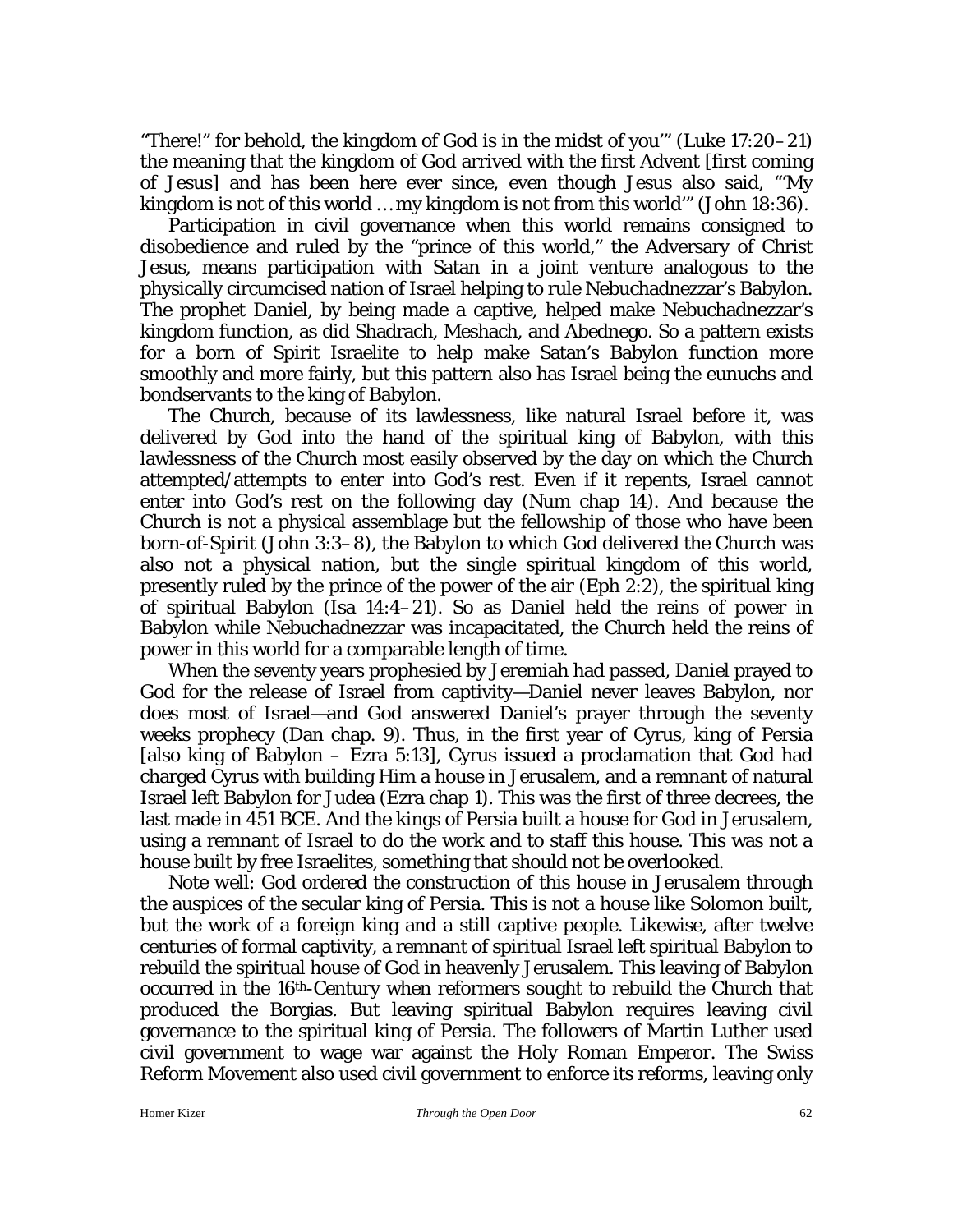"There!" for behold, the kingdom of God is in the midst of you'" (Luke 17:20–21) the meaning that the kingdom of God arrived with the first Advent [first coming of Jesus] and has been here ever since, even though Jesus also said, "'My kingdom is not of this world … my kingdom is not from this world'" (John 18:36).

Participation in civil governance when this world remains consigned to disobedience and ruled by the "prince of this world," the Adversary of Christ Jesus, means participation with Satan in a joint venture analogous to the physically circumcised nation of Israel helping to rule Nebuchadnezzar's Babylon. The prophet Daniel, by being made a captive, helped make Nebuchadnezzar's kingdom function, as did Shadrach, Meshach, and Abednego. So a pattern exists for a born of Spirit Israelite to help make Satan's Babylon function more smoothly and more fairly, but this pattern also has Israel being the eunuchs and bondservants to the king of Babylon.

The Church, because of its lawlessness, like natural Israel before it, was delivered by God into the hand of the spiritual king of Babylon, with this lawlessness of the Church most easily observed by the day on which the Church attempted/attempts to enter into God's rest. Even if it repents, Israel cannot enter into God's rest on the following day (Num chap 14). And because the Church is not a physical assemblage but the fellowship of those who have been born-of-Spirit (John 3:3–8), the Babylon to which God delivered the Church was also not a physical nation, but the single spiritual kingdom of this world, presently ruled by the prince of the power of the air (Eph 2:2), the spiritual king of spiritual Babylon (Isa 14:4–21). So as Daniel held the reins of power in Babylon while Nebuchadnezzar was incapacitated, the Church held the reins of power in this world for a comparable length of time.

When the seventy years prophesied by Jeremiah had passed, Daniel prayed to God for the release of Israel from captivity—Daniel never leaves Babylon, nor does most of Israel—and God answered Daniel's prayer through the seventy weeks prophecy (Dan chap. 9). Thus, in the first year of Cyrus, king of Persia [also king of Babylon – Ezra 5:13], Cyrus issued a proclamation that God had charged Cyrus with building Him a house in Jerusalem, and a remnant of natural Israel left Babylon for Judea (Ezra chap 1). This was the first of three decrees, the last made in 451 BCE. And the kings of Persia built a house for God in Jerusalem, using a remnant of Israel to do the work and to staff this house. This was not a house built by free Israelites, something that should not be overlooked.

Note well: God ordered the construction of this house in Jerusalem through the auspices of the secular king of Persia. This is not a house like Solomon built, but the work of a foreign king and a still captive people. Likewise, after twelve centuries of formal captivity, a remnant of spiritual Israel left spiritual Babylon to rebuild the spiritual house of God in heavenly Jerusalem. This leaving of Babylon occurred in the 16th-Century when reformers sought to rebuild the Church that produced the Borgias. But leaving spiritual Babylon requires leaving civil governance to the spiritual king of Persia. The followers of Martin Luther used civil government to wage war against the Holy Roman Emperor. The Swiss Reform Movement also used civil government to enforce its reforms, leaving only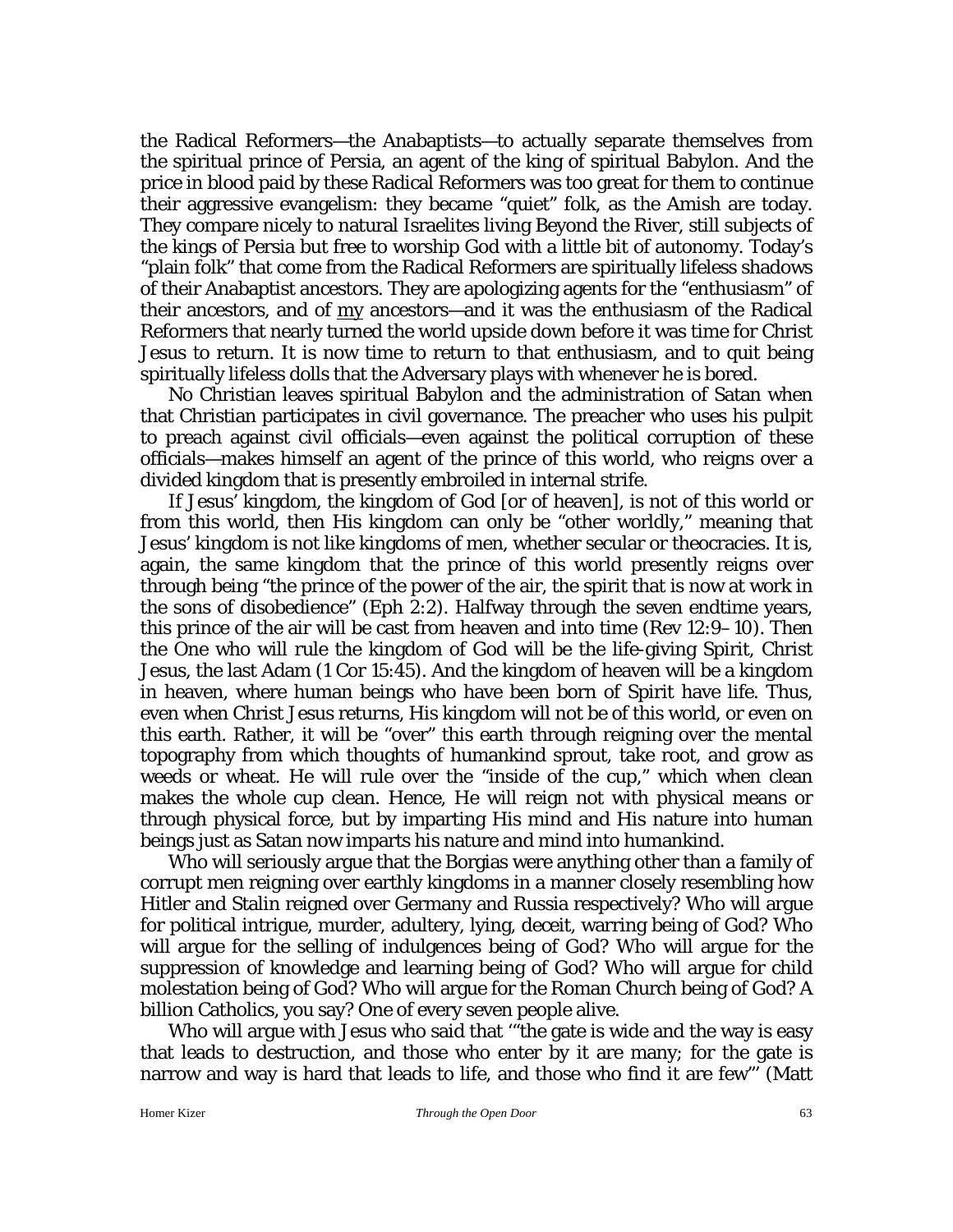the Radical Reformers—the Anabaptists—to actually separate themselves from the spiritual prince of Persia, an agent of the king of spiritual Babylon. And the price in blood paid by these Radical Reformers was too great for them to continue their aggressive evangelism: they became "quiet" folk, as the Amish are today. They compare nicely to natural Israelites living Beyond the River, still subjects of the kings of Persia but free to worship God with a little bit of autonomy. Today's "plain folk" that come from the Radical Reformers are spiritually lifeless shadows of their Anabaptist ancestors. They are apologizing agents for the "enthusiasm" of their ancestors, and of <u>my</u> ancestors—and it was the enthusiasm of the Radical Reformers that nearly turned the world upside down before it was time for Christ Jesus to return. It is now time to return to that enthusiasm, and to quit being spiritually lifeless dolls that the Adversary plays with whenever he is bored.

No Christian leaves spiritual Babylon and the administration of Satan when that Christian participates in civil governance. The preacher who uses his pulpit to preach against civil officials—even against the political corruption of these officials—makes himself an agent of the prince of this world, who reigns over a divided kingdom that is presently embroiled in internal strife.

If Jesus' kingdom, the kingdom of God [or of heaven], is not of this world or from this world, then His kingdom can only be "other worldly," meaning that Jesus' kingdom is not like kingdoms of men, whether secular or theocracies. It is, again, the same kingdom that the prince of this world presently reigns over through being "the prince of the power of the air, the spirit that is now at work in the sons of disobedience" (Eph 2:2). Halfway through the seven endtime years, this prince of the air will be cast from heaven and into time (Rev 12:9–10). Then the One who will rule the kingdom of God will be the life-giving Spirit, Christ Jesus, the last Adam (1 Cor 15:45). And the kingdom of heaven will be a kingdom in heaven, where human beings who have been born of Spirit have life. Thus, even when Christ Jesus returns, His kingdom will not be of this world, or even on this earth. Rather, it will be "over" this earth through reigning over the mental topography from which thoughts of humankind sprout, take root, and grow as weeds or wheat. He will rule over the "inside of the cup," which when clean makes the whole cup clean. Hence, He will reign not with physical means or through physical force, but by imparting His mind and His nature into human beings just as Satan now imparts his nature and mind into humankind.

Who will seriously argue that the Borgias were anything other than a family of corrupt men reigning over earthly kingdoms in a manner closely resembling how Hitler and Stalin reigned over Germany and Russia respectively? Who will argue for political intrigue, murder, adultery, lying, deceit, warring being of God? Who will argue for the selling of indulgences being of God? Who will argue for the suppression of knowledge and learning being of God? Who will argue for child molestation being of God? Who will argue for the Roman Church being of God? A billion Catholics, you say? One of every seven people alive.

Who will argue with Jesus who said that '"the gate is wide and the way is easy that leads to destruction, and those who enter by it are many; for the gate is narrow and way is hard that leads to life, and those who find it are few"' (Matt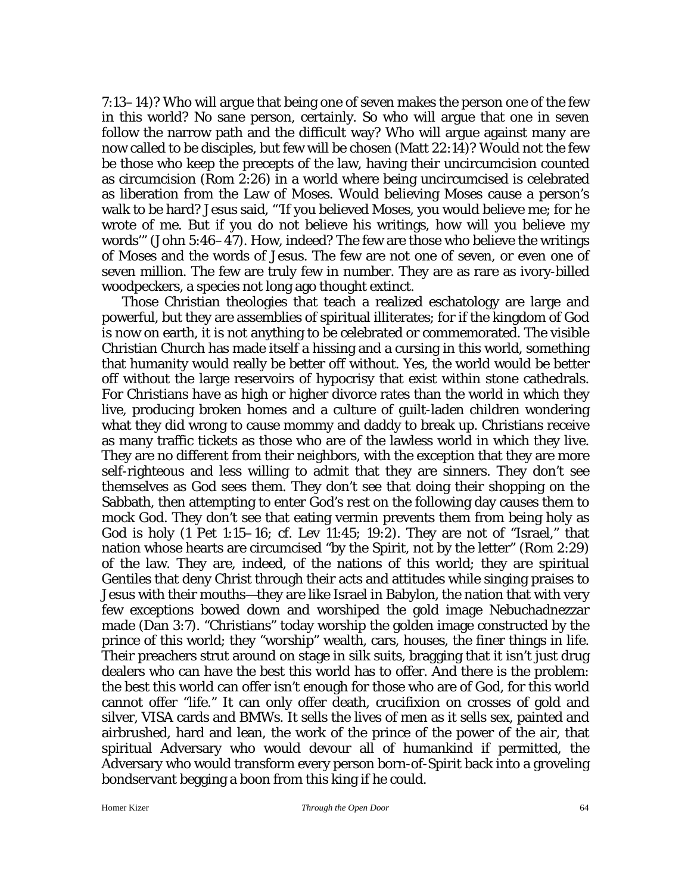7:13–14)? Who will argue that being one of seven makes the person one of the few in this world? No sane person, certainly. So who will argue that one in seven follow the narrow path and the difficult way? Who will argue against many are now called to be disciples, but few will be chosen (Matt 22:14)? Would not the few be those who keep the precepts of the law, having their uncircumcision counted as circumcision (Rom 2:26) in a world where being uncircumcised is celebrated as liberation from the Law of Moses. Would believing Moses cause a person's walk to be hard? Jesus said, "'If you believed Moses, you would believe me; for he wrote of me. But if you do not believe his writings, how will you believe my words'" (John 5:46–47). How, indeed? The few are those who believe the writings of Moses and the words of Jesus. The few are not one of seven, or even one of seven million. The few are truly few in number. They are as rare as ivory-billed woodpeckers, a species not long ago thought extinct.

Those Christian theologies that teach a realized eschatology are large and powerful, but they are assemblies of spiritual illiterates; for if the kingdom of God is now on earth, it is not anything to be celebrated or commemorated. The visible Christian Church has made itself a hissing and a cursing in this world, something that humanity would really be better off without. Yes, the world would be better off without the large reservoirs of hypocrisy that exist within stone cathedrals. For Christians have as high or higher divorce rates than the world in which they live, producing broken homes and a culture of guilt-laden children wondering what they did wrong to cause mommy and daddy to break up. Christians receive as many traffic tickets as those who are of the lawless world in which they live. They are no different from their neighbors, with the exception that they are more self-righteous and less willing to admit that they are sinners. They don't see themselves as God sees them. They don't see that doing their shopping on the Sabbath, then attempting to enter God's rest on the following day causes them to mock God. They don't see that eating vermin prevents them from being holy as God is holy (1 Pet 1:15–16; cf. Lev 11:45; 19:2). They are not of "Israel," that nation whose hearts are circumcised "by the Spirit, not by the letter" (Rom 2:29) of the law. They are, indeed, of the nations of this world; they are spiritual Gentiles that deny Christ through their acts and attitudes while singing praises to Jesus with their mouths—they are like Israel in Babylon, the nation that with very few exceptions bowed down and worshiped the gold image Nebuchadnezzar made (Dan 3:7). "Christians" today worship the golden image constructed by the prince of this world; they "worship" wealth, cars, houses, the finer things in life. Their preachers strut around on stage in silk suits, bragging that it isn't just drug dealers who can have the best this world has to offer. And there is the problem: the best this world can offer isn't enough for those who are of God, for this world cannot offer "life." It can only offer death, crucifixion on crosses of gold and silver, VISA cards and BMWs. It sells the lives of men as it sells sex, painted and airbrushed, hard and lean, the work of the prince of the power of the air, that spiritual Adversary who would devour all of humankind if permitted, the Adversary who would transform every person born-of-Spirit back into a groveling bondservant begging a boon from this king if he could.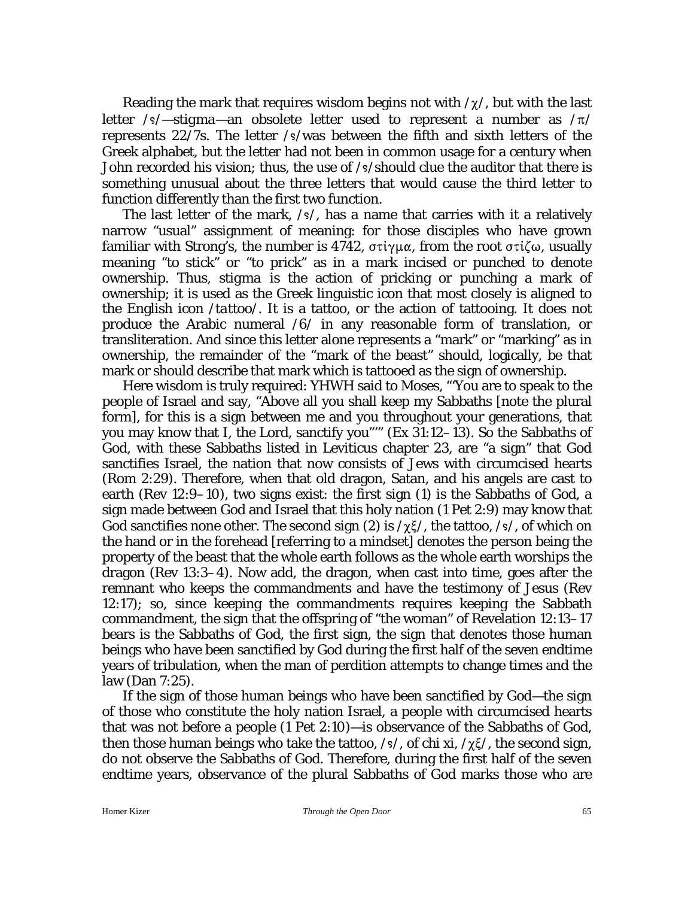Reading the mark that requires wisdom begins not with /χ/, but with the last letter /ϛ/—stigma—an obsolete letter used to represent a number as /π/ represents 22/7s. The letter /ϛ/was between the fifth and sixth letters of the Greek alphabet, but the letter had not been in common usage for a century when John recorded his vision; thus, the use of /ϛ/should clue the auditor that there is something unusual about the three letters that would cause the third letter to function differently than the first two function.

The last letter of the mark, /ϛ/, has a name that carries with it a relatively narrow "usual" assignment of meaning: for those disciples who have grown familiar with Strong's, the number is 4742, στίγμα, from the root στίζω, usually meaning "to stick" or "to prick" as in a mark incised or punched to denote ownership. Thus, stigma is the action of pricking or punching a mark of ownership; it is used as the Greek linguistic icon that most closely is aligned to the English icon /*tattoo*/. It is a tattoo, or the action of tattooing. It does not produce the Arabic numeral /6/ in any reasonable form of translation, or transliteration. And since this letter alone represents a "mark" or "marking" as in ownership, the remainder of the "mark of the beast" should, logically, be that mark or should describe that mark which is tattooed as the sign of ownership.

Here wisdom is truly required: YHWH said to Moses, "'You are to speak to the people of Israel and say, "Above all you shall keep my Sabbaths [note the plural form], for this is a sign between me and you throughout your generations, that you may know that I, the Lord, sanctify you"'" (Ex 31:12–13). So the Sabbaths of God, with these Sabbaths listed in Leviticus chapter 23, are "a sign" that God sanctifies Israel, the nation that now consists of Jews with circumcised hearts (Rom 2:29). Therefore, when that old dragon, Satan, and his angels are cast to earth (Rev 12:9–10), two signs exist: the first sign (1) is the Sabbaths of God, a sign made between God and Israel that this holy nation (1 Pet 2:9) may know that God sanctifies none other. The second sign (2) is /χξ/, the tattoo, /ϛ/, of which on the hand or in the forehead [referring to a mindset] denotes the person being the property of the beast that the whole earth follows as the whole earth worships the dragon (Rev 13:3–4). Now add, the dragon, when cast into time, goes after the remnant who keeps the commandments and have the testimony of Jesus (Rev 12:17); so, since keeping the commandments requires keeping the Sabbath commandment, the sign that the offspring of "the woman" of Revelation 12:13–17 bears is the Sabbaths of God, the first sign, the sign that denotes those human beings who have been sanctified by God during the first half of the seven endtime years of tribulation, when the man of perdition attempts to change times and the law (Dan 7:25).

If the sign of those human beings who have been sanctified by God—the sign of those who constitute the holy nation Israel, a people with circumcised hearts that was not before a people (1 Pet 2:10)—is observance of the Sabbaths of God, then those human beings who take the tattoo, /ϛ/, of chi xi, /χξ/, the second sign, do not observe the Sabbaths of God. Therefore, during the first half of the seven endtime years, observance of the plural Sabbaths of God marks those who are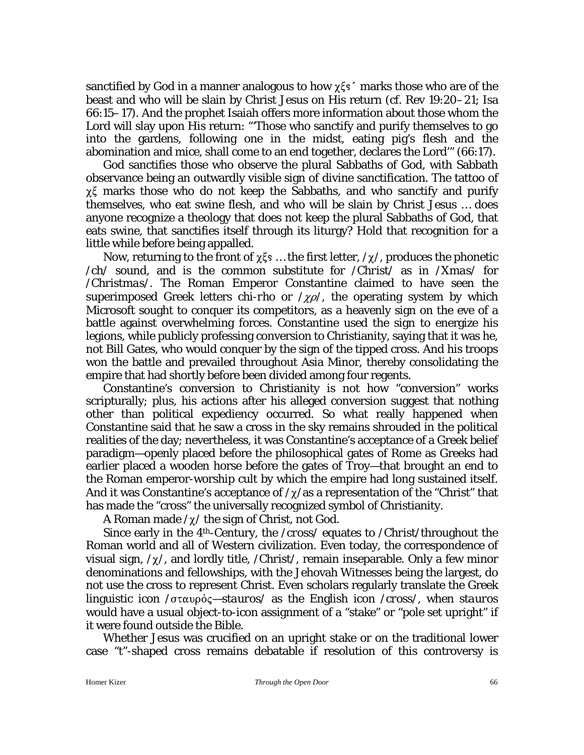sanctified by God in a manner analogous to how χξϛ´ marks those who are of the beast and who will be slain by Christ Jesus on His return (cf. Rev 19:20–21; Isa 66:15–17). And the prophet Isaiah offers more information about those whom the Lord will slay upon His return: "'Those who sanctify and purify themselves to go into the gardens, following one in the midst, eating pig's flesh and the abomination and mice, shall come to an end together, declares the Lord'" (66:17).

God sanctifies those who observe the plural Sabbaths of God, with Sabbath observance being an outwardly visible sign of divine sanctification. The tattoo of χξ marks those who do not keep the Sabbaths, and who sanctify and purify themselves, who eat swine flesh, and who will be slain by Christ Jesus … does anyone recognize a theology that does not keep the plural Sabbaths of God, that eats swine, that sanctifies itself through its liturgy? Hold that recognition for a little while before being appalled.

Now, returning to the front of χξϛ … the first letter, /χ/, produces the phonetic /ch/ sound, and is the common substitute for /*Christ*/ as in /*Xmas*/ for /*Christmas*/. The Roman Emperor Constantine claimed to have seen the superimposed Greek letters *chi-rho* or /χρ/, the operating system by which Microsoft sought to conquer its competitors, as a heavenly sign on the eve of a battle against overwhelming forces. Constantine used the sign to energize his legions, while publicly professing conversion to Christianity, saying that it was he, not Bill Gates, who would conquer by the sign of the tipped cross. And his troops won the battle and prevailed throughout Asia Minor, thereby consolidating the empire that had shortly before been divided among four regents.

Constantine's conversion to Christianity is not how "conversion" works scripturally; plus, his actions after his alleged conversion suggest that nothing other than political expediency occurred. So what really happened when Constantine said that he saw a cross in the sky remains shrouded in the political realities of the day; nevertheless, it was Constantine's acceptance of a Greek belief paradigm—openly placed before the philosophical gates of Rome as Greeks had earlier placed a wooden horse before the gates of Troy—that brought an end to the Roman emperor-worship cult by which the empire had long sustained itself. And it was Constantine's acceptance of /χ/as a representation of the "Christ" that has made the "cross" the universally recognized symbol of Christianity.

A Roman made /χ/ the sign of Christ, not God.

Since early in the 4th-Century, the /*cross*/ equates to /*Christ*/throughout the Roman world and all of Western civilization. Even today, the correspondence of visual sign, /χ/, and lordly title, /*Christ*/, remain inseparable. Only a few minor denominations and fellowships, with the Jehovah Witnesses being the largest, do not use the cross to represent Christ. Even scholars regularly translate the Greek linguistic icon /σταυρὸς—*stauros*/ as the English icon /*cross*/, when *stauros* would have a usual object-to-icon assignment of a "stake" or "pole set upright" if it were found outside the Bible.

Whether Jesus was crucified on an upright stake or on the traditional lower case "t"-shaped cross remains debatable if resolution of this controversy is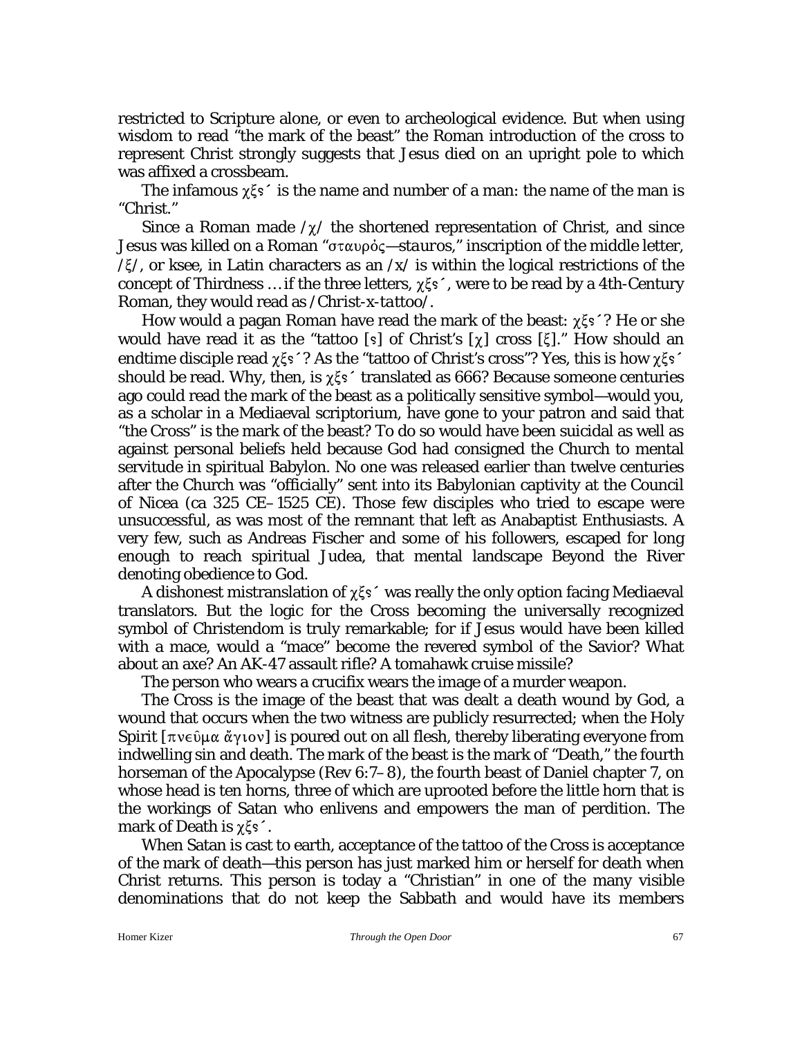restricted to Scripture alone, or even to archeological evidence. But when using wisdom to read "the mark of the beast" the Roman introduction of the cross to represent Christ strongly suggests that Jesus died on an upright pole to which was affixed a crossbeam.

The infamous χξϛ´ is the name and number of a man: the name of the man is "Christ."

Since a Roman made /χ/ the shortened representation of Christ, and since Jesus was killed on a Roman "σταυρὸς—*stauros*," inscription of the middle letter, /ξ/, or ksee, in Latin characters as an /x/ is within the logical restrictions of the concept of Thirdness … if the three letters, χξϛ´, were to be read by a 4th-Century Roman, they would read as /*Christ-x-tattoo*/.

How would a pagan Roman have read the mark of the beast: χξϛ´? He or she would have read it as the "tattoo [ϛ] of Christ's [χ] cross [ξ]." How should an endtime disciple read χξϛ´? As the "tattoo of Christ's cross"? Yes, this is how χξϛ´ should be read. Why, then, is χξϛ´ translated as 666? Because someone centuries ago could read the mark of the beast as a politically sensitive symbol—would you, as a scholar in a Mediaeval scriptorium, have gone to your patron and said that "the Cross" is the mark of the beast? To do so would have been suicidal as well as against personal beliefs held because God had consigned the Church to mental servitude in spiritual Babylon. No one was released earlier than twelve centuries after the Church was "officially" sent into its Babylonian captivity at the Council of Nicea (ca 325 CE–1525 CE). Those few disciples who tried to escape were unsuccessful, as was most of the remnant that left as Anabaptist Enthusiasts. A very few, such as Andreas Fischer and some of his followers, escaped for long enough to reach spiritual Judea, that mental landscape Beyond the River denoting obedience to God.

A dishonest mistranslation of χξϛ´ was really the only option facing Mediaeval translators. But the logic for the Cross becoming the universally recognized symbol of Christendom is truly remarkable; for if Jesus would have been killed with a mace, would a "mace" become the revered symbol of the Savior? What about an axe? An AK-47 assault rifle? A tomahawk cruise missile?

The person who wears a crucifix wears the image of a murder weapon.

The Cross is the image of the beast that was dealt a death wound by God, a wound that occurs when the two witness are publicly resurrected; when the Holy Spirit [πνεῦμα ἅγιον] is poured out on all flesh, thereby liberating everyone from indwelling sin and death. The mark of the beast is the mark of "Death," the fourth horseman of the Apocalypse (Rev 6:7–8), the fourth beast of Daniel chapter 7, on whose head is ten horns, three of which are uprooted before the little horn that is the workings of Satan who enlivens and empowers the man of perdition. The mark of Death is χξϛ´.

When Satan is cast to earth, acceptance of the tattoo of the Cross is acceptance of the mark of death—this person has just marked him or herself for death when Christ returns. This person is today a "Christian" in one of the many visible denominations that do not keep the Sabbath and would have its members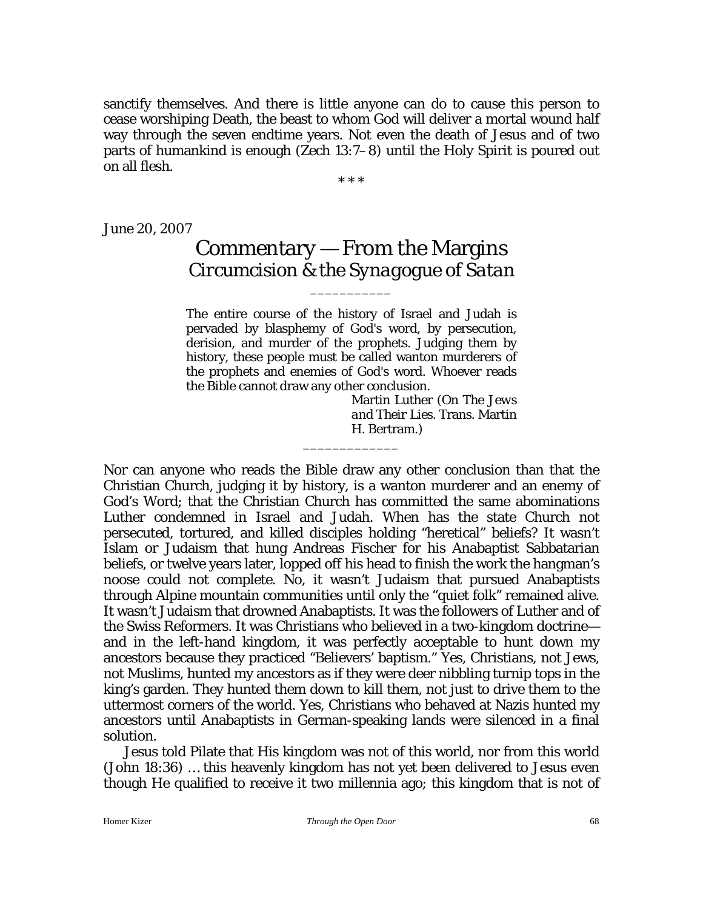sanctify themselves. And there is little anyone can do to cause this person to cease worshiping Death, the beast to whom God will deliver a mortal wound half way through the seven endtime years. Not even the death of Jesus and of two parts of humankind is enough (Zech 13:7–8) until the Holy Spirit is poured out on all flesh.

\* \* \*

*June 20, 2007*

# Commentary — From the Margins
## *Circumcision & the Synagogue of Satan*

\_\_\_\_\_\_\_\_\_\_\_

> The entire course of the history of Israel and Judah is pervaded by blasphemy of God's word, by persecution, derision, and murder of the prophets. Judging them by history, these people must be called wanton murderers of the prophets and enemies of God's word. Whoever reads the Bible cannot draw any other conclusion.
>
> Martin Luther (*On The Jews and Their Lies*. Trans. Martin H. Bertram.)

\_\_\_\_\_\_\_\_\_\_\_\_\_

Nor can anyone who reads the Bible draw any other conclusion than that the Christian Church, judging it by history, is a wanton murderer and an enemy of God's Word; that the Christian Church has committed the same abominations Luther condemned in Israel and Judah. When has the state Church not persecuted, tortured, and killed disciples holding "heretical" beliefs? It wasn't Islam or Judaism that hung Andreas Fischer for his Anabaptist Sabbatarian beliefs, or twelve years later, lopped off his head to finish the work the hangman's noose could not complete. No, it wasn't Judaism that pursued Anabaptists through Alpine mountain communities until only the "quiet folk" remained alive. It wasn't Judaism that drowned Anabaptists. It was the followers of Luther and of the Swiss Reformers. It was Christians who believed in a two-kingdom doctrine—and in the left-hand kingdom, it was perfectly acceptable to hunt down my ancestors because they practiced "Believers' baptism." Yes, Christians, not Jews, not Muslims, hunted my ancestors as if they were deer nibbling turnip tops in the king's garden. They hunted them down to kill them, not just to drive them to the uttermost corners of the world. Yes, Christians who behaved at Nazis hunted my ancestors until Anabaptists in German-speaking lands were silenced in a final solution.

Jesus told Pilate that His kingdom was not of this world, nor from this world (John 18:36) … this heavenly kingdom has not yet been delivered to Jesus even though He qualified to receive it two millennia ago; this kingdom that is not of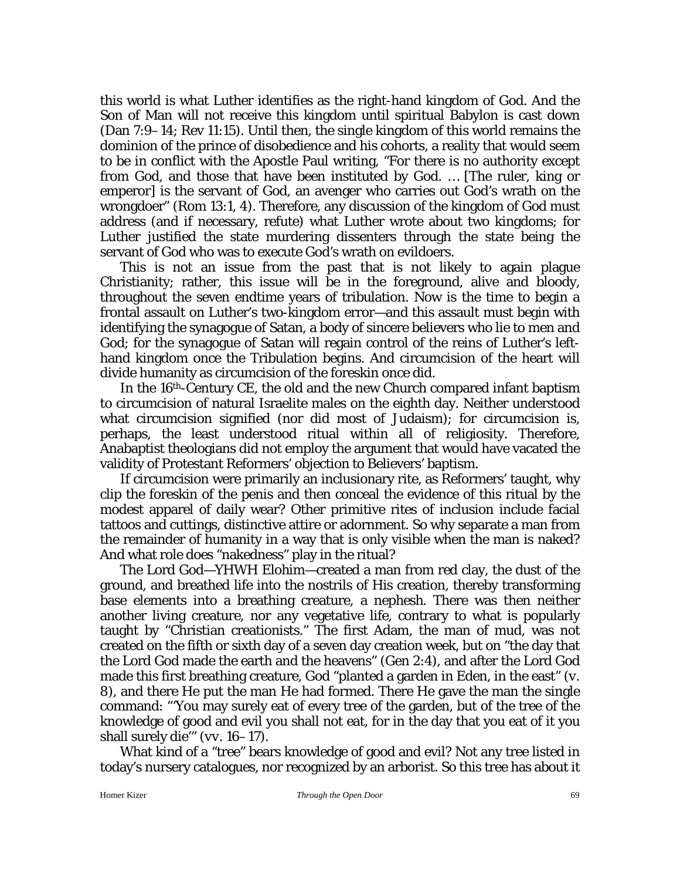this world is what Luther identifies as the right-hand kingdom of God. And the Son of Man will not receive this kingdom until spiritual Babylon is cast down (Dan 7:9–14; Rev 11:15). Until then, the single kingdom of this world remains the dominion of the prince of disobedience and his cohorts, a reality that would seem to be in conflict with the Apostle Paul writing, "For there is no authority except from God, and those that have been instituted by God. … [The ruler, king or emperor] is the servant of God, an avenger who carries out God's wrath on the wrongdoer" (Rom 13:1, 4). Therefore, any discussion of the kingdom of God must address (and if necessary, refute) what Luther wrote about two kingdoms; for Luther justified the state murdering dissenters through the state being the servant of God who was to execute God's wrath on evildoers.

This is not an issue from the past that is not likely to again plague Christianity; rather, this issue will be in the foreground, alive and bloody, throughout the seven endtime years of tribulation. Now is the time to begin a frontal assault on Luther's two-kingdom error—and this assault must begin with identifying the synagogue of Satan, a body of sincere believers who lie to men and God; for the synagogue of Satan will regain control of the reins of Luther's left-hand kingdom once the Tribulation begins. And circumcision of the heart will divide humanity as circumcision of the foreskin once did.

In the 16th-Century CE, the old and the new Church compared infant baptism to circumcision of natural Israelite males on the eighth day. Neither understood what circumcision signified (nor did most of Judaism); for circumcision is, perhaps, the least understood ritual within all of religiosity. Therefore, Anabaptist theologians did not employ the argument that would have vacated the validity of Protestant Reformers' objection to Believers' baptism.

If circumcision were primarily an inclusionary rite, as Reformers' taught, why clip the foreskin of the penis and then conceal the evidence of this ritual by the modest apparel of daily wear? Other primitive rites of inclusion include facial tattoos and cuttings, distinctive attire or adornment. So why separate a man from the remainder of humanity in a way that is only visible when the man is naked? And what role does "nakedness" play in the ritual?

The Lord God—YHWH Elohim—created a man from red clay, the dust of the ground, and breathed life into the nostrils of His creation, thereby transforming base elements into a breathing creature, a nephesh. There was then neither another living creature, nor any vegetative life, contrary to what is popularly taught by "Christian creationists." The first Adam, the man of mud, was not created on the fifth or sixth day of a seven day creation week, but on "the day that the Lord God made the earth and the heavens" (Gen 2:4), and after the Lord God made this first breathing creature, God "planted a garden in Eden, in the east" (v. 8), and there He put the man He had formed. There He gave the man the single command: "'You may surely eat of every tree of the garden, but of the tree of the knowledge of good and evil you shall not eat, for in the day that you eat of it you shall surely die'" (vv. 16–17).

What kind of a "tree" bears knowledge of good and evil? Not any tree listed in today's nursery catalogues, nor recognized by an arborist. So this tree has about it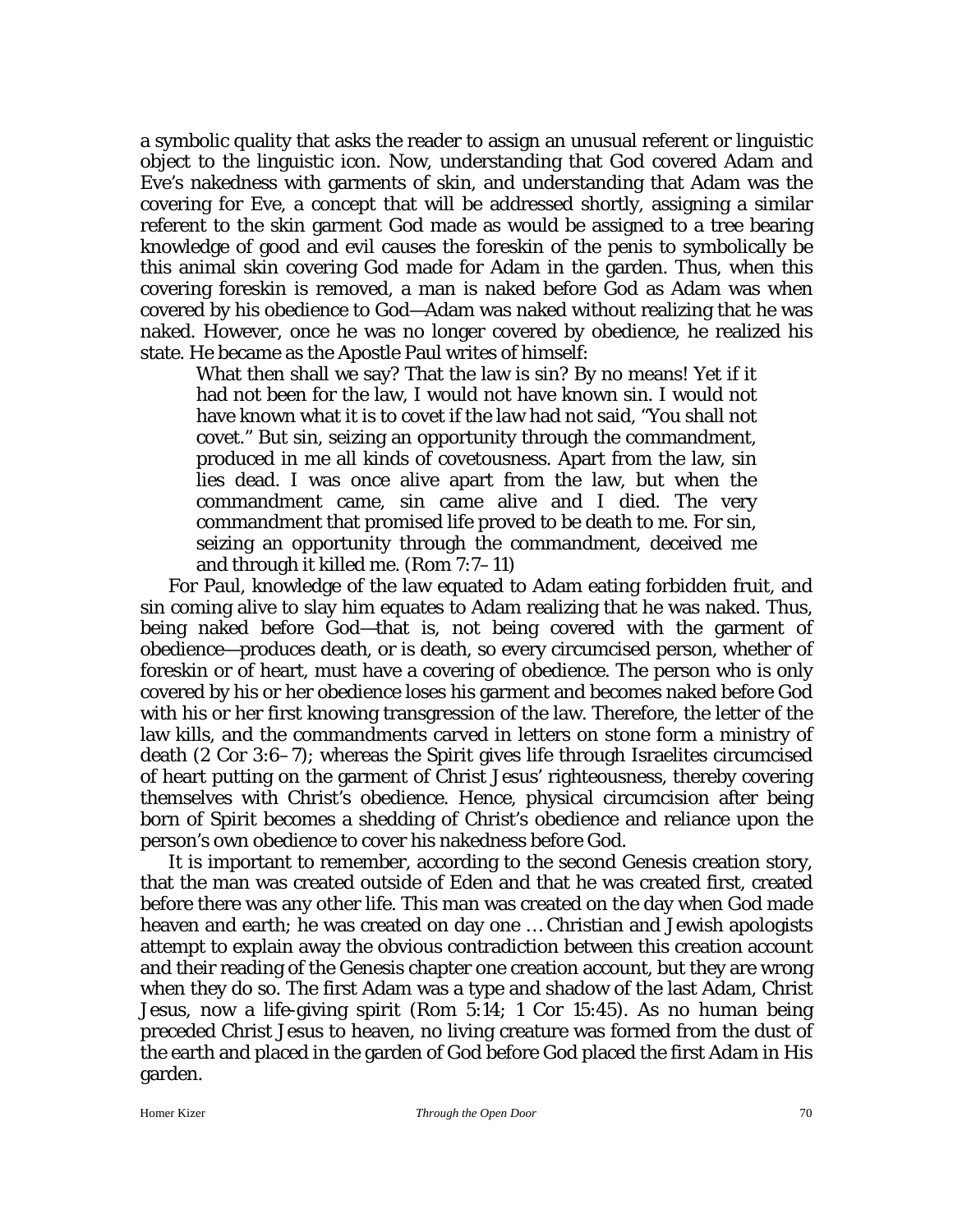a symbolic quality that asks the reader to assign an unusual referent or linguistic object to the linguistic icon. Now, understanding that God covered Adam and Eve's nakedness with garments of skin, and understanding that Adam was the covering for Eve, a concept that will be addressed shortly, assigning a similar referent to the skin garment God made as would be assigned to a tree bearing knowledge of good and evil causes the foreskin of the penis to symbolically be this animal skin covering God made for Adam in the garden. Thus, when this covering foreskin is removed, a man is naked before God as Adam was when covered by his obedience to God—Adam was naked without realizing that he was naked. However, once he was no longer covered by obedience, he realized his state. He became as the Apostle Paul writes of himself:

> What then shall we say? That the law is sin? By no means! Yet if it had not been for the law, I would not have known sin. I would not have known what it is to covet if the law had not said, "You shall not covet." But sin, seizing an opportunity through the commandment, produced in me all kinds of covetousness. Apart from the law, sin lies dead. I was once alive apart from the law, but when the commandment came, sin came alive and I died. The very commandment that promised life proved to be death to me. For sin, seizing an opportunity through the commandment, deceived me and through it killed me. (Rom 7:7–11)

For Paul, knowledge of the law equated to Adam eating forbidden fruit, and sin coming alive to slay him equates to Adam realizing that he was naked. Thus, being naked before God—that is, not being covered with the garment of obedience—produces death, or is death, so every circumcised person, whether of foreskin or of heart, must have a covering of obedience. The person who is only covered by his or her obedience loses his garment and becomes naked before God with his or her first knowing transgression of the law. Therefore, the letter of the law kills, and the commandments carved in letters on stone form a ministry of death (2 Cor 3:6–7); whereas the Spirit gives life through Israelites circumcised of heart putting on the garment of Christ Jesus' righteousness, thereby covering themselves with Christ's obedience. Hence, physical circumcision after being born of Spirit becomes a shedding of Christ's obedience and reliance upon the person's own obedience to cover his nakedness before God.

It is important to remember, according to the second Genesis creation story, that the man was created outside of Eden and that he was created first, created before there was any other life. This man was created on the day when God made heaven and earth; he was created on day one … Christian and Jewish apologists attempt to explain away the obvious contradiction between this creation account and their reading of the Genesis chapter one creation account, but they are wrong when they do so. The first Adam was a type and shadow of the last Adam, Christ Jesus, now a life-giving spirit (Rom 5:14; 1 Cor 15:45). As no human being preceded Christ Jesus to heaven, no living creature was formed from the dust of the earth and placed in the garden of God before God placed the first Adam in His garden.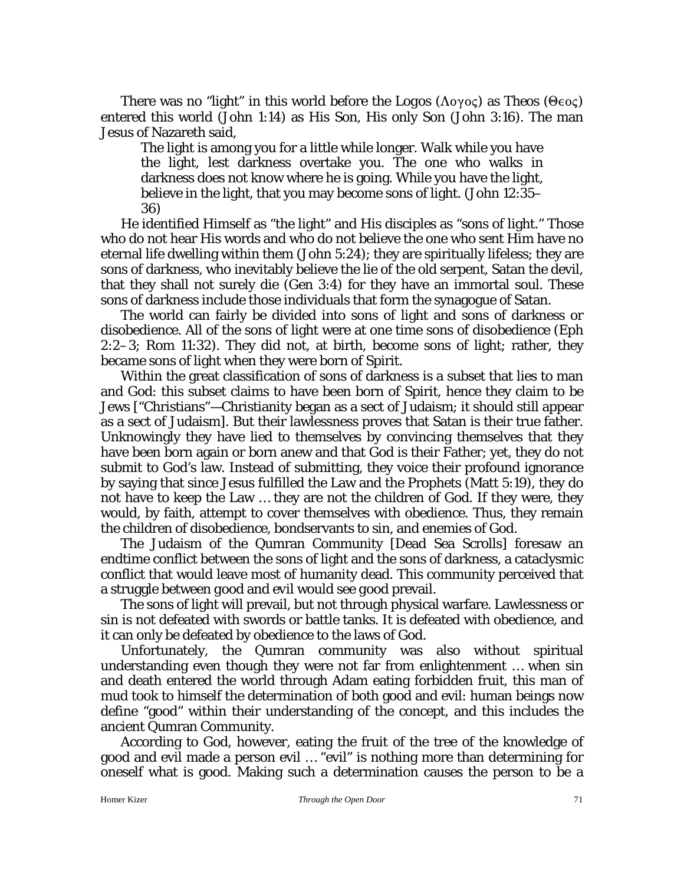There was no "light" in this world before the Logos (Λογος) as Theos (Θεος) entered this world (John 1:14) as His Son, His only Son (John 3:16). The man Jesus of Nazareth said,

> The light is among you for a little while longer. Walk while you have the light, lest darkness overtake you. The one who walks in darkness does not know where he is going. While you have the light, believe in the light, that you may become sons of light. (John 12:35–36)

He identified Himself as "the light" and His disciples as "sons of light." Those who do not hear His words and who do not believe the one who sent Him have no eternal life dwelling within them (John 5:24); they are spiritually lifeless; they are sons of darkness, who inevitably believe the lie of the old serpent, Satan the devil, that they shall not surely die (Gen 3:4) for they have an immortal soul. These sons of darkness include those individuals that form the synagogue of Satan.

The world can fairly be divided into sons of light and sons of darkness or disobedience. All of the sons of light were at one time sons of disobedience (Eph 2:2–3; Rom 11:32). They did not, at birth, become sons of light; rather, they became sons of light when they were born of Spirit.

Within the great classification of sons of darkness is a subset that lies to man and God: this subset claims to have been born of Spirit, hence they claim to be Jews ["Christians"—Christianity began as a sect of Judaism; it should still appear as a sect of Judaism]. But their lawlessness proves that Satan is their true father. Unknowingly they have lied to themselves by convincing themselves that they have been born again or born anew and that God is their Father; yet, they do not submit to God's law. Instead of submitting, they voice their profound ignorance by saying that since Jesus fulfilled the Law and the Prophets (Matt 5:19), they do not have to keep the Law … they are not the children of God. If they were, they would, by faith, attempt to cover themselves with obedience. Thus, they remain the children of disobedience, bondservants to sin, and enemies of God.

The Judaism of the Qumran Community [Dead Sea Scrolls] foresaw an endtime conflict between the sons of light and the sons of darkness, a cataclysmic conflict that would leave most of humanity dead. This community perceived that a struggle between good and evil would see good prevail.

The sons of light will prevail, but not through physical warfare. Lawlessness or sin is not defeated with swords or battle tanks. It is defeated with obedience, and it can only be defeated by obedience to the laws of God.

Unfortunately, the Qumran community was also without spiritual understanding even though they were not far from enlightenment … when sin and death entered the world through Adam eating forbidden fruit, this man of mud took to himself the determination of both good and evil: human beings now define "good" within their understanding of the concept, and this includes the ancient Qumran Community.

According to God, however, eating the fruit of the tree of the knowledge of good and evil made a person evil … "evil" is nothing more than determining for oneself what is good. Making such a determination causes the person to be a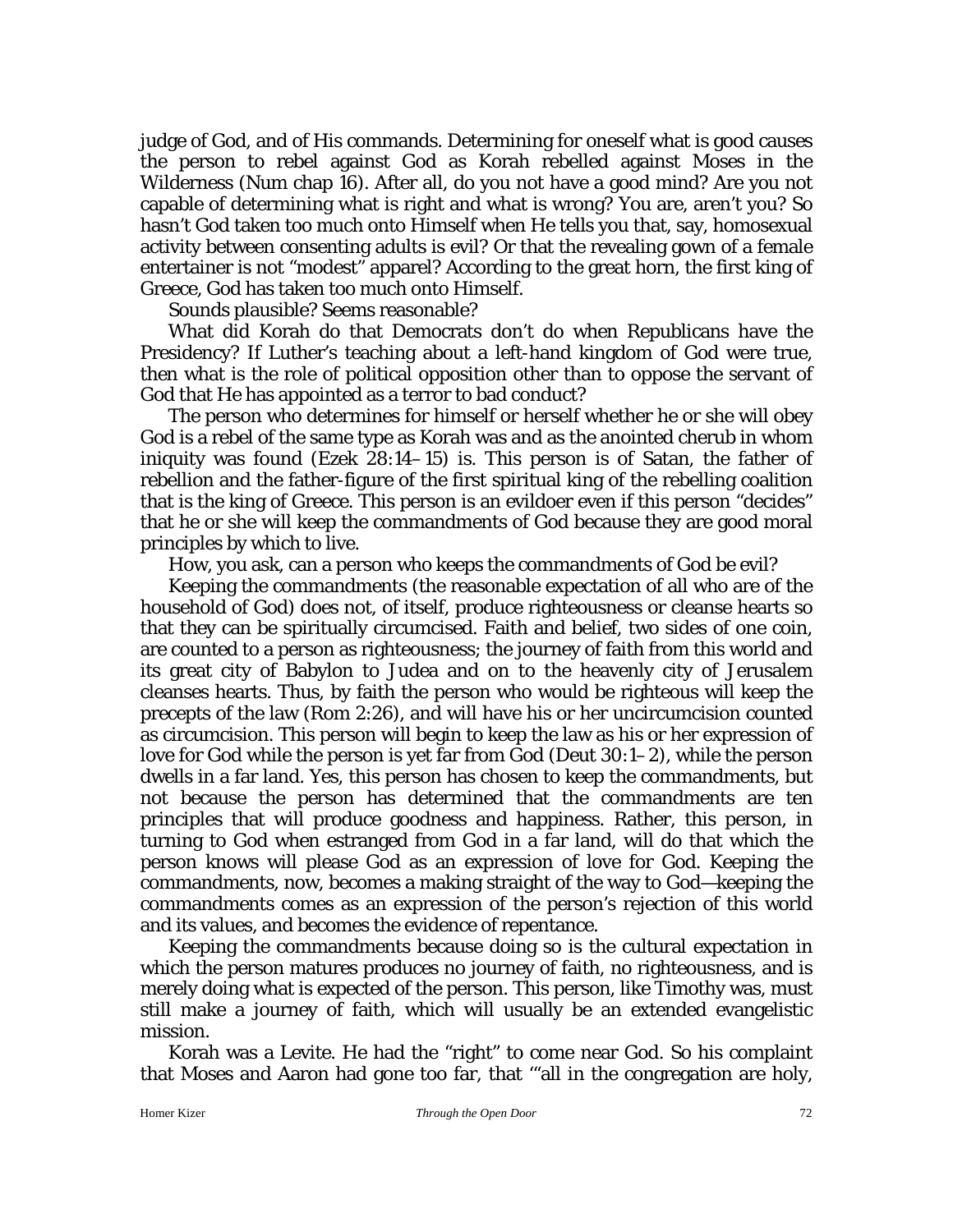judge of God, and of His commands. Determining for oneself what is good causes the person to rebel against God as Korah rebelled against Moses in the Wilderness (Num chap 16). After all, do you not have a good mind? Are you not capable of determining what is right and what is wrong? You are, aren't you? So hasn't God taken too much onto Himself when He tells you that, say, homosexual activity between consenting adults is evil? Or that the revealing gown of a female entertainer is not "modest" apparel? According to the great horn, the first king of Greece, God has taken too much onto Himself.

Sounds plausible? Seems reasonable?

What did Korah do that Democrats don't do when Republicans have the Presidency? If Luther's teaching about a left-hand kingdom of God were true, then what is the role of political opposition other than to oppose the servant of God that He has appointed as a terror to bad conduct?

The person who determines for himself or herself whether he or she will obey God is a rebel of the same type as Korah was and as the anointed cherub in whom iniquity was found (Ezek 28:14–15) is. This person is of Satan, the father of rebellion and the father-figure of the first spiritual king of the rebelling coalition that is the king of Greece. This person is an evildoer even if this person "decides" that he or she will keep the commandments of God because they are good moral principles by which to live.

How, you ask, can a person who keeps the commandments of God be evil?

Keeping the commandments (the reasonable expectation of all who are of the household of God) does not, of itself, produce righteousness or cleanse hearts so that they can be spiritually circumcised. Faith and belief, two sides of one coin, are counted to a person as righteousness; the journey of faith from this world and its great city of Babylon to Judea and on to the heavenly city of Jerusalem cleanses hearts. Thus, by faith the person who would be righteous will keep the precepts of the law (Rom 2:26), and will have his or her uncircumcision counted as circumcision. This person will begin to keep the law as his or her expression of love for God while the person is yet far from God (Deut 30:1–2), while the person dwells in a far land. Yes, this person has chosen to keep the commandments, but not because the person has determined that the commandments are ten principles that will produce goodness and happiness. Rather, this person, in turning to God when estranged from God in a far land, will do that which the person knows will please God as an expression of love for God. Keeping the commandments, now, becomes a making straight of the way to God—keeping the commandments comes as an expression of the person's rejection of this world and its values, and becomes the evidence of repentance.

Keeping the commandments because doing so is the cultural expectation in which the person matures produces no journey of faith, no righteousness, and is merely doing what is expected of the person. This person, like Timothy was, must still make a journey of faith, which will usually be an extended evangelistic mission.

Korah was a Levite. He had the "right" to come near God. So his complaint that Moses and Aaron had gone too far, that "'all in the congregation are holy,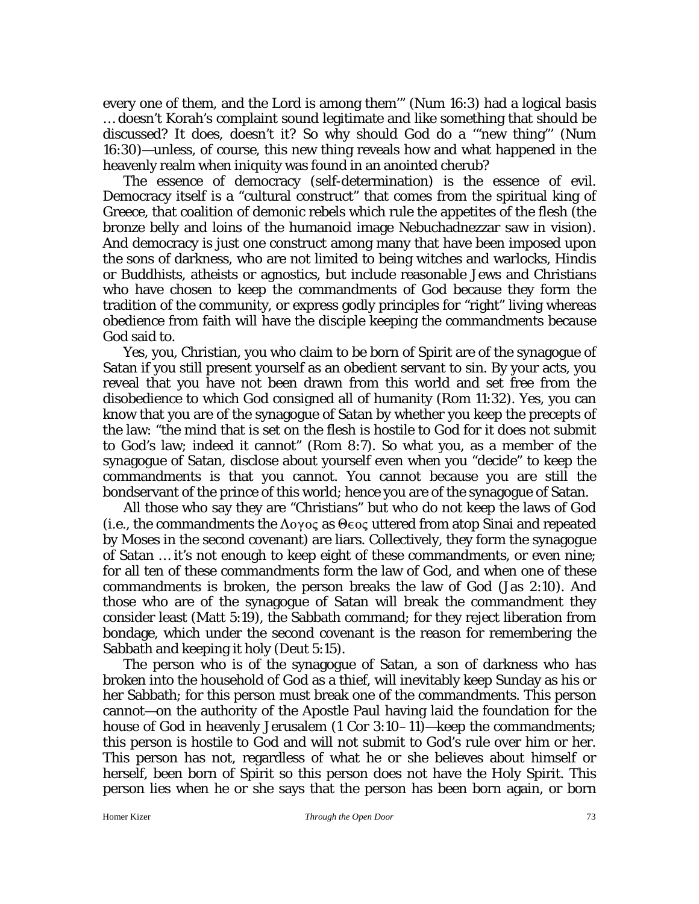every one of them, and the Lord is among them'" (Num 16:3) had a logical basis … doesn't Korah's complaint sound legitimate and like something that should be discussed? It does, doesn't it? So why should God do a '"new thing"' (Num 16:30)—unless, of course, this new thing reveals how and what happened in the heavenly realm when iniquity was found in an anointed cherub?

The essence of democracy (self-determination) is the essence of evil. Democracy itself is a "cultural construct" that comes from the spiritual king of Greece, that coalition of demonic rebels which rule the appetites of the flesh (the bronze belly and loins of the humanoid image Nebuchadnezzar saw in vision). And democracy is just one construct among many that have been imposed upon the sons of darkness, who are not limited to being witches and warlocks, Hindis or Buddhists, atheists or agnostics, but include reasonable Jews and Christians who have chosen to keep the commandments of God because they form the tradition of the community, or express godly principles for "right" living whereas obedience from faith will have the disciple keeping the commandments because God said to.

Yes, you, Christian, you who claim to be born of Spirit are of the synagogue of Satan if you still present yourself as an obedient servant to sin. By your acts, you reveal that you have not been drawn from this world and set free from the disobedience to which God consigned all of humanity (Rom 11:32). Yes, you can know that you are of the synagogue of Satan by whether you keep the precepts of the law: "the mind that is set on the flesh is hostile to God for it does not submit to God's law; indeed it cannot" (Rom 8:7). So what you, as a member of the synagogue of Satan, disclose about yourself even when you "decide" to keep the commandments is that you cannot. You cannot because you are still the bondservant of the prince of this world; hence you are of the synagogue of Satan.

All those who say they are "Christians" but who do not keep the laws of God (i.e., the commandments the Λογος as Θεος uttered from atop Sinai and repeated by Moses in the second covenant) are liars. Collectively, they form the synagogue of Satan … it's not enough to keep eight of these commandments, or even nine; for all ten of these commandments form the law of God, and when one of these commandments is broken, the person breaks the law of God (Jas 2:10). And those who are of the synagogue of Satan will break the commandment they consider least (Matt 5:19), the Sabbath command; for they reject liberation from bondage, which under the second covenant is the reason for remembering the Sabbath and keeping it holy (Deut 5:15).

The person who is of the synagogue of Satan, a son of darkness who has broken into the household of God as a thief, will inevitably keep Sunday as his or her Sabbath; for this person must break one of the commandments. This person cannot—on the authority of the Apostle Paul having laid the foundation for the house of God in heavenly Jerusalem (1 Cor 3:10–11)—keep the commandments; this person is hostile to God and will not submit to God's rule over him or her. This person has not, regardless of what he or she believes about himself or herself, been born of Spirit so this person does not have the Holy Spirit. This person lies when he or she says that the person has been born again, or born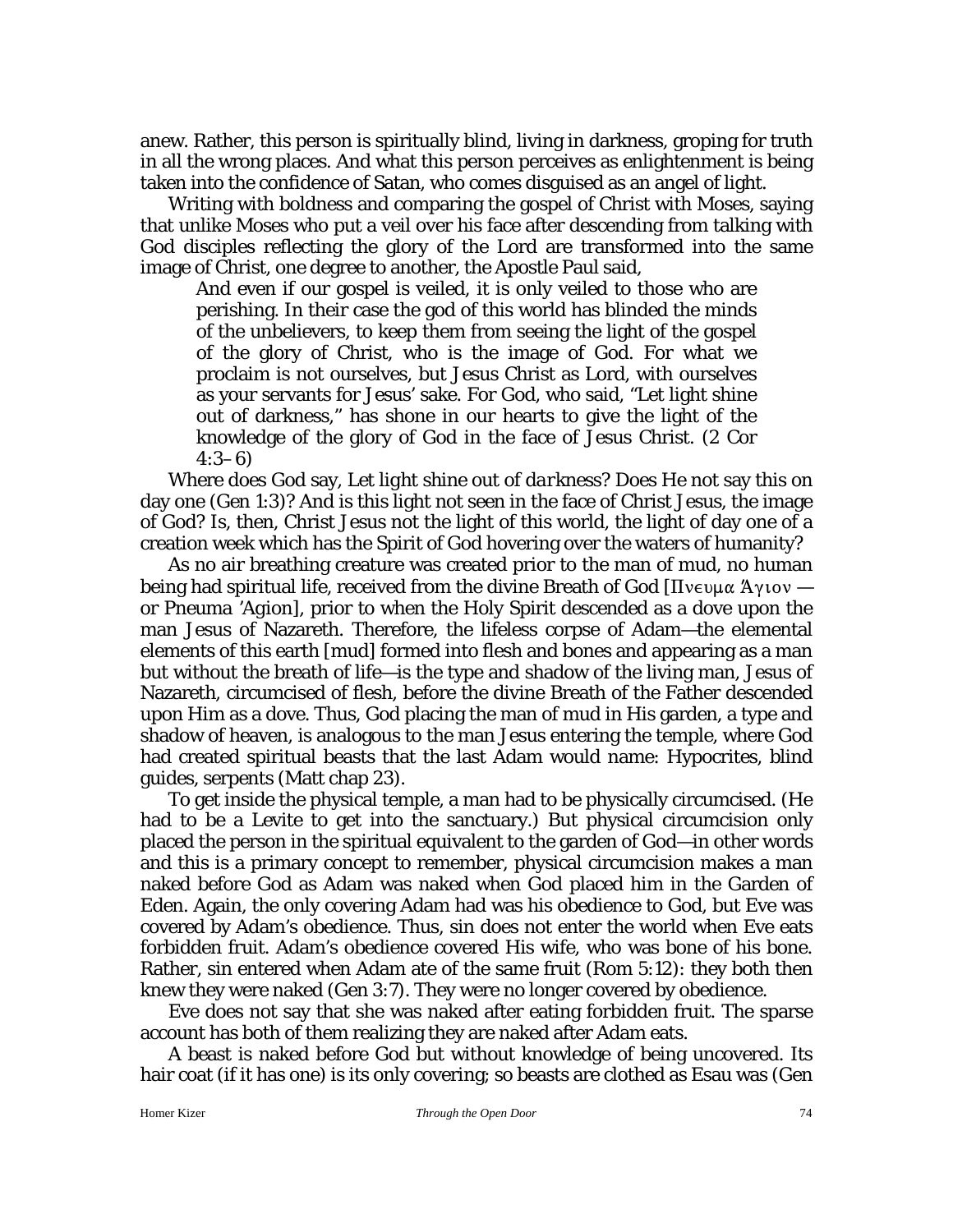anew. Rather, this person is spiritually blind, living in darkness, groping for truth in all the wrong places. And what this person perceives as enlightenment is being taken into the confidence of Satan, who comes disguised as an angel of light.

Writing with boldness and comparing the gospel of Christ with Moses, saying that unlike Moses who put a veil over his face after descending from talking with God disciples reflecting the glory of the Lord are transformed into the same image of Christ, one degree to another, the Apostle Paul said,

> And even if our gospel is veiled, it is only veiled to those who are perishing. In their case the god of this world has blinded the minds of the unbelievers, to keep them from seeing the light of the gospel of the glory of Christ, who is the image of God. For what we proclaim is not ourselves, but Jesus Christ as Lord, with ourselves as your servants for Jesus' sake. For God, who said, "Let light shine out of darkness," has shone in our hearts to give the light of the knowledge of the glory of God in the face of Jesus Christ. (2 Cor 4:3–6)

Where does God say, *Let light shine out of darkness*? Does He not say this on day one (Gen 1:3)? And is this light not seen in the face of Christ Jesus, the image of God? Is, then, Christ Jesus not the light of this world, the light of day one of a creation week which has the Spirit of God hovering over the waters of humanity?

As no air breathing creature was created prior to the man of mud, no human being had spiritual life, received from the divine Breath of God [Πνευμα Ἁγιον — or Pneuma 'Agion], prior to when the Holy Spirit descended as a dove upon the man Jesus of Nazareth. Therefore, the lifeless corpse of Adam—the elemental elements of this earth [mud] formed into flesh and bones and appearing as a man but without the breath of life—is the type and shadow of the living man, Jesus of Nazareth, circumcised of flesh, before the divine Breath of the Father descended upon Him as a dove. Thus, God placing the man of mud in His garden, a type and shadow of heaven, is analogous to the man Jesus entering the temple, where God had created spiritual beasts that the last Adam would name: Hypocrites, blind guides, serpents (Matt chap 23).

To get inside the physical temple, a man had to be physically circumcised. (He had to be a Levite to get into the sanctuary.) But physical circumcision only placed the person in the spiritual equivalent to the garden of God—in other words and this is a primary concept to remember, physical circumcision makes a man naked before God as Adam was naked when God placed him in the Garden of Eden. Again, the only covering Adam had was his obedience to God, but Eve was covered by Adam's obedience. Thus, sin does not enter the world when Eve eats forbidden fruit. Adam's obedience covered His wife, who was bone of his bone. Rather, sin entered when Adam ate of the same fruit (Rom 5:12): they both then knew they were naked (Gen 3:7). They were no longer covered by obedience.

Eve does not say that she was naked after eating forbidden fruit. The sparse account has both of them realizing they are naked after Adam eats.

A beast is naked before God but without knowledge of being uncovered. Its hair coat (if it has one) is its only covering; so beasts are clothed as Esau was (Gen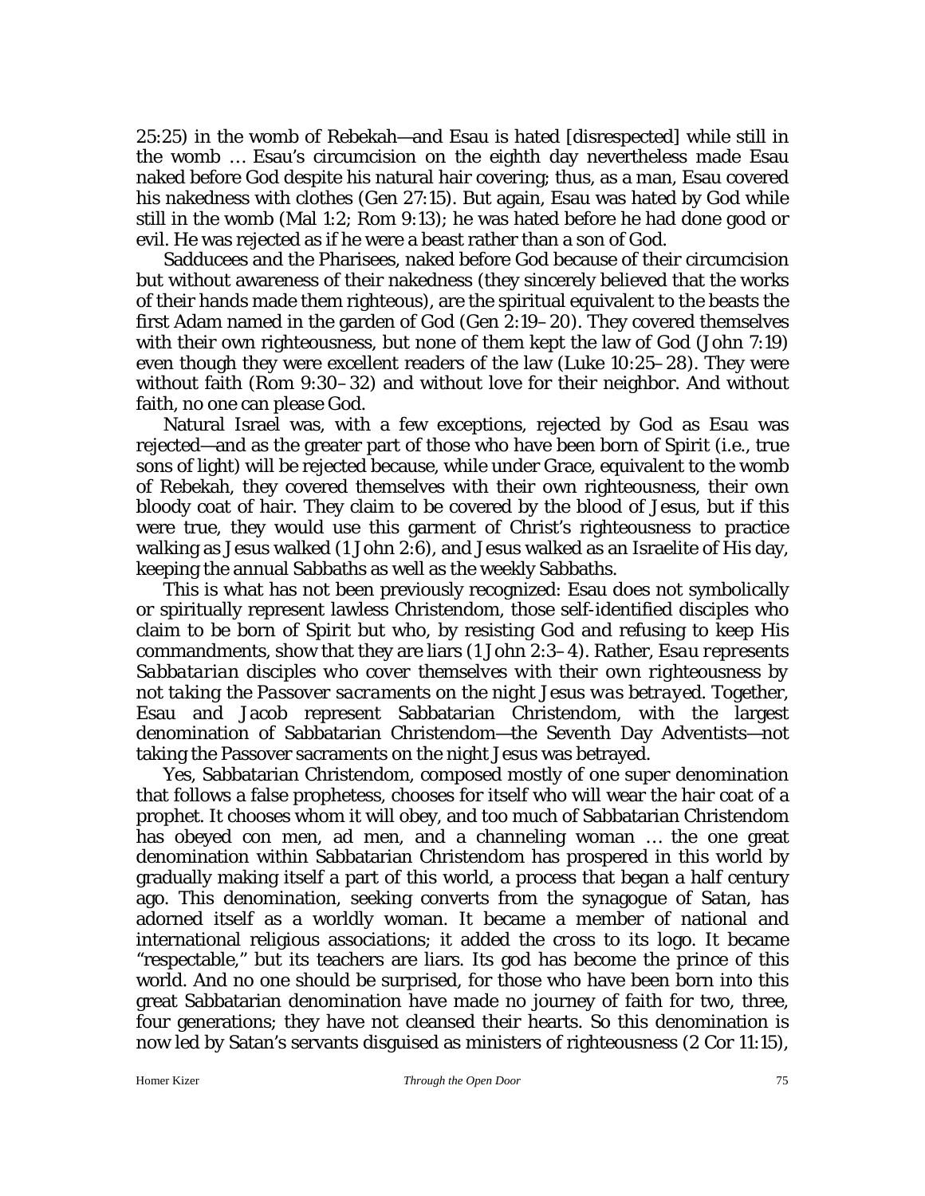25:25) in the womb of Rebekah—and Esau is hated [disrespected] while still in the womb … Esau's circumcision on the eighth day nevertheless made Esau naked before God despite his natural hair covering; thus, as a man, Esau covered his nakedness with clothes (Gen 27:15). But again, Esau was hated by God while still in the womb (Mal 1:2; Rom 9:13); he was hated before he had done good or evil. He was rejected as if he were a beast rather than a son of God.

Sadducees and the Pharisees, naked before God because of their circumcision but without awareness of their nakedness (they sincerely believed that the works of their hands made them righteous), are the spiritual equivalent to the beasts the first Adam named in the garden of God (Gen 2:19–20). They covered themselves with their own righteousness, but none of them kept the law of God (John 7:19) even though they were excellent readers of the law (Luke 10:25–28). They were without faith (Rom 9:30–32) and without love for their neighbor. And without faith, no one can please God.

Natural Israel was, with a few exceptions, rejected by God as Esau was rejected—and as the greater part of those who have been born of Spirit (i.e., true sons of light) will be rejected because, while under Grace, equivalent to the womb of Rebekah, they covered themselves with their own righteousness, their own bloody coat of hair. They claim to be covered by the blood of Jesus, but if this were true, they would use this garment of Christ's righteousness to practice walking as Jesus walked (1 John 2:6), and Jesus walked as an Israelite of His day, keeping the annual Sabbaths as well as the weekly Sabbaths.

This is what has not been previously recognized: Esau does not symbolically or spiritually represent lawless Christendom, those self-identified disciples who claim to be born of Spirit but who, by resisting God and refusing to keep His commandments, show that they are liars (1 John 2:3–4). Rather, *Esau represents Sabbatarian disciples who cover themselves with their own righteousness by not taking the Passover sacraments on the night Jesus was betrayed*. Together, Esau and Jacob represent Sabbatarian Christendom, with the largest denomination of Sabbatarian Christendom—the Seventh Day Adventists—not taking the Passover sacraments on the night Jesus was betrayed.

Yes, Sabbatarian Christendom, composed mostly of one super denomination that follows a false prophetess, chooses for itself who will wear the hair coat of a prophet. It chooses whom it will obey, and too much of Sabbatarian Christendom has obeyed con men, ad men, and a channeling woman … the one great denomination within Sabbatarian Christendom has prospered in this world by gradually making itself a part of this world, a process that began a half century ago. This denomination, seeking converts from the synagogue of Satan, has adorned itself as a worldly woman. It became a member of national and international religious associations; it added the cross to its logo. It became "respectable," but its teachers are liars. Its god has become the prince of this world. And no one should be surprised, for those who have been born into this great Sabbatarian denomination have made no journey of faith for two, three, four generations; they have not cleansed their hearts. So this denomination is now led by Satan's servants disguised as ministers of righteousness (2 Cor 11:15),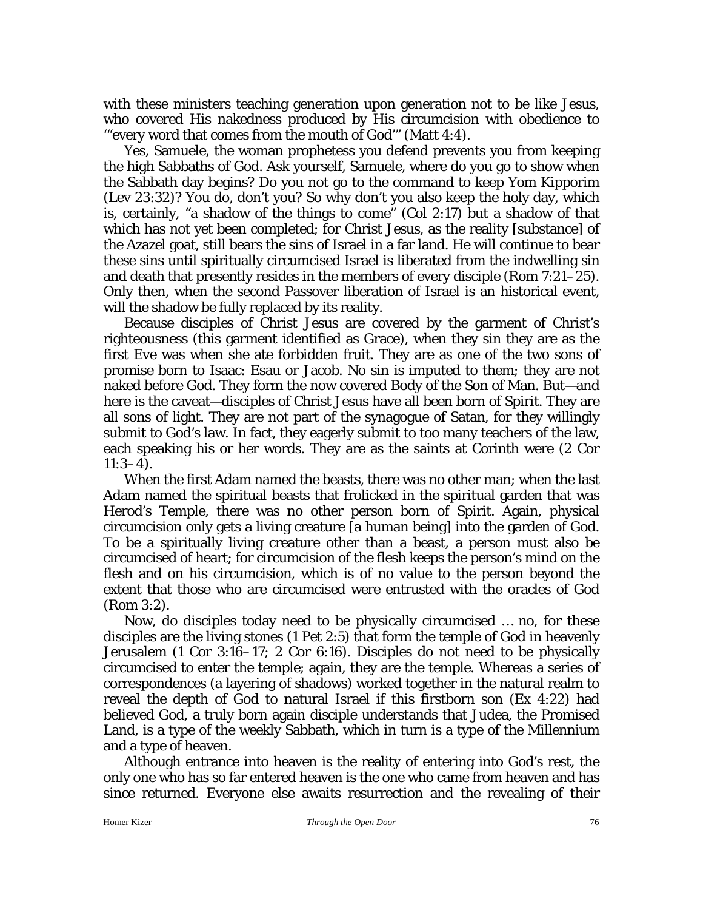with these ministers teaching generation upon generation not to be like Jesus, who covered His nakedness produced by His circumcision with obedience to '"every word that comes from the mouth of God'" (Matt 4:4).

Yes, Samuele, the woman prophetess you defend prevents you from keeping the high Sabbaths of God. Ask yourself, Samuele, where do you go to show when the Sabbath day begins? Do you not go to the command to keep Yom Kipporim (Lev 23:32)? You do, don't you? So why don't you also keep the holy day, which is, certainly, "a shadow of the things to come" (Col 2:17) but a shadow of that which has not yet been completed; for Christ Jesus, as the reality [substance] of the Azazel goat, still bears the sins of Israel in a far land. He will continue to bear these sins until spiritually circumcised Israel is liberated from the indwelling sin and death that presently resides in the members of every disciple (Rom 7:21–25). Only then, when the second Passover liberation of Israel is an historical event, will the shadow be fully replaced by its reality.

Because disciples of Christ Jesus are covered by the garment of Christ's righteousness (this garment identified as Grace), when they sin they are as the first Eve was when she ate forbidden fruit. They are as one of the two sons of promise born to Isaac: Esau or Jacob. No sin is imputed to them; they are not naked before God. They form the now covered Body of the Son of Man. But—and here is the caveat—disciples of Christ Jesus have all been born of Spirit. They are all sons of light. They are not part of the synagogue of Satan, for they willingly submit to God's law. In fact, they eagerly submit to too many teachers of the law, each speaking his or her words. They are as the saints at Corinth were (2 Cor 11:3–4).

When the first Adam named the beasts, there was no other man; when the last Adam named the spiritual beasts that frolicked in the spiritual garden that was Herod's Temple, there was no other person born of Spirit. Again, physical circumcision only gets a living creature [a human being] into the garden of God. To be a spiritually living creature other than a beast, a person must also be circumcised of heart; for circumcision of the flesh keeps the person's mind on the flesh and on his circumcision, which is of no value to the person beyond the extent that those who are circumcised were entrusted with the oracles of God (Rom 3:2).

Now, do disciples today need to be physically circumcised … no, for these disciples are the living stones (1 Pet 2:5) that form the temple of God in heavenly Jerusalem (1 Cor 3:16–17; 2 Cor 6:16). Disciples do not need to be physically circumcised to enter the temple; again, they are the temple. Whereas a series of correspondences (a layering of shadows) worked together in the natural realm to reveal the depth of God to natural Israel if this firstborn son (Ex 4:22) had believed God, a truly born again disciple understands that Judea, the Promised Land, is a type of the weekly Sabbath, which in turn is a type of the Millennium and a type of heaven.

Although entrance into heaven is the reality of entering into God's rest, the only one who has so far entered heaven is the one who came from heaven and has since returned. Everyone else awaits resurrection and the revealing of their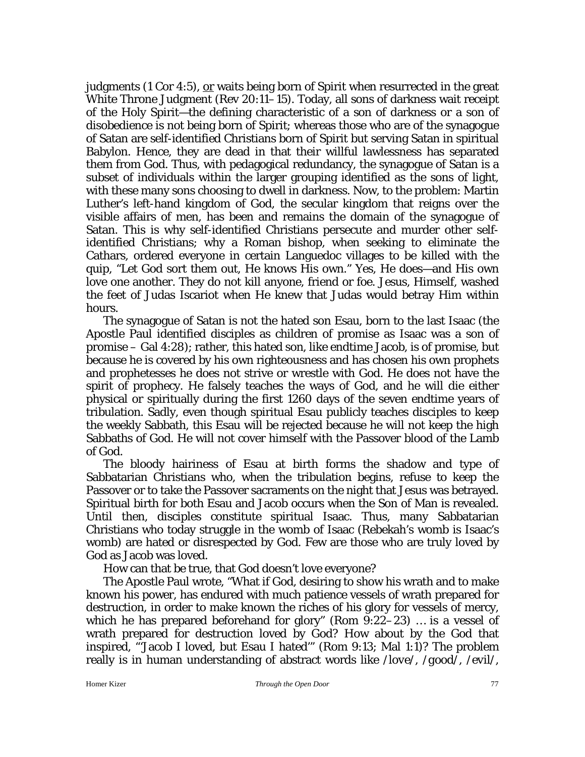judgments (1 Cor 4:5), <u>or</u> waits being born of Spirit when resurrected in the great White Throne Judgment (Rev 20:11–15). Today, all sons of darkness wait receipt of the Holy Spirit—the defining characteristic of a son of darkness or a son of disobedience is not being born of Spirit; whereas those who are of the synagogue of Satan are self-identified Christians born of Spirit but serving Satan in spiritual Babylon. Hence, they are dead in that their willful lawlessness has separated them from God. Thus, with pedagogical redundancy, the synagogue of Satan is a subset of individuals within the larger grouping identified as the sons of light, with these many sons choosing to dwell in darkness. Now, to the problem: Martin Luther's left-hand kingdom of God, the secular kingdom that reigns over the visible affairs of men, has been and remains the domain of the synagogue of Satan. This is why self-identified Christians persecute and murder other self-identified Christians; why a Roman bishop, when seeking to eliminate the Cathars, ordered everyone in certain Languedoc villages to be killed with the quip, "Let God sort them out, He knows His own." Yes, He does—and His own love one another. They do not kill anyone, friend or foe. Jesus, Himself, washed the feet of Judas Iscariot when He knew that Judas would betray Him within hours.

The synagogue of Satan is not the hated son Esau, born to the last Isaac (the Apostle Paul identified disciples as children of promise as Isaac was a son of promise – Gal 4:28); rather, this hated son, like endtime Jacob, is of promise, but because he is covered by his own righteousness and has chosen his own prophets and prophetesses he does not strive or wrestle with God. He does not have the spirit of prophecy. He falsely teaches the ways of God, and he will die either physical or spiritually during the first 1260 days of the seven endtime years of tribulation. Sadly, even though spiritual Esau publicly teaches disciples to keep the weekly Sabbath, this Esau will be rejected because he will not keep the high Sabbaths of God. He will not cover himself with the Passover blood of the Lamb of God.

The bloody hairiness of Esau at birth forms the shadow and type of Sabbatarian Christians who, when the tribulation begins, refuse to keep the Passover or to take the Passover sacraments on the night that Jesus was betrayed. Spiritual birth for both Esau and Jacob occurs when the Son of Man is revealed. Until then, disciples constitute spiritual Isaac. Thus, many Sabbatarian Christians who today struggle in the womb of Isaac (Rebekah's womb is Isaac's womb) are hated or disrespected by God. Few are those who are truly loved by God as Jacob was loved.

How can that be true, that God doesn't love everyone?

The Apostle Paul wrote, "What if God, desiring to show his wrath and to make known his power, has endured with much patience vessels of wrath prepared for destruction, in order to make known the riches of his glory for vessels of mercy, which he has prepared beforehand for glory" (Rom 9:22–23) … is a vessel of wrath prepared for destruction loved by God? How about by the God that inspired, "'Jacob I loved, but Esau I hated'" (Rom 9:13; Mal 1:1)? The problem really is in human understanding of abstract words like /love/, /good/, /evil/,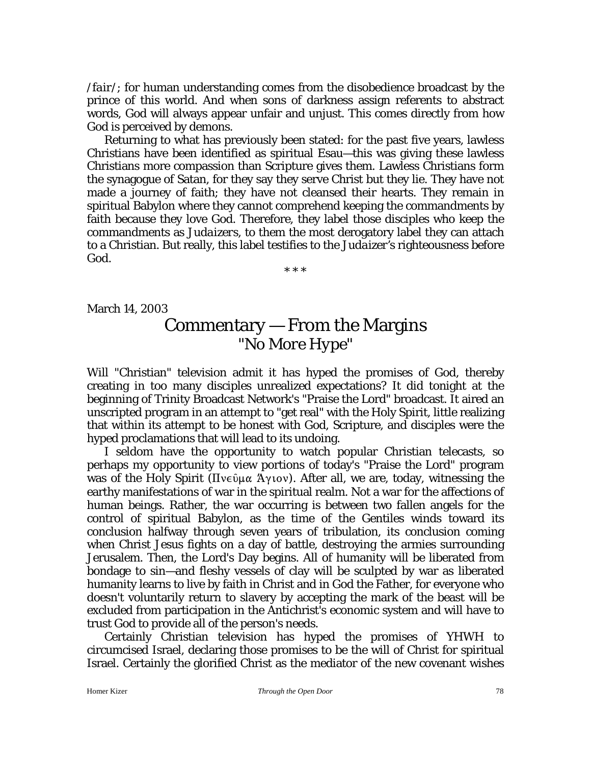/*fair*/; for human understanding comes from the disobedience broadcast by the prince of this world. And when sons of darkness assign referents to abstract words, God will always appear unfair and unjust. This comes directly from how God is perceived by demons.

Returning to what has previously been stated: for the past five years, lawless Christians have been identified as spiritual Esau—this was giving these lawless Christians more compassion than Scripture gives them. Lawless Christians form the synagogue of Satan, for they say they serve Christ but they lie. They have not made a journey of faith; they have not cleansed their hearts. They remain in spiritual Babylon where they cannot comprehend keeping the commandments by faith because they love God. Therefore, they label those disciples who keep the commandments as *Judaizers*, to them the most derogatory label they can attach to a Christian. But really, this label testifies to the *Judaizer's* righteousness before God.

* * *

March 14, 2003

## Commentary — From the Margins
## "No More Hype"

Will "Christian" television admit it has hyped the promises of God, thereby creating in too many disciples unrealized expectations? It did tonight at the beginning of Trinity Broadcast Network's "Praise the Lord" broadcast. It aired an unscripted program in an attempt to "get real" with the Holy Spirit, little realizing that within its attempt to be honest with God, Scripture, and disciples were the hyped proclamations that will lead to its undoing.

I seldom have the opportunity to watch popular Christian telecasts, so perhaps my opportunity to view portions of today's "Praise the Lord" program was of the Holy Spirit (Πνεῦμα Ἅγιον). After all, we are, today, witnessing the earthy manifestations of war in the spiritual realm. Not a war for the affections of human beings. Rather, the war occurring is between two fallen angels for the control of spiritual Babylon, as the time of the Gentiles winds toward its conclusion halfway through seven years of tribulation, its conclusion coming when Christ Jesus fights on a day of battle, destroying the armies surrounding Jerusalem. Then, the Lord's Day begins. All of humanity will be liberated from bondage to sin—and fleshy vessels of clay will be sculpted by war as liberated humanity learns to live by faith in Christ and in God the Father, for everyone who doesn't voluntarily return to slavery by accepting the mark of the beast will be excluded from participation in the Antichrist's economic system and will have to trust God to provide all of the person's needs.

Certainly Christian television has hyped the promises of YHWH to circumcised Israel, declaring those promises to be the will of Christ for spiritual Israel. Certainly the glorified Christ as the mediator of the new covenant wishes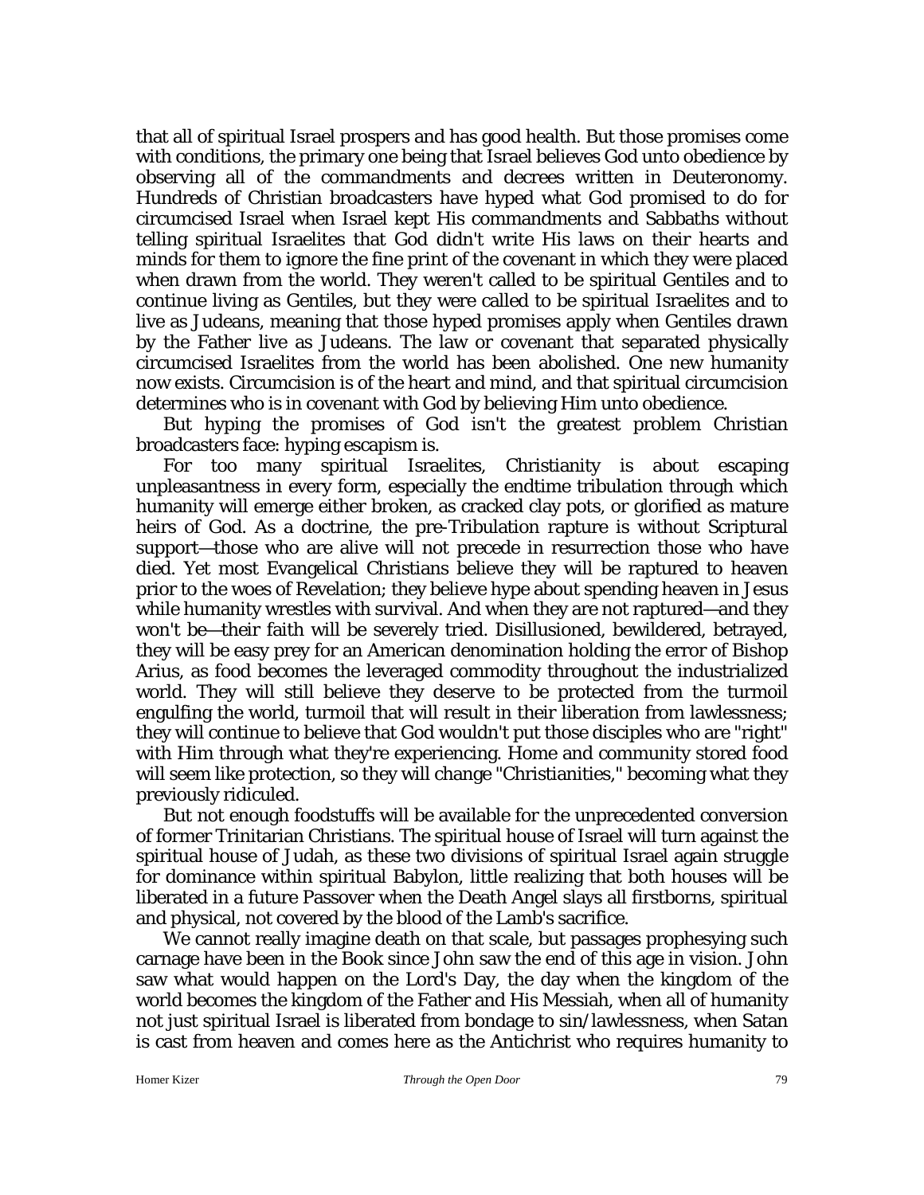that all of spiritual Israel prospers and has good health. But those promises come with conditions, the primary one being that Israel believes God unto obedience by observing all of the commandments and decrees written in Deuteronomy. Hundreds of Christian broadcasters have hyped what God promised to do for circumcised Israel when Israel kept His commandments and Sabbaths without telling spiritual Israelites that God didn't write His laws on their hearts and minds for them to ignore the fine print of the covenant in which they were placed when drawn from the world. They weren't called to be spiritual Gentiles and to continue living as Gentiles, but they were called to be spiritual Israelites and to live as Judeans, meaning that those hyped promises apply when Gentiles drawn by the Father live as Judeans. The law or covenant that separated physically circumcised Israelites from the world has been abolished. One new humanity now exists. Circumcision is of the heart and mind, and that spiritual circumcision determines who is in covenant with God by believing Him unto obedience.

But hyping the promises of God isn't the greatest problem Christian broadcasters face: hyping escapism is.

For too many spiritual Israelites, Christianity is about escaping unpleasantness in every form, especially the endtime tribulation through which humanity will emerge either broken, as cracked clay pots, or glorified as mature heirs of God. As a doctrine, the pre-Tribulation rapture is without Scriptural support—those who are alive will not precede in resurrection those who have died. Yet most Evangelical Christians believe they will be raptured to heaven prior to the woes of Revelation; they believe hype about spending heaven in Jesus while humanity wrestles with survival. And when they are not raptured—and they won't be—their faith will be severely tried. Disillusioned, bewildered, betrayed, they will be easy prey for an American denomination holding the error of Bishop Arius, as food becomes the leveraged commodity throughout the industrialized world. They will still believe they deserve to be protected from the turmoil engulfing the world, turmoil that will result in their liberation from lawlessness; they will continue to believe that God wouldn't put those disciples who are "right" with Him through what they're experiencing. Home and community stored food will seem like protection, so they will change "Christianities," becoming what they previously ridiculed.

But not enough foodstuffs will be available for the unprecedented conversion of former Trinitarian Christians. The spiritual house of Israel will turn against the spiritual house of Judah, as these two divisions of spiritual Israel again struggle for dominance within spiritual Babylon, little realizing that both houses will be liberated in a future Passover when the Death Angel slays all firstborns, spiritual and physical, not covered by the blood of the Lamb's sacrifice.

We cannot really imagine death on that scale, but passages prophesying such carnage have been in the Book since John saw the end of this age in vision. John saw what would happen on the Lord's Day, the day when the kingdom of the world becomes the kingdom of the Father and His Messiah, when all of humanity not just spiritual Israel is liberated from bondage to sin/lawlessness, when Satan is cast from heaven and comes here as the Antichrist who requires humanity to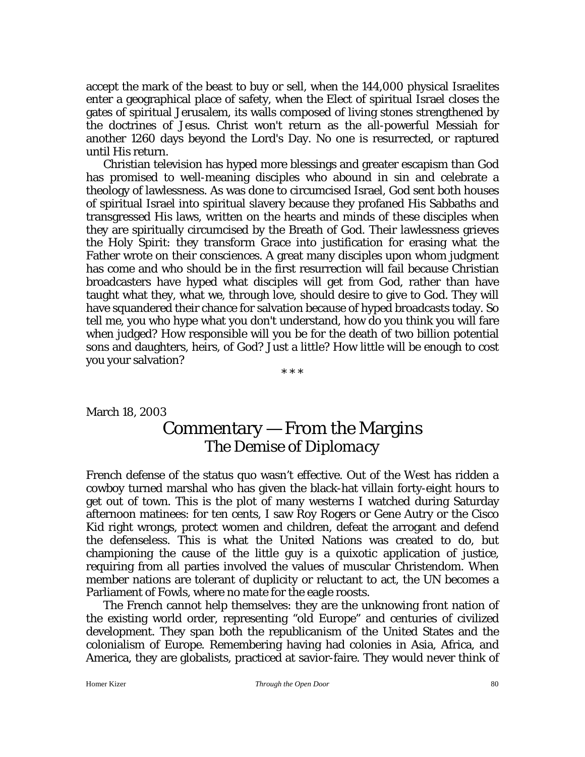accept the mark of the beast to buy or sell, when the 144,000 physical Israelites enter a geographical place of safety, when the Elect of spiritual Israel closes the gates of spiritual Jerusalem, its walls composed of living stones strengthened by the doctrines of Jesus. Christ won't return as the all-powerful Messiah for another 1260 days beyond the Lord's Day. No one is resurrected, or raptured until His return.

Christian television has hyped more blessings and greater escapism than God has promised to well-meaning disciples who abound in sin and celebrate a theology of lawlessness. As was done to circumcised Israel, God sent both houses of spiritual Israel into spiritual slavery because they profaned His Sabbaths and transgressed His laws, written on the hearts and minds of these disciples when they are spiritually circumcised by the Breath of God. Their lawlessness grieves the Holy Spirit: they transform Grace into justification for erasing what the Father wrote on their consciences. A great many disciples upon whom judgment has come and who should be in the first resurrection will fail because Christian broadcasters have hyped what disciples will get from God, rather than have taught what they, what we, through love, should desire to give to God. They will have squandered their chance for salvation because of hyped broadcasts today. So tell me, you who hype what you don't understand, how do you think you will fare when judged? How responsible will you be for the death of two billion potential sons and daughters, heirs, of God? Just a little? How little will be enough to cost you your salvation?

* * *

March 18, 2003

## Commentary — From the Margins
### *The Demise of Diplomacy*

French defense of the status quo wasn't effective. Out of the West has ridden a cowboy turned marshal who has given the black-hat villain forty-eight hours to get out of town. This is the plot of many westerns I watched during Saturday afternoon matinees: for ten cents, I saw Roy Rogers or Gene Autry or the Cisco Kid right wrongs, protect women and children, defeat the arrogant and defend the defenseless. This is what the United Nations was created to do, but championing the cause of the little guy is a quixotic application of justice, requiring from all parties involved the values of muscular Christendom. When member nations are tolerant of duplicity or reluctant to act, the UN becomes a Parliament of Fowls, where no mate for the eagle roosts.

The French cannot help themselves: they are the unknowing front nation of the existing world order, representing "old Europe" and centuries of civilized development. They span both the republicanism of the United States and the colonialism of Europe. Remembering having had colonies in Asia, Africa, and America, they are globalists, practiced at savior-faire. They would never think of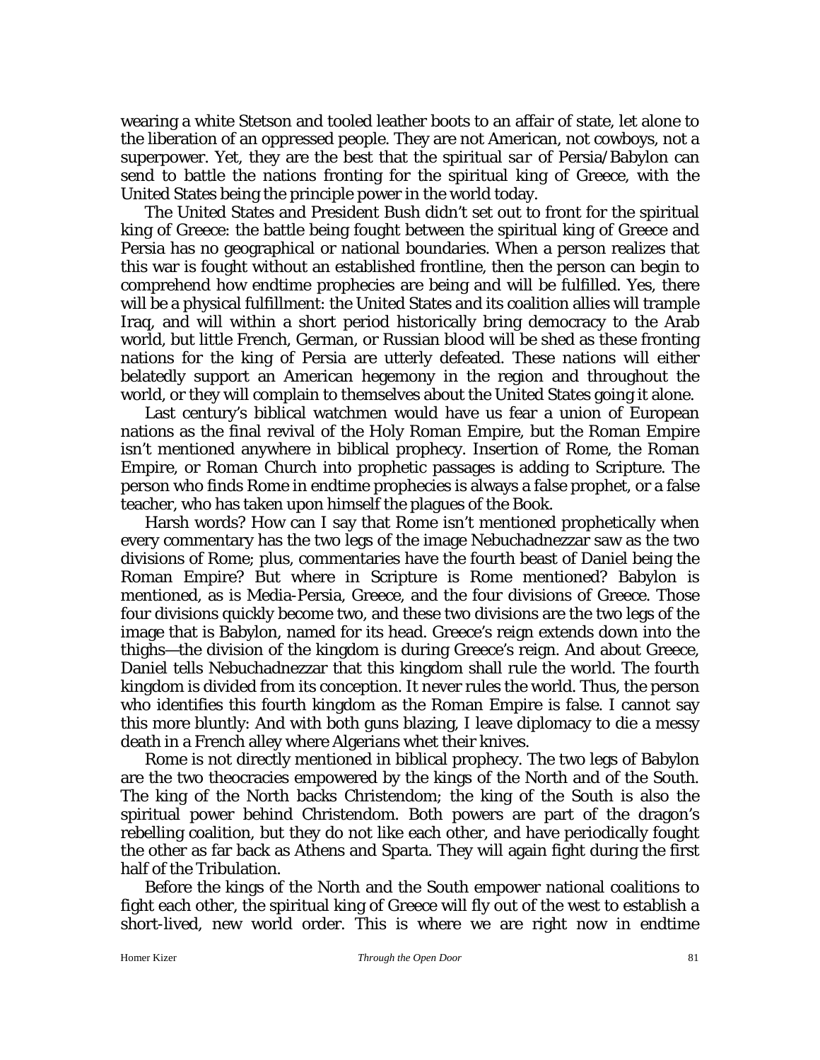wearing a white Stetson and tooled leather boots to an affair of state, let alone to the liberation of an oppressed people. They are not American, not cowboys, not a superpower. Yet, they are the best that the spiritual *sar* of Persia/Babylon can send to battle the nations fronting for the spiritual king of Greece, with the United States being the principle power in the world today.

The United States and President Bush didn't set out to front for the spiritual king of Greece: the battle being fought between the spiritual king of Greece and Persia has no geographical or national boundaries. When a person realizes that this war is fought without an established frontline, then the person can begin to comprehend how endtime prophecies are being and will be fulfilled. Yes, there will be a physical fulfillment: the United States and its coalition allies will trample Iraq, and will within a short period historically bring democracy to the Arab world, but little French, German, or Russian blood will be shed as these fronting nations for the king of Persia are utterly defeated. These nations will either belatedly support an American hegemony in the region and throughout the world, or they will complain to themselves about the United States going it alone.

Last century's biblical watchmen would have us fear a union of European nations as the final revival of the Holy Roman Empire, but the Roman Empire isn't mentioned anywhere in biblical prophecy. Insertion of Rome, the Roman Empire, or Roman Church into prophetic passages is adding to Scripture. The person who finds Rome in endtime prophecies is always a false prophet, or a false teacher, who has taken upon himself the plagues of the Book.

Harsh words? How can I say that Rome isn't mentioned prophetically when every commentary has the two legs of the image Nebuchadnezzar saw as the two divisions of Rome; plus, commentaries have the fourth beast of Daniel being the Roman Empire? But where in Scripture is Rome mentioned? Babylon is mentioned, as is Media-Persia, Greece, and the four divisions of Greece. Those four divisions quickly become two, and these two divisions are the two legs of the image that is Babylon, named for its head. Greece's reign extends down into the thighs—the division of the kingdom is during Greece's reign. And about Greece, Daniel tells Nebuchadnezzar that this kingdom shall rule the world. The fourth kingdom is divided from its conception. It never rules the world. Thus, the person who identifies this fourth kingdom as the Roman Empire is false. I cannot say this more bluntly: And with both guns blazing, I leave diplomacy to die a messy death in a French alley where Algerians whet their knives.

Rome is not directly mentioned in biblical prophecy. The two legs of Babylon are the two theocracies empowered by the kings of the North and of the South. The king of the North backs Christendom; the king of the South is also the spiritual power behind Christendom. Both powers are part of the dragon's rebelling coalition, but they do not like each other, and have periodically fought the other as far back as Athens and Sparta. They will again fight during the first half of the Tribulation.

Before the kings of the North and the South empower national coalitions to fight each other, the spiritual king of Greece will fly out of the west to establish a short-lived, new world order. This is where we are right now in endtime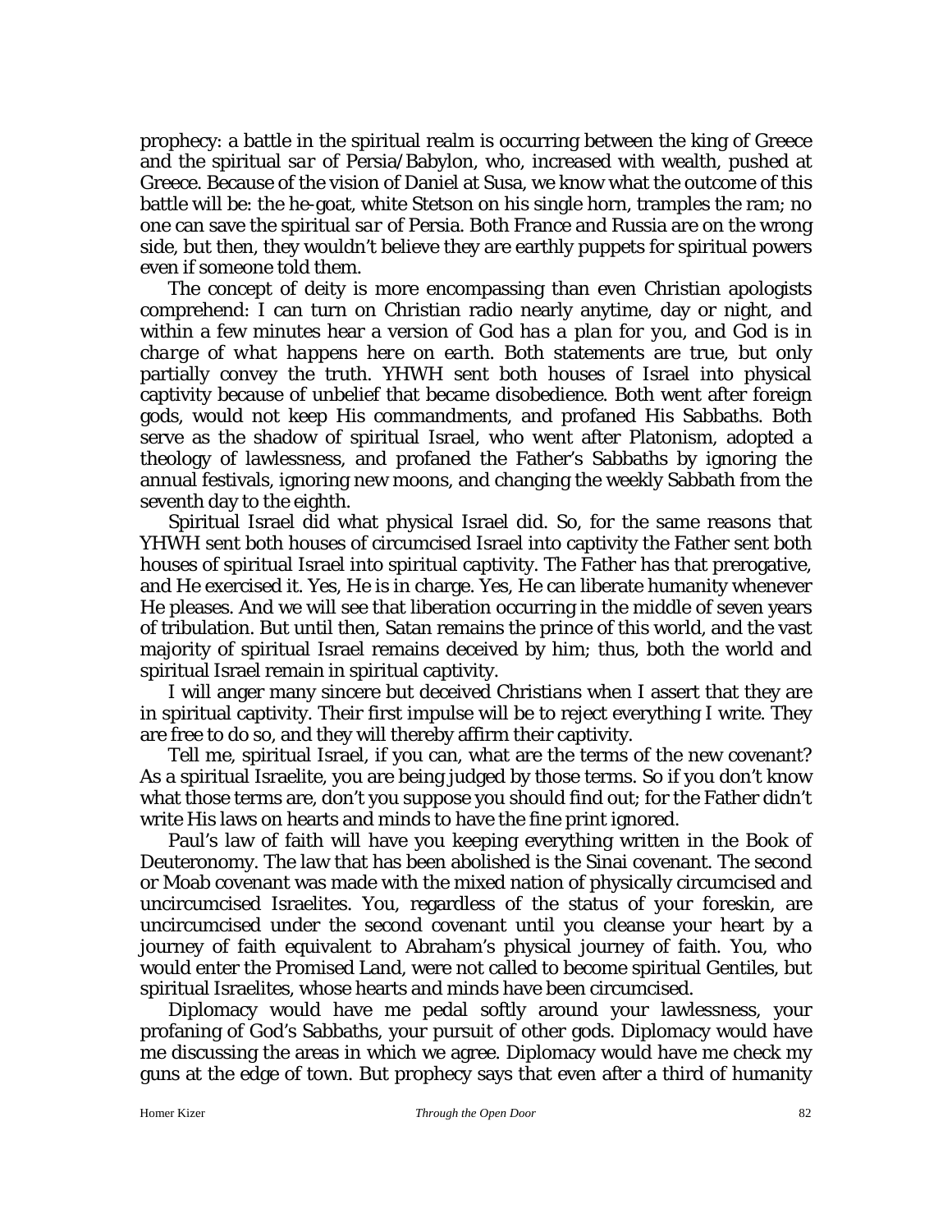prophecy: a battle in the spiritual realm is occurring between the king of Greece and the spiritual *sar* of Persia/Babylon, who, increased with wealth, pushed at Greece. Because of the vision of Daniel at Susa, we know what the outcome of this battle will be: the he-goat, white Stetson on his single horn, tramples the ram; no one can save the spiritual *sar* of Persia. Both France and Russia are on the wrong side, but then, they wouldn't believe they are earthly puppets for spiritual powers even if someone told them.

The concept of deity is more encompassing than even Christian apologists comprehend: I can turn on Christian radio nearly anytime, day or night, and within a few minutes hear a version of *God has a plan for you*, and *God is in charge of what happens here on earth*. Both statements are true, but only partially convey the truth. YHWH sent both houses of Israel into physical captivity because of unbelief that became disobedience. Both went after foreign gods, would not keep His commandments, and profaned His Sabbaths. Both serve as the shadow of spiritual Israel, who went after Platonism, adopted a theology of lawlessness, and profaned the Father's Sabbaths by ignoring the annual festivals, ignoring new moons, and changing the weekly Sabbath from the seventh day to the eighth.

Spiritual Israel did what physical Israel did. So, for the same reasons that YHWH sent both houses of circumcised Israel into captivity the Father sent both houses of spiritual Israel into spiritual captivity. The Father has that prerogative, and He exercised it. Yes, He is in charge. Yes, He can liberate humanity whenever He pleases. And we will see that liberation occurring in the middle of seven years of tribulation. But until then, Satan remains the prince of this world, and the vast majority of spiritual Israel remains deceived by him; thus, both the world and spiritual Israel remain in spiritual captivity.

I will anger many sincere but deceived Christians when I assert that they are in spiritual captivity. Their first impulse will be to reject everything I write. They are free to do so, and they will thereby affirm their captivity.

Tell me, spiritual Israel, if you can, what are the terms of the new covenant? As a spiritual Israelite, you are being judged by those terms. So if you don't know what those terms are, don't you suppose you should find out; for the Father didn't write His laws on hearts and minds to have the fine print ignored.

Paul's law of faith will have you keeping everything written in the Book of Deuteronomy. The law that has been abolished is the Sinai covenant. The second or Moab covenant was made with the mixed nation of physically circumcised and uncircumcised Israelites. You, regardless of the status of your foreskin, are uncircumcised under the second covenant until you cleanse your heart by a journey of faith equivalent to Abraham's physical journey of faith. You, who would enter the Promised Land, were not called to become spiritual Gentiles, but spiritual Israelites, whose hearts and minds have been circumcised.

Diplomacy would have me pedal softly around your lawlessness, your profaning of God's Sabbaths, your pursuit of other gods. Diplomacy would have me discussing the areas in which we agree. Diplomacy would have me check my guns at the edge of town. But prophecy says that even after a third of humanity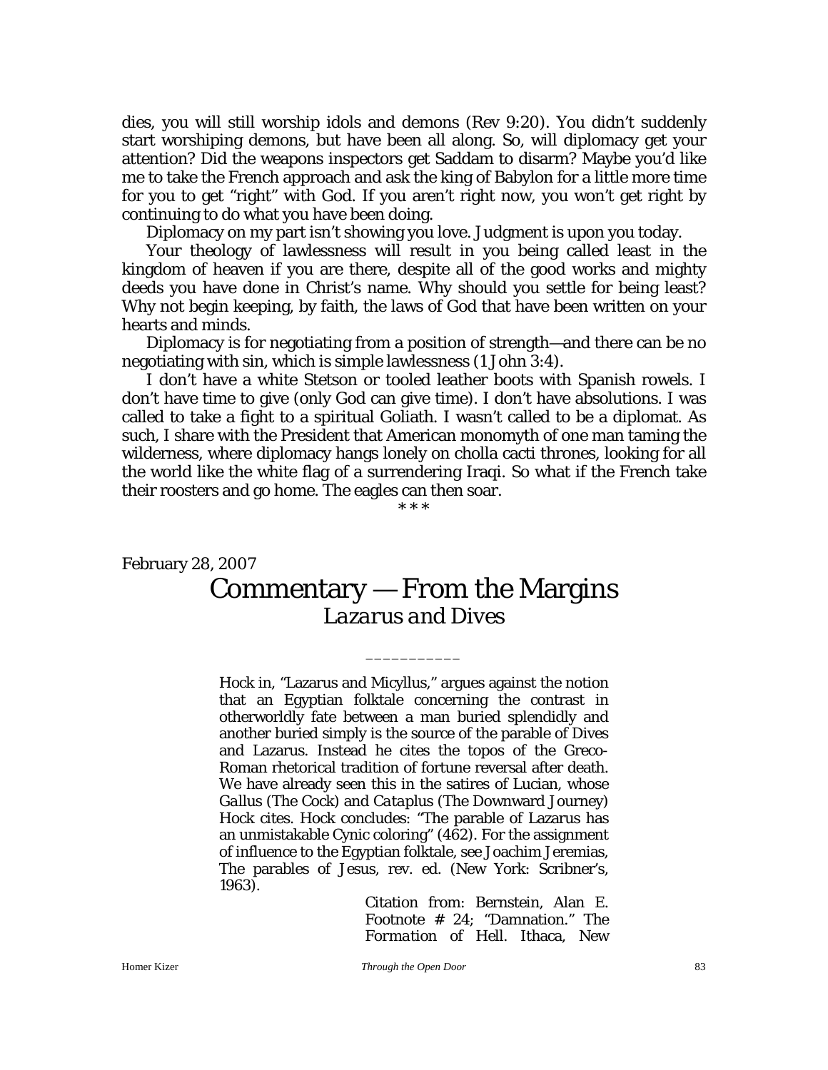dies, you will still worship idols and demons (Rev 9:20). You didn't suddenly start worshiping demons, but have been all along. So, will diplomacy get your attention? Did the weapons inspectors get Saddam to disarm? Maybe you'd like me to take the French approach and ask the king of Babylon for a little more time for you to get "right" with God. If you aren't right now, you won't get right by continuing to do what you have been doing.

Diplomacy on my part isn't showing you love. Judgment is upon you today.

Your theology of lawlessness will result in you being called least in the kingdom of heaven if you are there, despite all of the good works and mighty deeds you have done in Christ's name. Why should you settle for being least? Why not begin keeping, by faith, the laws of God that have been written on your hearts and minds.

Diplomacy is for negotiating from a position of strength—and there can be no negotiating with sin, which is simple lawlessness (1 John 3:4).

I don't have a white Stetson or tooled leather boots with Spanish rowels. I don't have time to give (only God can give time). I don't have absolutions. I was called to take a fight to a spiritual Goliath. I wasn't called to be a diplomat. As such, I share with the President that American monomyth of one man taming the wilderness, where diplomacy hangs lonely on cholla cacti thrones, looking for all the world like the white flag of a surrendering Iraqi. So what if the French take their roosters and go home. The eagles can then soar.

\* \* \*

February 28, 2007

# Commentary — From the Margins
## *Lazarus and Dives*

\_\_\_\_\_\_\_\_\_\_\_

> Hock in, "Lazarus and Micyllus," argues against the notion that an Egyptian folktale concerning the contrast in otherworldly fate between a man buried splendidly and another buried simply is the source of the parable of Dives and Lazarus. Instead he cites the topos of the Greco-Roman rhetorical tradition of fortune reversal after death. We have already seen this in the satires of Lucian, whose *Gallus* (The Cock) and *Cataplus* (The Downward Journey) Hock cites. Hock concludes: "The parable of Lazarus has an unmistakable Cynic coloring" (462). For the assignment of influence to the Egyptian folktale, see Joachim Jeremias, The parables of Jesus, rev. ed. (New York: Scribner's, 1963).
>
> Citation from: Bernstein, Alan E. Footnote # 24; "Damnation." *The Formation of Hell*. Ithaca, New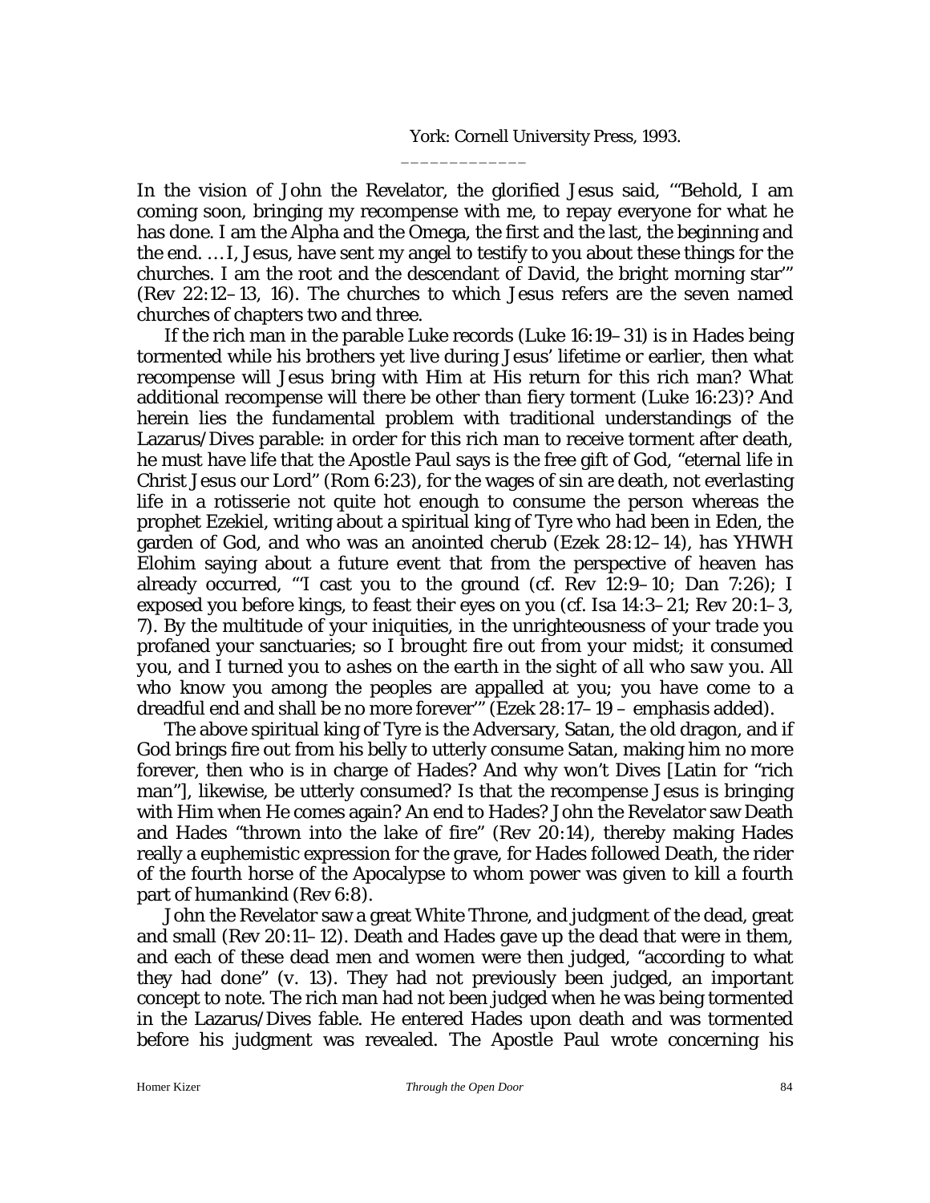York: Cornell University Press, 1993.

_____________

In the vision of John the Revelator, the glorified Jesus said, '"Behold, I am coming soon, bringing my recompense with me, to repay everyone for what he has done. I am the Alpha and the Omega, the first and the last, the beginning and the end. … I, Jesus, have sent my angel to testify to you about these things for the churches. I am the root and the descendant of David, the bright morning star'" (Rev 22:12–13, 16). The churches to which Jesus refers are the seven named churches of chapters two and three.

If the rich man in the parable Luke records (Luke 16:19–31) is in Hades being tormented while his brothers yet live during Jesus' lifetime or earlier, then what recompense will Jesus bring with Him at His return for this rich man? What additional recompense will there be other than fiery torment (Luke 16:23)? And herein lies the fundamental problem with traditional understandings of the Lazarus/Dives parable: in order for this rich man to receive torment after death, he must have life that the Apostle Paul says is the free gift of God, "eternal life in Christ Jesus our Lord" (Rom 6:23), for the wages of sin are death, not everlasting life in a rotisserie not quite hot enough to consume the person whereas the prophet Ezekiel, writing about a spiritual king of Tyre who had been in Eden, the garden of God, and who was an anointed cherub (Ezek 28:12–14), has YHWH Elohim saying about a future event that from the perspective of heaven has already occurred, '"I cast you to the ground (cf. Rev 12:9–10; Dan 7:26); I exposed you before kings, to feast their eyes on you (cf. Isa 14:3–21; Rev 20:1–3, 7). By the multitude of your iniquities, in the unrighteousness of your trade you profaned your sanctuaries; so *I brought fire out from your midst; it consumed you, and I turned you to ashes on the earth in the sight of all who saw you.* All who know you among the peoples are appalled at you; you have come to a dreadful end and shall be no more forever'" (Ezek 28:17–19 – emphasis added).

The above spiritual king of Tyre is the Adversary, Satan, the old dragon, and if God brings fire out from his belly to utterly consume Satan, making him no more forever, then who is in charge of Hades? And why won't Dives [Latin for "rich man"], likewise, be utterly consumed? Is that the recompense Jesus is bringing with Him when He comes again? An end to Hades? John the Revelator saw Death and Hades "thrown into the lake of fire" (Rev 20:14), thereby making Hades really a euphemistic expression for the grave, for Hades followed Death, the rider of the fourth horse of the Apocalypse to whom power was given to kill a fourth part of humankind (Rev 6:8).

John the Revelator saw a great White Throne, and judgment of the dead, great and small (Rev 20:11–12). Death and Hades gave up the dead that were in them, and each of these dead men and women were then judged, "according to what they had done" (v. 13). They had not previously been judged, an important concept to note. The rich man had not been judged when he was being tormented in the Lazarus/Dives fable. He entered Hades upon death and was tormented before his judgment was revealed. The Apostle Paul wrote concerning his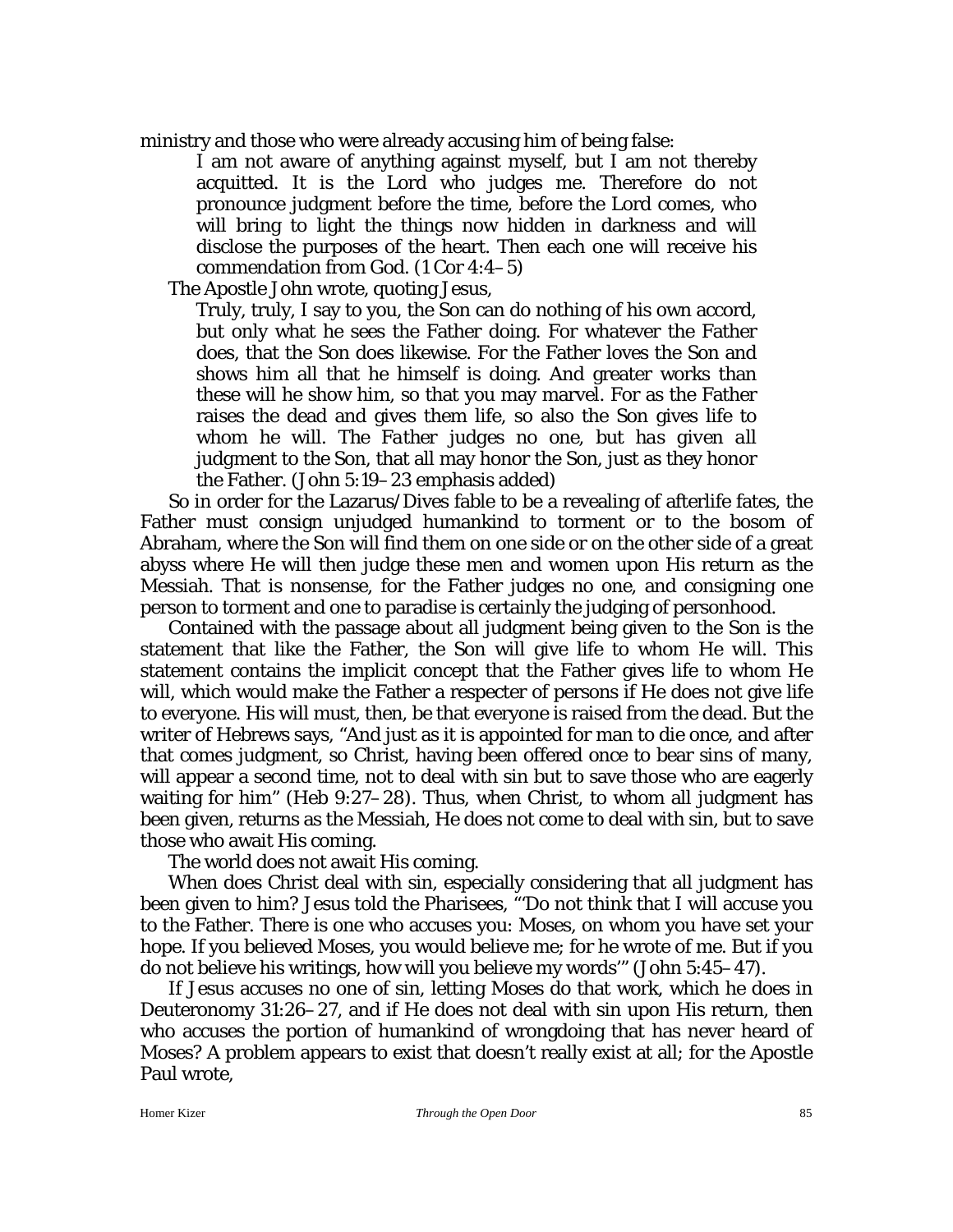ministry and those who were already accusing him of being false:

> I am not aware of anything against myself, but I am not thereby acquitted. It is the Lord who judges me. Therefore do not pronounce judgment before the time, before the Lord comes, who will bring to light the things now hidden in darkness and will disclose the purposes of the heart. Then each one will receive his commendation from God. (1 Cor 4:4–5)

The Apostle John wrote, quoting Jesus,

> Truly, truly, I say to you, the Son can do nothing of his own accord, but only what he sees the Father doing. For whatever the Father does, that the Son does likewise. For the Father loves the Son and shows him all that he himself is doing. And greater works than these will he show him, so that you may marvel. For as the Father raises the dead and gives them life, so also the Son gives life to whom he will. *The Father judges no one, but has given all* judgment to the Son, that all may honor the Son, just as they honor the Father. (John 5:19–23 emphasis added)

So in order for the Lazarus/Dives fable to be a revealing of afterlife fates, the Father must consign unjudged humankind to torment or to the bosom of Abraham, where the Son will find them on one side or on the other side of a great abyss where He will then judge these men and women upon His return as the Messiah. That is nonsense, for the Father judges no one, and consigning one person to torment and one to paradise is certainly the judging of personhood.

Contained with the passage about all judgment being given to the Son is the statement that like the Father, the Son will give life to whom He will. This statement contains the implicit concept that the Father gives life to whom He will, which would make the Father a respecter of persons if He does not give life to everyone. His will must, then, be that everyone is raised from the dead. But the writer of Hebrews says, "And just as it is appointed for man to die once, and after that comes judgment, so Christ, having been offered once to bear sins of many, will appear a second time, not to deal with sin but to save those who are eagerly waiting for him" (Heb 9:27–28). Thus, when Christ, to whom all judgment has been given, returns as the Messiah, He does not come to deal with sin, but to save those who await His coming.

The world does not await His coming.

When does Christ deal with sin, especially considering that all judgment has been given to him? Jesus told the Pharisees, "'Do not think that I will accuse you to the Father. There is one who accuses you: Moses, on whom you have set your hope. If you believed Moses, you would believe me; for he wrote of me. But if you do not believe his writings, how will you believe my words'" (John 5:45–47).

If Jesus accuses no one of sin, letting Moses do that work, which he does in Deuteronomy 31:26–27, and if He does not deal with sin upon His return, then who accuses the portion of humankind of wrongdoing that has never heard of Moses? A problem appears to exist that doesn't really exist at all; for the Apostle Paul wrote,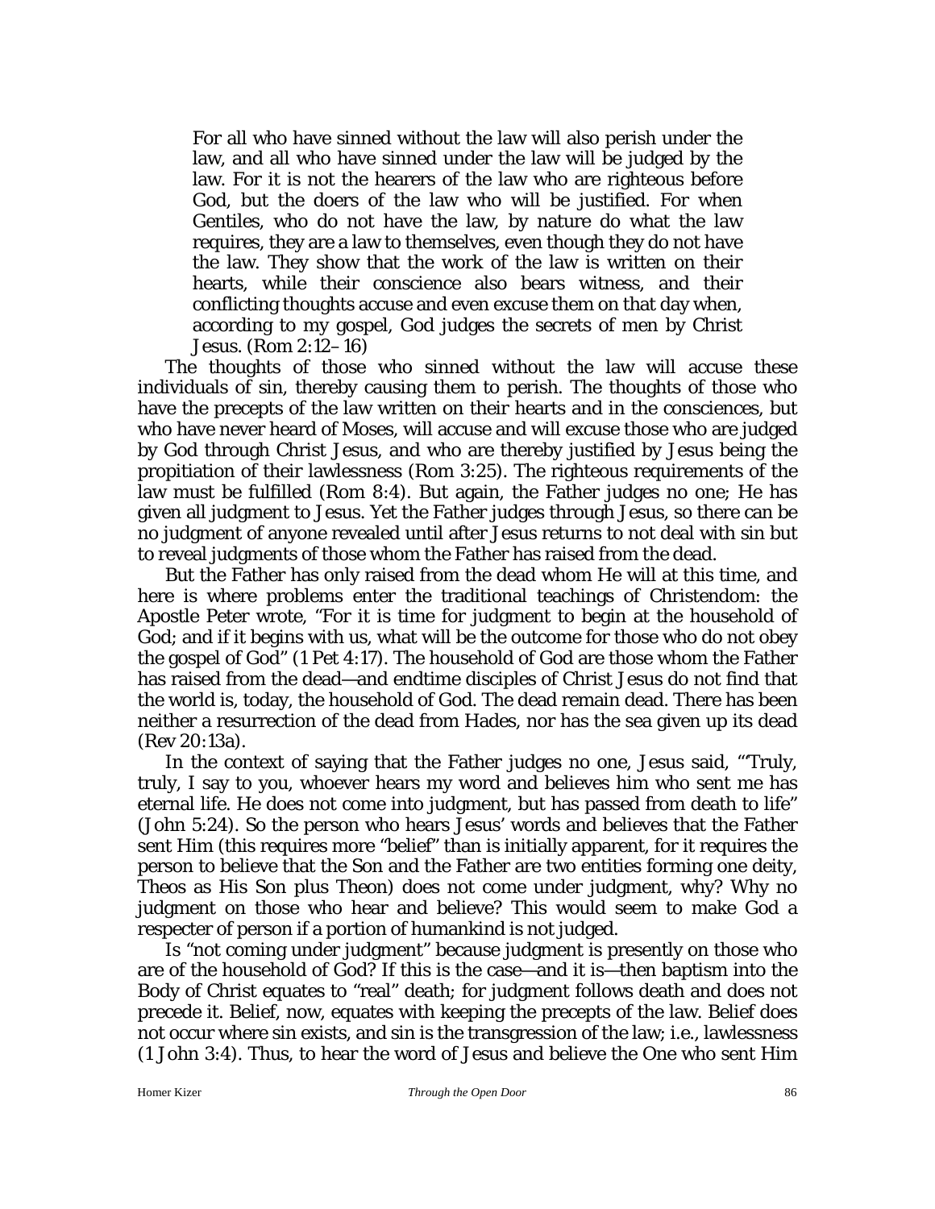> For all who have sinned without the law will also perish under the law, and all who have sinned under the law will be judged by the law. For it is not the hearers of the law who are righteous before God, but the doers of the law who will be justified. For when Gentiles, who do not have the law, by nature do what the law requires, they are a law to themselves, even though they do not have the law. They show that the work of the law is written on their hearts, while their conscience also bears witness, and their conflicting thoughts accuse and even excuse them on that day when, according to my gospel, God judges the secrets of men by Christ Jesus. (Rom 2:12–16)

The thoughts of those who sinned without the law will accuse these individuals of sin, thereby causing them to perish. The thoughts of those who have the precepts of the law written on their hearts and in the consciences, but who have never heard of Moses, will accuse and will excuse those who are judged by God through Christ Jesus, and who are thereby justified by Jesus being the propitiation of their lawlessness (Rom 3:25). The righteous requirements of the law must be fulfilled (Rom 8:4). But again, the Father judges no one; He has given all judgment to Jesus. Yet the Father judges through Jesus, so there can be no judgment of anyone revealed until after Jesus returns to not deal with sin but to reveal judgments of those whom the Father has raised from the dead.

But the Father has only raised from the dead whom He will at this time, and here is where problems enter the traditional teachings of Christendom: the Apostle Peter wrote, "For it is time for judgment to begin at the household of God; and if it begins with us, what will be the outcome for those who do not obey the gospel of God" (1 Pet 4:17). The household of God are those whom the Father has raised from the dead—and endtime disciples of Christ Jesus do not find that the world is, today, the household of God. The dead remain dead. There has been neither a resurrection of the dead from Hades, nor has the sea given up its dead (Rev 20:13a).

In the context of saying that the Father judges no one, Jesus said, "'Truly, truly, I say to you, whoever hears my word and believes him who sent me has eternal life. He does not come into judgment, but has passed from death to life" (John 5:24). So the person who hears Jesus' words and believes that the Father sent Him (this requires more "belief" than is initially apparent, for it requires the person to believe that the Son and the Father are two entities forming one deity, Theos as His Son plus Theon) does not come under judgment, why? Why no judgment on those who hear and believe? This would seem to make God a respecter of person if a portion of humankind is not judged.

Is "not coming under judgment" because judgment is presently on those who are of the household of God? If this is the case—and it is—then baptism into the Body of Christ equates to "real" death; for judgment follows death and does not precede it. Belief, now, equates with keeping the precepts of the law. Belief does not occur where sin exists, and sin is the transgression of the law; i.e., lawlessness (1 John 3:4). Thus, to hear the word of Jesus and believe the One who sent Him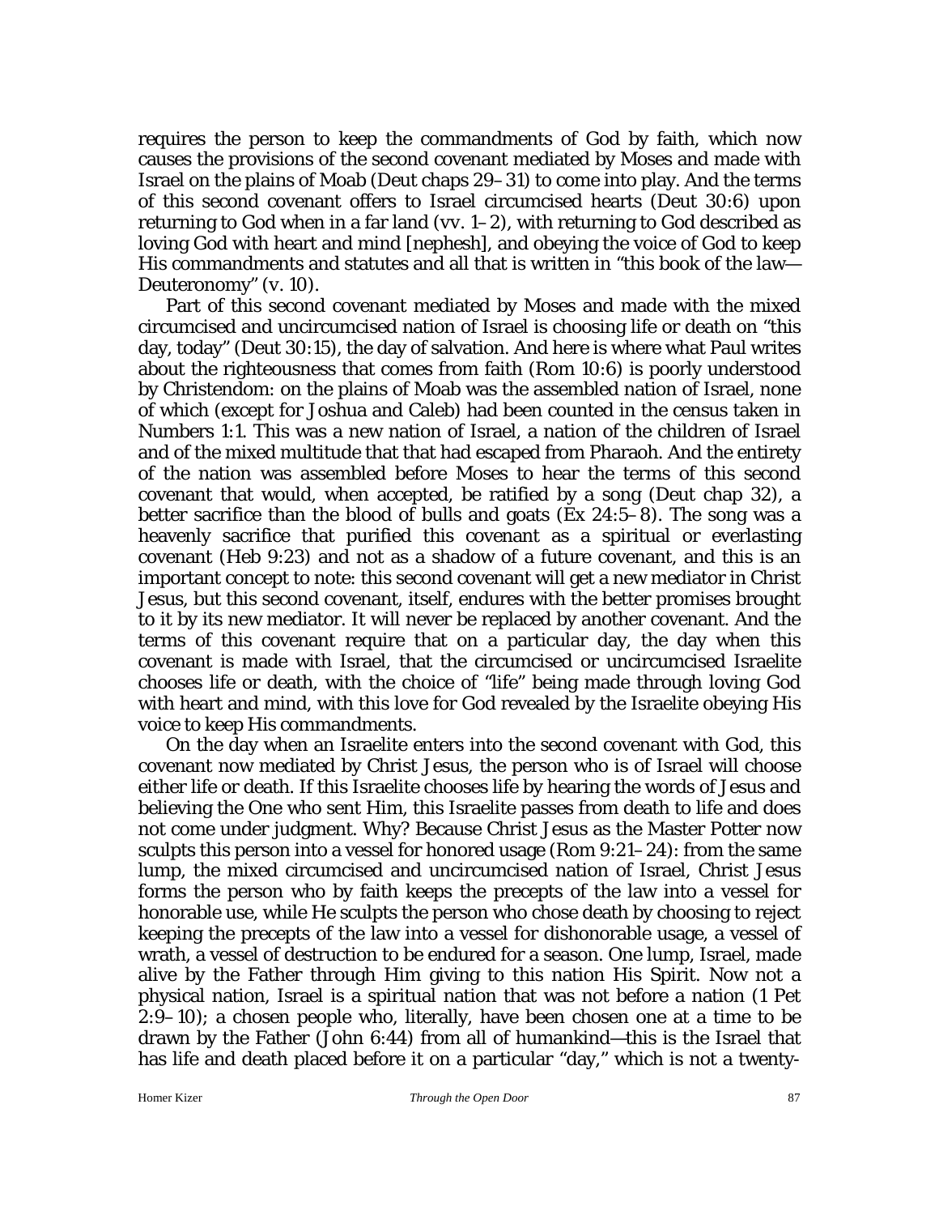requires the person to keep the commandments of God by faith, which now causes the provisions of the second covenant mediated by Moses and made with Israel on the plains of Moab (Deut chaps 29–31) to come into play. And the terms of this second covenant offers to Israel circumcised hearts (Deut 30:6) upon returning to God when in a far land (vv. 1–2), with returning to God described as loving God with heart and mind [nephesh], and obeying the voice of God to keep His commandments and statutes and all that is written in "this book of the law—Deuteronomy" (v. 10).

Part of this second covenant mediated by Moses and made with the mixed circumcised and uncircumcised nation of Israel is choosing life or death on "this day, today" (Deut 30:15), the day of salvation. And here is where what Paul writes about the righteousness that comes from faith (Rom 10:6) is poorly understood by Christendom: on the plains of Moab was the assembled nation of Israel, none of which (except for Joshua and Caleb) had been counted in the census taken in Numbers 1:1. This was a new nation of Israel, a nation of the children of Israel and of the mixed multitude that that had escaped from Pharaoh. And the entirety of the nation was assembled before Moses to hear the terms of this second covenant that would, when accepted, be ratified by a song (Deut chap 32), a better sacrifice than the blood of bulls and goats (Ex 24:5–8). The song was a heavenly sacrifice that purified this covenant as a spiritual or everlasting covenant (Heb 9:23) and not as a shadow of a future covenant, and this is an important concept to note: this second covenant will get a new mediator in Christ Jesus, but this second covenant, itself, endures with the better promises brought to it by its new mediator. It will never be replaced by another covenant. And the terms of this covenant require that on a particular day, the day when this covenant is made with Israel, that the circumcised or uncircumcised Israelite chooses life or death, with the choice of "life" being made through loving God with heart and mind, with this love for God revealed by the Israelite obeying His voice to keep His commandments.

On the day when an Israelite enters into the second covenant with God, this covenant now mediated by Christ Jesus, the person who is of Israel will choose either life or death. If this Israelite chooses life by hearing the words of Jesus and believing the One who sent Him, this Israelite passes from death to life and does not come under judgment. Why? Because Christ Jesus as the Master Potter now sculpts this person into a vessel for honored usage (Rom 9:21–24): from the same lump, the mixed circumcised and uncircumcised nation of Israel, Christ Jesus forms the person who by faith keeps the precepts of the law into a vessel for honorable use, while He sculpts the person who chose death by choosing to reject keeping the precepts of the law into a vessel for dishonorable usage, a vessel of wrath, a vessel of destruction to be endured for a season. One lump, Israel, made alive by the Father through Him giving to this nation His Spirit. Now not a physical nation, Israel is a spiritual nation that was not before a nation (1 Pet 2:9–10); a chosen people who, literally, have been chosen one at a time to be drawn by the Father (John 6:44) from all of humankind—this is the Israel that has life and death placed before it on a particular "day," which is not a twenty-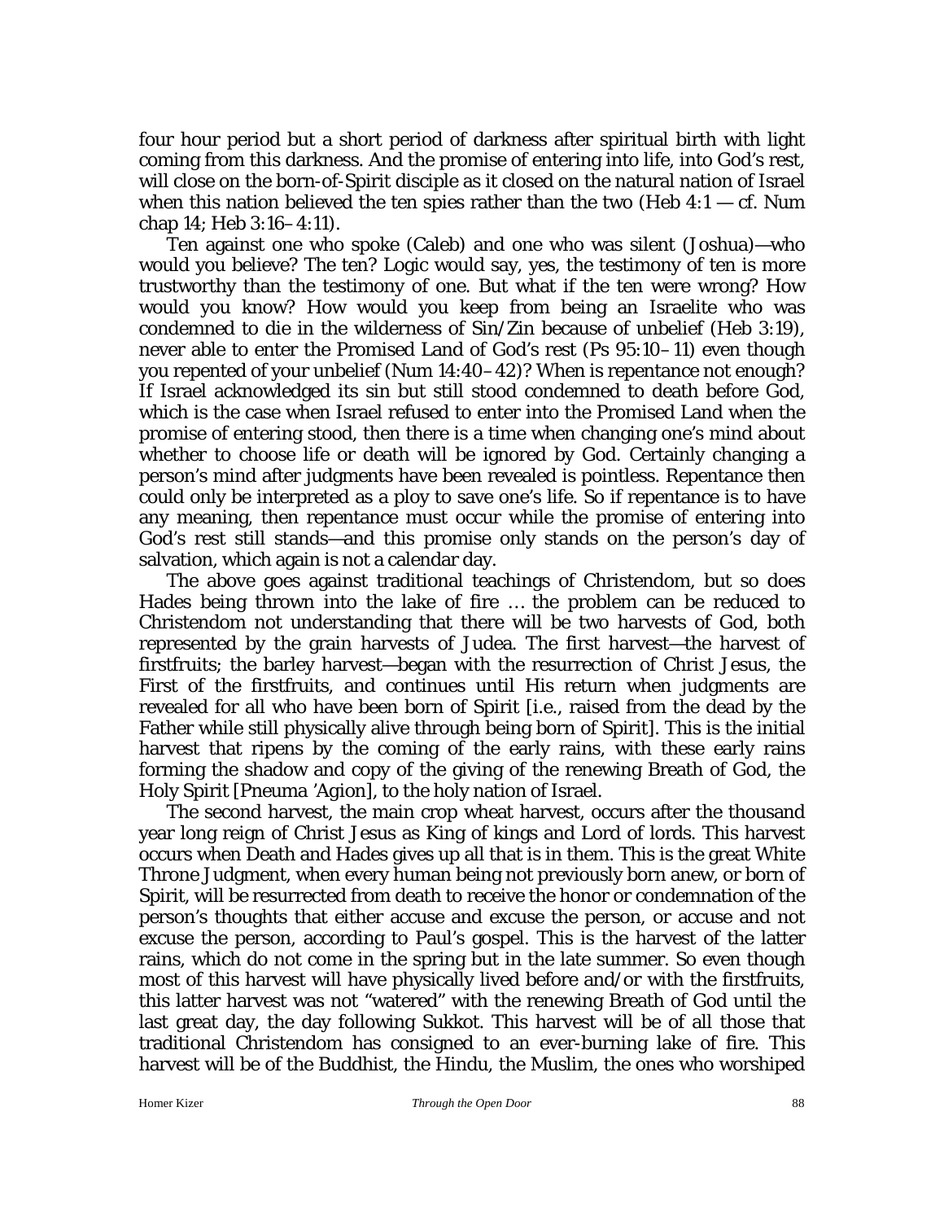four hour period but a short period of darkness after spiritual birth with light coming from this darkness. And the promise of entering into life, into God's rest, will close on the born-of-Spirit disciple as it closed on the natural nation of Israel when this nation believed the ten spies rather than the two (Heb 4:1 — cf. Num chap 14; Heb 3:16–4:11).

Ten against one who spoke (Caleb) and one who was silent (Joshua)—who would you believe? The ten? Logic would say, yes, the testimony of ten is more trustworthy than the testimony of one. But what if the ten were wrong? How would you know? How would you keep from being an Israelite who was condemned to die in the wilderness of Sin/Zin because of unbelief (Heb 3:19), never able to enter the Promised Land of God's rest (Ps 95:10–11) even though you repented of your unbelief (Num 14:40–42)? When is repentance not enough? If Israel acknowledged its sin but still stood condemned to death before God, which is the case when Israel refused to enter into the Promised Land when the promise of entering stood, then there is a time when changing one's mind about whether to choose life or death will be ignored by God. Certainly changing a person's mind after judgments have been revealed is pointless. Repentance then could only be interpreted as a ploy to save one's life. So if repentance is to have any meaning, then repentance must occur while the promise of entering into God's rest still stands—and this promise only stands on the person's day of salvation, which again is not a calendar day.

The above goes against traditional teachings of Christendom, but so does Hades being thrown into the lake of fire … the problem can be reduced to Christendom not understanding that there will be two harvests of God, both represented by the grain harvests of Judea. The first harvest—the harvest of firstfruits; the barley harvest—began with the resurrection of Christ Jesus, the First of the firstfruits, and continues until His return when judgments are revealed for all who have been born of Spirit [i.e., raised from the dead by the Father while still physically alive through being born of Spirit]. This is the initial harvest that ripens by the coming of the early rains, with these early rains forming the shadow and copy of the giving of the renewing Breath of God, the Holy Spirit [Pneuma 'Agion], to the holy nation of Israel.

The second harvest, the main crop wheat harvest, occurs after the thousand year long reign of Christ Jesus as King of kings and Lord of lords. This harvest occurs when Death and Hades gives up all that is in them. This is the great White Throne Judgment, when every human being not previously born anew, or born of Spirit, will be resurrected from death to receive the honor or condemnation of the person's thoughts that either accuse and excuse the person, or accuse and not excuse the person, according to Paul's gospel. This is the harvest of the latter rains, which do not come in the spring but in the late summer. So even though most of this harvest will have physically lived before and/or with the firstfruits, this latter harvest was not "watered" with the renewing Breath of God until the last great day, the day following Sukkot. This harvest will be of all those that traditional Christendom has consigned to an ever-burning lake of fire. This harvest will be of the Buddhist, the Hindu, the Muslim, the ones who worshiped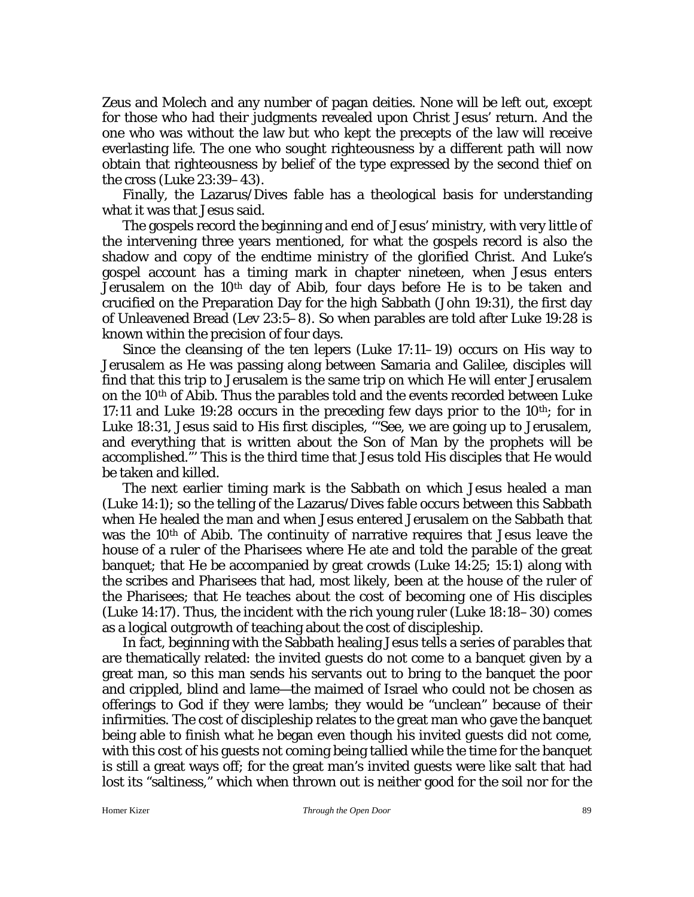Zeus and Molech and any number of pagan deities. None will be left out, except for those who had their judgments revealed upon Christ Jesus' return. And the one who was without the law but who kept the precepts of the law will receive everlasting life. The one who sought righteousness by a different path will now obtain that righteousness by belief of the type expressed by the second thief on the cross (Luke 23:39–43).

Finally, the Lazarus/Dives fable has a theological basis for understanding what it was that Jesus said.

The gospels record the beginning and end of Jesus' ministry, with very little of the intervening three years mentioned, for what the gospels record is also the shadow and copy of the endtime ministry of the glorified Christ. And Luke's gospel account has a timing mark in chapter nineteen, when Jesus enters Jerusalem on the 10th day of Abib, four days before He is to be taken and crucified on the Preparation Day for the high Sabbath (John 19:31), the first day of Unleavened Bread (Lev 23:5–8). So when parables are told after Luke 19:28 is known within the precision of four days.

Since the cleansing of the ten lepers (Luke 17:11–19) occurs on His way to Jerusalem as He was passing along between Samaria and Galilee, disciples will find that this trip to Jerusalem is the same trip on which He will enter Jerusalem on the 10th of Abib. Thus the parables told and the events recorded between Luke 17:11 and Luke 19:28 occurs in the preceding few days prior to the 10th; for in Luke 18:31, Jesus said to His first disciples, '"See, we are going up to Jerusalem, and everything that is written about the Son of Man by the prophets will be accomplished."' This is the third time that Jesus told His disciples that He would be taken and killed.

The next earlier timing mark is the Sabbath on which Jesus healed a man (Luke 14:1); so the telling of the Lazarus/Dives fable occurs between this Sabbath when He healed the man and when Jesus entered Jerusalem on the Sabbath that was the 10th of Abib. The continuity of narrative requires that Jesus leave the house of a ruler of the Pharisees where He ate and told the parable of the great banquet; that He be accompanied by great crowds (Luke 14:25; 15:1) along with the scribes and Pharisees that had, most likely, been at the house of the ruler of the Pharisees; that He teaches about the cost of becoming one of His disciples (Luke 14:17). Thus, the incident with the rich young ruler (Luke 18:18–30) comes as a logical outgrowth of teaching about the cost of discipleship.

In fact, beginning with the Sabbath healing Jesus tells a series of parables that are thematically related: the invited guests do not come to a banquet given by a great man, so this man sends his servants out to bring to the banquet the poor and crippled, blind and lame—the maimed of Israel who could not be chosen as offerings to God if they were lambs; they would be "unclean" because of their infirmities. The cost of discipleship relates to the great man who gave the banquet being able to finish what he began even though his invited guests did not come, with this cost of his guests not coming being tallied while the time for the banquet is still a great ways off; for the great man's invited guests were like salt that had lost its "saltiness," which when thrown out is neither good for the soil nor for the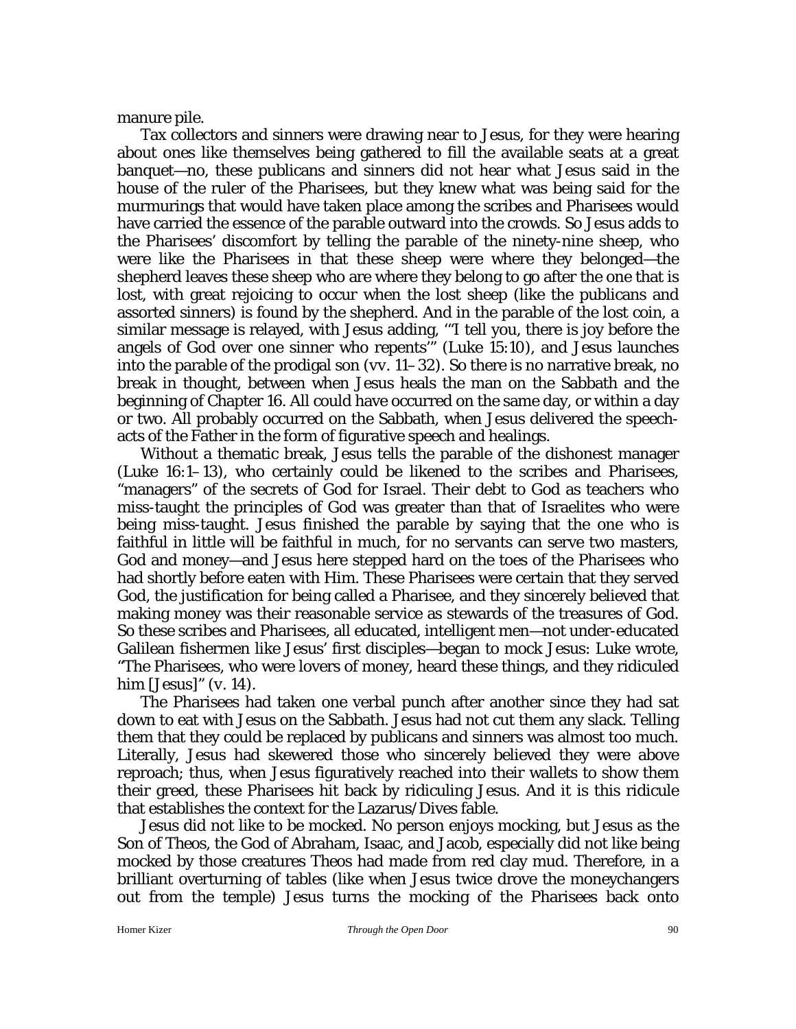manure pile.

Tax collectors and sinners were drawing near to Jesus, for they were hearing about ones like themselves being gathered to fill the available seats at a great banquet—no, these publicans and sinners did not hear what Jesus said in the house of the ruler of the Pharisees, but they knew what was being said for the murmurings that would have taken place among the scribes and Pharisees would have carried the essence of the parable outward into the crowds. So Jesus adds to the Pharisees' discomfort by telling the parable of the ninety-nine sheep, who were like the Pharisees in that these sheep were where they belonged—the shepherd leaves these sheep who are where they belong to go after the one that is lost, with great rejoicing to occur when the lost sheep (like the publicans and assorted sinners) is found by the shepherd. And in the parable of the lost coin, a similar message is relayed, with Jesus adding, '"I tell you, there is joy before the angels of God over one sinner who repents'" (Luke 15:10), and Jesus launches into the parable of the prodigal son (vv. 11–32). So there is no narrative break, no break in thought, between when Jesus heals the man on the Sabbath and the beginning of Chapter 16. All could have occurred on the same day, or within a day or two. All probably occurred on the Sabbath, when Jesus delivered the speech-acts of the Father in the form of figurative speech and healings.

Without a thematic break, Jesus tells the parable of the dishonest manager (Luke 16:1–13), who certainly could be likened to the scribes and Pharisees, "managers" of the secrets of God for Israel. Their debt to God as teachers who miss-taught the principles of God was greater than that of Israelites who were being miss-taught. Jesus finished the parable by saying that the one who is faithful in little will be faithful in much, for no servants can serve two masters, God and money—and Jesus here stepped hard on the toes of the Pharisees who had shortly before eaten with Him. These Pharisees were certain that they served God, the justification for being called a Pharisee, and they sincerely believed that making money was their reasonable service as stewards of the treasures of God. So these scribes and Pharisees, all educated, intelligent men—not under-educated Galilean fishermen like Jesus' first disciples—began to mock Jesus: Luke wrote, "The Pharisees, who were lovers of money, heard these things, and they ridiculed him [Jesus]" (v. 14).

The Pharisees had taken one verbal punch after another since they had sat down to eat with Jesus on the Sabbath. Jesus had not cut them any slack. Telling them that they could be replaced by publicans and sinners was almost too much. Literally, Jesus had skewered those who sincerely believed they were above reproach; thus, when Jesus figuratively reached into their wallets to show them their greed, these Pharisees hit back by ridiculing Jesus. And it is this ridicule that establishes the context for the Lazarus/Dives fable.

Jesus did not like to be mocked. No person enjoys mocking, but Jesus as the Son of Theos, the God of Abraham, Isaac, and Jacob, especially did not like being mocked by those creatures Theos had made from red clay mud. Therefore, in a brilliant overturning of tables (like when Jesus twice drove the moneychangers out from the temple) Jesus turns the mocking of the Pharisees back onto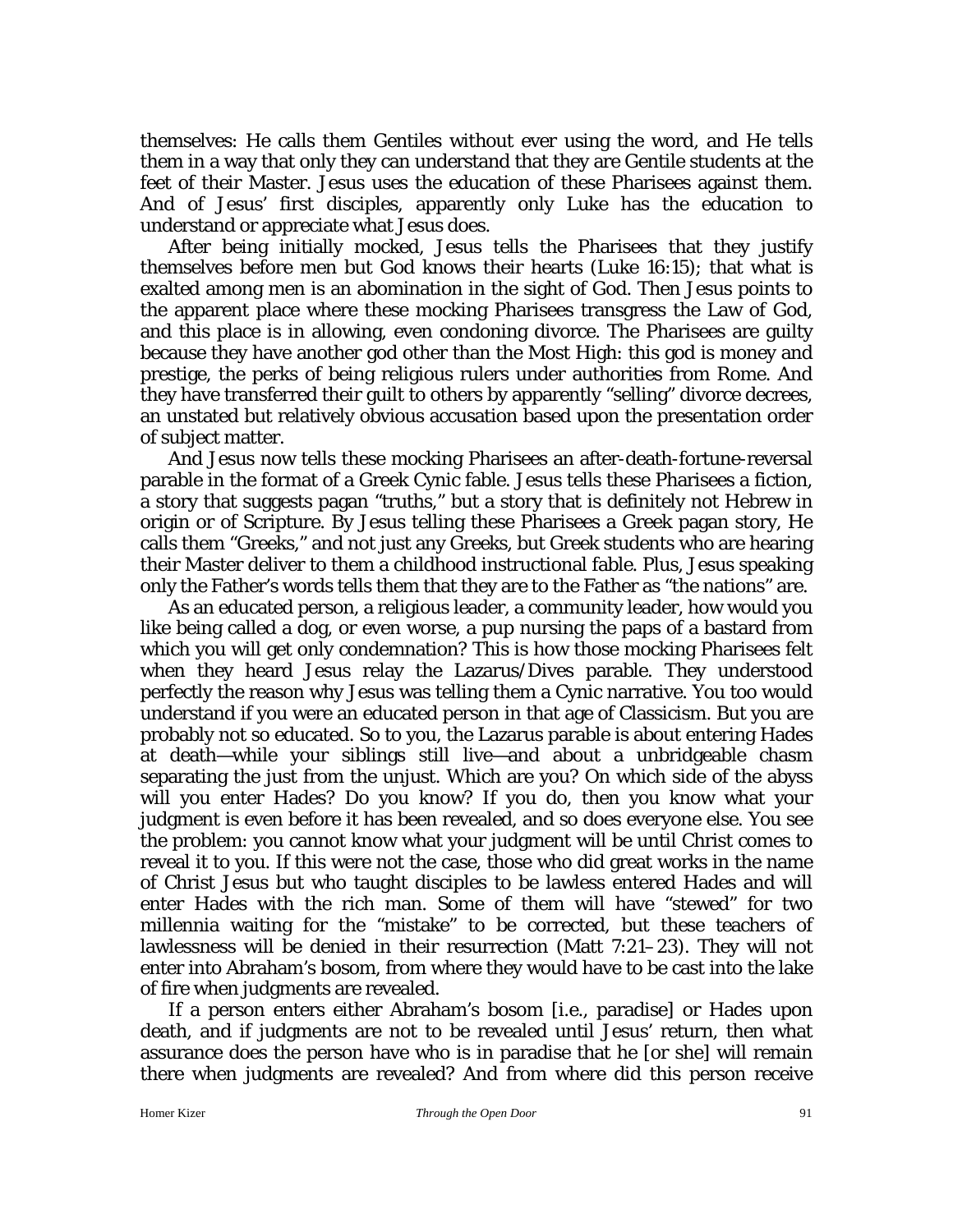themselves: He calls them Gentiles without ever using the word, and He tells them in a way that only they can understand that they are Gentile students at the feet of their Master. Jesus uses the education of these Pharisees against them. And of Jesus' first disciples, apparently only Luke has the education to understand or appreciate what Jesus does.

After being initially mocked, Jesus tells the Pharisees that they justify themselves before men but God knows their hearts (Luke 16:15); that what is exalted among men is an abomination in the sight of God. Then Jesus points to the apparent place where these mocking Pharisees transgress the Law of God, and this place is in allowing, even condoning divorce. The Pharisees are guilty because they have another god other than the Most High: this god is money and prestige, the perks of being religious rulers under authorities from Rome. And they have transferred their guilt to others by apparently "selling" divorce decrees, an unstated but relatively obvious accusation based upon the presentation order of subject matter.

And Jesus now tells these mocking Pharisees an after-death-fortune-reversal parable in the format of a Greek Cynic fable. Jesus tells these Pharisees a fiction, a story that suggests pagan "truths," but a story that is definitely not Hebrew in origin or of Scripture. By Jesus telling these Pharisees a Greek pagan story, He calls them "Greeks," and not just any Greeks, but Greek students who are hearing their Master deliver to them a childhood instructional fable. Plus, Jesus speaking only the Father's words tells them that they are to the Father as "the nations" are.

As an educated person, a religious leader, a community leader, how would you like being called a dog, or even worse, a pup nursing the paps of a bastard from which you will get only condemnation? This is how those mocking Pharisees felt when they heard Jesus relay the Lazarus/Dives parable. They understood perfectly the reason why Jesus was telling them a Cynic narrative. You too would understand if you were an educated person in that age of Classicism. But you are probably not so educated. So to you, the Lazarus parable is about entering Hades at death—while your siblings still live—and about a unbridgeable chasm separating the just from the unjust. Which are you? On which side of the abyss will you enter Hades? Do you know? If you do, then you know what your judgment is even before it has been revealed, and so does everyone else. You see the problem: you cannot know what your judgment will be until Christ comes to reveal it to you. If this were not the case, those who did great works in the name of Christ Jesus but who taught disciples to be lawless entered Hades and will enter Hades with the rich man. Some of them will have "stewed" for two millennia waiting for the "mistake" to be corrected, but these teachers of lawlessness will be denied in their resurrection (Matt 7:21–23). They will not enter into Abraham's bosom, from where they would have to be cast into the lake of fire when judgments are revealed.

If a person enters either Abraham's bosom [i.e., paradise] or Hades upon death, and if judgments are not to be revealed until Jesus' return, then what assurance does the person have who is in paradise that he [or she] will remain there when judgments are revealed? And from where did this person receive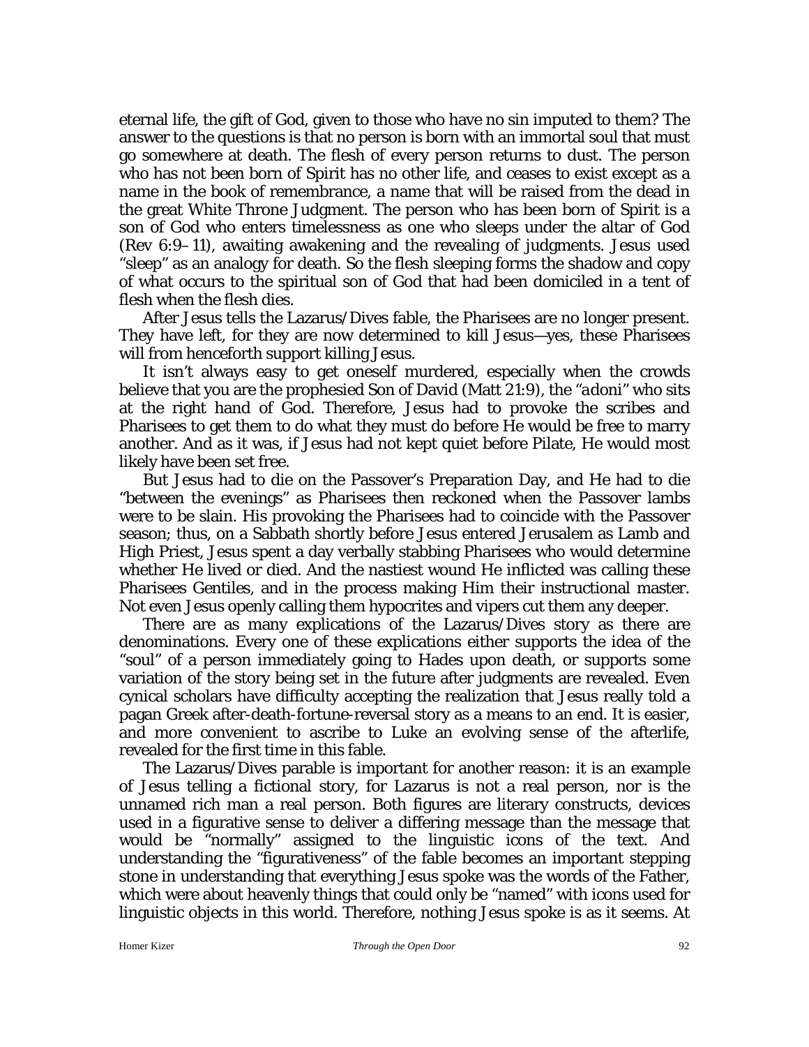eternal life, the gift of God, given to those who have no sin imputed to them? The answer to the questions is that no person is born with an immortal soul that must go somewhere at death. The flesh of every person returns to dust. The person who has not been born of Spirit has no other life, and ceases to exist except as a name in the book of remembrance, a name that will be raised from the dead in the great White Throne Judgment. The person who has been born of Spirit is a son of God who enters timelessness as one who sleeps under the altar of God (Rev 6:9–11), awaiting awakening and the revealing of judgments. Jesus used "sleep" as an analogy for death. So the flesh sleeping forms the shadow and copy of what occurs to the spiritual son of God that had been domiciled in a tent of flesh when the flesh dies.

After Jesus tells the Lazarus/Dives fable, the Pharisees are no longer present. They have left, for they are now determined to kill Jesus—yes, these Pharisees will from henceforth support killing Jesus.

It isn't always easy to get oneself murdered, especially when the crowds believe that you are the prophesied Son of David (Matt 21:9), the "*adoni*" who sits at the right hand of God. Therefore, Jesus had to provoke the scribes and Pharisees to get them to do what they must do before He would be free to marry another. And as it was, if Jesus had not kept quiet before Pilate, He would most likely have been set free.

But Jesus had to die on the Passover's Preparation Day, and He had to die "between the evenings" as Pharisees then reckoned when the Passover lambs were to be slain. His provoking the Pharisees had to coincide with the Passover season; thus, on a Sabbath shortly before Jesus entered Jerusalem as Lamb and High Priest, Jesus spent a day verbally stabbing Pharisees who would determine whether He lived or died. And the nastiest wound He inflicted was calling these Pharisees Gentiles, and in the process making Him their instructional master. Not even Jesus openly calling them hypocrites and vipers cut them any deeper.

There are as many explications of the Lazarus/Dives story as there are denominations. Every one of these explications either supports the idea of the "soul" of a person immediately going to Hades upon death, or supports some variation of the story being set in the future after judgments are revealed. Even cynical scholars have difficulty accepting the realization that Jesus really told a pagan Greek after-death-fortune-reversal story as a means to an end. It is easier, and more convenient to ascribe to Luke an evolving sense of the afterlife, revealed for the first time in this fable.

The Lazarus/Dives parable is important for another reason: it is an example of Jesus telling a fictional story, for Lazarus is not a real person, nor is the unnamed rich man a real person. Both figures are literary constructs, devices used in a figurative sense to deliver a differing message than the message that would be "normally" assigned to the linguistic icons of the text. And understanding the "figurativeness" of the fable becomes an important stepping stone in understanding that everything Jesus spoke was the words of the Father, which were about heavenly things that could only be "named" with icons used for linguistic objects in this world. Therefore, nothing Jesus spoke is as it seems. At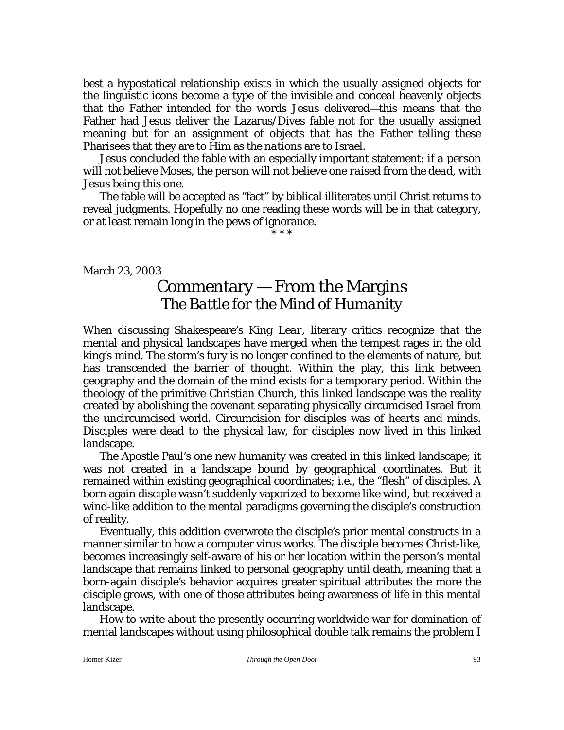best a hypostatical relationship exists in which the usually assigned objects for the linguistic icons become a type of the invisible and conceal heavenly objects that the Father intended for the words Jesus delivered—this means that the Father had Jesus deliver the Lazarus/Dives fable not for the usually assigned meaning but for an assignment of objects that has the Father telling these Pharisees that they are to Him as *the nations* are to Israel.

Jesus concluded the fable with an especially important statement: *if a person will not believe Moses, the person will not believe one raised from the dead*, with Jesus being this one.

The fable will be accepted as "fact" by biblical illiterates until Christ returns to reveal judgments. Hopefully no one reading these words will be in that category, or at least remain long in the pews of ignorance.

\* \* \*

March 23, 2003

# Commentary — From the Margins

## *The Battle for the Mind of Humanity*

When discussing Shakespeare's *King Lear*, literary critics recognize that the mental and physical landscapes have merged when the tempest rages in the old king's mind. The storm's fury is no longer confined to the elements of nature, but has transcended the barrier of thought. Within the play, this link between geography and the domain of the mind exists for a temporary period. Within the theology of the primitive Christian Church, this linked landscape was the reality created by abolishing the covenant separating physically circumcised Israel from the uncircumcised world. Circumcision for disciples was of hearts and minds. Disciples were dead to the physical law, for disciples now lived in this linked landscape.

The Apostle Paul's one new humanity was created in this linked landscape; it was not created in a landscape bound by geographical coordinates. But it remained within existing geographical coordinates; i.e., the "flesh" of disciples. A born again disciple wasn't suddenly vaporized to become like wind, but received a wind-like addition to the mental paradigms governing the disciple's construction of reality.

Eventually, this addition overwrote the disciple's prior mental constructs in a manner similar to how a computer virus works. The disciple becomes Christ-like, becomes increasingly self-aware of his or her location within the person's mental landscape that remains linked to personal geography until death, meaning that a born-again disciple's behavior acquires greater spiritual attributes the more the disciple grows, with one of those attributes being awareness of life in this mental landscape.

How to write about the presently occurring worldwide war for domination of mental landscapes without using philosophical double talk remains the problem I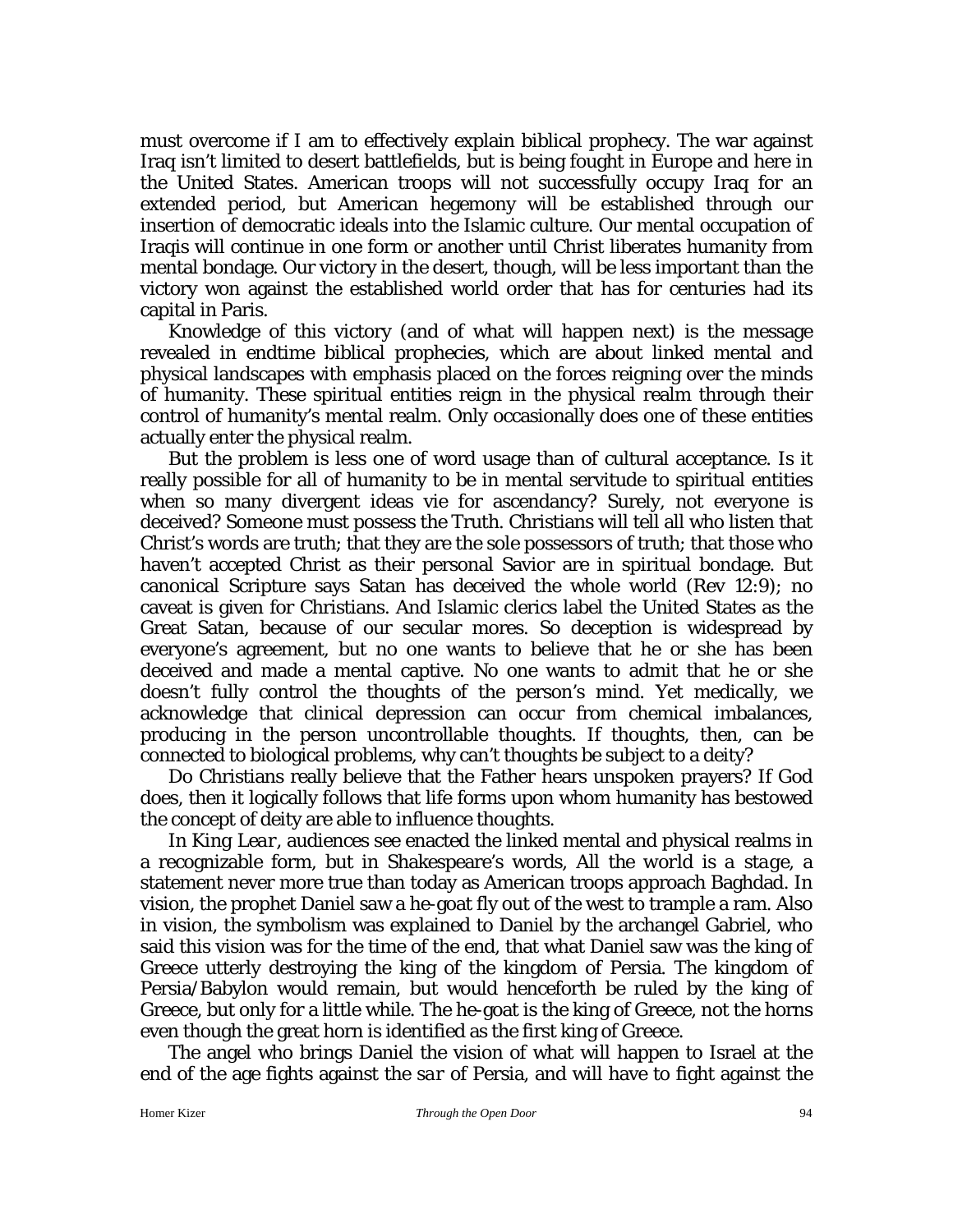must overcome if I am to effectively explain biblical prophecy. The war against Iraq isn't limited to desert battlefields, but is being fought in Europe and here in the United States. American troops will not successfully occupy Iraq for an extended period, but American hegemony will be established through our insertion of democratic ideals into the Islamic culture. Our mental occupation of Iraqis will continue in one form or another until Christ liberates humanity from mental bondage. Our victory in the desert, though, will be less important than the victory won against the established world order that has for centuries had its capital in Paris.

Knowledge of this victory (and of what will happen next) is the message revealed in endtime biblical prophecies, which are about linked mental and physical landscapes with emphasis placed on the forces reigning over the minds of humanity. These spiritual entities reign in the physical realm through their control of humanity's mental realm. Only occasionally does one of these entities actually enter the physical realm.

But the problem is less one of word usage than of cultural acceptance. Is it really possible for all of humanity to be in mental servitude to spiritual entities when so many divergent ideas vie for ascendancy? Surely, not everyone is deceived? Someone must possess the Truth. Christians will tell all who listen that Christ's words are truth; that they are the sole possessors of truth; that those who haven't accepted Christ as their personal Savior are in spiritual bondage. But canonical Scripture says Satan has deceived the whole world (Rev 12:9); no caveat is given for Christians. And Islamic clerics label the United States as the Great Satan, because of our secular mores. So deception is widespread by everyone's agreement, but no one wants to believe that he or she has been deceived and made a mental captive. No one wants to admit that he or she doesn't fully control the thoughts of the person's mind. Yet medically, we acknowledge that clinical depression can occur from chemical imbalances, producing in the person uncontrollable thoughts. If thoughts, then, can be connected to biological problems, why can't thoughts be subject to a deity?

Do Christians really believe that the Father hears unspoken prayers? If God does, then it logically follows that life forms upon whom humanity has bestowed the concept of deity are able to influence thoughts.

In *King Lear*, audiences see enacted the linked mental and physical realms in a recognizable form, but in Shakespeare's words, *All the world is a stage*, a statement never more true than today as American troops approach Baghdad. In vision, the prophet Daniel saw a he-goat fly out of the west to trample a ram. Also in vision, the symbolism was explained to Daniel by the archangel Gabriel, who said this vision was for the time of the end, that what Daniel saw was the king of Greece utterly destroying the king of the kingdom of Persia. The kingdom of Persia/Babylon would remain, but would henceforth be ruled by the king of Greece, but only for a little while. The he-goat is the king of Greece, not the horns even though the great horn is identified as the first king of Greece.

The angel who brings Daniel the vision of what will happen to Israel at the end of the age fights against the *sar* of Persia, and will have to fight against the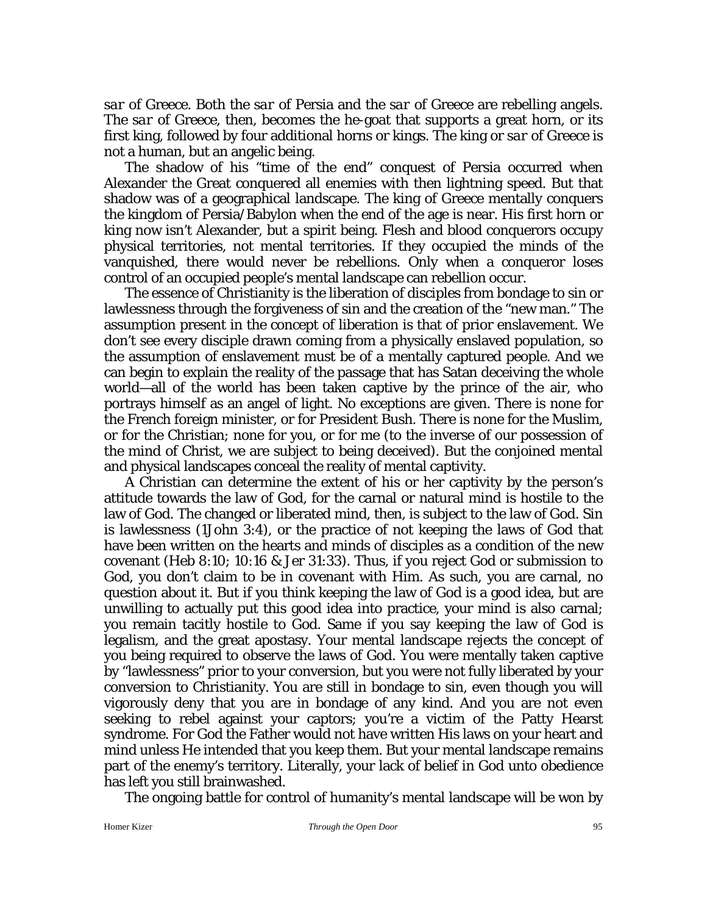*sar* of Greece. Both the *sar* of Persia and the *sar* of Greece are rebelling angels. The *sar* of Greece, then, becomes the he-goat that supports a great horn, or its first king, followed by four additional horns or kings. The king or *sar* of Greece is not a human, but an angelic being.

The shadow of his "time of the end" conquest of Persia occurred when Alexander the Great conquered all enemies with then lightning speed. But that shadow was of a geographical landscape. The king of Greece mentally conquers the kingdom of Persia/Babylon when the end of the age is near. His first horn or king now isn't Alexander, but a spirit being. Flesh and blood conquerors occupy physical territories, not mental territories. If they occupied the minds of the vanquished, there would never be rebellions. Only when a conqueror loses control of an occupied people's mental landscape can rebellion occur.

The essence of Christianity is the liberation of disciples from bondage to sin or lawlessness through the forgiveness of sin and the creation of the "new man." The assumption present in the concept of liberation is that of prior enslavement. We don't see every disciple drawn coming from a physically enslaved population, so the assumption of enslavement must be of a mentally captured people. And we can begin to explain the reality of the passage that has Satan deceiving the whole world—all of the world has been taken captive by the prince of the air, who portrays himself as an angel of light. No exceptions are given. There is none for the French foreign minister, or for President Bush. There is none for the Muslim, or for the Christian; none for you, or for me (to the inverse of our possession of the mind of Christ, we are subject to being deceived). But the conjoined mental and physical landscapes conceal the reality of mental captivity.

A Christian can determine the extent of his or her captivity by the person's attitude towards the law of God, for the carnal or natural mind is hostile to the law of God. The changed or liberated mind, then, is subject to the law of God. Sin is lawlessness (1John 3:4), or the practice of not keeping the laws of God that have been written on the hearts and minds of disciples as a condition of the new covenant (Heb 8:10; 10:16 & Jer 31:33). Thus, if you reject God or submission to God, you don't claim to be in covenant with Him. As such, you are carnal, no question about it. But if you think keeping the law of God is a good idea, but are unwilling to actually put this good idea into practice, your mind is also carnal; you remain tacitly hostile to God. Same if you say keeping the law of God is legalism, and the great apostasy. Your mental landscape rejects the concept of you being required to observe the laws of God. You were mentally taken captive by "lawlessness" prior to your conversion, but you were not fully liberated by your conversion to Christianity. You are still in bondage to sin, even though you will vigorously deny that you are in bondage of any kind. And you are not even seeking to rebel against your captors; you're a victim of the Patty Hearst syndrome. For God the Father would not have written His laws on your heart and mind unless He intended that you keep them. But your mental landscape remains part of the enemy's territory. Literally, your lack of belief in God unto obedience has left you still brainwashed.

The ongoing battle for control of humanity's mental landscape will be won by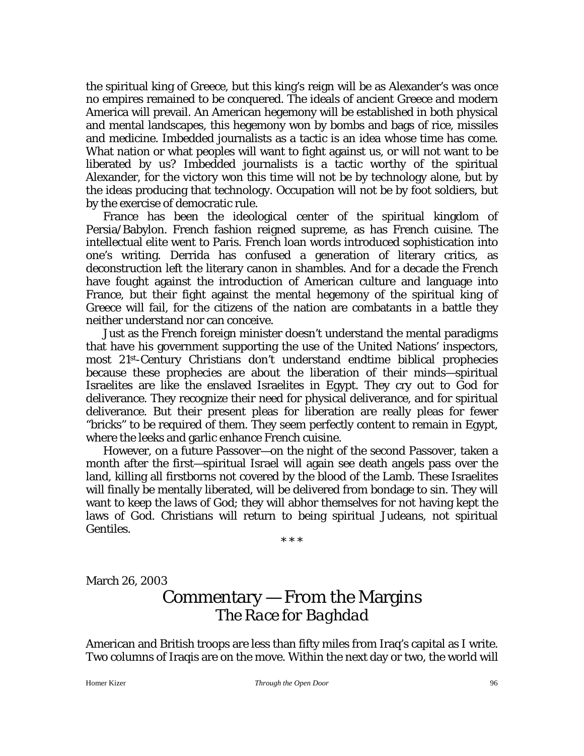the spiritual king of Greece, but this king's reign will be as Alexander's was once no empires remained to be conquered. The ideals of ancient Greece and modern America will prevail. An American hegemony will be established in both physical and mental landscapes, this hegemony won by bombs and bags of rice, missiles and medicine. Imbedded journalists as a tactic is an idea whose time has come. What nation or what peoples will want to fight against us, or will not want to be liberated by us? Imbedded journalists is a tactic worthy of the spiritual Alexander, for the victory won this time will not be by technology alone, but by the ideas producing that technology. Occupation will not be by foot soldiers, but by the exercise of democratic rule.

France has been the ideological center of the spiritual kingdom of Persia/Babylon. French fashion reigned supreme, as has French cuisine. The intellectual elite went to Paris. French loan words introduced sophistication into one's writing. Derrida has confused a generation of literary critics, as deconstruction left the literary canon in shambles. And for a decade the French have fought against the introduction of American culture and language into France, but their fight against the mental hegemony of the spiritual king of Greece will fail, for the citizens of the nation are combatants in a battle they neither understand nor can conceive.

Just as the French foreign minister doesn't understand the mental paradigms that have his government supporting the use of the United Nations' inspectors, most 21st-Century Christians don't understand endtime biblical prophecies because these prophecies are about the liberation of their minds—spiritual Israelites are like the enslaved Israelites in Egypt. They cry out to God for deliverance. They recognize their need for physical deliverance, and for spiritual deliverance. But their present pleas for liberation are really pleas for fewer "bricks" to be required of them. They seem perfectly content to remain in Egypt, where the leeks and garlic enhance French cuisine.

However, on a future Passover—on the night of the second Passover, taken a month after the first—spiritual Israel will again see death angels pass over the land, killing all firstborns not covered by the blood of the Lamb. These Israelites will finally be mentally liberated, will be delivered from bondage to sin. They will want to keep the laws of God; they will abhor themselves for not having kept the laws of God. Christians will return to being spiritual Judeans, not spiritual Gentiles.

\* \* \*

March 26, 2003

# Commentary — From the Margins
## *The Race for Baghdad*

American and British troops are less than fifty miles from Iraq's capital as I write. Two columns of Iraqis are on the move. Within the next day or two, the world will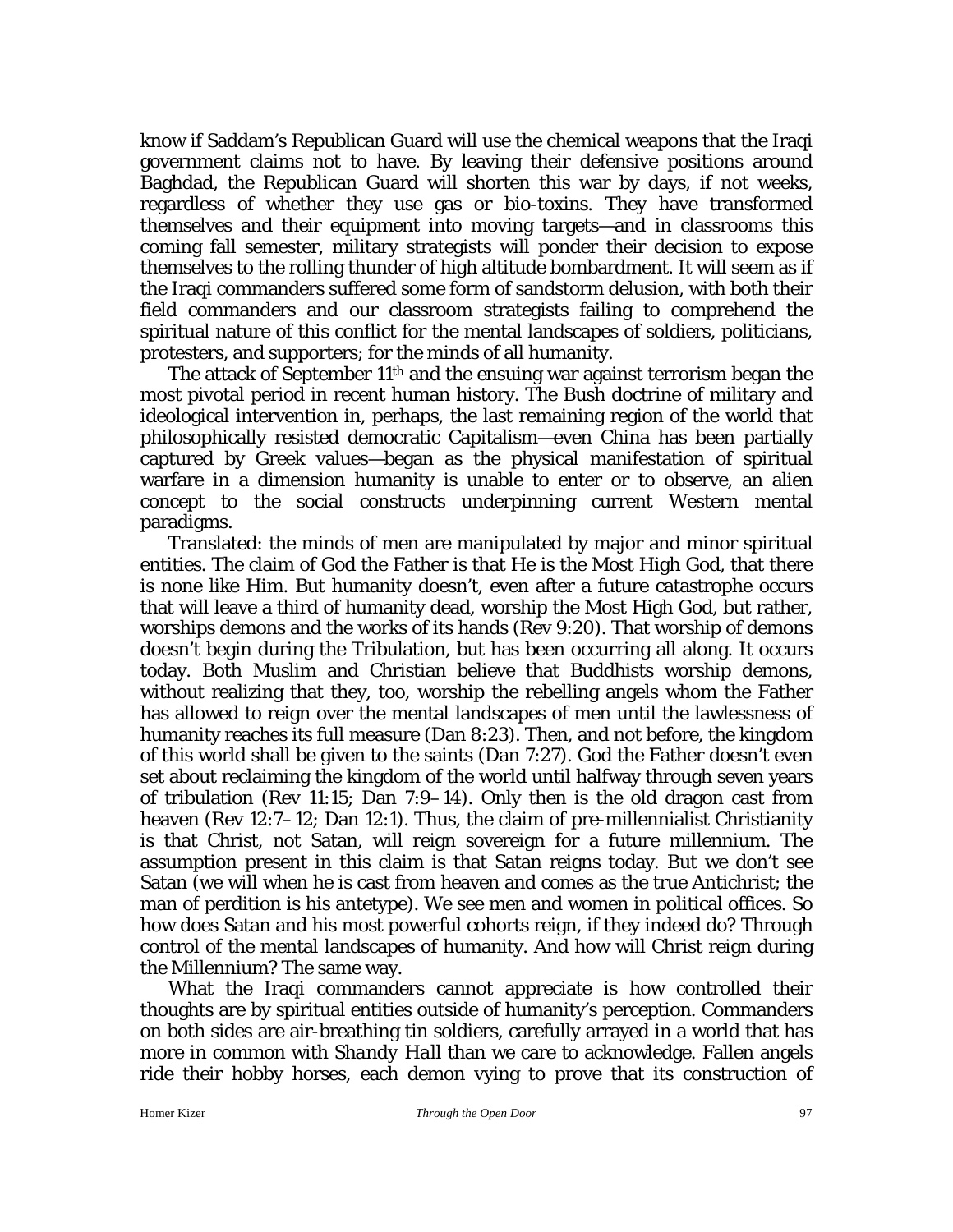know if Saddam's Republican Guard will use the chemical weapons that the Iraqi government claims not to have. By leaving their defensive positions around Baghdad, the Republican Guard will shorten this war by days, if not weeks, regardless of whether they use gas or bio-toxins. They have transformed themselves and their equipment into moving targets—and in classrooms this coming fall semester, military strategists will ponder their decision to expose themselves to the rolling thunder of high altitude bombardment. It will seem as if the Iraqi commanders suffered some form of sandstorm delusion, with both their field commanders and our classroom strategists failing to comprehend the spiritual nature of this conflict for the mental landscapes of soldiers, politicians, protesters, and supporters; for the minds of all humanity.

The attack of September 11th and the ensuing war against terrorism began the most pivotal period in recent human history. The Bush doctrine of military and ideological intervention in, perhaps, the last remaining region of the world that philosophically resisted democratic Capitalism—even China has been partially captured by Greek values—began as the physical manifestation of spiritual warfare in a dimension humanity is unable to enter or to observe, an alien concept to the social constructs underpinning current Western mental paradigms.

Translated: the minds of men are manipulated by major and minor spiritual entities. The claim of God the Father is that He is the Most High God, that there is none like Him. But humanity doesn't, even after a future catastrophe occurs that will leave a third of humanity dead, worship the Most High God, but rather, worships demons and the works of its hands (Rev 9:20). That worship of demons doesn't begin during the Tribulation, but has been occurring all along. It occurs today. Both Muslim and Christian believe that Buddhists worship demons, without realizing that they, too, worship the rebelling angels whom the Father has allowed to reign over the mental landscapes of men until the lawlessness of humanity reaches its full measure (Dan 8:23). Then, and not before, the kingdom of this world shall be given to the saints (Dan 7:27). God the Father doesn't even set about reclaiming the kingdom of the world until halfway through seven years of tribulation (Rev 11:15; Dan 7:9–14). Only then is the old dragon cast from heaven (Rev 12:7–12; Dan 12:1). Thus, the claim of pre-millennialist Christianity is that Christ, not Satan, will reign sovereign for a future millennium. The assumption present in this claim is that Satan reigns today. But we don't see Satan (we will when he is cast from heaven and comes as the true Antichrist; the man of perdition is his antetype). We see men and women in political offices. So how does Satan and his most powerful cohorts reign, if they indeed do? Through control of the mental landscapes of humanity. And how will Christ reign during the Millennium? The same way.

What the Iraqi commanders cannot appreciate is how controlled their thoughts are by spiritual entities outside of humanity's perception. Commanders on both sides are air-breathing tin soldiers, carefully arrayed in a world that has more in common with *Shandy Hall* than we care to acknowledge. Fallen angels ride their hobby horses, each demon vying to prove that its construction of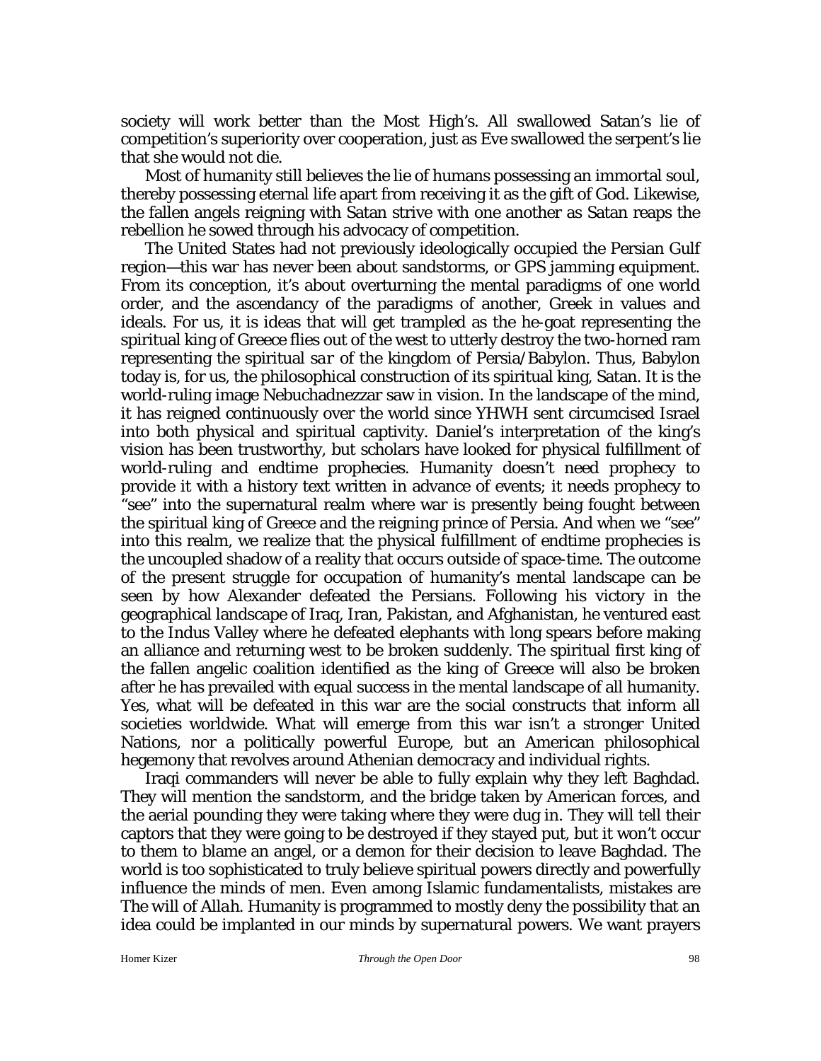society will work better than the Most High's. All swallowed Satan's lie of competition's superiority over cooperation, just as Eve swallowed the serpent's lie that she would not die.

Most of humanity still believes the lie of humans possessing an immortal soul, thereby possessing eternal life apart from receiving it as the gift of God. Likewise, the fallen angels reigning with Satan strive with one another as Satan reaps the rebellion he sowed through his advocacy of competition.

The United States had not previously ideologically occupied the Persian Gulf region—this war has never been about sandstorms, or GPS jamming equipment. From its conception, it's about overturning the mental paradigms of one world order, and the ascendancy of the paradigms of another, Greek in values and ideals. For us, it is ideas that will get trampled as the he-goat representing the spiritual king of Greece flies out of the west to utterly destroy the two-horned ram representing the spiritual *sar* of the kingdom of Persia/Babylon. Thus, Babylon today is, for us, the philosophical construction of its spiritual king, Satan. It is the world-ruling image Nebuchadnezzar saw in vision. In the landscape of the mind, it has reigned continuously over the world since YHWH sent circumcised Israel into both physical and spiritual captivity. Daniel's interpretation of the king's vision has been trustworthy, but scholars have looked for physical fulfillment of world-ruling and endtime prophecies. Humanity doesn't need prophecy to provide it with a history text written in advance of events; it needs prophecy to "see" into the supernatural realm where war is presently being fought between the spiritual king of Greece and the reigning prince of Persia. And when we "see" into this realm, we realize that the physical fulfillment of endtime prophecies is the uncoupled shadow of a reality that occurs outside of space-time. The outcome of the present struggle for occupation of humanity's mental landscape can be seen by how Alexander defeated the Persians. Following his victory in the geographical landscape of Iraq, Iran, Pakistan, and Afghanistan, he ventured east to the Indus Valley where he defeated elephants with long spears before making an alliance and returning west to be broken suddenly. The spiritual first king of the fallen angelic coalition identified as the king of Greece will also be broken after he has prevailed with equal success in the mental landscape of all humanity. Yes, what will be defeated in this war are the social constructs that inform all societies worldwide. What will emerge from this war isn't a stronger United Nations, nor a politically powerful Europe, but an American philosophical hegemony that revolves around Athenian democracy and individual rights.

Iraqi commanders will never be able to fully explain why they left Baghdad. They will mention the sandstorm, and the bridge taken by American forces, and the aerial pounding they were taking where they were dug in. They will tell their captors that they were going to be destroyed if they stayed put, but it won't occur to them to blame an angel, or a demon for their decision to leave Baghdad. The world is too sophisticated to truly believe spiritual powers directly and powerfully influence the minds of men. Even among Islamic fundamentalists, mistakes are The will of *Allah*. Humanity is programmed to mostly deny the possibility that an idea could be implanted in our minds by supernatural powers. We want prayers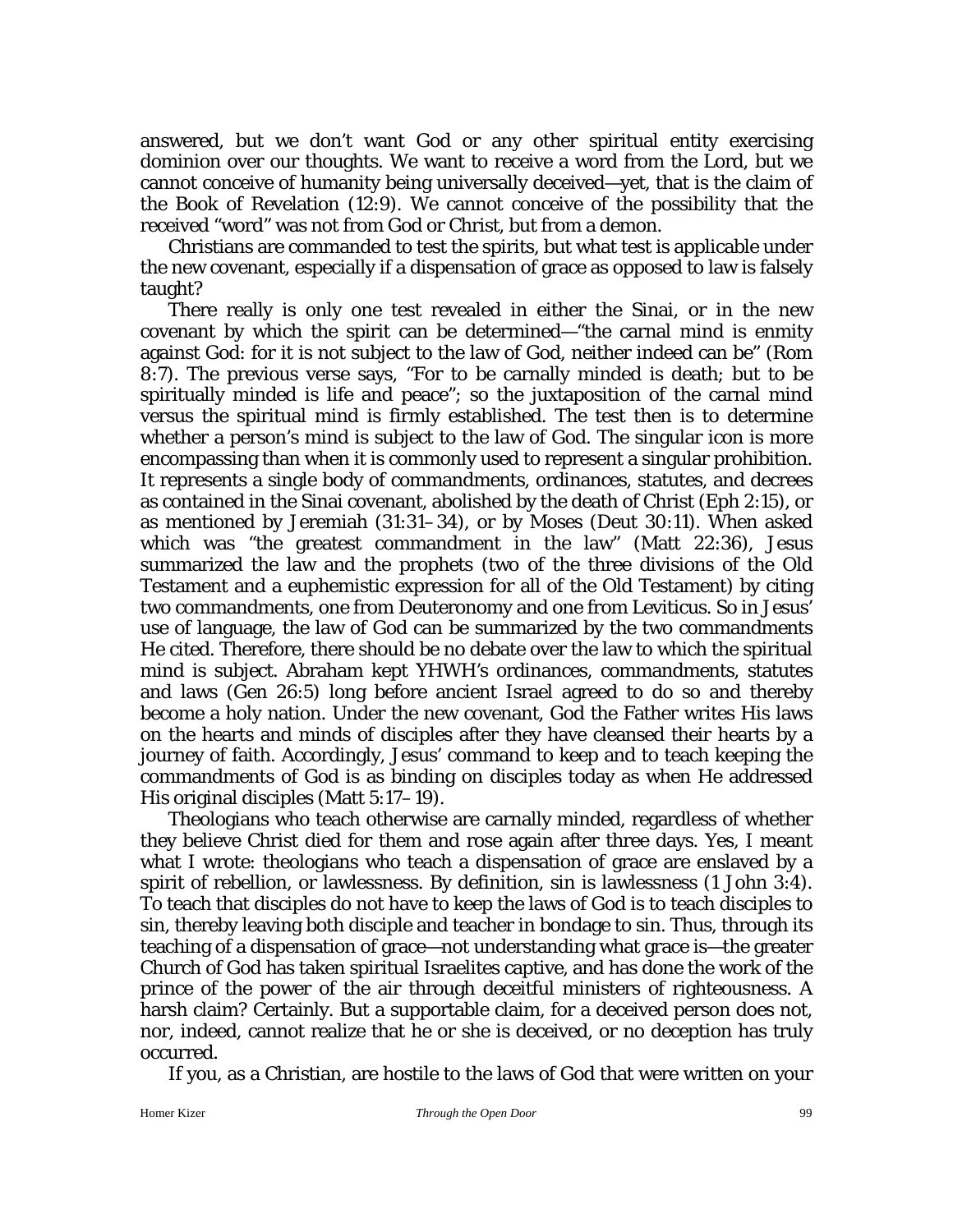answered, but we don't want God or any other spiritual entity exercising dominion over our thoughts. We want to receive a word from the Lord, but we cannot conceive of humanity being universally deceived—yet, that is the claim of the Book of Revelation (12:9). We cannot conceive of the possibility that the received "word" was not from God or Christ, but from a demon.

Christians are commanded to test the spirits, but what test is applicable under the new covenant, especially if a dispensation of grace as opposed to law is falsely taught?

There really is only one test revealed in either the Sinai, or in the new covenant by which the spirit can be determined—"the carnal mind is enmity against God: for it is not subject to the law of God, neither indeed can be" (Rom 8:7). The previous verse says, "For to be carnally minded is death; but to be spiritually minded is life and peace"; so the juxtaposition of the carnal mind versus the spiritual mind is firmly established. The test then is to determine whether a person's mind is subject to the law of God. The singular icon is more encompassing than when it is commonly used to represent a singular prohibition. It represents a single body of commandments, ordinances, statutes, and decrees as contained in the Sinai covenant, abolished by the death of Christ (Eph 2:15), or as mentioned by Jeremiah (31:31–34), or by Moses (Deut 30:11). When asked which was "the greatest commandment in the law" (Matt 22:36), Jesus summarized the law and the prophets (two of the three divisions of the Old Testament and a euphemistic expression for all of the Old Testament) by citing two commandments, one from Deuteronomy and one from Leviticus. So in Jesus' use of language, the law of God can be summarized by the two commandments He cited. Therefore, there should be no debate over the law to which the spiritual mind is subject. Abraham kept YHWH's ordinances, commandments, statutes and laws (Gen 26:5) long before ancient Israel agreed to do so and thereby become a holy nation. Under the new covenant, God the Father writes His laws on the hearts and minds of disciples after they have cleansed their hearts by a journey of faith. Accordingly, Jesus' command to keep and to teach keeping the commandments of God is as binding on disciples today as when He addressed His original disciples (Matt 5:17–19).

Theologians who teach otherwise are carnally minded, regardless of whether they believe Christ died for them and rose again after three days. Yes, I meant what I wrote: theologians who teach a dispensation of grace are enslaved by a spirit of rebellion, or lawlessness. By definition, sin is lawlessness (1 John 3:4). To teach that disciples do not have to keep the laws of God is to teach disciples to sin, thereby leaving both disciple and teacher in bondage to sin. Thus, through its teaching of a dispensation of grace—not understanding what grace is—the greater Church of God has taken spiritual Israelites captive, and has done the work of the prince of the power of the air through deceitful ministers of righteousness. A harsh claim? Certainly. But a supportable claim, for a deceived person does not, nor, indeed, cannot realize that he or she is deceived, or no deception has truly occurred.

If you, as a Christian, are hostile to the laws of God that were written on your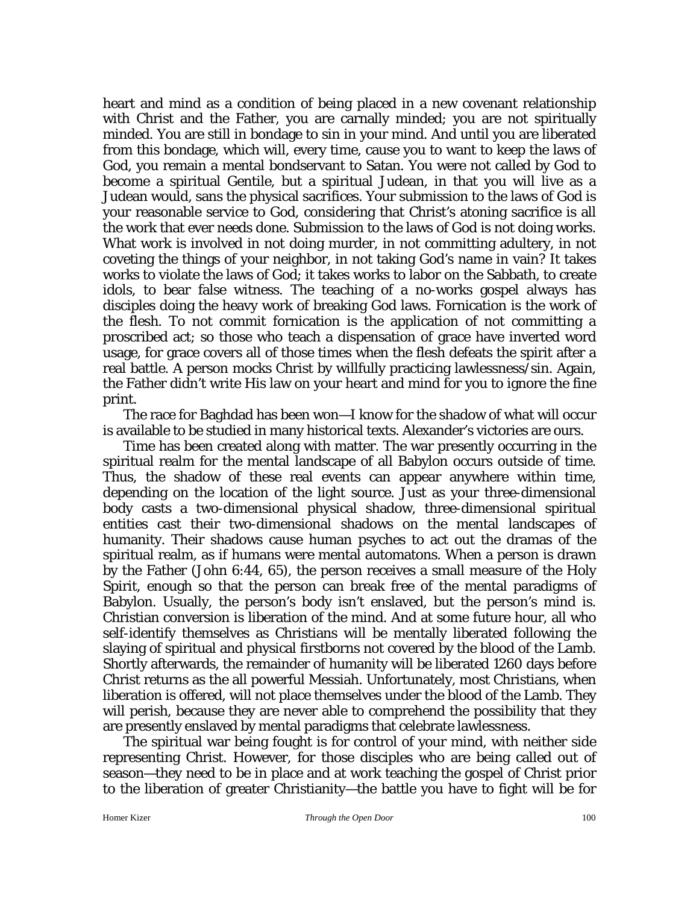heart and mind as a condition of being placed in a new covenant relationship with Christ and the Father, you are carnally minded; you are not spiritually minded. You are still in bondage to sin in your mind. And until you are liberated from this bondage, which will, every time, cause you to want to keep the laws of God, you remain a mental bondservant to Satan. You were not called by God to become a spiritual Gentile, but a spiritual Judean, in that you will live as a Judean would, sans the physical sacrifices. Your submission to the laws of God is your reasonable service to God, considering that Christ's atoning sacrifice is all the work that ever needs done. Submission to the laws of God is not doing works. What work is involved in not doing murder, in not committing adultery, in not coveting the things of your neighbor, in not taking God's name in vain? It takes works to violate the laws of God; it takes works to labor on the Sabbath, to create idols, to bear false witness. The teaching of a no-works gospel always has disciples doing the heavy work of breaking God laws. Fornication is the work of the flesh. To not commit fornication is the application of not committing a proscribed act; so those who teach a dispensation of grace have inverted word usage, for grace covers all of those times when the flesh defeats the spirit after a real battle. A person mocks Christ by willfully practicing lawlessness/sin. Again, the Father didn't write His law on your heart and mind for you to ignore the fine print.

The race for Baghdad has been won—I know for the shadow of what will occur is available to be studied in many historical texts. Alexander's victories are ours.

Time has been created along with matter. The war presently occurring in the spiritual realm for the mental landscape of all Babylon occurs outside of time. Thus, the shadow of these real events can appear anywhere within time, depending on the location of the light source. Just as your three-dimensional body casts a two-dimensional physical shadow, three-dimensional spiritual entities cast their two-dimensional shadows on the mental landscapes of humanity. Their shadows cause human psyches to act out the dramas of the spiritual realm, as if humans were mental automatons. When a person is drawn by the Father (John 6:44, 65), the person receives a small measure of the Holy Spirit, enough so that the person can break free of the mental paradigms of Babylon. Usually, the person's body isn't enslaved, but the person's mind is. Christian conversion is liberation of the mind. And at some future hour, all who self-identify themselves as Christians will be mentally liberated following the slaying of spiritual and physical firstborns not covered by the blood of the Lamb. Shortly afterwards, the remainder of humanity will be liberated 1260 days before Christ returns as the all powerful Messiah. Unfortunately, most Christians, when liberation is offered, will not place themselves under the blood of the Lamb. They will perish, because they are never able to comprehend the possibility that they are presently enslaved by mental paradigms that celebrate lawlessness.

The spiritual war being fought is for control of your mind, with neither side representing Christ. However, for those disciples who are being called out of season—they need to be in place and at work teaching the gospel of Christ prior to the liberation of greater Christianity—the battle you have to fight will be for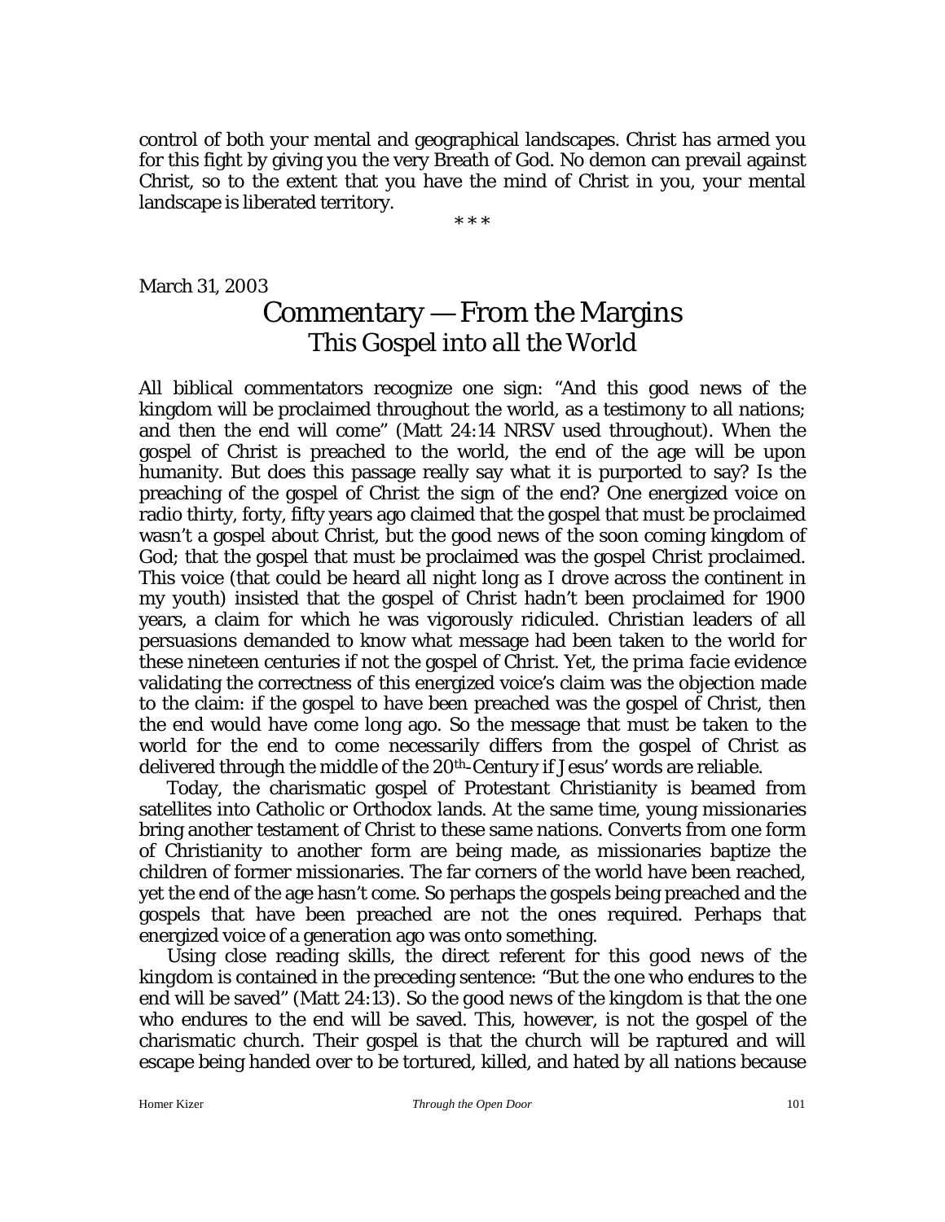control of both your mental and geographical landscapes. Christ has armed you for this fight by giving you the very Breath of God. No demon can prevail against Christ, so to the extent that you have the mind of Christ in you, your mental landscape is liberated territory.

\* \* \*

March 31, 2003

# Commentary — From the Margins

## *This Gospel into all the World*

All biblical commentators recognize one sign: "And this good news of the kingdom will be proclaimed throughout the world, as a testimony to all nations; and then the end will come" (Matt 24:14 NRSV used throughout). When the gospel of Christ is preached to the world, the end of the age will be upon humanity. But does this passage really say what it is purported to say? Is the preaching of the gospel of Christ the sign of the end? One energized voice on radio thirty, forty, fifty years ago claimed that the gospel that must be proclaimed wasn't a gospel about Christ, but the good news of the soon coming kingdom of God; that the gospel that must be proclaimed was the gospel Christ proclaimed. This voice (that could be heard all night long as I drove across the continent in my youth) insisted that the gospel of Christ hadn't been proclaimed for 1900 years, a claim for which he was vigorously ridiculed. Christian leaders of all persuasions demanded to know what message had been taken to the world for these nineteen centuries if not the gospel of Christ. Yet, the *prima facie* evidence validating the correctness of this energized voice's claim was the objection made to the claim: if the gospel to have been preached was the gospel of Christ, then the end would have come long ago. So the message that must be taken to the world for the end to come necessarily differs from the gospel of Christ as delivered through the middle of the 20th-Century if Jesus' words are reliable.

Today, the charismatic gospel of Protestant Christianity is beamed from satellites into Catholic or Orthodox lands. At the same time, young missionaries bring another testament of Christ to these same nations. Converts from one form of Christianity to another form are being made, as missionaries baptize the children of former missionaries. The far corners of the world have been reached, yet the end of the age hasn't come. So perhaps the gospels being preached and the gospels that have been preached are not the ones required. Perhaps that energized voice of a generation ago was onto something.

Using close reading skills, the direct referent for this good news of the kingdom is contained in the preceding sentence: "But the one who endures to the end will be saved" (Matt 24:13). So the good news of the kingdom is that the one who endures to the end will be saved. This, however, is not the gospel of the charismatic church. Their gospel is that the church will be raptured and will escape being handed over to be tortured, killed, and hated by all nations because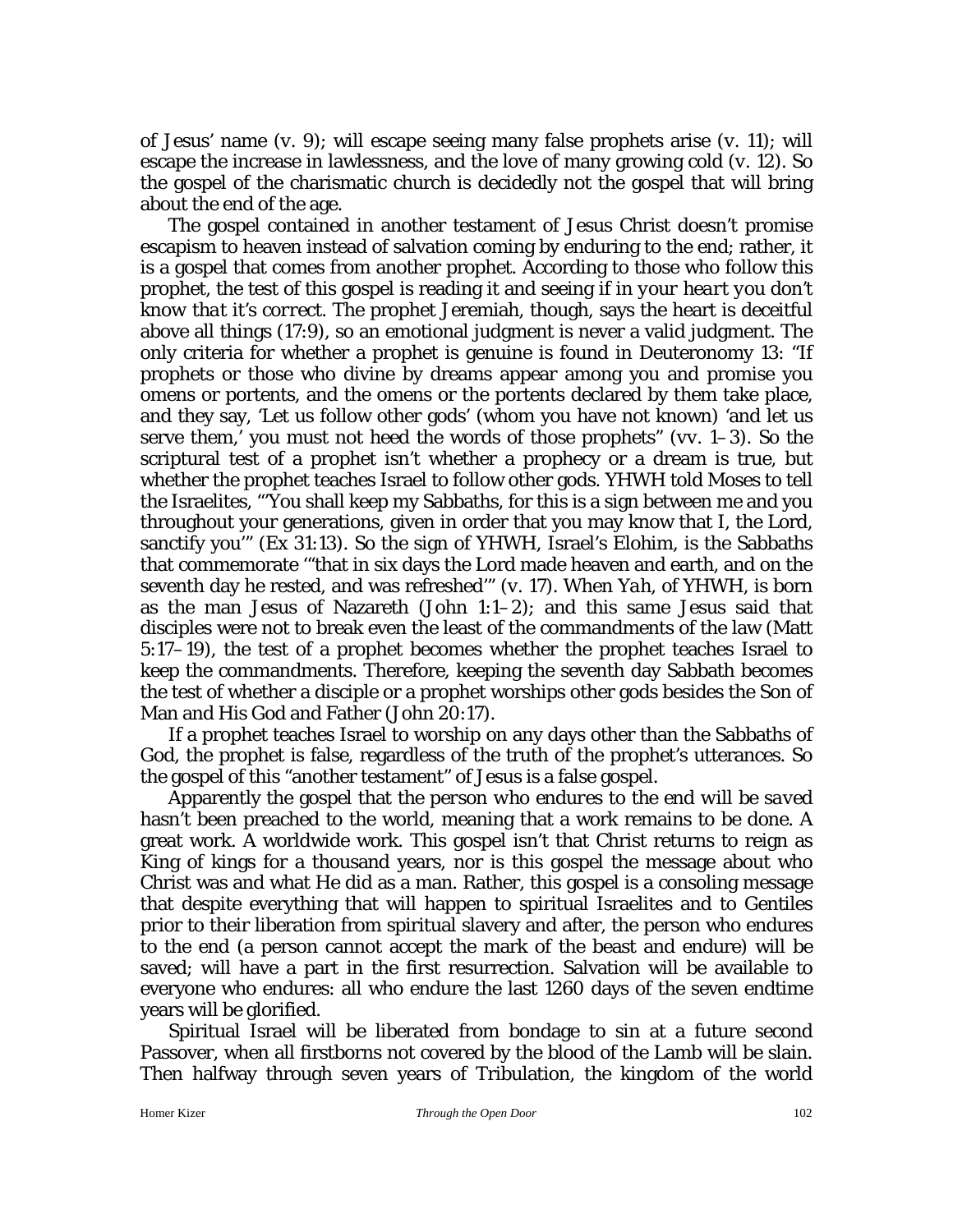of Jesus' name (v. 9); will escape seeing many false prophets arise (v. 11); will escape the increase in lawlessness, and the love of many growing cold (v. 12). So the gospel of the charismatic church is decidedly not the gospel that will bring about the end of the age.

The gospel contained in another testament of Jesus Christ doesn't promise escapism to heaven instead of salvation coming by enduring to the end; rather, it is a gospel that comes from another prophet. According to those who follow this prophet, the test of this gospel is reading it and seeing *if in your heart you don't know that it's correct*. The prophet Jeremiah, though, says the heart is deceitful above all things (17:9), so an emotional judgment is never a valid judgment. The only criteria for whether a prophet is genuine is found in Deuteronomy 13: "If prophets or those who divine by dreams appear among you and promise you omens or portents, and the omens or the portents declared by them take place, and they say, 'Let us follow other gods' (whom you have not known) 'and let us serve them,' you must not heed the words of those prophets" (vv. 1–3). So the scriptural test of a prophet isn't whether a prophecy or a dream is true, but whether the prophet teaches Israel to follow other gods. YHWH told Moses to tell the Israelites, "'You shall keep my Sabbaths, for this is a sign between me and you throughout your generations, given in order that you may know that I, the Lord, sanctify you'" (Ex 31:13). So the sign of YHWH, Israel's Elohim, is the Sabbaths that commemorate "'that in six days the Lord made heaven and earth, and on the seventh day he rested, and was refreshed'" (v. 17). When *Yah*, of YHWH, is born as the man Jesus of Nazareth (John 1:1–2); and this same Jesus said that disciples were not to break even the least of the commandments of the law (Matt 5:17–19), the test of a prophet becomes whether the prophet teaches Israel to keep the commandments. Therefore, keeping the seventh day Sabbath becomes the test of whether a disciple or a prophet worships other gods besides the Son of Man and His God and Father (John 20:17).

If a prophet teaches Israel to worship on any days other than the Sabbaths of God, the prophet is false, regardless of the truth of the prophet's utterances. So the gospel of this "another testament" of Jesus is a false gospel.

Apparently the gospel that *the person who endures to the end will be saved* hasn't been preached to the world, meaning that a work remains to be done. A great work. A worldwide work. This gospel isn't that Christ returns to reign as King of kings for a thousand years, nor is this gospel the message about who Christ was and what He did as a man. Rather, this gospel is a consoling message that despite everything that will happen to spiritual Israelites and to Gentiles prior to their liberation from spiritual slavery and after, the person who endures to the end (a person cannot accept the mark of the beast and endure) will be saved; will have a part in the first resurrection. Salvation will be available to everyone who endures: all who endure the last 1260 days of the seven endtime years will be glorified.

Spiritual Israel will be liberated from bondage to sin at a future second Passover, when all firstborns not covered by the blood of the Lamb will be slain. Then halfway through seven years of Tribulation, the kingdom of the world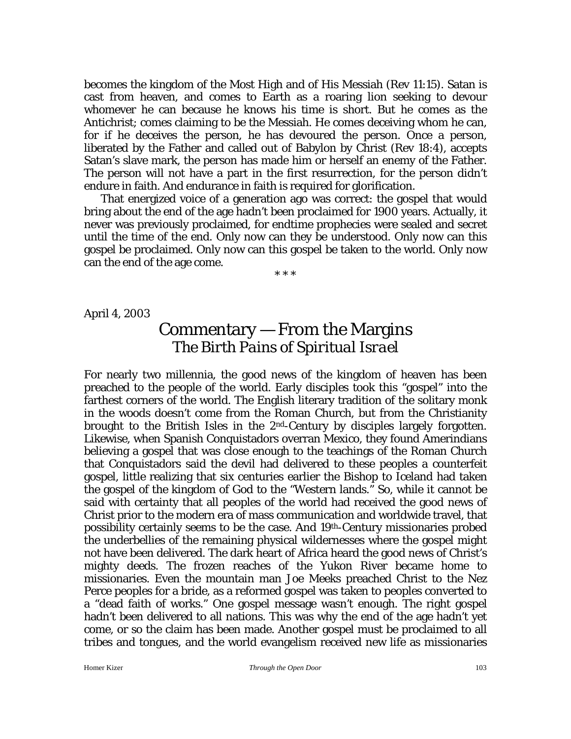becomes the kingdom of the Most High and of His Messiah (Rev 11:15). Satan is cast from heaven, and comes to Earth as a roaring lion seeking to devour whomever he can because he knows his time is short. But he comes as the Antichrist; comes claiming to be the Messiah. He comes deceiving whom he can, for if he deceives the person, he has devoured the person. Once a person, liberated by the Father and called out of Babylon by Christ (Rev 18:4), accepts Satan's slave mark, the person has made him or herself an enemy of the Father. The person will not have a part in the first resurrection, for the person didn't endure in faith. And endurance in faith is required for glorification.

That energized voice of a generation ago was correct: the gospel that would bring about the end of the age hadn't been proclaimed for 1900 years. Actually, it never was previously proclaimed, for endtime prophecies were sealed and secret until the time of the end. Only now can they be understood. Only now can this gospel be proclaimed. Only now can this gospel be taken to the world. Only now can the end of the age come.

\* \* \*

April 4, 2003

# Commentary — From the Margins
## *The Birth Pains of Spiritual Israel*

For nearly two millennia, the good news of the kingdom of heaven has been preached to the people of the world. Early disciples took this "gospel" into the farthest corners of the world. The English literary tradition of the solitary monk in the woods doesn't come from the Roman Church, but from the Christianity brought to the British Isles in the 2nd-Century by disciples largely forgotten. Likewise, when Spanish Conquistadors overran Mexico, they found Amerindians believing a gospel that was close enough to the teachings of the Roman Church that Conquistadors said the devil had delivered to these peoples a counterfeit gospel, little realizing that six centuries earlier the Bishop to Iceland had taken the gospel of the kingdom of God to the "Western lands." So, while it cannot be said with certainty that all peoples of the world had received the good news of Christ prior to the modern era of mass communication and worldwide travel, that possibility certainly seems to be the case. And 19th-Century missionaries probed the underbellies of the remaining physical wildernesses where the gospel might not have been delivered. The dark heart of Africa heard the good news of Christ's mighty deeds. The frozen reaches of the Yukon River became home to missionaries. Even the mountain man Joe Meeks preached Christ to the Nez Perce peoples for a bride, as a reformed gospel was taken to peoples converted to a "dead faith of works." One gospel message wasn't enough. The right gospel hadn't been delivered to all nations. This was why the end of the age hadn't yet come, or so the claim has been made. Another gospel must be proclaimed to all tribes and tongues, and the world evangelism received new life as missionaries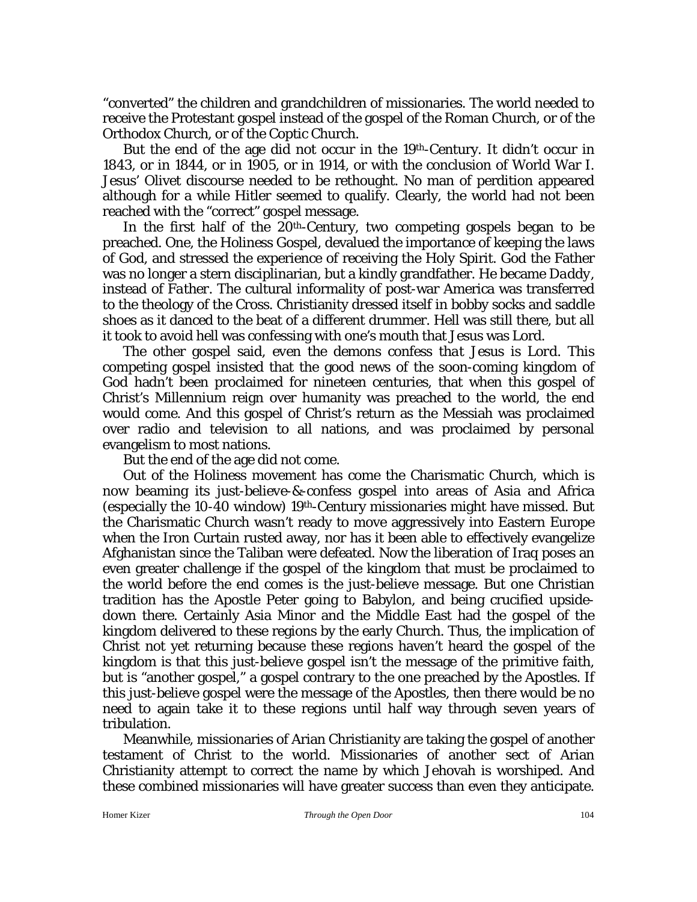"converted" the children and grandchildren of missionaries. The world needed to receive the Protestant gospel instead of the gospel of the Roman Church, or of the Orthodox Church, or of the Coptic Church.

But the end of the age did not occur in the 19th-Century. It didn't occur in 1843, or in 1844, or in 1905, or in 1914, or with the conclusion of World War I. Jesus' Olivet discourse needed to be rethought. No man of perdition appeared although for a while Hitler seemed to qualify. Clearly, the world had not been reached with the "correct" gospel message.

In the first half of the 20th-Century, two competing gospels began to be preached. One, the Holiness Gospel, devalued the importance of keeping the laws of God, and stressed the experience of receiving the Holy Spirit. God the Father was no longer a stern disciplinarian, but a kindly grandfather. He became *Daddy*, instead of *Father*. The cultural informality of post-war America was transferred to the theology of the Cross. Christianity dressed itself in bobby socks and saddle shoes as it danced to the beat of a different drummer. Hell was still there, but all it took to avoid hell was confessing with one's mouth that Jesus was Lord.

The other gospel said, even the demons confess *that Jesus is Lord*. This competing gospel insisted that the good news of the soon-coming kingdom of God hadn't been proclaimed for nineteen centuries, that when this gospel of Christ's Millennium reign over humanity was preached to the world, the end would come. And this gospel of Christ's return as the Messiah was proclaimed over radio and television to all nations, and was proclaimed by personal evangelism to most nations.

But the end of the age did not come.

Out of the Holiness movement has come the Charismatic Church, which is now beaming its just-believe-&-confess gospel into areas of Asia and Africa (especially the 10-40 window) 19th-Century missionaries might have missed. But the Charismatic Church wasn't ready to move aggressively into Eastern Europe when the Iron Curtain rusted away, nor has it been able to effectively evangelize Afghanistan since the Taliban were defeated. Now the liberation of Iraq poses an even greater challenge if the gospel of the kingdom that must be proclaimed to the world before the end comes is the just-believe message. But one Christian tradition has the Apostle Peter going to Babylon, and being crucified upside-down there. Certainly Asia Minor and the Middle East had the gospel of the kingdom delivered to these regions by the early Church. Thus, the implication of Christ not yet returning because these regions haven't heard the gospel of the kingdom is that this just-believe gospel isn't the message of the primitive faith, but is "another gospel," a gospel contrary to the one preached by the Apostles. If this just-believe gospel were the message of the Apostles, then there would be no need to again take it to these regions until half way through seven years of tribulation.

Meanwhile, missionaries of Arian Christianity are taking the gospel of another testament of Christ to the world. Missionaries of another sect of Arian Christianity attempt to correct the name by which Jehovah is worshiped. And these combined missionaries will have greater success than even they anticipate.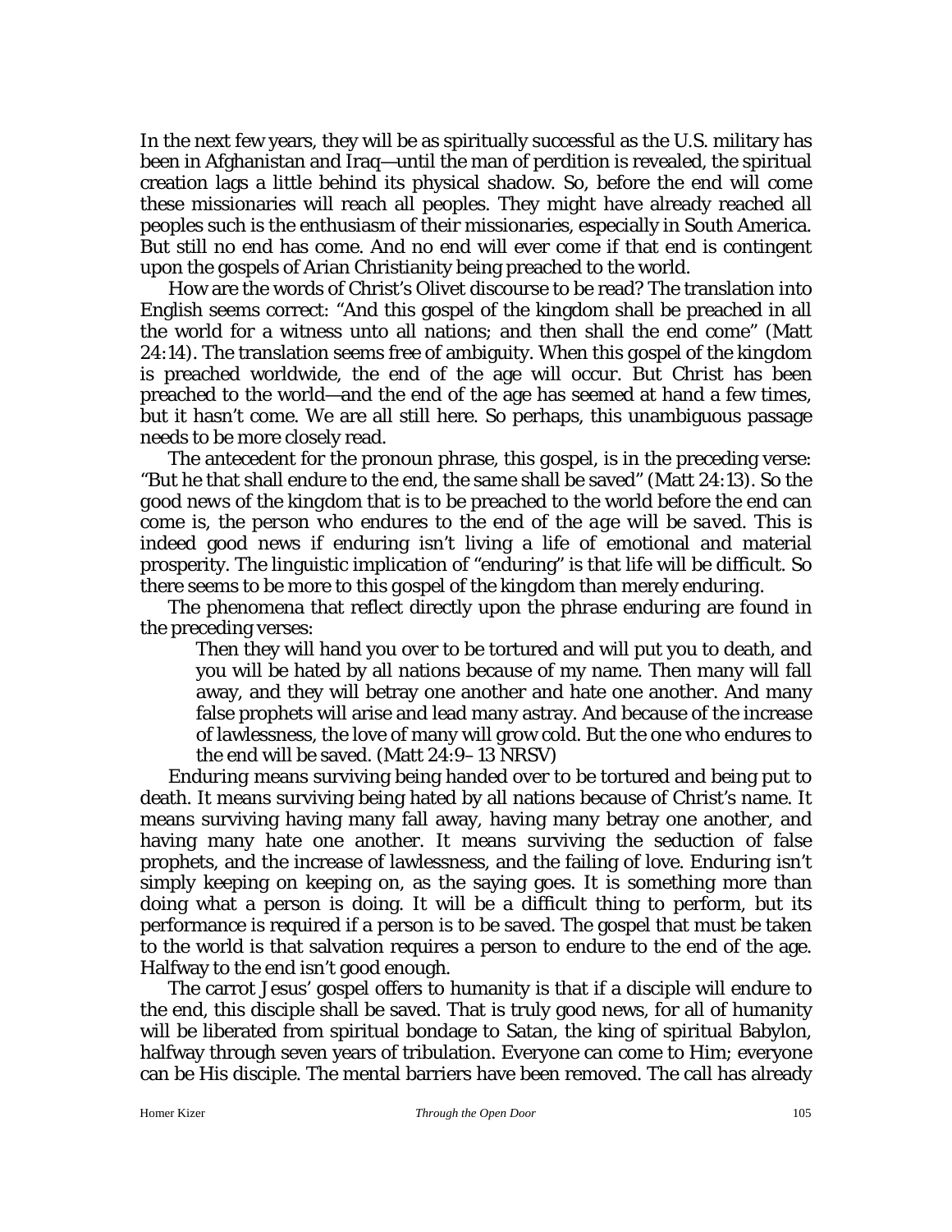In the next few years, they will be as spiritually successful as the U.S. military has been in Afghanistan and Iraq—until the man of perdition is revealed, the spiritual creation lags a little behind its physical shadow. So, before the end will come these missionaries will reach all peoples. They might have already reached all peoples such is the enthusiasm of their missionaries, especially in South America. But still no end has come. And no end will ever come if that end is contingent upon the gospels of Arian Christianity being preached to the world.

How are the words of Christ's Olivet discourse to be read? The translation into English seems correct: "And this gospel of the kingdom shall be preached in all the world for a witness unto all nations; and then shall the end come" (Matt 24:14). The translation seems free of ambiguity. When this gospel of the kingdom is preached worldwide, the end of the age will occur. But Christ has been preached to the world—and the end of the age has seemed at hand a few times, but it hasn't come. We are all still here. So perhaps, this unambiguous passage needs to be more closely read.

The antecedent for the pronoun phrase, this gospel, is in the preceding verse: "But he that shall endure to the end, the same shall be saved" (Matt 24:13). So the good news of the kingdom that is to be preached to the world before the end can come is, *the person who endures to the end of the age will be saved*. This is indeed good news if enduring isn't living a life of emotional and material prosperity. The linguistic implication of "enduring" is that life will be difficult. So there seems to be more to this gospel of the kingdom than merely enduring.

The phenomena that reflect directly upon the phrase enduring are found in the preceding verses:

> Then they will hand you over to be tortured and will put you to death, and you will be hated by all nations because of my name. Then many will fall away, and they will betray one another and hate one another. And many false prophets will arise and lead many astray. And because of the increase of lawlessness, the love of many will grow cold. But the one who endures to the end will be saved. (Matt 24:9–13 NRSV)

*Enduring* means surviving being handed over to be tortured and being put to death. It means surviving being hated by all nations because of Christ's name. It means surviving having many fall away, having many betray one another, and having many hate one another. It means surviving the seduction of false prophets, and the increase of lawlessness, and the failing of love. Enduring isn't simply keeping on keeping on, as the saying goes. It is something more than doing what a person is doing. It will be a difficult thing to perform, but its performance is required if a person is to be saved. The gospel that must be taken to the world is that salvation requires a person to endure to the end of the age. Halfway to the end isn't good enough.

The carrot Jesus' gospel offers to humanity is that if a disciple will endure to the end, this disciple shall be saved. That is truly good news, for all of humanity will be liberated from spiritual bondage to Satan, the king of spiritual Babylon, halfway through seven years of tribulation. Everyone can come to Him; everyone can be His disciple. The mental barriers have been removed. The call has already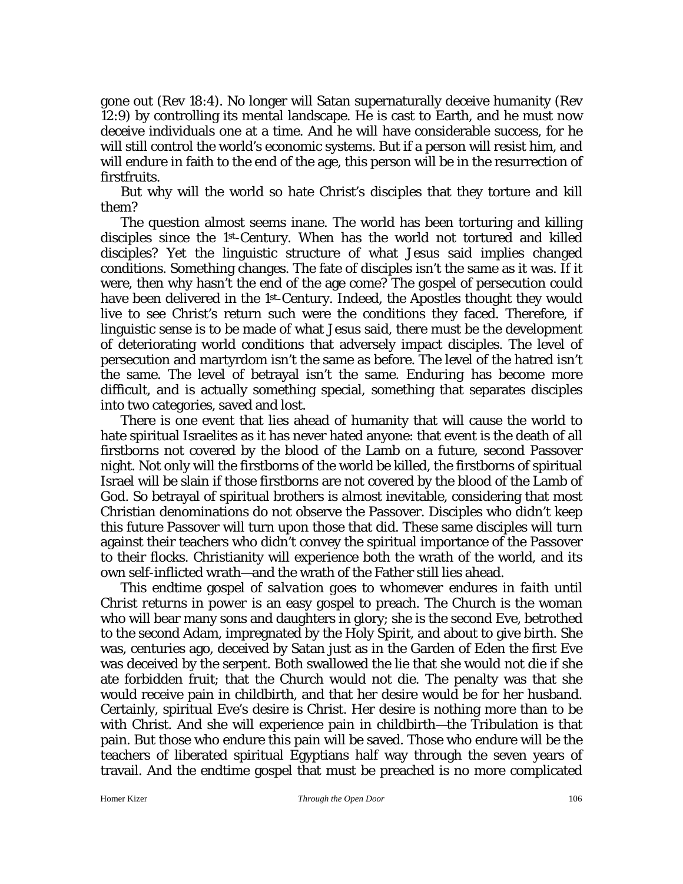gone out (Rev 18:4). No longer will Satan supernaturally deceive humanity (Rev 12:9) by controlling its mental landscape. He is cast to Earth, and he must now deceive individuals one at a time. And he will have considerable success, for he will still control the world's economic systems. But if a person will resist him, and will endure in faith to the end of the age, this person will be in the resurrection of firstfruits.

But why will the world so hate Christ's disciples that they torture and kill them?

The question almost seems inane. The world has been torturing and killing disciples since the 1st-Century. When has the world not tortured and killed disciples? Yet the linguistic structure of what Jesus said implies changed conditions. Something changes. The fate of disciples isn't the same as it was. If it were, then why hasn't the end of the age come? The gospel of persecution could have been delivered in the 1st-Century. Indeed, the Apostles thought they would live to see Christ's return such were the conditions they faced. Therefore, if linguistic sense is to be made of what Jesus said, there must be the development of deteriorating world conditions that adversely impact disciples. The level of persecution and martyrdom isn't the same as before. The level of the hatred isn't the same. The level of betrayal isn't the same. Enduring has become more difficult, and is actually something special, something that separates disciples into two categories, saved and lost.

There is one event that lies ahead of humanity that will cause the world to hate spiritual Israelites as it has never hated anyone: that event is the death of all firstborns not covered by the blood of the Lamb on a future, second Passover night. Not only will the firstborns of the world be killed, the firstborns of spiritual Israel will be slain if those firstborns are not covered by the blood of the Lamb of God. So betrayal of spiritual brothers is almost inevitable, considering that most Christian denominations do not observe the Passover. Disciples who didn't keep this future Passover will turn upon those that did. These same disciples will turn against their teachers who didn't convey the spiritual importance of the Passover to their flocks. Christianity will experience both the wrath of the world, and its own self-inflicted wrath—and the wrath of the Father still lies ahead.

This endtime gospel of *salvation goes to whomever endures in faith until Christ returns in power* is an easy gospel to preach. The Church is the woman who will bear many sons and daughters in glory; she is the second Eve, betrothed to the second Adam, impregnated by the Holy Spirit, and about to give birth. She was, centuries ago, deceived by Satan just as in the Garden of Eden the first Eve was deceived by the serpent. Both swallowed the lie that she would not die if she ate forbidden fruit; that the Church would not die. The penalty was that she would receive pain in childbirth, and that her desire would be for her husband. Certainly, spiritual Eve's desire is Christ. Her desire is nothing more than to be with Christ. And she will experience pain in childbirth—the Tribulation is that pain. But those who endure this pain will be saved. Those who endure will be the teachers of liberated spiritual Egyptians half way through the seven years of travail. And the endtime gospel that must be preached is no more complicated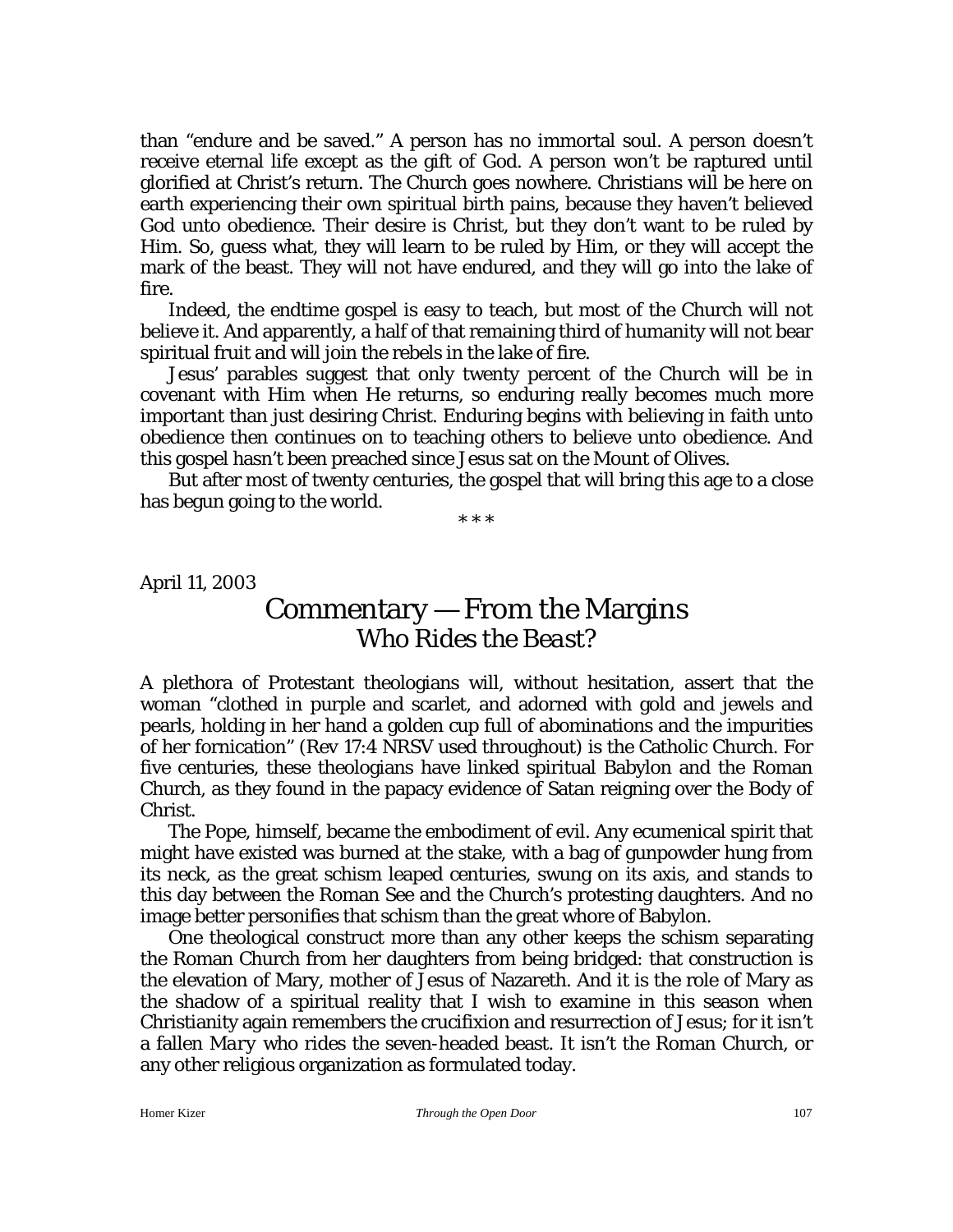than "endure and be saved." A person has no immortal soul. A person doesn't receive eternal life except as the gift of God. A person won't be raptured until glorified at Christ's return. The Church goes nowhere. Christians will be here on earth experiencing their own spiritual birth pains, because they haven't believed God unto obedience. Their desire is Christ, but they don't want to be ruled by Him. So, guess what, they will learn to be ruled by Him, or they will accept the mark of the beast. They will not have endured, and they will go into the lake of fire.

Indeed, the endtime gospel is easy to teach, but most of the Church will not believe it. And apparently, a half of that remaining third of humanity will not bear spiritual fruit and will join the rebels in the lake of fire.

Jesus' parables suggest that only twenty percent of the Church will be in covenant with Him when He returns, so enduring really becomes much more important than just desiring Christ. Enduring begins with believing in faith unto obedience then continues on to teaching others to believe unto obedience. And this gospel hasn't been preached since Jesus sat on the Mount of Olives.

But after most of twenty centuries, the gospel that will bring this age to a close has begun going to the world.

\* \* \*

April 11, 2003

## Commentary — From the Margins
### *Who Rides the Beast?*

A plethora of Protestant theologians will, without hesitation, assert that the woman "clothed in purple and scarlet, and adorned with gold and jewels and pearls, holding in her hand a golden cup full of abominations and the impurities of her fornication" (Rev 17:4 NRSV used throughout) is the Catholic Church. For five centuries, these theologians have linked spiritual Babylon and the Roman Church, as they found in the papacy evidence of Satan reigning over the Body of Christ.

The Pope, himself, became the embodiment of evil. Any ecumenical spirit that might have existed was burned at the stake, with a bag of gunpowder hung from its neck, as the great schism leaped centuries, swung on its axis, and stands to this day between the Roman See and the Church's protesting daughters. And no image better personifies that schism than the great whore of Babylon.

One theological construct more than any other keeps the schism separating the Roman Church from her daughters from being bridged: that construction is the elevation of Mary, mother of Jesus of Nazareth. And it is the role of Mary as the shadow of a spiritual reality that I wish to examine in this season when Christianity again remembers the crucifixion and resurrection of Jesus; for it isn't a fallen *Mary* who rides the seven-headed beast. It isn't the Roman Church, or any other religious organization as formulated today.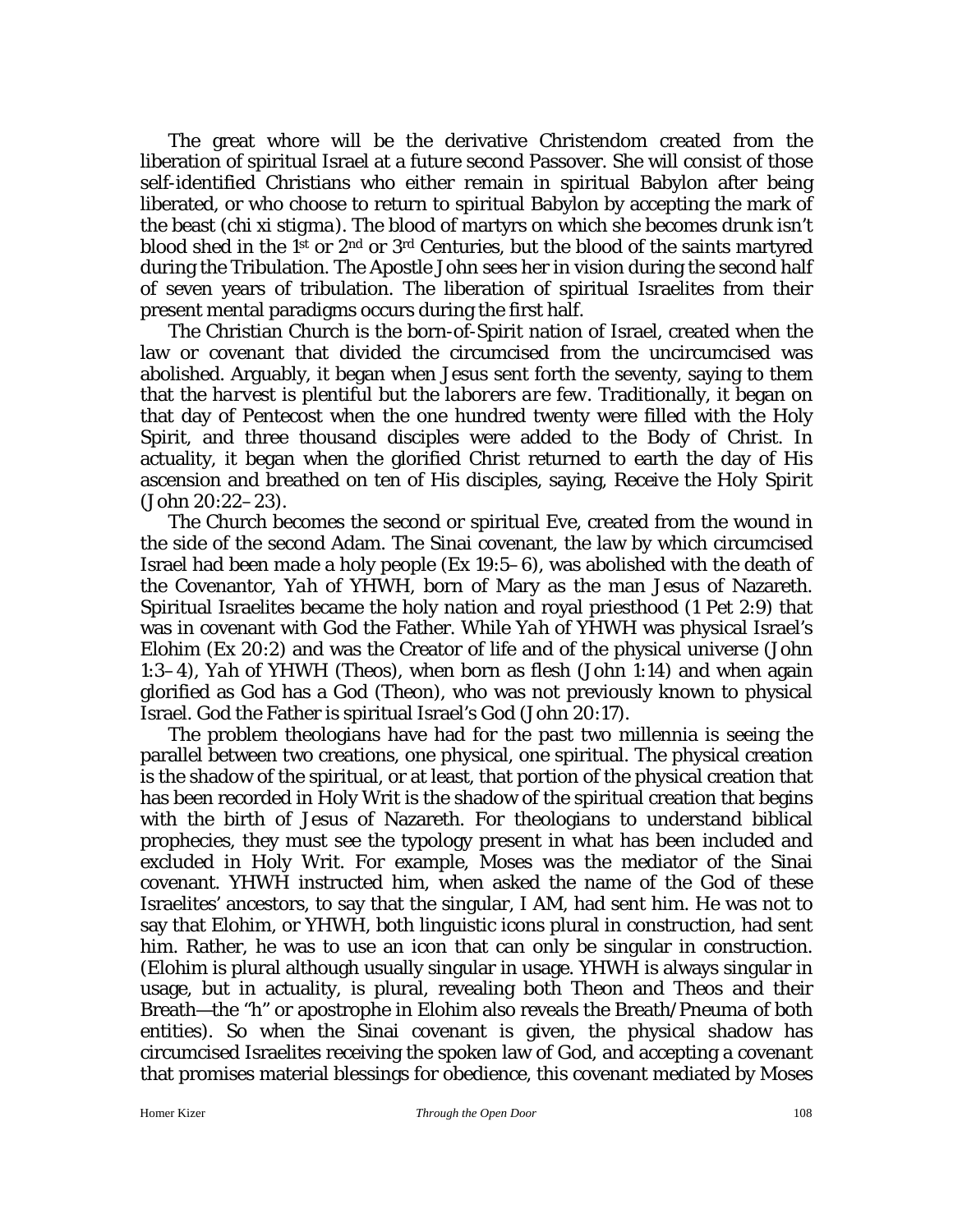The great whore will be the derivative Christendom created from the liberation of spiritual Israel at a future second Passover. She will consist of those self-identified Christians who either remain in spiritual Babylon after being liberated, or who choose to return to spiritual Babylon by accepting the mark of the beast (*chi xi stigma*). The blood of martyrs on which she becomes drunk isn't blood shed in the 1st or 2nd or 3rd Centuries, but the blood of the saints martyred during the Tribulation. The Apostle John sees her in vision during the second half of seven years of tribulation. The liberation of spiritual Israelites from their present mental paradigms occurs during the first half.

The Christian Church is the born-of-Spirit nation of Israel, created when the law or covenant that divided the circumcised from the uncircumcised was abolished. Arguably, it began when Jesus sent forth the seventy, saying to them that *the harvest is plentiful but the laborers are few*. Traditionally, it began on that day of Pentecost when the one hundred twenty were filled with the Holy Spirit, and three thousand disciples were added to the Body of Christ. In actuality, it began when the glorified Christ returned to earth the day of His ascension and breathed on ten of His disciples, saying, Receive the Holy Spirit (John 20:22–23).

The Church becomes the second or spiritual Eve, created from the wound in the side of the second Adam. The Sinai covenant, the law by which circumcised Israel had been made a holy people (Ex 19:5–6), was abolished with the death of the Covenantor, *Yah* of YHWH, born of Mary as the man Jesus of Nazareth. Spiritual Israelites became the holy nation and royal priesthood (1 Pet 2:9) that was in covenant with God the Father. While *Yah* of YHWH was physical Israel's Elohim (Ex 20:2) and was the Creator of life and of the physical universe (John 1:3–4), *Yah* of YHWH (*Theos*), when born as flesh (John 1:14) and when again glorified as God has a God (*Theon*), who was not previously known to physical Israel. God the Father is spiritual Israel's God (John 20:17).

The problem theologians have had for the past two millennia is seeing the parallel between two creations, one physical, one spiritual. The physical creation is the shadow of the spiritual, or at least, that portion of the physical creation that has been recorded in Holy Writ is the shadow of the spiritual creation that begins with the birth of Jesus of Nazareth. For theologians to understand biblical prophecies, they must see the typology present in what has been included and excluded in Holy Writ. For example, Moses was the mediator of the Sinai covenant. YHWH instructed him, when asked the name of the God of these Israelites' ancestors, to say that the singular, I AM, had sent him. He was not to say that Elohim, or YHWH, both linguistic icons plural in construction, had sent him. Rather, he was to use an icon that can only be singular in construction. (Elohim is plural although usually singular in usage. YHWH is always singular in usage, but in actuality, is plural, revealing both *Theon* and *Theos* and their Breath—the "h" or apostrophe in Elohim also reveals the Breath/*Pneuma* of both entities). So when the Sinai covenant is given, the physical shadow has circumcised Israelites receiving the spoken law of God, and accepting a covenant that promises material blessings for obedience, this covenant mediated by Moses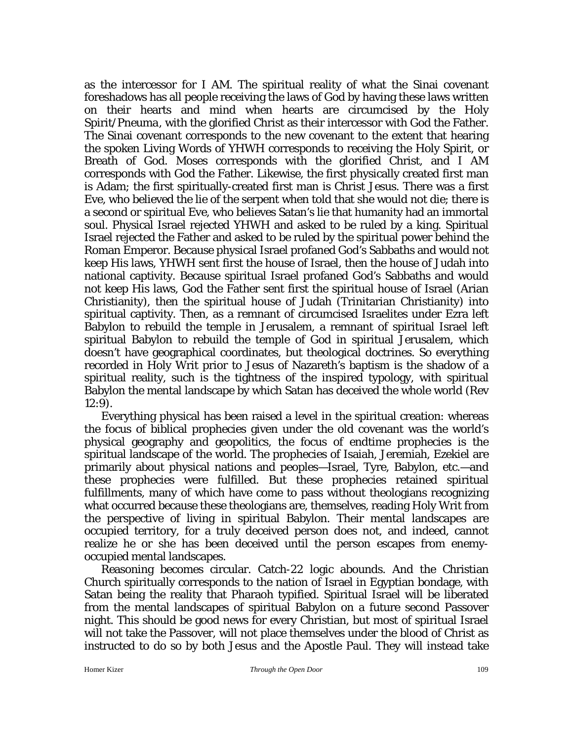as the intercessor for I AM. The spiritual reality of what the Sinai covenant foreshadows has all people receiving the laws of God by having these laws written on their hearts and mind when hearts are circumcised by the Holy Spirit/*Pneuma*, with the glorified Christ as their intercessor with God the Father. The Sinai covenant corresponds to the new covenant to the extent that hearing the spoken Living Words of YHWH corresponds to receiving the Holy Spirit, or Breath of God. Moses corresponds with the glorified Christ, and I AM corresponds with God the Father. Likewise, the first physically created first man is Adam; the first spiritually-created first man is Christ Jesus. There was a first Eve, who believed the lie of the serpent when told that she would not die; there is a second or spiritual Eve, who believes Satan's lie that humanity had an immortal soul. Physical Israel rejected YHWH and asked to be ruled by a king. Spiritual Israel rejected the Father and asked to be ruled by the spiritual power behind the Roman Emperor. Because physical Israel profaned God's Sabbaths and would not keep His laws, YHWH sent first the house of Israel, then the house of Judah into national captivity. Because spiritual Israel profaned God's Sabbaths and would not keep His laws, God the Father sent first the spiritual house of Israel (Arian Christianity), then the spiritual house of Judah (Trinitarian Christianity) into spiritual captivity. Then, as a remnant of circumcised Israelites under Ezra left Babylon to rebuild the temple in Jerusalem, a remnant of spiritual Israel left spiritual Babylon to rebuild the temple of God in spiritual Jerusalem, which doesn't have geographical coordinates, but theological doctrines. So everything recorded in Holy Writ prior to Jesus of Nazareth's baptism is the shadow of a spiritual reality, such is the tightness of the inspired typology, with spiritual Babylon the mental landscape by which Satan has deceived the whole world (Rev 12:9).

Everything physical has been raised a level in the spiritual creation: whereas the focus of biblical prophecies given under the old covenant was the world's physical geography and geopolitics, the focus of endtime prophecies is the spiritual landscape of the world. The prophecies of Isaiah, Jeremiah, Ezekiel are primarily about physical nations and peoples—Israel, Tyre, Babylon, etc.—and these prophecies were fulfilled. But these prophecies retained spiritual fulfillments, many of which have come to pass without theologians recognizing what occurred because these theologians are, themselves, reading Holy Writ from the perspective of living in spiritual Babylon. Their mental landscapes are occupied territory, for a truly deceived person does not, and indeed, cannot realize he or she has been deceived until the person escapes from enemy-occupied mental landscapes.

Reasoning becomes circular. Catch-22 logic abounds. And the Christian Church spiritually corresponds to the nation of Israel in Egyptian bondage, with Satan being the reality that Pharaoh typified. Spiritual Israel will be liberated from the mental landscapes of spiritual Babylon on a future second Passover night. This should be good news for every Christian, but most of spiritual Israel will not take the Passover, will not place themselves under the blood of Christ as instructed to do so by both Jesus and the Apostle Paul. They will instead take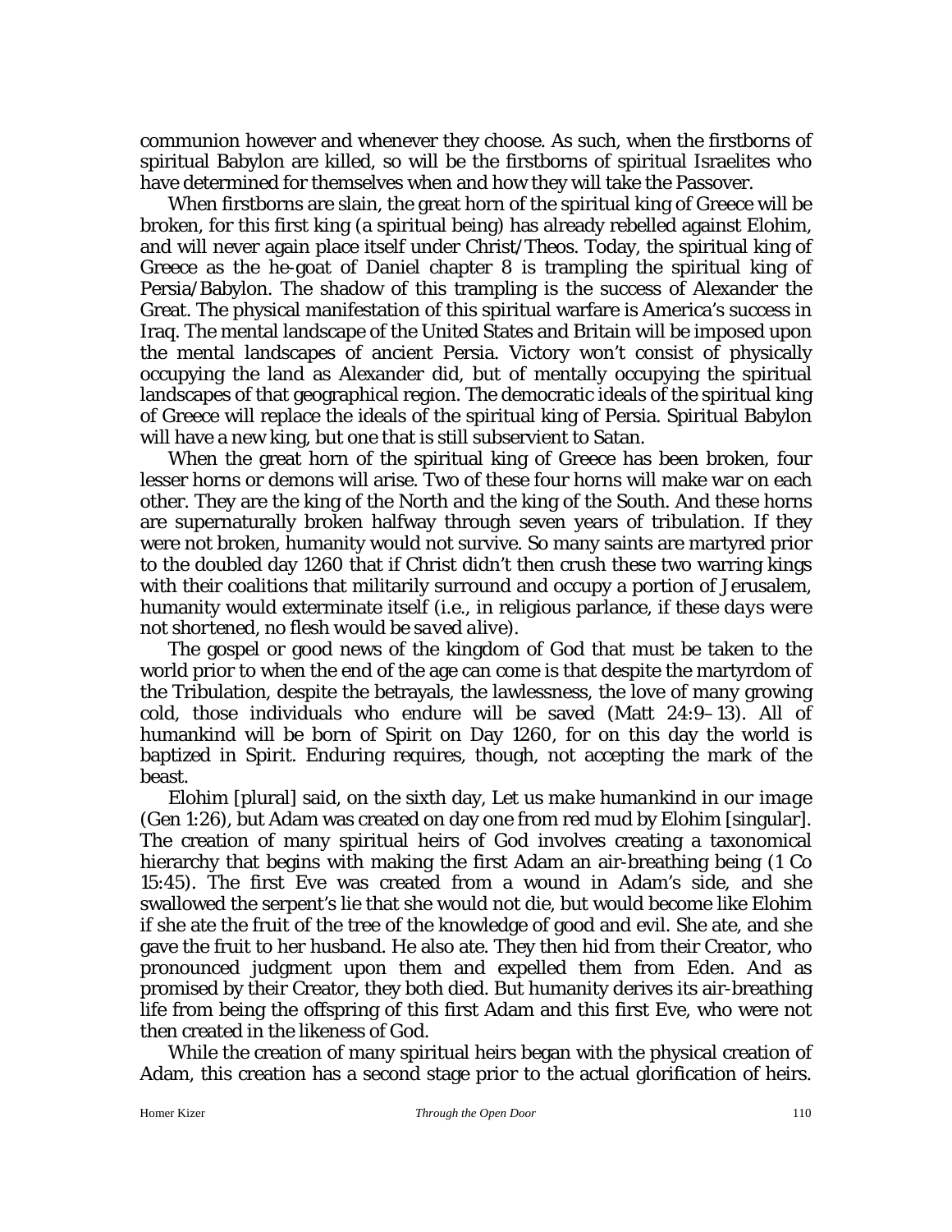communion however and whenever they choose. As such, when the firstborns of spiritual Babylon are killed, so will be the firstborns of spiritual Israelites who have determined for themselves when and how they will take the Passover.

When firstborns are slain, the great horn of the spiritual king of Greece will be broken, for this first king (a spiritual being) has already rebelled against Elohim, and will never again place itself under Christ/Theos. Today, the spiritual king of Greece as the he-goat of Daniel chapter 8 is trampling the spiritual king of Persia/Babylon. The shadow of this trampling is the success of Alexander the Great. The physical manifestation of this spiritual warfare is America's success in Iraq. The mental landscape of the United States and Britain will be imposed upon the mental landscapes of ancient Persia. Victory won't consist of physically occupying the land as Alexander did, but of mentally occupying the spiritual landscapes of that geographical region. The democratic ideals of the spiritual king of Greece will replace the ideals of the spiritual king of Persia. Spiritual Babylon will have a new king, but one that is still subservient to Satan.

When the great horn of the spiritual king of Greece has been broken, four lesser horns or demons will arise. Two of these four horns will make war on each other. They are the king of the North and the king of the South. And these horns are supernaturally broken halfway through seven years of tribulation. If they were not broken, humanity would not survive. So many saints are martyred prior to the doubled day 1260 that if Christ didn't then crush these two warring kings with their coalitions that militarily surround and occupy a portion of Jerusalem, humanity would exterminate itself (i.e., in religious parlance, *if these days were not shortened, no flesh would be saved alive*).

The gospel or good news of the kingdom of God that must be taken to the world prior to when the end of the age can come is that despite the martyrdom of the Tribulation, despite the betrayals, the lawlessness, the love of many growing cold, those individuals who endure will be saved (Matt 24:9–13). All of humankind will be born of Spirit on Day 1260, for on this day the world is baptized in Spirit. Enduring requires, though, not accepting the mark of the beast.

Elohim [plural] said, on the sixth day, *Let us make humankind in our image* (Gen 1:26), but Adam was created on day one from red mud by Elohim [singular]. The creation of many spiritual heirs of God involves creating a taxonomical hierarchy that begins with making the first Adam an air-breathing being (1 Co 15:45). The first Eve was created from a wound in Adam's side, and she swallowed the serpent's lie that she would not die, but would become like Elohim if she ate the fruit of the tree of the knowledge of good and evil. She ate, and she gave the fruit to her husband. He also ate. They then hid from their Creator, who pronounced judgment upon them and expelled them from Eden. And as promised by their Creator, they both died. But humanity derives its air-breathing life from being the offspring of this first Adam and this first Eve, who were not then created in the likeness of God.

While the creation of many spiritual heirs began with the physical creation of Adam, this creation has a second stage prior to the actual glorification of heirs.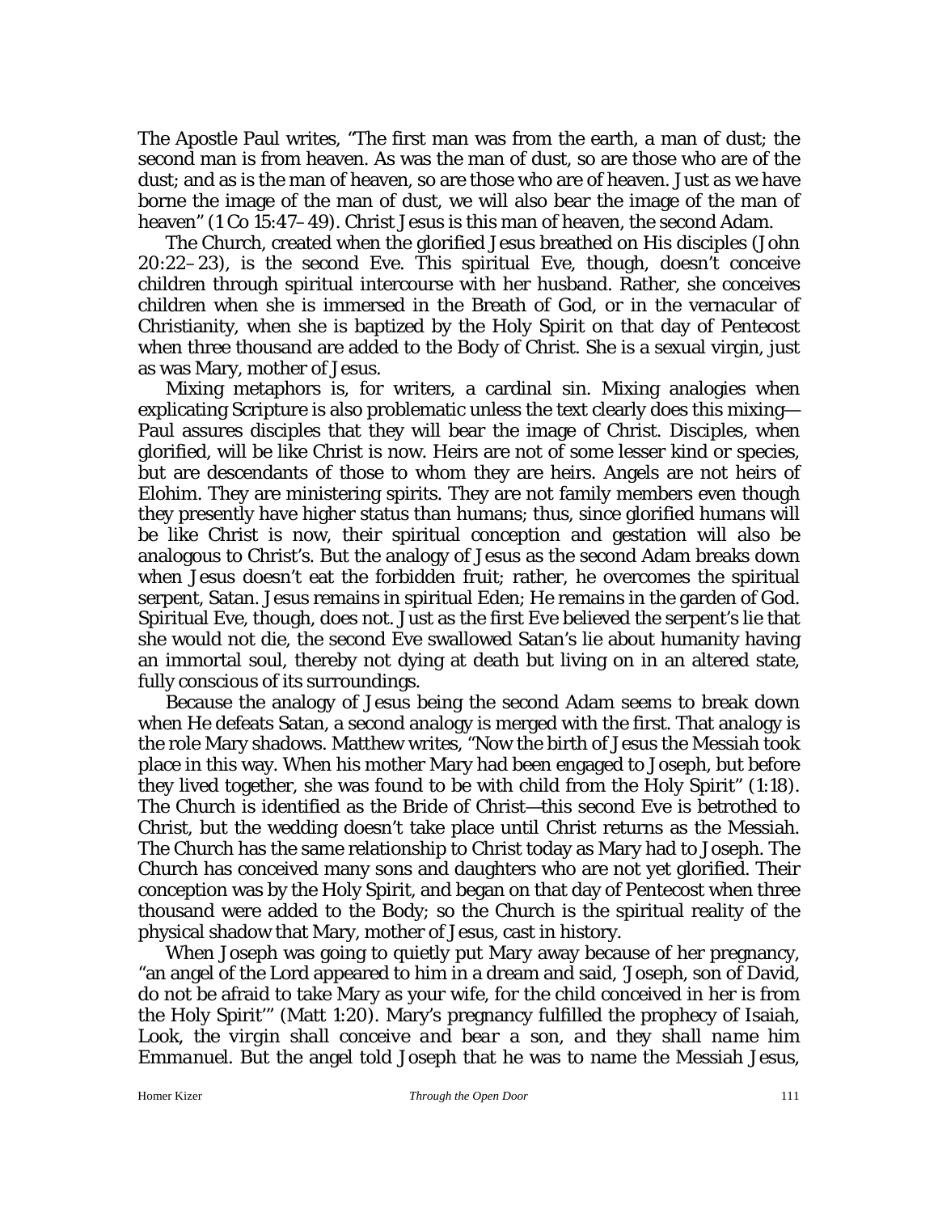The Apostle Paul writes, "The first man was from the earth, a man of dust; the second man is from heaven. As was the man of dust, so are those who are of the dust; and as is the man of heaven, so are those who are of heaven. Just as we have borne the image of the man of dust, we will also bear the image of the man of heaven" (1 Co 15:47–49). Christ Jesus is this man of heaven, the second Adam.

The Church, created when the glorified Jesus breathed on His disciples (John 20:22–23), is the second Eve. This spiritual Eve, though, doesn't conceive children through spiritual intercourse with her husband. Rather, she conceives children when she is immersed in the Breath of God, or in the vernacular of Christianity, when she is baptized by the Holy Spirit on that day of Pentecost when three thousand are added to the Body of Christ. She is a sexual virgin, just as was Mary, mother of Jesus.

Mixing metaphors is, for writers, a cardinal sin. Mixing analogies when explicating Scripture is also problematic unless the text clearly does this mixing—Paul assures disciples that they will bear the image of Christ. Disciples, when glorified, will be like Christ is now. Heirs are not of some lesser kind or species, but are descendants of those to whom they are heirs. Angels are not heirs of Elohim. They are ministering spirits. They are not family members even though they presently have higher status than humans; thus, since glorified humans will be like Christ is now, their spiritual conception and gestation will also be analogous to Christ's. But the analogy of Jesus as the second Adam breaks down when Jesus doesn't eat the forbidden fruit; rather, he overcomes the spiritual serpent, Satan. Jesus remains in spiritual Eden; He remains in the garden of God. Spiritual Eve, though, does not. Just as the first Eve believed the serpent's lie that she would not die, the second Eve swallowed Satan's lie about humanity having an immortal soul, thereby not dying at death but living on in an altered state, fully conscious of its surroundings.

Because the analogy of Jesus being the second Adam seems to break down when He defeats Satan, a second analogy is merged with the first. That analogy is the role Mary shadows. Matthew writes, "Now the birth of Jesus the Messiah took place in this way. When his mother Mary had been engaged to Joseph, but before they lived together, she was found to be with child from the Holy Spirit" (1:18). The Church is identified as the Bride of Christ—this second Eve is betrothed to Christ, but the wedding doesn't take place until Christ returns as the Messiah. The Church has the same relationship to Christ today as Mary had to Joseph. The Church has conceived many sons and daughters who are not yet glorified. Their conception was by the Holy Spirit, and began on that day of Pentecost when three thousand were added to the Body; so the Church is the spiritual reality of the physical shadow that Mary, mother of Jesus, cast in history.

When Joseph was going to quietly put Mary away because of her pregnancy, "an angel of the Lord appeared to him in a dream and said, 'Joseph, son of David, do not be afraid to take Mary as your wife, for the child conceived in her is from the Holy Spirit'" (Matt 1:20). Mary's pregnancy fulfilled the prophecy of Isaiah, *Look, the virgin shall conceive and bear a son, and they shall name him Emmanuel*. But the angel told Joseph that he was to name the Messiah Jesus,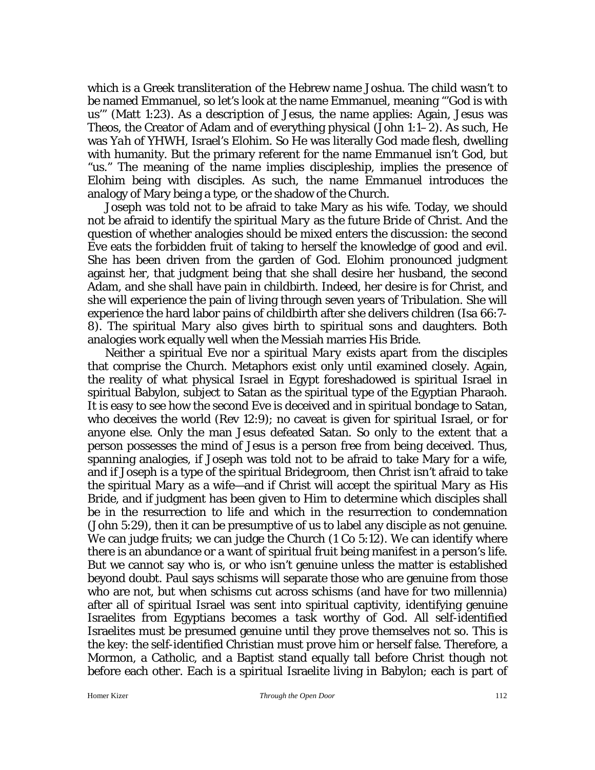which is a Greek transliteration of the Hebrew name Joshua. The child wasn't to be named Emmanuel, so let's look at the name Emmanuel, meaning "'God is with us'" (Matt 1:23). As a description of Jesus, the name applies: Again, Jesus was Theos, the Creator of Adam and of everything physical (John 1:1–2). As such, He was *Yah* of *YHWH*, Israel's Elohim. So He was literally God made flesh, dwelling with humanity. But the primary referent for the name *Emmanuel* isn't God, but "us." The meaning of the name implies discipleship, implies the presence of Elohim being with disciples. As such, the name *Emmanuel* introduces the analogy of Mary being a type, or the shadow of the Church.

Joseph was told not to be afraid to take Mary as his wife. Today, we should not be afraid to identify the spiritual *Mary* as the future Bride of Christ. And the question of whether analogies should be mixed enters the discussion: the second Eve eats the forbidden fruit of taking to herself the knowledge of good and evil. She has been driven from the garden of God. Elohim pronounced judgment against her, that judgment being that she shall desire her husband, the second Adam, and she shall have pain in childbirth. Indeed, her desire is for Christ, and she will experience the pain of living through seven years of Tribulation. She will experience the hard labor pains of childbirth after she delivers children (Isa 66:7-8). The spiritual *Mary* also gives birth to spiritual sons and daughters. Both analogies work equally well when the Messiah marries His Bride.

Neither a spiritual Eve nor a spiritual *Mary* exists apart from the disciples that comprise the Church. Metaphors exist only until examined closely. Again, the reality of what physical Israel in Egypt foreshadowed is spiritual Israel in spiritual Babylon, subject to Satan as the spiritual type of the Egyptian Pharaoh. It is easy to see how the second Eve is deceived and in spiritual bondage to Satan, who deceives the world (Rev 12:9); no caveat is given for spiritual Israel, or for anyone else. Only the man Jesus defeated Satan. So only to the extent that a person possesses the mind of Jesus is a person free from being deceived. Thus, spanning analogies, if Joseph was told not to be afraid to take Mary for a wife, and if Joseph is a type of the spiritual Bridegroom, then Christ isn't afraid to take the spiritual *Mary* as a wife—and if Christ will accept the spiritual *Mary* as His Bride, and if judgment has been given to Him to determine which disciples shall be in the resurrection to life and which in the resurrection to condemnation (John 5:29), then it can be presumptive of us to label any disciple as not genuine. We can judge fruits; we can judge the Church (1 Co 5:12). We can identify where there is an abundance or a want of spiritual fruit being manifest in a person's life. But we cannot say who is, or who isn't genuine unless the matter is established beyond doubt. Paul says schisms will separate those who are genuine from those who are not, but when schisms cut across schisms (and have for two millennia) after all of spiritual Israel was sent into spiritual captivity, identifying genuine Israelites from Egyptians becomes a task worthy of God. All self-identified Israelites must be presumed genuine until they prove themselves not so. This is the key: the self-identified Christian must prove him or herself false. Therefore, a Mormon, a Catholic, and a Baptist stand equally tall before Christ though not before each other. Each is a spiritual Israelite living in Babylon; each is part of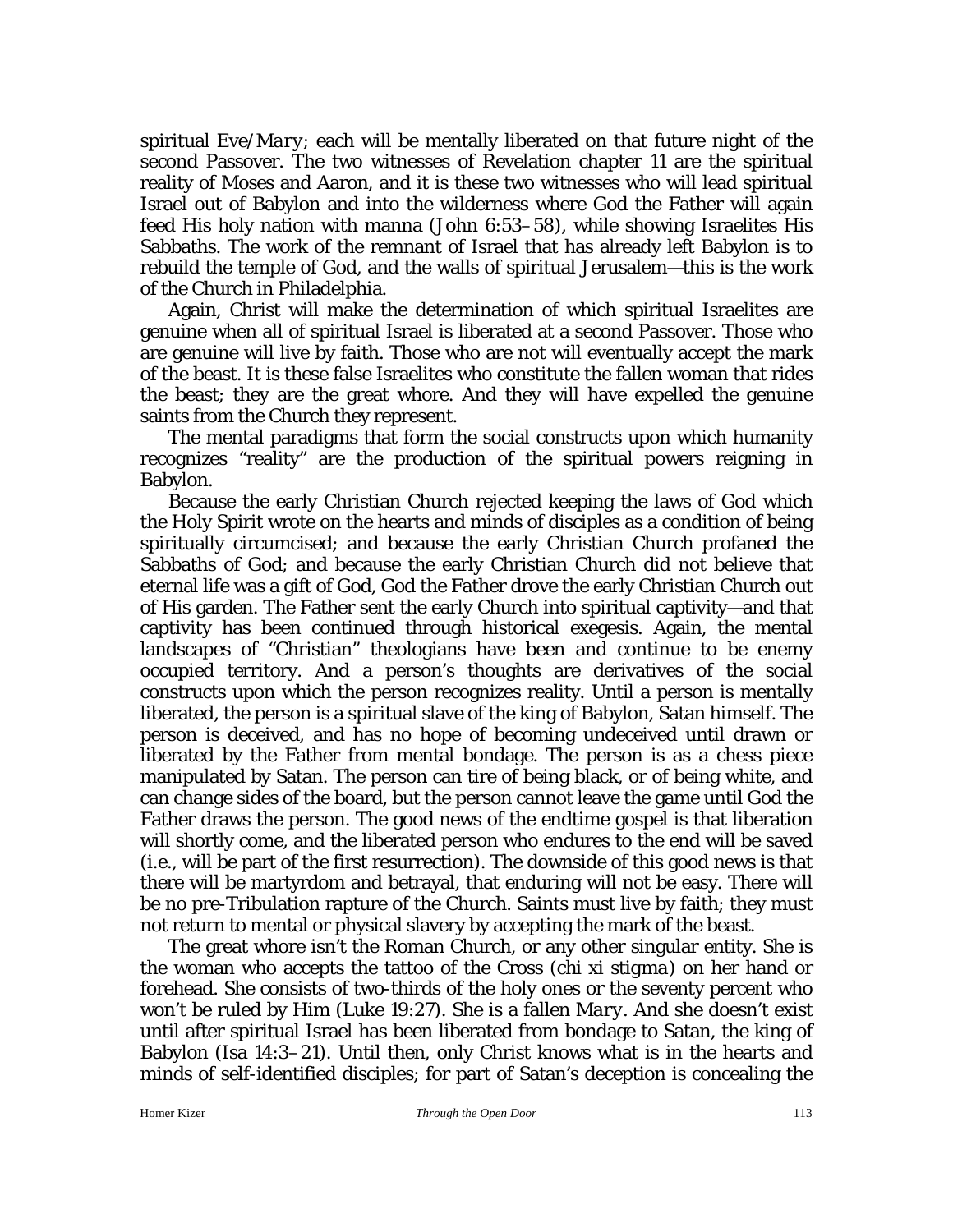spiritual Eve/*Mary*; each will be mentally liberated on that future night of the second Passover. The two witnesses of Revelation chapter 11 are the spiritual reality of Moses and Aaron, and it is these two witnesses who will lead spiritual Israel out of Babylon and into the wilderness where God the Father will again feed His holy nation with manna (John 6:53–58), while showing Israelites His Sabbaths. The work of the remnant of Israel that has already left Babylon is to rebuild the temple of God, and the walls of spiritual Jerusalem—this is the work of the Church in Philadelphia.

Again, Christ will make the determination of which spiritual Israelites are genuine when all of spiritual Israel is liberated at a second Passover. Those who are genuine will live by faith. Those who are not will eventually accept the mark of the beast. It is these false Israelites who constitute the fallen woman that rides the beast; they are the great whore. And they will have expelled the genuine saints from the Church they represent.

The mental paradigms that form the social constructs upon which humanity recognizes "reality" are the production of the spiritual powers reigning in Babylon.

Because the early Christian Church rejected keeping the laws of God which the Holy Spirit wrote on the hearts and minds of disciples as a condition of being spiritually circumcised; and because the early Christian Church profaned the Sabbaths of God; and because the early Christian Church did not believe that eternal life was a gift of God, God the Father drove the early Christian Church out of His garden. The Father sent the early Church into spiritual captivity—and that captivity has been continued through historical exegesis. Again, the mental landscapes of "Christian" theologians have been and continue to be enemy occupied territory. And a person's thoughts are derivatives of the social constructs upon which the person recognizes reality. Until a person is mentally liberated, the person is a spiritual slave of the king of Babylon, Satan himself. The person is deceived, and has no hope of becoming undeceived until drawn or liberated by the Father from mental bondage. The person is as a chess piece manipulated by Satan. The person can tire of being black, or of being white, and can change sides of the board, but the person cannot leave the game until God the Father draws the person. The good news of the endtime gospel is that liberation will shortly come, and the liberated person who endures to the end will be saved (i.e., will be part of the first resurrection). The downside of this good news is that there will be martyrdom and betrayal, that enduring will not be easy. There will be no pre-Tribulation rapture of the Church. Saints must live by faith; they must not return to mental or physical slavery by accepting the mark of the beast.

The great whore isn't the Roman Church, or any other singular entity. She is the woman who accepts the tattoo of the Cross (*chi xi stigma*) on her hand or forehead. She consists of two-thirds of the holy ones or the seventy percent who won't be ruled by Him (Luke 19:27). She is a fallen *Mary*. And she doesn't exist until after spiritual Israel has been liberated from bondage to Satan, the king of Babylon (Isa 14:3–21). Until then, only Christ knows what is in the hearts and minds of self-identified disciples; for part of Satan's deception is concealing the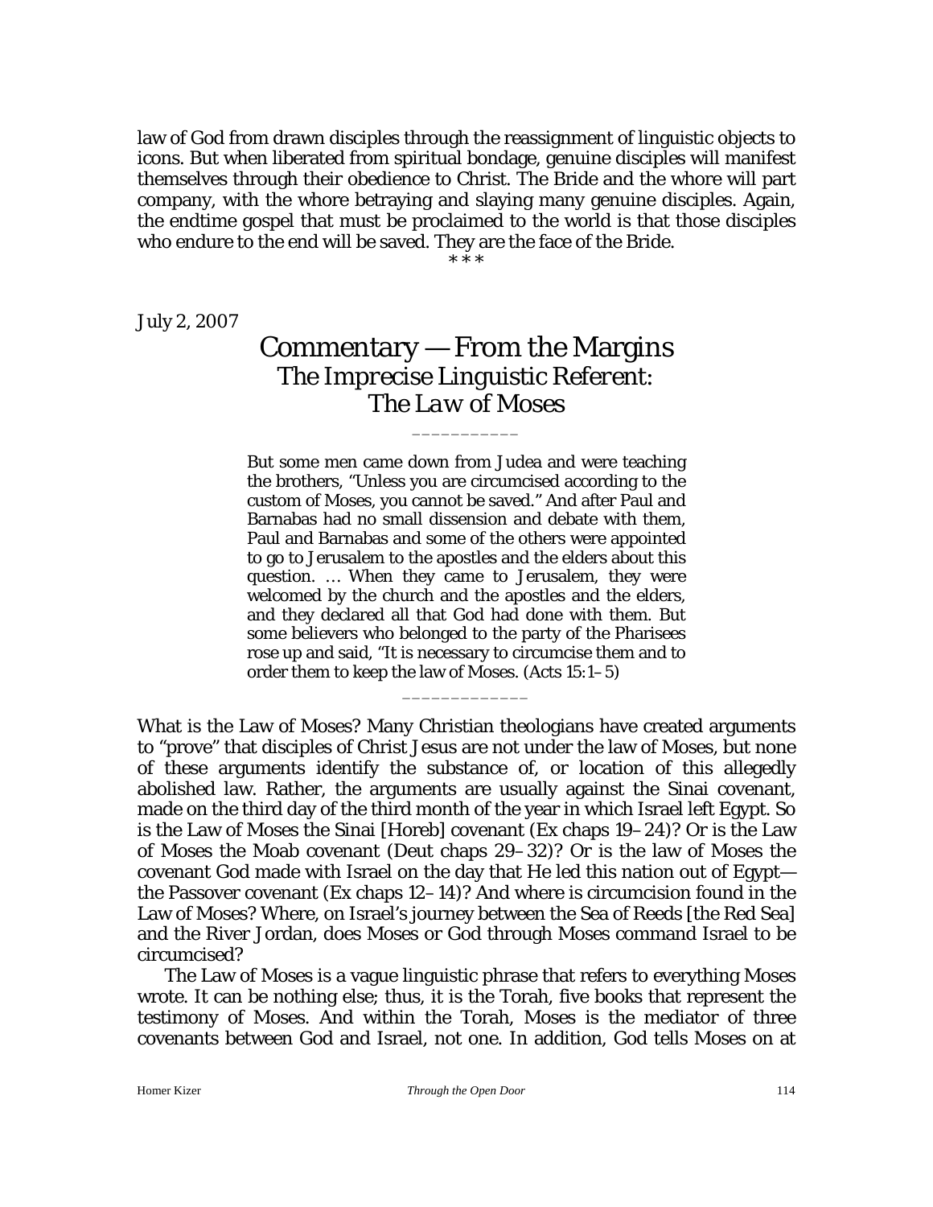law of God from drawn disciples through the reassignment of linguistic objects to icons. But when liberated from spiritual bondage, genuine disciples will manifest themselves through their obedience to Christ. The Bride and the whore will part company, with the whore betraying and slaying many genuine disciples. Again, the endtime gospel that must be proclaimed to the world is that those disciples who endure to the end will be saved. They are the face of the Bride.

\* \* \*

July 2, 2007

# Commentary — From the Margins
## *The Imprecise Linguistic Referent: The Law of Moses*

\_\_\_\_\_\_\_\_\_\_\_

> But some men came down from Judea and were teaching the brothers, "Unless you are circumcised according to the custom of Moses, you cannot be saved." And after Paul and Barnabas had no small dissension and debate with them, Paul and Barnabas and some of the others were appointed to go to Jerusalem to the apostles and the elders about this question. … When they came to Jerusalem, they were welcomed by the church and the apostles and the elders, and they declared all that God had done with them. But some believers who belonged to the party of the Pharisees rose up and said, "It is necessary to circumcise them and to order them to keep the law of Moses. (Acts 15:1–5)

\_\_\_\_\_\_\_\_\_\_\_\_\_

What is the Law of Moses? Many Christian theologians have created arguments to "prove" that disciples of Christ Jesus are not under the law of Moses, but none of these arguments identify the substance of, or location of this allegedly abolished law. Rather, the arguments are usually against the Sinai covenant, made on the third day of the third month of the year in which Israel left Egypt. So is the Law of Moses the Sinai [Horeb] covenant (Ex chaps 19–24)? Or is the Law of Moses the Moab covenant (Deut chaps 29–32)? Or is the law of Moses the covenant God made with Israel on the day that He led this nation out of Egypt—the Passover covenant (Ex chaps 12–14)? And where is circumcision found in the Law of Moses? Where, on Israel's journey between the Sea of Reeds [the Red Sea] and the River Jordan, does Moses or God through Moses command Israel to be circumcised?

The Law of Moses is a vague linguistic phrase that refers to everything Moses wrote. It can be nothing else; thus, it is the Torah, five books that represent the testimony of Moses. And within the Torah, Moses is the mediator of three covenants between God and Israel, not one. In addition, God tells Moses on at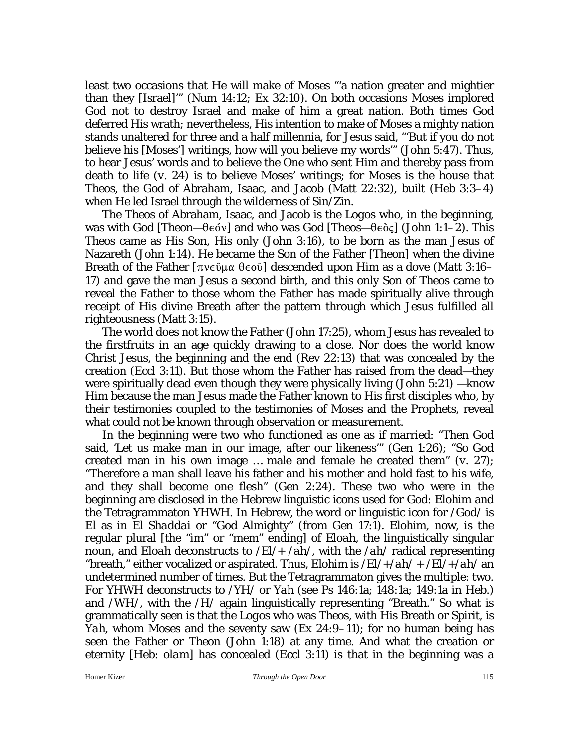least two occasions that He will make of Moses "'a nation greater and mightier than they [Israel]'" (Num 14:12; Ex 32:10). On both occasions Moses implored God not to destroy Israel and make of him a great nation. Both times God deferred His wrath; nevertheless, His intention to make of Moses a mighty nation stands unaltered for three and a half millennia, for Jesus said, "'But if you do not believe his [Moses'] writings, how will you believe my words'" (John 5:47). Thus, to hear Jesus' words and to believe the One who sent Him and thereby pass from death to life (v. 24) is to believe Moses' writings; for Moses is the house that Theos, the God of Abraham, Isaac, and Jacob (Matt 22:32), built (Heb 3:3–4) when He led Israel through the wilderness of Sin/Zin.

The Theos of Abraham, Isaac, and Jacob is the Logos who, in the beginning, was with God [Theon—θεόν] and who was God [Theos—θεὸς] (John 1:1–2). This Theos came as His Son, His only (John 3:16), to be born as the man Jesus of Nazareth (John 1:14). He became the Son of the Father [Theon] when the divine Breath of the Father [πνεῦμα θεοῦ] descended upon Him as a dove (Matt 3:16–17) and gave the man Jesus a second birth, and this only Son of Theos came to reveal the Father to those whom the Father has made spiritually alive through receipt of His divine Breath after the pattern through which Jesus fulfilled all righteousness (Matt 3:15).

The world does not know the Father (John 17:25), whom Jesus has revealed to the firstfruits in an age quickly drawing to a close. Nor does the world know Christ Jesus, the beginning and the end (Rev 22:13) that was concealed by the creation (Eccl 3:11). But those whom the Father has raised from the dead—they were spiritually dead even though they were physically living (John 5:21) —know Him because the man Jesus made the Father known to His first disciples who, by their testimonies coupled to the testimonies of Moses and the Prophets, reveal what could not be known through observation or measurement.

In the beginning were two who functioned as one as if married: "Then God said, 'Let us make man in our image, after our likeness'" (Gen 1:26); "So God created man in his own image … male and female he created them" (v. 27); "Therefore a man shall leave his father and his mother and hold fast to his wife, and they shall become one flesh" (Gen 2:24). These two who were in the beginning are disclosed in the Hebrew linguistic icons used for God: Elohim and the Tetragrammaton YHWH. In Hebrew, the word or linguistic icon for /God/ is *El* as in *El Shaddai* or "God Almighty" (from Gen 17:1). Elohim, now, is the regular plural [the "im" or "mem" ending] of *Eloah*, the linguistically singular noun, and *Eloah* deconstructs to /El/+ /ah/, with the /ah/ radical representing "breath," either vocalized or aspirated. Thus, Elohim is /El/+/ah/ + /El/+/ah/ an undetermined number of times. But the Tetragrammaton gives the multiple: two. For YHWH deconstructs to /YH/ or *Yah* (see Ps 146:1a; 148:1a; 149:1a in Heb.) and /WH/, with the /H/ again linguistically representing "Breath." So what is grammatically seen is that the Logos who was Theos, with His Breath or Spirit, is *Yah*, whom Moses and the seventy saw (Ex 24:9–11); for no human being has seen the Father or Theon (John 1:18) at any time. And what the creation or eternity [Heb: *olam*] has concealed (Eccl 3:11) is that in the beginning was a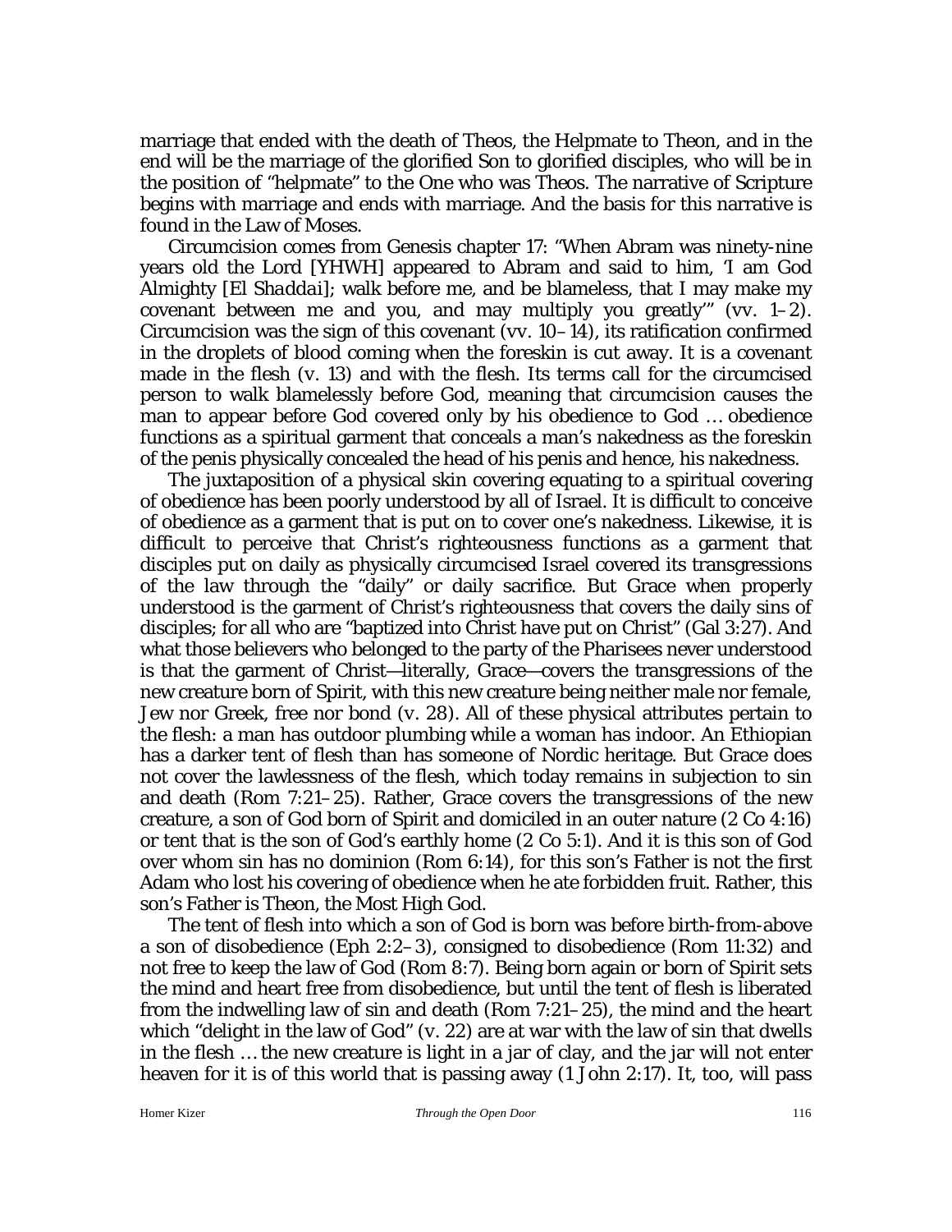marriage that ended with the death of Theos, the Helpmate to Theon, and in the end will be the marriage of the glorified Son to glorified disciples, who will be in the position of "helpmate" to the One who was Theos. The narrative of Scripture begins with marriage and ends with marriage. And the basis for this narrative is found in the Law of Moses.

Circumcision comes from Genesis chapter 17: "When Abram was ninety-nine years old the Lord [YHWH] appeared to Abram and said to him, 'I am God Almighty [*El Shaddai*]; walk before me, and be blameless, that I may make my covenant between me and you, and may multiply you greatly'" (vv. 1–2). Circumcision was the sign of this covenant (vv. 10–14), its ratification confirmed in the droplets of blood coming when the foreskin is cut away. It is a covenant made in the flesh (v. 13) and with the flesh. Its terms call for the circumcised person to walk blamelessly before God, meaning that circumcision causes the man to appear before God covered only by his obedience to God … obedience functions as a spiritual garment that conceals a man's nakedness as the foreskin of the penis physically concealed the head of his penis and hence, his nakedness.

The juxtaposition of a physical skin covering equating to a spiritual covering of obedience has been poorly understood by all of Israel. It is difficult to conceive of obedience as a garment that is put on to cover one's nakedness. Likewise, it is difficult to perceive that Christ's righteousness functions as a garment that disciples put on daily as physically circumcised Israel covered its transgressions of the law through the "daily" or daily sacrifice. But Grace when properly understood is the garment of Christ's righteousness that covers the daily sins of disciples; for all who are "baptized into Christ have put on Christ" (Gal 3:27). And what those believers who belonged to the party of the Pharisees never understood is that the garment of Christ—literally, Grace—covers the transgressions of the new creature born of Spirit, with this new creature being neither male nor female, Jew nor Greek, free nor bond (v. 28). All of these physical attributes pertain to the flesh: a man has outdoor plumbing while a woman has indoor. An Ethiopian has a darker tent of flesh than has someone of Nordic heritage. But Grace does not cover the lawlessness of the flesh, which today remains in subjection to sin and death (Rom 7:21–25). Rather, Grace covers the transgressions of the new creature, a son of God born of Spirit and domiciled in an outer nature (2 Co 4:16) or tent that is the son of God's earthly home (2 Co 5:1). And it is this son of God over whom sin has no dominion (Rom 6:14), for this son's Father is not the first Adam who lost his covering of obedience when he ate forbidden fruit. Rather, this son's Father is Theon, the Most High God.

The tent of flesh into which a son of God is born was before birth-from-above a son of disobedience (Eph 2:2–3), consigned to disobedience (Rom 11:32) and not free to keep the law of God (Rom 8:7). Being born again or born of Spirit sets the mind and heart free from disobedience, but until the tent of flesh is liberated from the indwelling law of sin and death (Rom 7:21–25), the mind and the heart which "delight in the law of God" (v. 22) are at war with the law of sin that dwells in the flesh … the new creature is light in a jar of clay, and the jar will not enter heaven for it is of this world that is passing away (1 John 2:17). It, too, will pass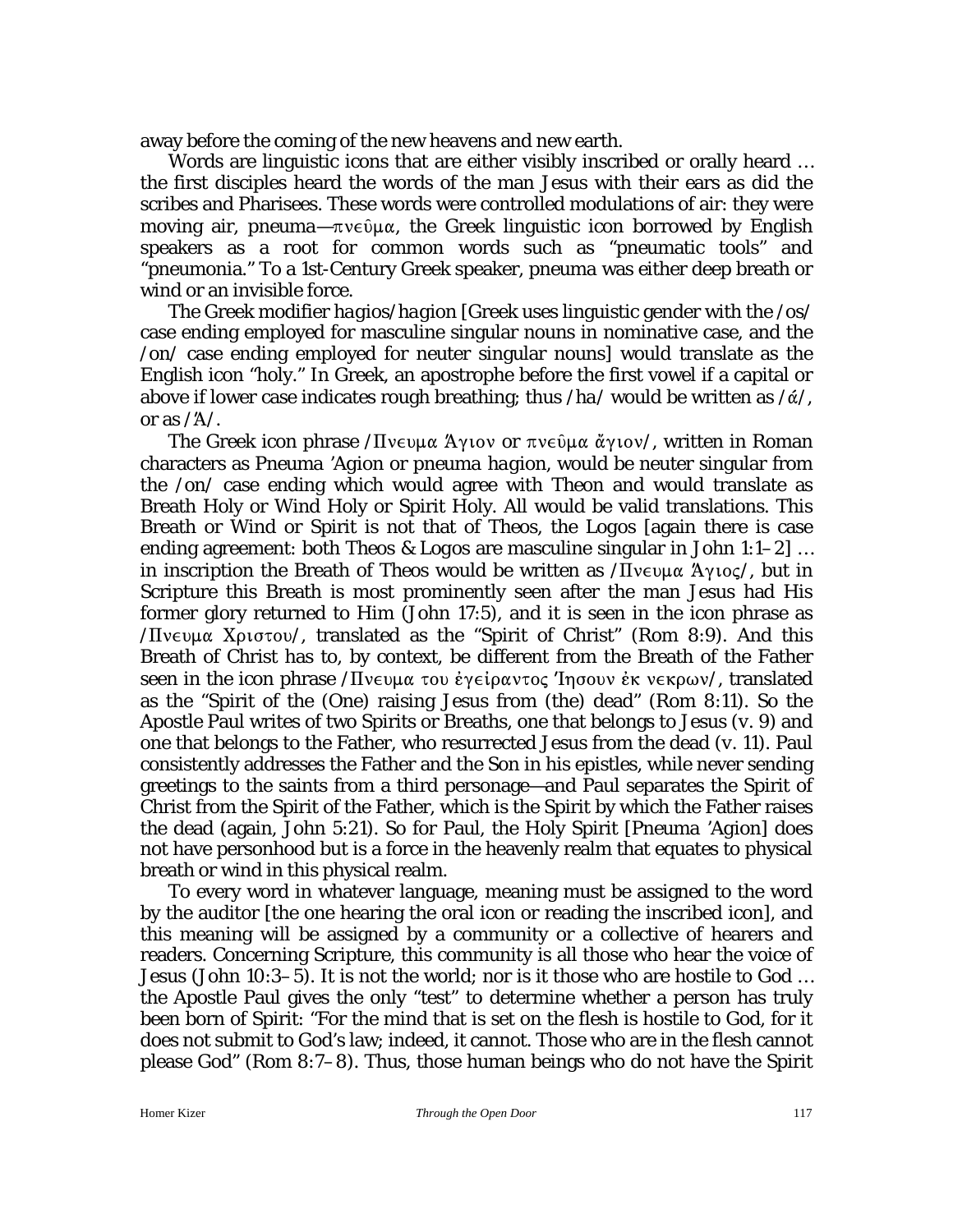away before the coming of the new heavens and new earth.

Words are linguistic icons that are either visibly inscribed or orally heard … the first disciples heard the words of the man Jesus with their ears as did the scribes and Pharisees. These words were controlled modulations of air: they were moving air, pneuma—πνεῦμα, the Greek linguistic icon borrowed by English speakers as a root for common words such as "pneumatic tools" and "pneumonia." To a 1st-Century Greek speaker, pneuma was either deep breath or wind or an invisible force.

The Greek modifier *hagios*/*hagion* [Greek uses linguistic gender with the /os/ case ending employed for masculine singular nouns in nominative case, and the /on/ case ending employed for neuter singular nouns] would translate as the English icon "holy." In Greek, an apostrophe before the first vowel if a capital or above if lower case indicates rough breathing; thus /ha/ would be written as /ά/, or as /Ἁ/.

The Greek icon phrase /Πνευμα Ἅγιον or πνεῦμα ἅγιον/, written in Roman characters as Pneuma 'Agion or *pneuma hagion*, would be neuter singular from the /on/ case ending which would agree with Theon and would translate as Breath Holy or Wind Holy or Spirit Holy. All would be valid translations. This Breath or Wind or Spirit is not that of Theos, the Logos [again there is case ending agreement: both Theos & Logos are masculine singular in John 1:1–2] … in inscription the Breath of Theos would be written as /Πνευμα Ἅγιος/, but in Scripture this Breath is most prominently seen after the man Jesus had His former glory returned to Him (John 17:5), and it is seen in the icon phrase as /Πνευμα Χριστου/, translated as the "Spirit of Christ" (Rom 8:9). And this Breath of Christ has to, by context, be different from the Breath of the Father seen in the icon phrase /Πνευμα του ἐγείραντος Ἰησουν ἐκ νεκρων/, translated as the "Spirit of the (One) raising Jesus from (the) dead" (Rom 8:11). So the Apostle Paul writes of two Spirits or Breaths, one that belongs to Jesus (v. 9) and one that belongs to the Father, who resurrected Jesus from the dead (v. 11). Paul consistently addresses the Father and the Son in his epistles, while never sending greetings to the saints from a third personage—and Paul separates the Spirit of Christ from the Spirit of the Father, which is the Spirit by which the Father raises the dead (again, John 5:21). So for Paul, the Holy Spirit [Pneuma 'Agion] does not have personhood but is a force in the heavenly realm that equates to physical breath or wind in this physical realm.

To every word in whatever language, meaning must be assigned to the word by the auditor [the one hearing the oral icon or reading the inscribed icon], and this meaning will be assigned by a community or a collective of hearers and readers. Concerning Scripture, this community is all those who hear the voice of Jesus (John 10:3–5). It is not the world; nor is it those who are hostile to God … the Apostle Paul gives the only "test" to determine whether a person has truly been born of Spirit: "For the mind that is set on the flesh is hostile to God, for it does not submit to God's law; indeed, it cannot. Those who are in the flesh cannot please God" (Rom 8:7–8). Thus, those human beings who do not have the Spirit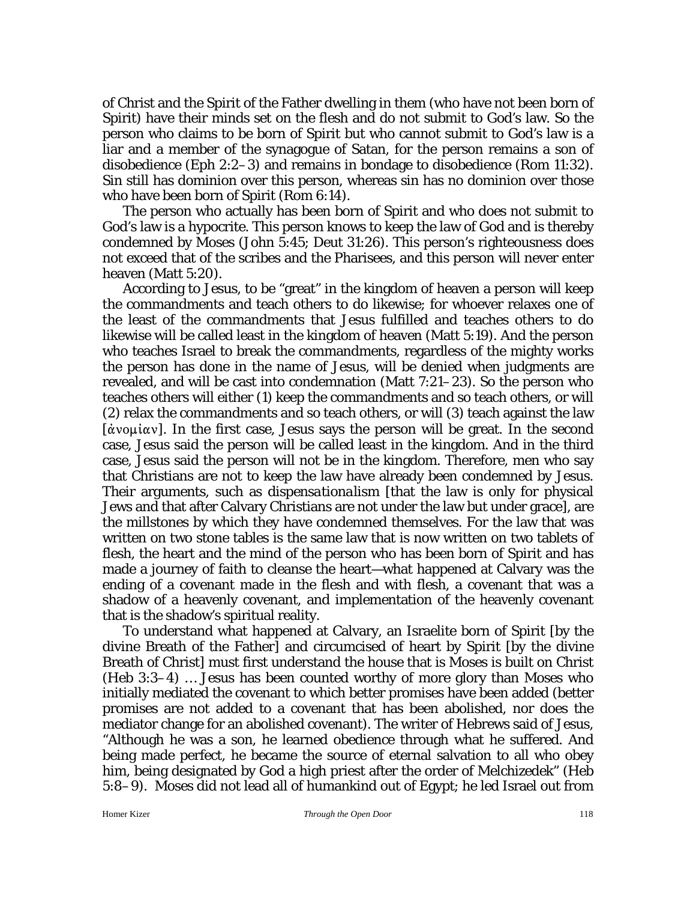of Christ and the Spirit of the Father dwelling in them (who have not been born of Spirit) have their minds set on the flesh and do not submit to God's law. So the person who claims to be born of Spirit but who cannot submit to God's law is a liar and a member of the synagogue of Satan, for the person remains a son of disobedience (Eph 2:2–3) and remains in bondage to disobedience (Rom 11:32). Sin still has dominion over this person, whereas sin has no dominion over those who have been born of Spirit (Rom 6:14).

The person who actually has been born of Spirit and who does not submit to God's law is a hypocrite. This person knows to keep the law of God and is thereby condemned by Moses (John 5:45; Deut 31:26). This person's righteousness does not exceed that of the scribes and the Pharisees, and this person will never enter heaven (Matt 5:20).

According to Jesus, to be "great" in the kingdom of heaven a person will keep the commandments and teach others to do likewise; for whoever relaxes one of the least of the commandments that Jesus fulfilled and teaches others to do likewise will be called least in the kingdom of heaven (Matt 5:19). And the person who teaches Israel to break the commandments, regardless of the mighty works the person has done in the name of Jesus, will be denied when judgments are revealed, and will be cast into condemnation (Matt 7:21–23). So the person who teaches others will either (1) keep the commandments and so teach others, or will (2) relax the commandments and so teach others, or will (3) teach against the law [ἀνομίαν]. In the first case, Jesus says the person will be great. In the second case, Jesus said the person will be called least in the kingdom. And in the third case, Jesus said the person will not be in the kingdom. Therefore, men who say that Christians are not to keep the law have already been condemned by Jesus. Their arguments, such as *dispensationalism* [that the law is only for physical Jews and that after Calvary Christians are not under the law but under grace], are the millstones by which they have condemned themselves. For the law that was written on two stone tables is the same law that is now written on two tablets of flesh, the heart and the mind of the person who has been born of Spirit and has made a journey of faith to cleanse the heart—what happened at Calvary was the ending of a covenant made in the flesh and with flesh, a covenant that was a shadow of a heavenly covenant, and implementation of the heavenly covenant that is the shadow's spiritual reality.

To understand what happened at Calvary, an Israelite born of Spirit [by the divine Breath of the Father] and circumcised of heart by Spirit [by the divine Breath of Christ] must first understand the house that is Moses is built on Christ (Heb 3:3–4) … Jesus has been counted worthy of more glory than Moses who initially mediated the covenant to which better promises have been added (better promises are not added to a covenant that has been abolished, nor does the mediator change for an abolished covenant). The writer of Hebrews said of Jesus, "Although he was a son, he learned obedience through what he suffered. And being made perfect, he became the source of eternal salvation to all who obey him, being designated by God a high priest after the order of Melchizedek" (Heb 5:8–9). Moses did not lead all of humankind out of Egypt; he led Israel out from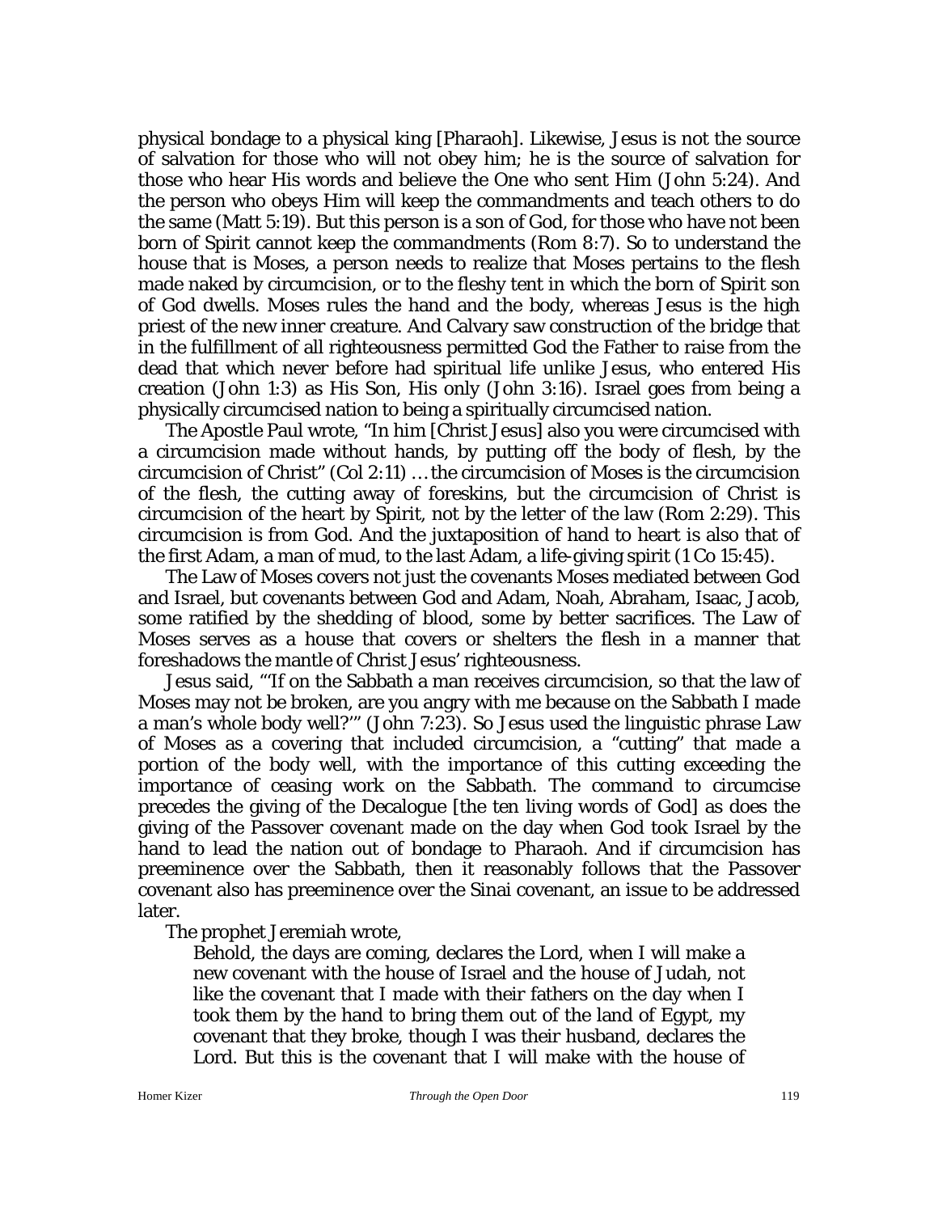physical bondage to a physical king [Pharaoh]. Likewise, Jesus is not the source of salvation for those who will not obey him; he is the source of salvation for those who hear His words and believe the One who sent Him (John 5:24). And the person who obeys Him will keep the commandments and teach others to do the same (Matt 5:19). But this person is a son of God, for those who have not been born of Spirit cannot keep the commandments (Rom 8:7). So to understand the house that is Moses, a person needs to realize that Moses pertains to the flesh made naked by circumcision, or to the fleshy tent in which the born of Spirit son of God dwells. Moses rules the hand and the body, whereas Jesus is the high priest of the new inner creature. And Calvary saw construction of the bridge that in the fulfillment of all righteousness permitted God the Father to raise from the dead that which never before had spiritual life unlike Jesus, who entered His creation (John 1:3) as His Son, His only (John 3:16). Israel goes from being a physically circumcised nation to being a spiritually circumcised nation.

The Apostle Paul wrote, "In him [Christ Jesus] also you were circumcised with a circumcision made without hands, by putting off the body of flesh, by the circumcision of Christ" (Col 2:11) … the circumcision of Moses is the circumcision of the flesh, the cutting away of foreskins, but the circumcision of Christ is circumcision of the heart by Spirit, not by the letter of the law (Rom 2:29). This circumcision is from God. And the juxtaposition of hand to heart is also that of the first Adam, a man of mud, to the last Adam, a life-giving spirit (1 Co 15:45).

The Law of Moses covers not just the covenants Moses mediated between God and Israel, but covenants between God and Adam, Noah, Abraham, Isaac, Jacob, some ratified by the shedding of blood, some by better sacrifices. The Law of Moses serves as a house that covers or shelters the flesh in a manner that foreshadows the mantle of Christ Jesus' righteousness.

Jesus said, "'If on the Sabbath a man receives circumcision, so that the law of Moses may not be broken, are you angry with me because on the Sabbath I made a man's whole body well?'" (John 7:23). So Jesus used the linguistic phrase Law of Moses as a covering that included circumcision, a "cutting" that made a portion of the body well, with the importance of this cutting exceeding the importance of ceasing work on the Sabbath. The command to circumcise precedes the giving of the Decalogue [the ten living words of God] as does the giving of the Passover covenant made on the day when God took Israel by the hand to lead the nation out of bondage to Pharaoh. And if circumcision has preeminence over the Sabbath, then it reasonably follows that the Passover covenant also has preeminence over the Sinai covenant, an issue to be addressed later.

The prophet Jeremiah wrote,

> Behold, the days are coming, declares the Lord, when I will make a new covenant with the house of Israel and the house of Judah, not like the covenant that I made with their fathers on the day when I took them by the hand to bring them out of the land of Egypt, my covenant that they broke, though I was their husband, declares the Lord. But this is the covenant that I will make with the house of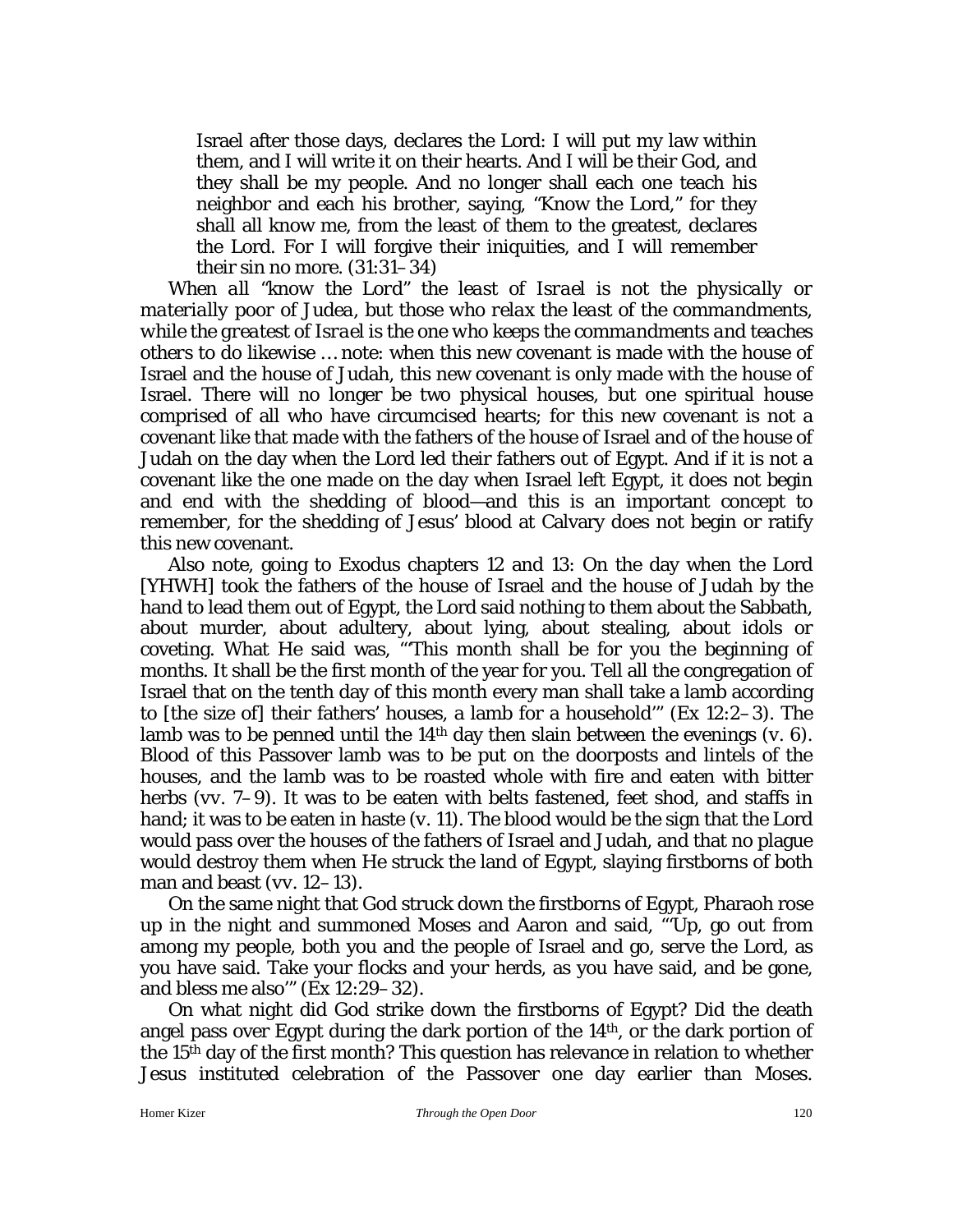> Israel after those days, declares the Lord: I will put my law within them, and I will write it on their hearts. And I will be their God, and they shall be my people. And no longer shall each one teach his neighbor and each his brother, saying, "Know the Lord," for they shall all know me, from the least of them to the greatest, declares the Lord. For I will forgive their iniquities, and I will remember their sin no more. (31:31–34)

*When all "know the Lord" the least of Israel is not the physically or materially poor of Judea, but those who relax the least of the commandments, while the greatest of Israel is the one who keeps the commandments and teaches others to do likewise* … note: when this new covenant is made with the house of Israel and the house of Judah, this new covenant is only made with the house of Israel. There will no longer be two physical houses, but one spiritual house comprised of all who have circumcised hearts; for this new covenant is not a covenant like that made with the fathers of the house of Israel and of the house of Judah on the day when the Lord led their fathers out of Egypt. And if it is not a covenant like the one made on the day when Israel left Egypt, it does not begin and end with the shedding of blood—and this is an important concept to remember, for the shedding of Jesus' blood at Calvary does not begin or ratify this new covenant.

Also note, going to Exodus chapters 12 and 13: On the day when the Lord [YHWH] took the fathers of the house of Israel and the house of Judah by the hand to lead them out of Egypt, the Lord said nothing to them about the Sabbath, about murder, about adultery, about lying, about stealing, about idols or coveting. What He said was, "'This month shall be for you the beginning of months. It shall be the first month of the year for you. Tell all the congregation of Israel that on the tenth day of this month every man shall take a lamb according to [the size of] their fathers' houses, a lamb for a household'" (Ex 12:2–3). The lamb was to be penned until the 14th day then slain between the evenings (v. 6). Blood of this Passover lamb was to be put on the doorposts and lintels of the houses, and the lamb was to be roasted whole with fire and eaten with bitter herbs (vv. 7–9). It was to be eaten with belts fastened, feet shod, and staffs in hand; it was to be eaten in haste (v. 11). The blood would be the sign that the Lord would pass over the houses of the fathers of Israel and Judah, and that no plague would destroy them when He struck the land of Egypt, slaying firstborns of both man and beast (vv. 12–13).

On the same night that God struck down the firstborns of Egypt, Pharaoh rose up in the night and summoned Moses and Aaron and said, "'Up, go out from among my people, both you and the people of Israel and go, serve the Lord, as you have said. Take your flocks and your herds, as you have said, and be gone, and bless me also'" (Ex 12:29–32).

On what night did God strike down the firstborns of Egypt? Did the death angel pass over Egypt during the dark portion of the 14th, or the dark portion of the 15th day of the first month? This question has relevance in relation to whether Jesus instituted celebration of the Passover one day earlier than Moses.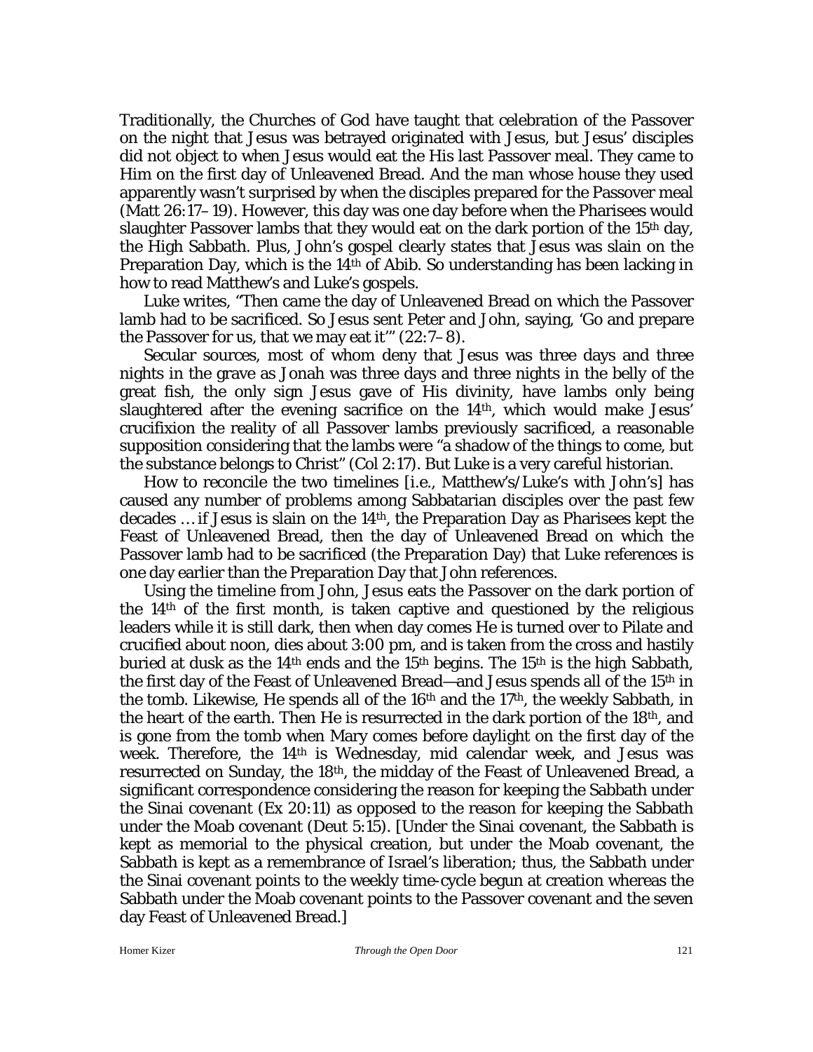Traditionally, the Churches of God have taught that celebration of the Passover on the night that Jesus was betrayed originated with Jesus, but Jesus' disciples did not object to when Jesus would eat the His last Passover meal. They came to Him on the first day of Unleavened Bread. And the man whose house they used apparently wasn't surprised by when the disciples prepared for the Passover meal (Matt 26:17–19). However, this day was one day before when the Pharisees would slaughter Passover lambs that they would eat on the dark portion of the 15th day, the High Sabbath. Plus, John's gospel clearly states that Jesus was slain on the Preparation Day, which is the 14th of Abib. So understanding has been lacking in how to read Matthew's and Luke's gospels.

Luke writes, "Then came the day of Unleavened Bread on which the Passover lamb had to be sacrificed. So Jesus sent Peter and John, saying, 'Go and prepare the Passover for us, that we may eat it'" (22:7–8).

Secular sources, most of whom deny that Jesus was three days and three nights in the grave as Jonah was three days and three nights in the belly of the great fish, the only sign Jesus gave of His divinity, have lambs only being slaughtered after the evening sacrifice on the 14th, which would make Jesus' crucifixion the reality of all Passover lambs previously sacrificed, a reasonable supposition considering that the lambs were "a shadow of the things to come, but the substance belongs to Christ" (Col 2:17). But Luke is a very careful historian.

How to reconcile the two timelines [i.e., Matthew's/Luke's with John's] has caused any number of problems among Sabbatarian disciples over the past few decades … if Jesus is slain on the 14th, the Preparation Day as Pharisees kept the Feast of Unleavened Bread, then the day of Unleavened Bread on which the Passover lamb had to be sacrificed (the Preparation Day) that Luke references is one day earlier than the Preparation Day that John references.

Using the timeline from John, Jesus eats the Passover on the dark portion of the 14th of the first month, is taken captive and questioned by the religious leaders while it is still dark, then when day comes He is turned over to Pilate and crucified about noon, dies about 3:00 pm, and is taken from the cross and hastily buried at dusk as the 14th ends and the 15th begins. The 15th is the high Sabbath, the first day of the Feast of Unleavened Bread—and Jesus spends all of the 15th in the tomb. Likewise, He spends all of the 16th and the 17th, the weekly Sabbath, in the heart of the earth. Then He is resurrected in the dark portion of the 18th, and is gone from the tomb when Mary comes before daylight on the first day of the week. Therefore, the 14th is Wednesday, mid calendar week, and Jesus was resurrected on Sunday, the 18th, the midday of the Feast of Unleavened Bread, a significant correspondence considering the reason for keeping the Sabbath under the Sinai covenant (Ex 20:11) as opposed to the reason for keeping the Sabbath under the Moab covenant (Deut 5:15). [Under the Sinai covenant, the Sabbath is kept as memorial to the physical creation, but under the Moab covenant, the Sabbath is kept as a remembrance of Israel's liberation; thus, the Sabbath under the Sinai covenant points to the weekly time-cycle begun at creation whereas the Sabbath under the Moab covenant points to the Passover covenant and the seven day Feast of Unleavened Bread.]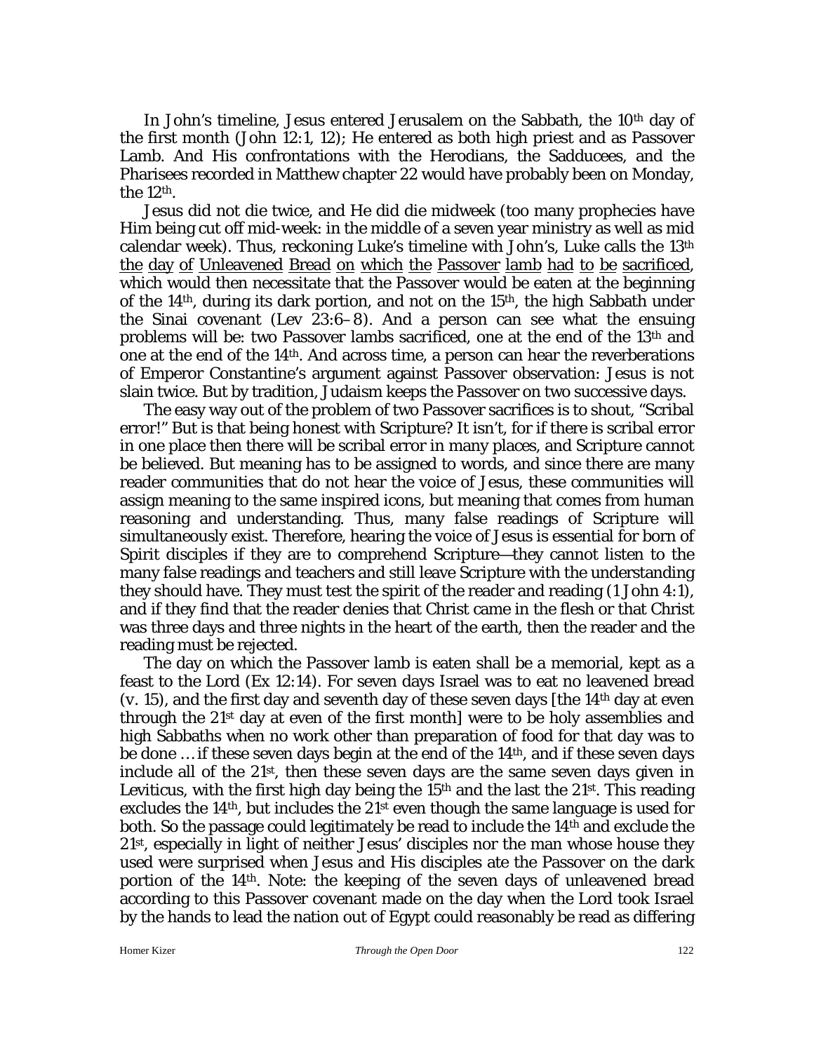In John's timeline, Jesus entered Jerusalem on the Sabbath, the 10th day of the first month (John 12:1, 12); He entered as both high priest and as Passover Lamb. And His confrontations with the Herodians, the Sadducees, and the Pharisees recorded in Matthew chapter 22 would have probably been on Monday, the 12th.

Jesus did not die twice, and He did die midweek (too many prophecies have Him being cut off mid-week: in the middle of a seven year ministry as well as mid calendar week). Thus, reckoning Luke's timeline with John's, Luke calls the 13th the day of Unleavened Bread on which the Passover lamb had to be sacrificed, which would then necessitate that the Passover would be eaten at the beginning of the 14th, during its dark portion, and not on the 15th, the high Sabbath under the Sinai covenant (Lev 23:6–8). And a person can see what the ensuing problems will be: two Passover lambs sacrificed, one at the end of the 13th and one at the end of the 14th. And across time, a person can hear the reverberations of Emperor Constantine's argument against Passover observation: Jesus is not slain twice. But by tradition, Judaism keeps the Passover on two successive days.

The easy way out of the problem of two Passover sacrifices is to shout, "Scribal error!" But is that being honest with Scripture? It isn't, for if there is scribal error in one place then there will be scribal error in many places, and Scripture cannot be believed. But meaning has to be assigned to words, and since there are many reader communities that do not hear the voice of Jesus, these communities will assign meaning to the same inspired icons, but meaning that comes from human reasoning and understanding. Thus, many false readings of Scripture will simultaneously exist. Therefore, hearing the voice of Jesus is essential for born of Spirit disciples if they are to comprehend Scripture—they cannot listen to the many false readings and teachers and still leave Scripture with the understanding they should have. They must test the spirit of the reader and reading (1 John 4:1), and if they find that the reader denies that Christ came in the flesh or that Christ was three days and three nights in the heart of the earth, then the reader and the reading must be rejected.

The day on which the Passover lamb is eaten shall be a memorial, kept as a feast to the Lord (Ex 12:14). For seven days Israel was to eat no leavened bread (v. 15), and the first day and seventh day of these seven days [the 14th day at even through the 21st day at even of the first month] were to be holy assemblies and high Sabbaths when no work other than preparation of food for that day was to be done … if these seven days begin at the end of the 14th, and if these seven days include all of the 21st, then these seven days are the same seven days given in Leviticus, with the first high day being the 15th and the last the 21st. This reading excludes the 14th, but includes the 21st even though the same language is used for both. So the passage could legitimately be read to include the 14th and exclude the 21st, especially in light of neither Jesus' disciples nor the man whose house they used were surprised when Jesus and His disciples ate the Passover on the dark portion of the 14th. Note: the keeping of the seven days of unleavened bread according to this Passover covenant made on the day when the Lord took Israel by the hands to lead the nation out of Egypt could reasonably be read as differing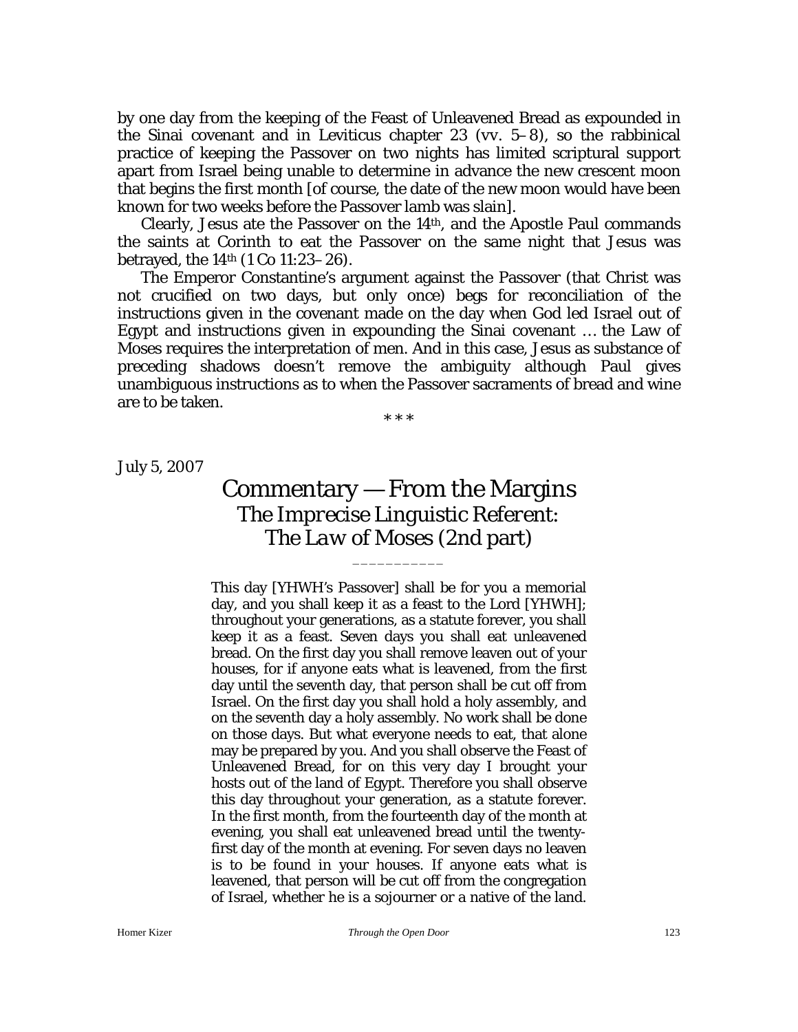by one day from the keeping of the Feast of Unleavened Bread as expounded in the Sinai covenant and in Leviticus chapter 23 (vv. 5–8), so the rabbinical practice of keeping the Passover on two nights has limited scriptural support apart from Israel being unable to determine in advance the new crescent moon that begins the first month [of course, the date of the new moon would have been known for two weeks before the Passover lamb was slain].

Clearly, Jesus ate the Passover on the 14th, and the Apostle Paul commands the saints at Corinth to eat the Passover on the same night that Jesus was betrayed, the 14th (1 Co 11:23–26).

The Emperor Constantine's argument against the Passover (that Christ was not crucified on two days, but only once) begs for reconciliation of the instructions given in the covenant made on the day when God led Israel out of Egypt and instructions given in expounding the Sinai covenant … the Law of Moses requires the interpretation of men. And in this case, Jesus as substance of preceding shadows doesn't remove the ambiguity although Paul gives unambiguous instructions as to when the Passover sacraments of bread and wine are to be taken.

\* \* \*

*July 5, 2007*

# Commentary — From the Margins
## *The Imprecise Linguistic Referent: The Law of Moses (2nd part)*

\_\_\_\_\_\_\_\_\_\_\_

> This day [YHWH's Passover] shall be for you a memorial day, and you shall keep it as a feast to the Lord [YHWH]; throughout your generations, as a statute forever, you shall keep it as a feast. Seven days you shall eat unleavened bread. On the first day you shall remove leaven out of your houses, for if anyone eats what is leavened, from the first day until the seventh day, that person shall be cut off from Israel. On the first day you shall hold a holy assembly, and on the seventh day a holy assembly. No work shall be done on those days. But what everyone needs to eat, that alone may be prepared by you. And you shall observe the Feast of Unleavened Bread, for on this very day I brought your hosts out of the land of Egypt. Therefore you shall observe this day throughout your generation, as a statute forever. In the first month, from the fourteenth day of the month at evening, you shall eat unleavened bread until the twenty-first day of the month at evening. For seven days no leaven is to be found in your houses. If anyone eats what is leavened, that person will be cut off from the congregation of Israel, whether he is a sojourner or a native of the land.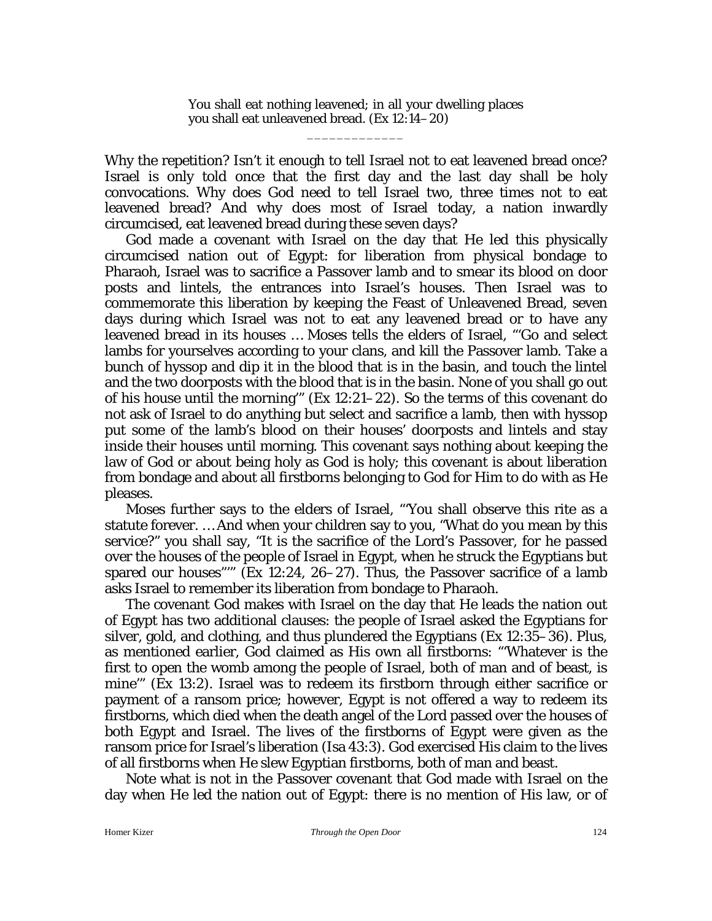> You shall eat nothing leavened; in all your dwelling places you shall eat unleavened bread. (Ex 12:14–20)

_____________

Why the repetition? Isn't it enough to tell Israel not to eat leavened bread once? Israel is only told once that the first day and the last day shall be holy convocations. Why does God need to tell Israel two, three times not to eat leavened bread? And why does most of Israel today, a nation inwardly circumcised, eat leavened bread during these seven days?

God made a covenant with Israel on the day that He led this physically circumcised nation out of Egypt: for liberation from physical bondage to Pharaoh, Israel was to sacrifice a Passover lamb and to smear its blood on door posts and lintels, the entrances into Israel's houses. Then Israel was to commemorate this liberation by keeping the Feast of Unleavened Bread, seven days during which Israel was not to eat any leavened bread or to have any leavened bread in its houses … Moses tells the elders of Israel, "'Go and select lambs for yourselves according to your clans, and kill the Passover lamb. Take a bunch of hyssop and dip it in the blood that is in the basin, and touch the lintel and the two doorposts with the blood that is in the basin. None of you shall go out of his house until the morning'" (Ex 12:21–22). So the terms of this covenant do not ask of Israel to do anything but select and sacrifice a lamb, then with hyssop put some of the lamb's blood on their houses' doorposts and lintels and stay inside their houses until morning. This covenant says nothing about keeping the law of God or about being holy as God is holy; this covenant is about liberation from bondage and about all firstborns belonging to God for Him to do with as He pleases.

Moses further says to the elders of Israel, "'You shall observe this rite as a statute forever. … And when your children say to you, "What do you mean by this service?" you shall say, "It is the sacrifice of the Lord's Passover, for he passed over the houses of the people of Israel in Egypt, when he struck the Egyptians but spared our houses"'" (Ex 12:24, 26–27). Thus, the Passover sacrifice of a lamb asks Israel to remember its liberation from bondage to Pharaoh.

The covenant God makes with Israel on the day that He leads the nation out of Egypt has two additional clauses: the people of Israel asked the Egyptians for silver, gold, and clothing, and thus plundered the Egyptians (Ex 12:35–36). Plus, as mentioned earlier, God claimed as His own all firstborns: "'Whatever is the first to open the womb among the people of Israel, both of man and of beast, is mine'" (Ex 13:2). Israel was to redeem its firstborn through either sacrifice or payment of a ransom price; however, Egypt is not offered a way to redeem its firstborns, which died when the death angel of the Lord passed over the houses of both Egypt and Israel. The lives of the firstborns of Egypt were given as the ransom price for Israel's liberation (Isa 43:3). God exercised His claim to the lives of all firstborns when He slew Egyptian firstborns, both of man and beast.

Note what is not in the Passover covenant that God made with Israel on the day when He led the nation out of Egypt: there is no mention of His law, or of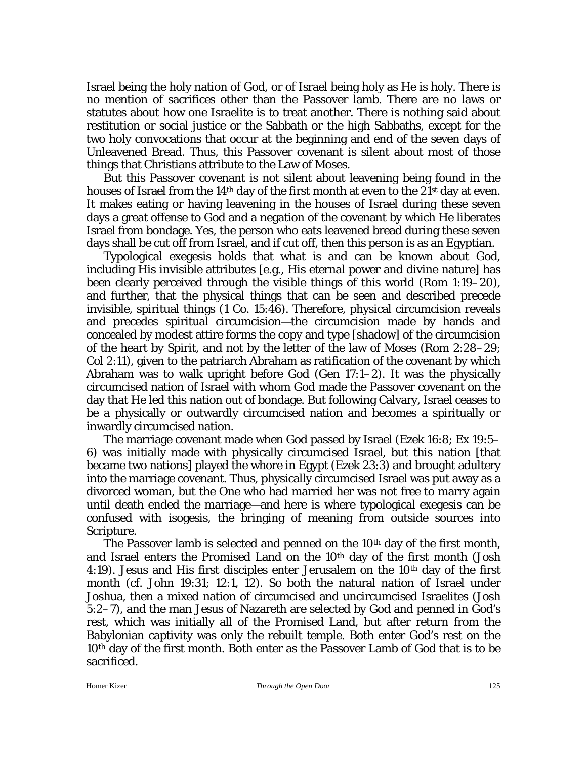Israel being the holy nation of God, or of Israel being holy as He is holy. There is no mention of sacrifices other than the Passover lamb. There are no laws or statutes about how one Israelite is to treat another. There is nothing said about restitution or social justice or the Sabbath or the high Sabbaths, except for the two holy convocations that occur at the beginning and end of the seven days of Unleavened Bread. Thus, this Passover covenant is silent about most of those things that Christians attribute to the Law of Moses.

But this Passover covenant is not silent about leavening being found in the houses of Israel from the 14th day of the first month at even to the 21st day at even. It makes eating or having leavening in the houses of Israel during these seven days a great offense to God and a negation of the covenant by which He liberates Israel from bondage. Yes, the person who eats leavened bread during these seven days shall be cut off from Israel, and if cut off, then this person is as an Egyptian.

Typological exegesis holds that what is and can be known about God, including His invisible attributes [e.g., His eternal power and divine nature] has been clearly perceived through the visible things of this world (Rom 1:19–20), and further, that the physical things that can be seen and described precede invisible, spiritual things (1 Co. 15:46). Therefore, physical circumcision reveals and precedes spiritual circumcision—the circumcision made by hands and concealed by modest attire forms the copy and type [shadow] of the circumcision of the heart by Spirit, and not by the letter of the law of Moses (Rom 2:28–29; Col 2:11), given to the patriarch Abraham as ratification of the covenant by which Abraham was to walk upright before God (Gen 17:1–2). It was the physically circumcised nation of Israel with whom God made the Passover covenant on the day that He led this nation out of bondage. But following Calvary, Israel ceases to be a physically or outwardly circumcised nation and becomes a spiritually or inwardly circumcised nation.

The marriage covenant made when God passed by Israel (Ezek 16:8; Ex 19:5–6) was initially made with physically circumcised Israel, but this nation [that became two nations] played the whore in Egypt (Ezek 23:3) and brought adultery into the marriage covenant. Thus, physically circumcised Israel was put away as a divorced woman, but the One who had married her was not free to marry again until death ended the marriage—and here is where typological exegesis can be confused with isogesis, the bringing of meaning from outside sources into Scripture.

The Passover lamb is selected and penned on the 10th day of the first month, and Israel enters the Promised Land on the 10th day of the first month (Josh 4:19). Jesus and His first disciples enter Jerusalem on the 10th day of the first month (cf. John 19:31; 12:1, 12). So both the natural nation of Israel under Joshua, then a mixed nation of circumcised and uncircumcised Israelites (Josh 5:2–7), and the man Jesus of Nazareth are selected by God and penned in God's rest, which was initially all of the Promised Land, but after return from the Babylonian captivity was only the rebuilt temple. Both enter God's rest on the 10th day of the first month. Both enter as the Passover Lamb of God that is to be sacrificed.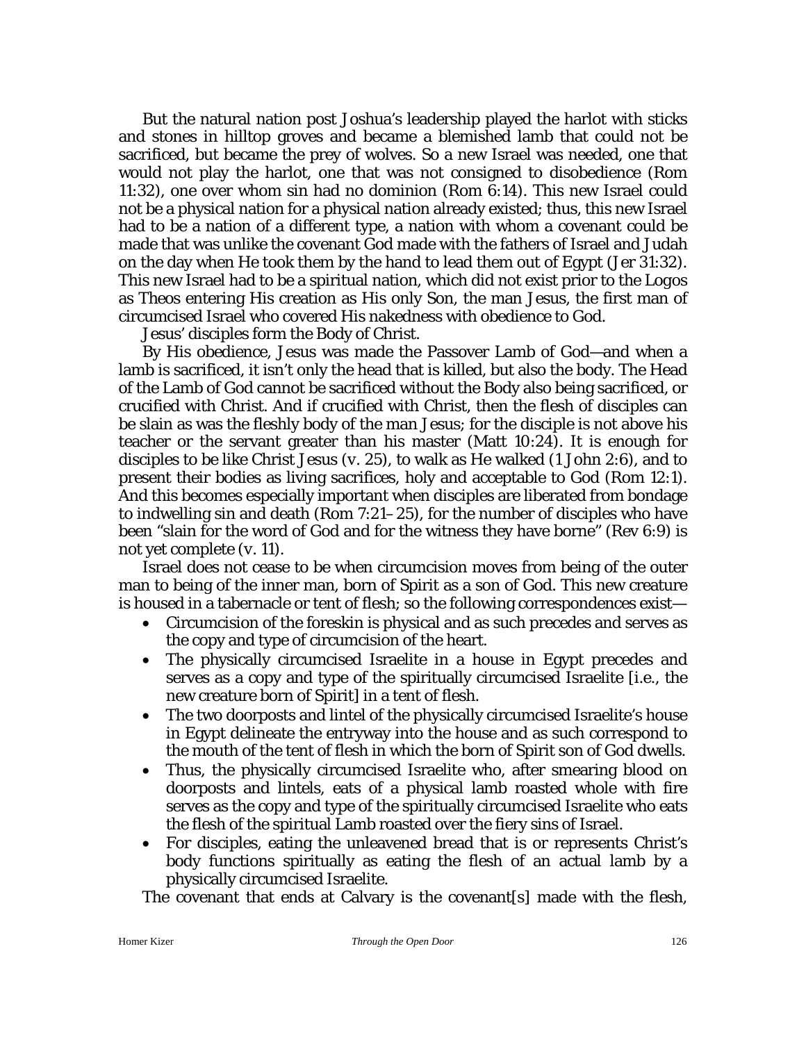But the natural nation post Joshua's leadership played the harlot with sticks and stones in hilltop groves and became a blemished lamb that could not be sacrificed, but became the prey of wolves. So a new Israel was needed, one that would not play the harlot, one that was not consigned to disobedience (Rom 11:32), one over whom sin had no dominion (Rom 6:14). This new Israel could not be a physical nation for a physical nation already existed; thus, this new Israel had to be a nation of a different type, a nation with whom a covenant could be made that was unlike the covenant God made with the fathers of Israel and Judah on the day when He took them by the hand to lead them out of Egypt (Jer 31:32). This new Israel had to be a spiritual nation, which did not exist prior to the Logos as Theos entering His creation as His only Son, the man Jesus, the first man of circumcised Israel who covered His nakedness with obedience to God.

Jesus' disciples form the Body of Christ.

By His obedience, Jesus was made the Passover Lamb of God—and when a lamb is sacrificed, it isn't only the head that is killed, but also the body. The Head of the Lamb of God cannot be sacrificed without the Body also being sacrificed, or crucified with Christ. And if crucified with Christ, then the flesh of disciples can be slain as was the fleshly body of the man Jesus; for the disciple is not above his teacher or the servant greater than his master (Matt 10:24). It is enough for disciples to be like Christ Jesus (v. 25), to walk as He walked (1 John 2:6), and to present their bodies as living sacrifices, holy and acceptable to God (Rom 12:1). And this becomes especially important when disciples are liberated from bondage to indwelling sin and death (Rom 7:21–25), for the number of disciples who have been "slain for the word of God and for the witness they have borne" (Rev 6:9) is not yet complete (v. 11).

Israel does not cease to be when circumcision moves from being of the outer man to being of the inner man, born of Spirit as a son of God. This new creature is housed in a tabernacle or tent of flesh; so the following correspondences exist—

- Circumcision of the foreskin is physical and as such precedes and serves as the copy and type of circumcision of the heart.
- The physically circumcised Israelite in a house in Egypt precedes and serves as a copy and type of the spiritually circumcised Israelite [i.e., the new creature born of Spirit] in a tent of flesh.
- The two doorposts and lintel of the physically circumcised Israelite's house in Egypt delineate the entryway into the house and as such correspond to the mouth of the tent of flesh in which the born of Spirit son of God dwells.
- Thus, the physically circumcised Israelite who, after smearing blood on doorposts and lintels, eats of a physical lamb roasted whole with fire serves as the copy and type of the spiritually circumcised Israelite who eats the flesh of the spiritual Lamb roasted over the fiery sins of Israel.
- For disciples, eating the unleavened bread that is or represents Christ's body functions spiritually as eating the flesh of an actual lamb by a physically circumcised Israelite.

The covenant that ends at Calvary is the covenant[s] made with the flesh,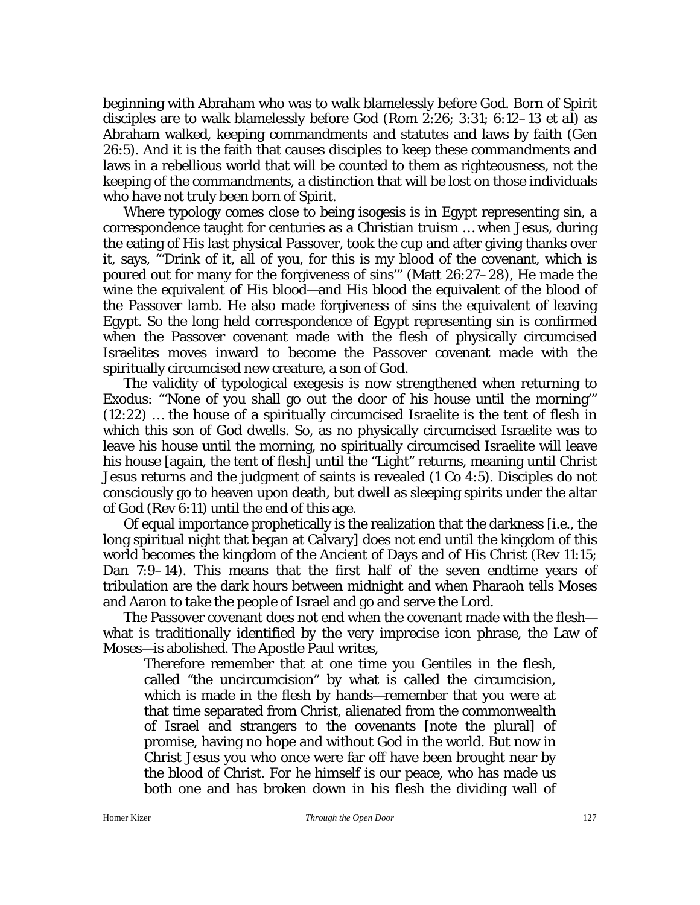beginning with Abraham who was to walk blamelessly before God. Born of Spirit disciples are to walk blamelessly before God (Rom 2:26; 3:31; 6:12–13 et al) as Abraham walked, keeping commandments and statutes and laws by faith (Gen 26:5). And it is the faith that causes disciples to keep these commandments and laws in a rebellious world that will be counted to them as righteousness, not the keeping of the commandments, a distinction that will be lost on those individuals who have not truly been born of Spirit.

Where typology comes close to being isogesis is in Egypt representing sin, a correspondence taught for centuries as a Christian truism … when Jesus, during the eating of His last physical Passover, took the cup and after giving thanks over it, says, "'Drink of it, all of you, for this is my blood of the covenant, which is poured out for many for the forgiveness of sins'" (Matt 26:27–28), He made the wine the equivalent of His blood—and His blood the equivalent of the blood of the Passover lamb. He also made forgiveness of sins the equivalent of leaving Egypt. So the long held correspondence of Egypt representing sin is confirmed when the Passover covenant made with the flesh of physically circumcised Israelites moves inward to become the Passover covenant made with the spiritually circumcised new creature, a son of God.

The validity of typological exegesis is now strengthened when returning to Exodus: "'None of you shall go out the door of his house until the morning'" (12:22) … the house of a spiritually circumcised Israelite is the tent of flesh in which this son of God dwells. So, as no physically circumcised Israelite was to leave his house until the morning, no spiritually circumcised Israelite will leave his house [again, the tent of flesh] until the "Light" returns, meaning until Christ Jesus returns and the judgment of saints is revealed (1 Co 4:5). Disciples do not consciously go to heaven upon death, but dwell as sleeping spirits under the altar of God (Rev 6:11) until the end of this age.

Of equal importance prophetically is the realization that the darkness [i.e., the long spiritual night that began at Calvary] does not end until the kingdom of this world becomes the kingdom of the Ancient of Days and of His Christ (Rev 11:15; Dan 7:9–14). This means that the first half of the seven endtime years of tribulation are the dark hours between midnight and when Pharaoh tells Moses and Aaron to take the people of Israel and go and serve the Lord.

The Passover covenant does not end when the covenant made with the flesh—what is traditionally identified by the very imprecise icon phrase, the Law of Moses—is abolished. The Apostle Paul writes,

> Therefore remember that at one time you Gentiles in the flesh, called "the uncircumcision" by what is called the circumcision, which is made in the flesh by hands—remember that you were at that time separated from Christ, alienated from the commonwealth of Israel and strangers to the covenants [note the plural] of promise, having no hope and without God in the world. But now in Christ Jesus you who once were far off have been brought near by the blood of Christ. For he himself is our peace, who has made us both one and has broken down in his flesh the dividing wall of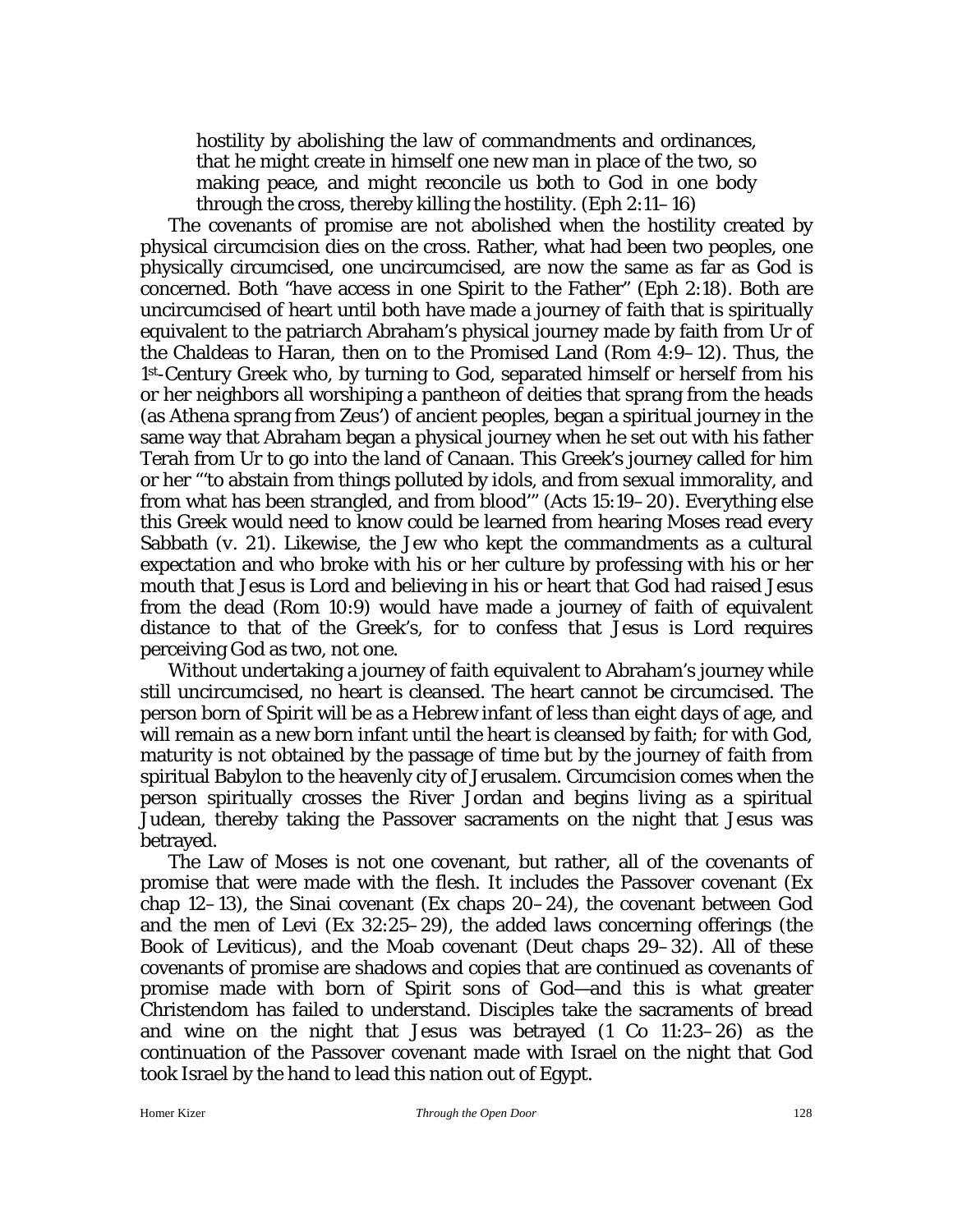> hostility by abolishing the law of commandments and ordinances, that he might create in himself one new man in place of the two, so making peace, and might reconcile us both to God in one body through the cross, thereby killing the hostility. (Eph 2:11–16)

The covenants of promise are not abolished when the hostility created by physical circumcision dies on the cross. Rather, what had been two peoples, one physically circumcised, one uncircumcised, are now the same as far as God is concerned. Both "have access in one Spirit to the Father" (Eph 2:18). Both are uncircumcised of heart until both have made a journey of faith that is spiritually equivalent to the patriarch Abraham's physical journey made by faith from Ur of the Chaldeas to Haran, then on to the Promised Land (Rom 4:9–12). Thus, the 1st-Century Greek who, by turning to God, separated himself or herself from his or her neighbors all worshiping a pantheon of deities that sprang from the heads (as Athena sprang from Zeus') of ancient peoples, began a spiritual journey in the same way that Abraham began a physical journey when he set out with his father Terah from Ur to go into the land of Canaan. This Greek's journey called for him or her "'to abstain from things polluted by idols, and from sexual immorality, and from what has been strangled, and from blood'" (Acts 15:19–20). Everything else this Greek would need to know could be learned from hearing Moses read every Sabbath (v. 21). Likewise, the Jew who kept the commandments as a cultural expectation and who broke with his or her culture by professing with his or her mouth that Jesus is Lord and believing in his or heart that God had raised Jesus from the dead (Rom 10:9) would have made a journey of faith of equivalent distance to that of the Greek's, for to confess that Jesus is Lord requires perceiving God as two, not one.

Without undertaking a journey of faith equivalent to Abraham's journey while still uncircumcised, no heart is cleansed. The heart cannot be circumcised. The person born of Spirit will be as a Hebrew infant of less than eight days of age, and will remain as a new born infant until the heart is cleansed by faith; for with God, maturity is not obtained by the passage of time but by the journey of faith from spiritual Babylon to the heavenly city of Jerusalem. Circumcision comes when the person spiritually crosses the River Jordan and begins living as a spiritual Judean, thereby taking the Passover sacraments on the night that Jesus was betrayed.

The Law of Moses is not one covenant, but rather, all of the covenants of promise that were made with the flesh. It includes the Passover covenant (Ex chap 12–13), the Sinai covenant (Ex chaps 20–24), the covenant between God and the men of Levi (Ex 32:25–29), the added laws concerning offerings (the Book of Leviticus), and the Moab covenant (Deut chaps 29–32). All of these covenants of promise are shadows and copies that are continued as covenants of promise made with born of Spirit sons of God—and this is what greater Christendom has failed to understand. Disciples take the sacraments of bread and wine on the night that Jesus was betrayed (1 Co 11:23–26) as the continuation of the Passover covenant made with Israel on the night that God took Israel by the hand to lead this nation out of Egypt.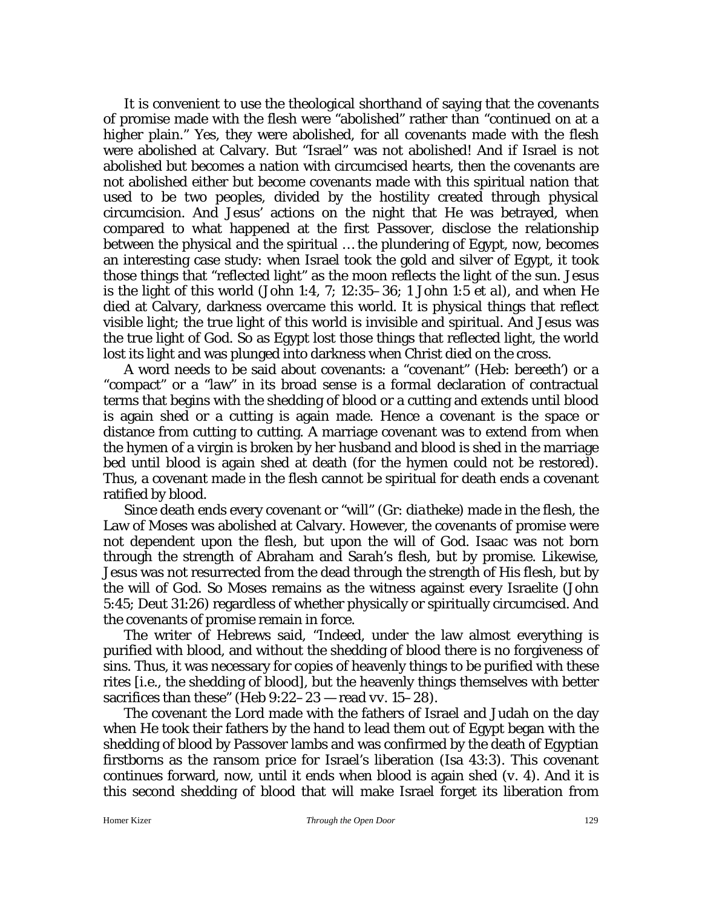It is convenient to use the theological shorthand of saying that the covenants of promise made with the flesh were "abolished" rather than "continued on at a higher plain." Yes, they were abolished, for all covenants made with the flesh were abolished at Calvary. But "Israel" was not abolished! And if Israel is not abolished but becomes a nation with circumcised hearts, then the covenants are not abolished either but become covenants made with this spiritual nation that used to be two peoples, divided by the hostility created through physical circumcision. And Jesus' actions on the night that He was betrayed, when compared to what happened at the first Passover, disclose the relationship between the physical and the spiritual … the plundering of Egypt, now, becomes an interesting case study: when Israel took the gold and silver of Egypt, it took those things that "reflected light" as the moon reflects the light of the sun. Jesus is the light of this world (John 1:4, 7; 12:35–36; 1 John 1:5 *et al*), and when He died at Calvary, darkness overcame this world. It is physical things that reflect visible light; the true light of this world is invisible and spiritual. And Jesus was the true light of God. So as Egypt lost those things that reflected light, the world lost its light and was plunged into darkness when Christ died on the cross.

A word needs to be said about covenants: a "covenant" (Heb: *bereeth'*) or a "compact" or a "law" in its broad sense is a formal declaration of contractual terms that begins with the shedding of blood or a cutting and extends until blood is again shed or a cutting is again made. Hence a covenant is the space or distance from cutting to cutting. A marriage covenant was to extend from when the hymen of a virgin is broken by her husband and blood is shed in the marriage bed until blood is again shed at death (for the hymen could not be restored). Thus, a covenant made in the flesh cannot be spiritual for death ends a covenant ratified by blood.

Since death ends every covenant or "will" (Gr: *diatheke*) made in the flesh, the Law of Moses was abolished at Calvary. However, the covenants of promise were not dependent upon the flesh, but upon the will of God. Isaac was not born through the strength of Abraham and Sarah's flesh, but by promise. Likewise, Jesus was not resurrected from the dead through the strength of His flesh, but by the will of God. So Moses remains as the witness against every Israelite (John 5:45; Deut 31:26) regardless of whether physically or spiritually circumcised. And the covenants of promise remain in force.

The writer of Hebrews said, "Indeed, under the law almost everything is purified with blood, and without the shedding of blood there is no forgiveness of sins. Thus, it was necessary for copies of heavenly things to be purified with these rites [i.e., the shedding of blood], but the heavenly things themselves with better sacrifices than these" (Heb 9:22–23 — read vv. 15–28).

The covenant the Lord made with the fathers of Israel and Judah on the day when He took their fathers by the hand to lead them out of Egypt began with the shedding of blood by Passover lambs and was confirmed by the death of Egyptian firstborns as the ransom price for Israel's liberation (Isa 43:3). This covenant continues forward, now, until it ends when blood is again shed (v. 4). And it is this second shedding of blood that will make Israel forget its liberation from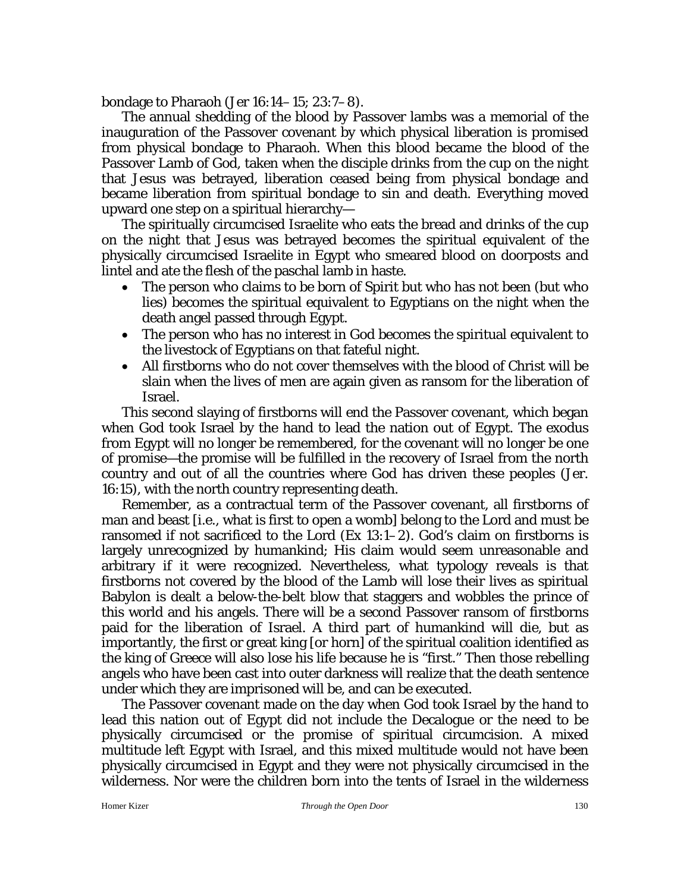bondage to Pharaoh (Jer 16:14–15; 23:7–8).

The annual shedding of the blood by Passover lambs was a memorial of the inauguration of the Passover covenant by which physical liberation is promised from physical bondage to Pharaoh. When this blood became the blood of the Passover Lamb of God, taken when the disciple drinks from the cup on the night that Jesus was betrayed, liberation ceased being from physical bondage and became liberation from spiritual bondage to sin and death. Everything moved upward one step on a spiritual hierarchy—

The spiritually circumcised Israelite who eats the bread and drinks of the cup on the night that Jesus was betrayed becomes the spiritual equivalent of the physically circumcised Israelite in Egypt who smeared blood on doorposts and lintel and ate the flesh of the paschal lamb in haste.

- The person who claims to be born of Spirit but who has not been (but who lies) becomes the spiritual equivalent to Egyptians on the night when the death angel passed through Egypt.
- The person who has no interest in God becomes the spiritual equivalent to the livestock of Egyptians on that fateful night.
- All firstborns who do not cover themselves with the blood of Christ will be slain when the lives of men are again given as ransom for the liberation of Israel.

This second slaying of firstborns will end the Passover covenant, which began when God took Israel by the hand to lead the nation out of Egypt. The exodus from Egypt will no longer be remembered, for the covenant will no longer be one of promise—the promise will be fulfilled in the recovery of Israel from the north country and out of all the countries where God has driven these peoples (Jer. 16:15), with the north country representing death.

Remember, as a contractual term of the Passover covenant, all firstborns of man and beast [i.e., what is first to open a womb] belong to the Lord and must be ransomed if not sacrificed to the Lord (Ex 13:1–2). God's claim on firstborns is largely unrecognized by humankind; His claim would seem unreasonable and arbitrary if it were recognized. Nevertheless, what typology reveals is that firstborns not covered by the blood of the Lamb will lose their lives as spiritual Babylon is dealt a below-the-belt blow that staggers and wobbles the prince of this world and his angels. There will be a second Passover ransom of firstborns paid for the liberation of Israel. A third part of humankind will die, but as importantly, the first or great king [or horn] of the spiritual coalition identified as the king of Greece will also lose his life because he is "first." Then those rebelling angels who have been cast into outer darkness will realize that the death sentence under which they are imprisoned will be, and can be executed.

The Passover covenant made on the day when God took Israel by the hand to lead this nation out of Egypt did not include the Decalogue or the need to be physically circumcised or the promise of spiritual circumcision. A mixed multitude left Egypt with Israel, and this mixed multitude would not have been physically circumcised in Egypt and they were not physically circumcised in the wilderness. Nor were the children born into the tents of Israel in the wilderness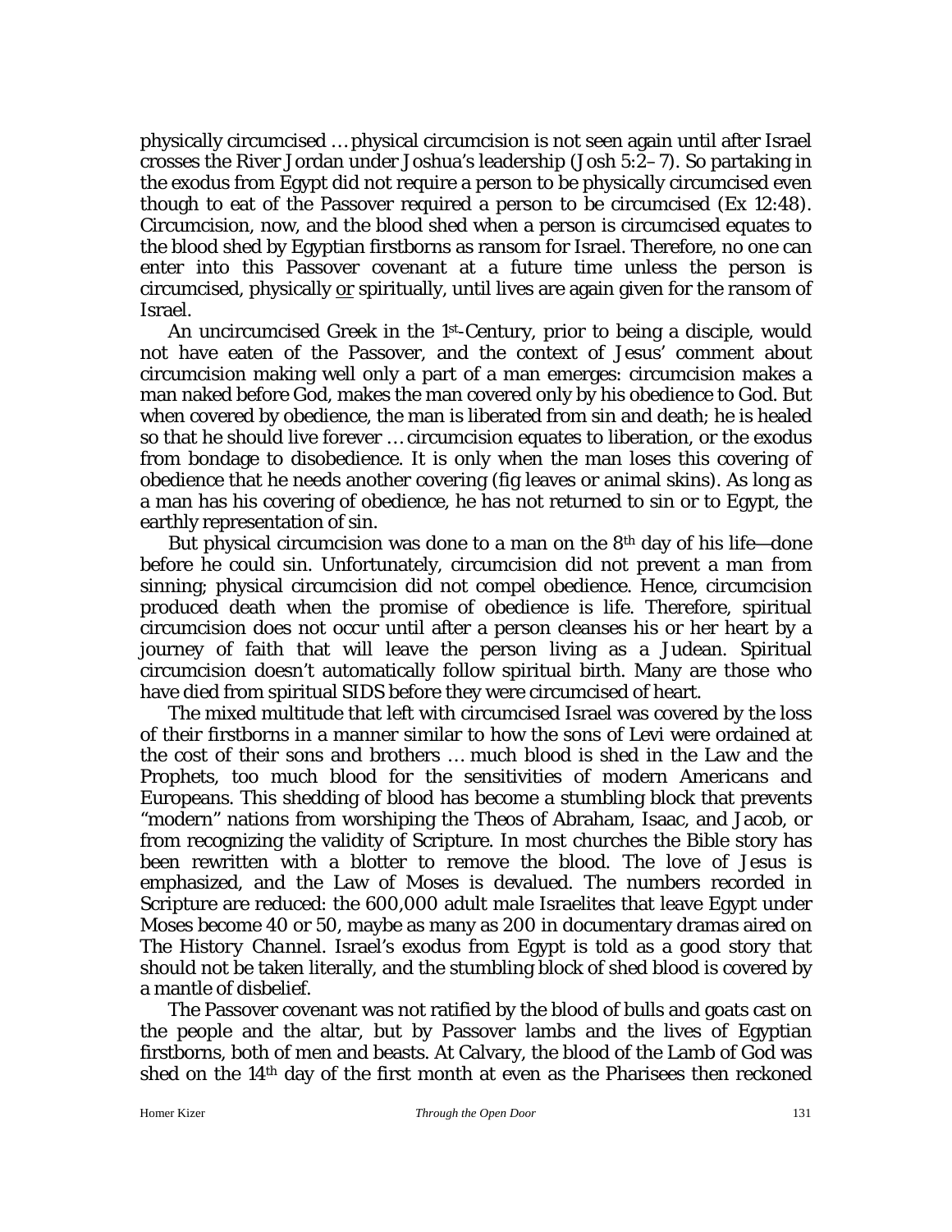physically circumcised … physical circumcision is not seen again until after Israel crosses the River Jordan under Joshua's leadership (Josh 5:2–7). So partaking in the exodus from Egypt did not require a person to be physically circumcised even though to eat of the Passover required a person to be circumcised (Ex 12:48). Circumcision, now, and the blood shed when a person is circumcised equates to the blood shed by Egyptian firstborns as ransom for Israel. Therefore, no one can enter into this Passover covenant at a future time unless the person is circumcised, physically <u>or</u> spiritually, until lives are again given for the ransom of Israel.

An uncircumcised Greek in the 1st-Century, prior to being a disciple, would not have eaten of the Passover, and the context of Jesus' comment about circumcision making well only a part of a man emerges: circumcision makes a man naked before God, makes the man covered only by his obedience to God. But when covered by obedience, the man is liberated from sin and death; he is healed so that he should live forever … circumcision equates to liberation, or the exodus from bondage to disobedience. It is only when the man loses this covering of obedience that he needs another covering (fig leaves or animal skins). As long as a man has his covering of obedience, he has not returned to sin or to Egypt, the earthly representation of sin.

But physical circumcision was done to a man on the 8th day of his life—done before he could sin. Unfortunately, circumcision did not prevent a man from sinning; physical circumcision did not compel obedience. Hence, circumcision produced death when the promise of obedience is life. Therefore, spiritual circumcision does not occur until after a person cleanses his or her heart by a journey of faith that will leave the person living as a Judean. Spiritual circumcision doesn't automatically follow spiritual birth. Many are those who have died from spiritual SIDS before they were circumcised of heart.

The mixed multitude that left with circumcised Israel was covered by the loss of their firstborns in a manner similar to how the sons of Levi were ordained at the cost of their sons and brothers … much blood is shed in the Law and the Prophets, too much blood for the sensitivities of modern Americans and Europeans. This shedding of blood has become a stumbling block that prevents "modern" nations from worshiping the Theos of Abraham, Isaac, and Jacob, or from recognizing the validity of Scripture. In most churches the Bible story has been rewritten with a blotter to remove the blood. The love of Jesus is emphasized, and the Law of Moses is devalued. The numbers recorded in Scripture are reduced: the 600,000 adult male Israelites that leave Egypt under Moses become 40 or 50, maybe as many as 200 in documentary dramas aired on *The History Channel*. Israel's exodus from Egypt is told as a good story that should not be taken literally, and the stumbling block of shed blood is covered by a mantle of disbelief.

The Passover covenant was not ratified by the blood of bulls and goats cast on the people and the altar, but by Passover lambs and the lives of Egyptian firstborns, both of men and beasts. At Calvary, the blood of the Lamb of God was shed on the 14th day of the first month at even as the Pharisees then reckoned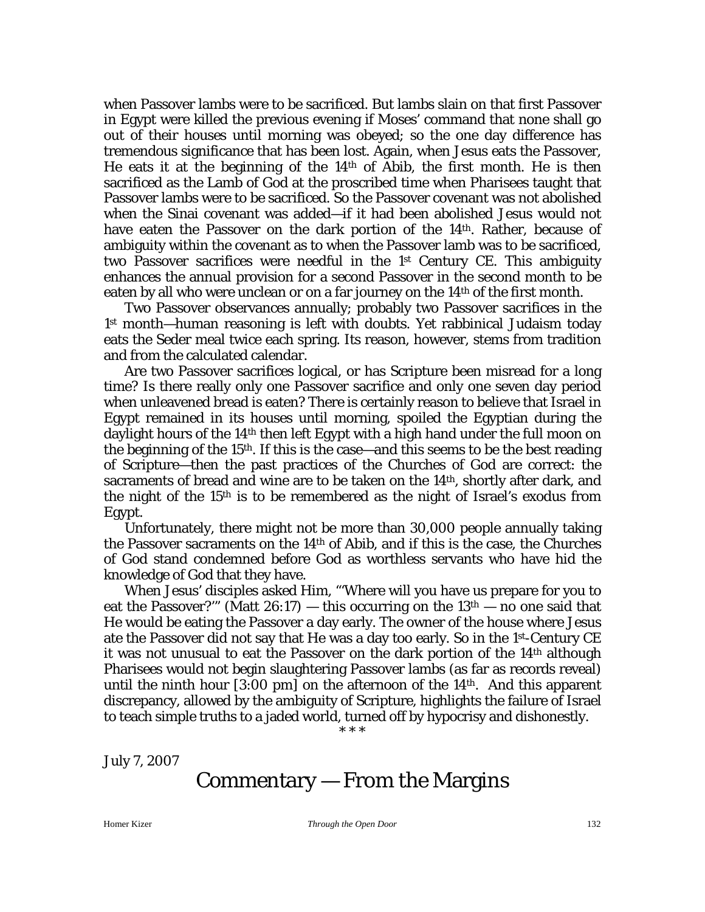when Passover lambs were to be sacrificed. But lambs slain on that first Passover in Egypt were killed the previous evening if Moses' command that none shall go out of their houses until morning was obeyed; so the one day difference has tremendous significance that has been lost. Again, when Jesus eats the Passover, He eats it at the beginning of the 14th of Abib, the first month. He is then sacrificed as the Lamb of God at the proscribed time when Pharisees taught that Passover lambs were to be sacrificed. So the Passover covenant was not abolished when the Sinai covenant was added—if it had been abolished Jesus would not have eaten the Passover on the dark portion of the 14th. Rather, because of ambiguity within the covenant as to when the Passover lamb was to be sacrificed, two Passover sacrifices were needful in the 1st Century CE. This ambiguity enhances the annual provision for a second Passover in the second month to be eaten by all who were unclean or on a far journey on the 14th of the first month.

Two Passover observances annually; probably two Passover sacrifices in the 1st month—human reasoning is left with doubts. Yet rabbinical Judaism today eats the Seder meal twice each spring. Its reason, however, stems from tradition and from the calculated calendar.

Are two Passover sacrifices logical, or has Scripture been misread for a long time? Is there really only one Passover sacrifice and only one seven day period when unleavened bread is eaten? There is certainly reason to believe that Israel in Egypt remained in its houses until morning, spoiled the Egyptian during the daylight hours of the 14th then left Egypt with a high hand under the full moon on the beginning of the 15th. If this is the case—and this seems to be the best reading of Scripture—then the past practices of the Churches of God are correct: the sacraments of bread and wine are to be taken on the 14th, shortly after dark, and the night of the 15th is to be remembered as the night of Israel's exodus from Egypt.

Unfortunately, there might not be more than 30,000 people annually taking the Passover sacraments on the 14th of Abib, and if this is the case, the Churches of God stand condemned before God as worthless servants who have hid the knowledge of God that they have.

When Jesus' disciples asked Him, "'Where will you have us prepare for you to eat the Passover?'" (Matt 26:17) — this occurring on the 13th — no one said that He would be eating the Passover a day early. The owner of the house where Jesus ate the Passover did not say that He was a day too early. So in the 1st-Century CE it was not unusual to eat the Passover on the dark portion of the 14th although Pharisees would not begin slaughtering Passover lambs (as far as records reveal) until the ninth hour [3:00 pm] on the afternoon of the 14th. And this apparent discrepancy, allowed by the ambiguity of Scripture, highlights the failure of Israel to teach simple truths to a jaded world, turned off by hypocrisy and dishonestly.

* * *

July 7, 2007

# Commentary — From the Margins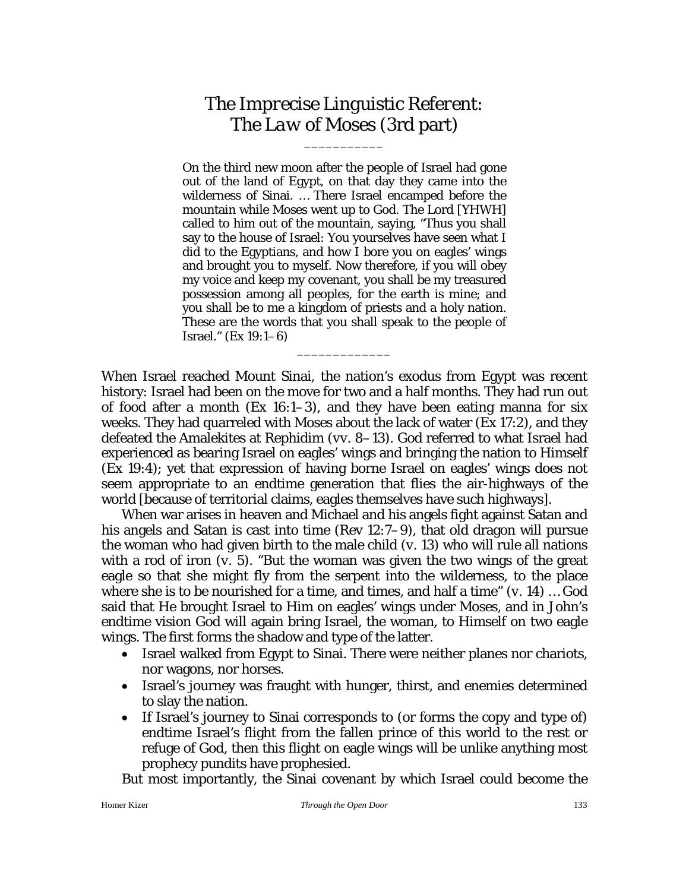# *The Imprecise Linguistic Referent: The Law of Moses (3rd part)*

\_\_\_\_\_\_\_\_\_\_\_

> On the third new moon after the people of Israel had gone out of the land of Egypt, on that day they came into the wilderness of Sinai. … There Israel encamped before the mountain while Moses went up to God. The Lord [YHWH] called to him out of the mountain, saying, "Thus you shall say to the house of Israel: You yourselves have seen what I did to the Egyptians, and how I bore you on eagles' wings and brought you to myself. Now therefore, if you will obey my voice and keep my covenant, you shall be my treasured possession among all peoples, for the earth is mine; and you shall be to me a kingdom of priests and a holy nation. These are the words that you shall speak to the people of Israel." (Ex 19:1–6)

\_\_\_\_\_\_\_\_\_\_\_\_\_

When Israel reached Mount Sinai, the nation's exodus from Egypt was recent history: Israel had been on the move for two and a half months. They had run out of food after a month (Ex 16:1–3), and they have been eating manna for six weeks. They had quarreled with Moses about the lack of water (Ex 17:2), and they defeated the Amalekites at Rephidim (vv. 8–13). God referred to what Israel had experienced as bearing Israel on eagles' wings and bringing the nation to Himself (Ex 19:4); yet that expression of having borne Israel on eagles' wings does not seem appropriate to an endtime generation that flies the air-highways of the world [because of territorial claims, eagles themselves have such highways].

When war arises in heaven and Michael and his angels fight against Satan and his angels and Satan is cast into time (Rev 12:7–9), that old dragon will pursue the woman who had given birth to the male child (v. 13) who will rule all nations with a rod of iron (v. 5). "But the woman was given the two wings of the great eagle so that she might fly from the serpent into the wilderness, to the place where she is to be nourished for a time, and times, and half a time" (v. 14) … God said that He brought Israel to Him on eagles' wings under Moses, and in John's endtime vision God will again bring Israel, the woman, to Himself on two eagle wings. The first forms the shadow and type of the latter.

- Israel walked from Egypt to Sinai. There were neither planes nor chariots, nor wagons, nor horses.
- Israel's journey was fraught with hunger, thirst, and enemies determined to slay the nation.
- If Israel's journey to Sinai corresponds to (or forms the copy and type of) endtime Israel's flight from the fallen prince of this world to the rest or refuge of God, then this flight on eagle wings will be unlike anything most prophecy pundits have prophesied.

But most importantly, the Sinai covenant by which Israel could become the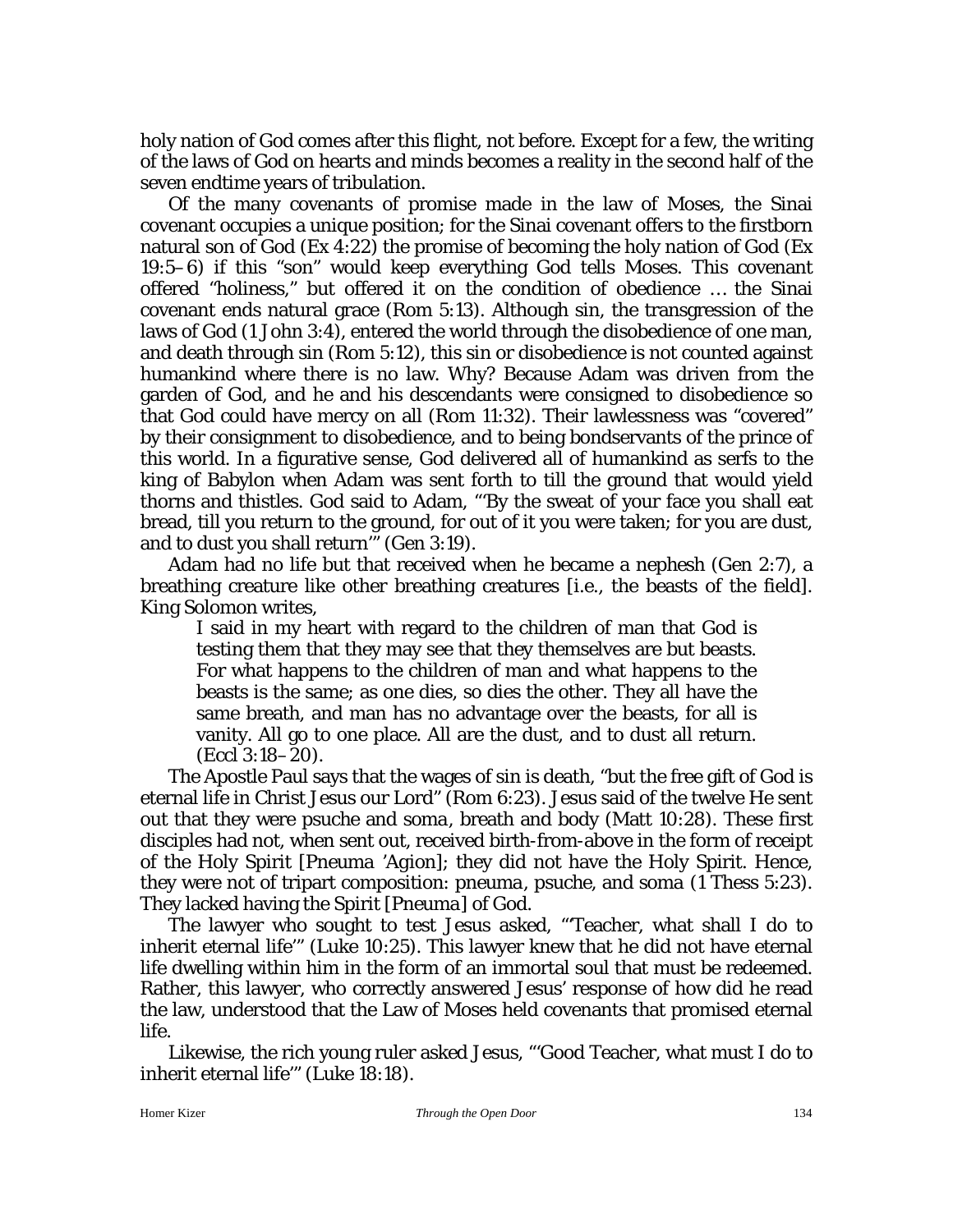holy nation of God comes after this flight, not before. Except for a few, the writing of the laws of God on hearts and minds becomes a reality in the second half of the seven endtime years of tribulation.

Of the many covenants of promise made in the law of Moses, the Sinai covenant occupies a unique position; for the Sinai covenant offers to the firstborn natural son of God (Ex 4:22) the promise of becoming the holy nation of God (Ex 19:5–6) if this "son" would keep everything God tells Moses. This covenant offered "holiness," but offered it on the condition of obedience … the Sinai covenant ends natural grace (Rom 5:13). Although sin, the transgression of the laws of God (1 John 3:4), entered the world through the disobedience of one man, and death through sin (Rom 5:12), this sin or disobedience is not counted against humankind where there is no law. Why? Because Adam was driven from the garden of God, and he and his descendants were consigned to disobedience so that God could have mercy on all (Rom 11:32). Their lawlessness was "covered" by their consignment to disobedience, and to being bondservants of the prince of this world. In a figurative sense, God delivered all of humankind as serfs to the king of Babylon when Adam was sent forth to till the ground that would yield thorns and thistles. God said to Adam, "'By the sweat of your face you shall eat bread, till you return to the ground, for out of it you were taken; for you are dust, and to dust you shall return'" (Gen 3:19).

Adam had no life but that received when he became a nephesh (Gen 2:7), a breathing creature like other breathing creatures [i.e., the beasts of the field]. King Solomon writes,

> I said in my heart with regard to the children of man that God is testing them that they may see that they themselves are but beasts. For what happens to the children of man and what happens to the beasts is the same; as one dies, so dies the other. They all have the same breath, and man has no advantage over the beasts, for all is vanity. All go to one place. All are the dust, and to dust all return. (Eccl 3:18–20).

The Apostle Paul says that the wages of sin is death, "but the free gift of God is eternal life in Christ Jesus our Lord" (Rom 6:23). Jesus said of the twelve He sent out that they were *psuche* and *soma*, breath and body (Matt 10:28). These first disciples had not, when sent out, received birth-from-above in the form of receipt of the Holy Spirit [*Pneuma 'Agion*]; they did not have the Holy Spirit. Hence, they were not of tripart composition: *pneuma*, *psuche*, and *soma* (1 Thess 5:23). They lacked having the Spirit [*Pneuma*] of God.

The lawyer who sought to test Jesus asked, "'Teacher, what shall I do to inherit eternal life'" (Luke 10:25). This lawyer knew that he did not have eternal life dwelling within him in the form of an immortal soul that must be redeemed. Rather, this lawyer, who correctly answered Jesus' response of how did he read the law, understood that the Law of Moses held covenants that promised eternal life.

Likewise, the rich young ruler asked Jesus, "'Good Teacher, what must I do to inherit eternal life'" (Luke 18:18).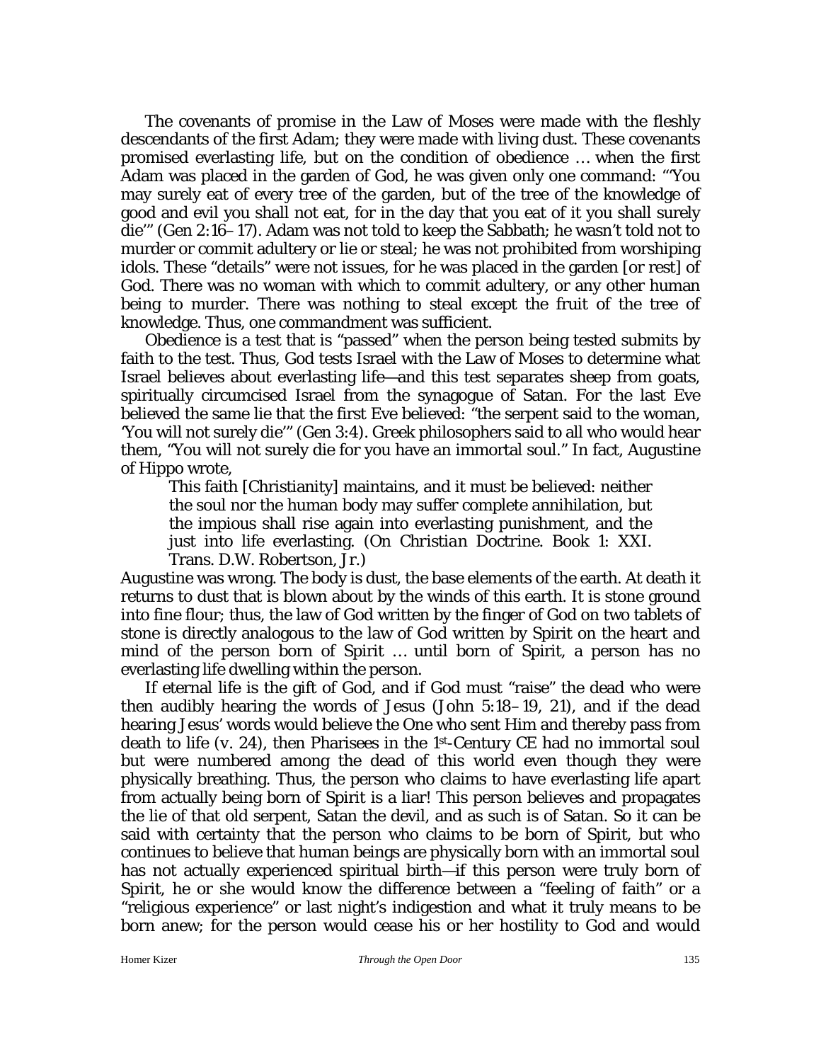The covenants of promise in the Law of Moses were made with the fleshly descendants of the first Adam; they were made with living dust. These covenants promised everlasting life, but on the condition of obedience … when the first Adam was placed in the garden of God, he was given only one command: "'You may surely eat of every tree of the garden, but of the tree of the knowledge of good and evil you shall not eat, for in the day that you eat of it you shall surely die'" (Gen 2:16–17). Adam was not told to keep the Sabbath; he wasn't told not to murder or commit adultery or lie or steal; he was not prohibited from worshiping idols. These "details" were not issues, for he was placed in the garden [or rest] of God. There was no woman with which to commit adultery, or any other human being to murder. There was nothing to steal except the fruit of the tree of knowledge. Thus, one commandment was sufficient.

Obedience is a test that is "passed" when the person being tested submits by faith to the test. Thus, God tests Israel with the Law of Moses to determine what Israel believes about everlasting life—and this test separates sheep from goats, spiritually circumcised Israel from the synagogue of Satan. For the last Eve believed the same lie that the first Eve believed: "the serpent said to the woman, 'You will not surely die'" (Gen 3:4). Greek philosophers said to all who would hear them, "You will not surely die for you have an immortal soul." In fact, Augustine of Hippo wrote,

> This faith [Christianity] maintains, and it must be believed: neither the soul nor the human body may suffer complete annihilation, but the impious shall rise again into everlasting punishment, and the just into life everlasting. (*On Christian Doctrine*. Book 1: XXI. Trans. D.W. Robertson, Jr.)

Augustine was wrong. The body is dust, the base elements of the earth. At death it returns to dust that is blown about by the winds of this earth. It is stone ground into fine flour; thus, the law of God written by the finger of God on two tablets of stone is directly analogous to the law of God written by Spirit on the heart and mind of the person born of Spirit … until born of Spirit, a person has no everlasting life dwelling within the person.

If eternal life is the gift of God, and if God must "raise" the dead who were then audibly hearing the words of Jesus (John 5:18–19, 21), and if the dead hearing Jesus' words would believe the One who sent Him and thereby pass from death to life (v. 24), then Pharisees in the 1st-Century CE had no immortal soul but were numbered among the dead of this world even though they were physically breathing. Thus, the person who claims to have everlasting life apart from actually being born of Spirit is a liar! This person believes and propagates the lie of that old serpent, Satan the devil, and as such is of Satan. So it can be said with certainty that the person who claims to be born of Spirit, but who continues to believe that human beings are physically born with an immortal soul has not actually experienced spiritual birth—if this person were truly born of Spirit, he or she would know the difference between a "feeling of faith" or a "religious experience" or last night's indigestion and what it truly means to be born anew; for the person would cease his or her hostility to God and would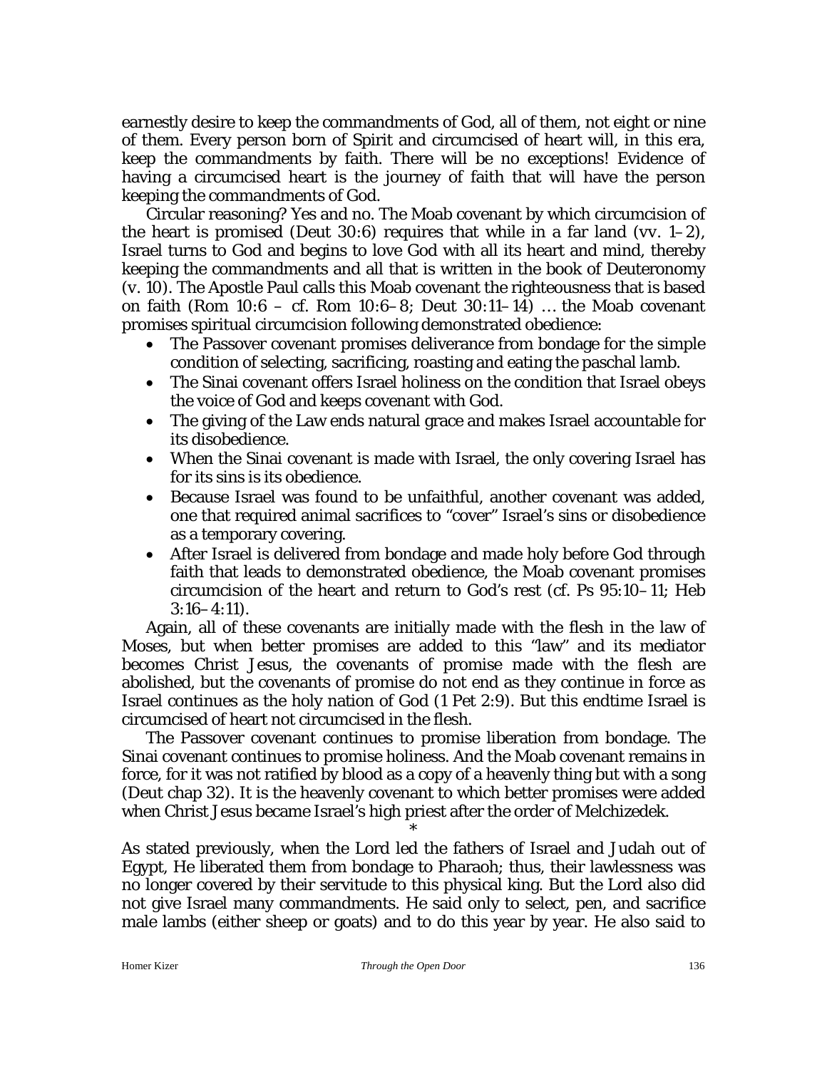earnestly desire to keep the commandments of God, all of them, not eight or nine of them. Every person born of Spirit and circumcised of heart will, in this era, keep the commandments by faith. There will be no exceptions! Evidence of having a circumcised heart is the journey of faith that will have the person keeping the commandments of God.

Circular reasoning? Yes and no. The Moab covenant by which circumcision of the heart is promised (Deut 30:6) requires that while in a far land (vv. 1–2), Israel turns to God and begins to love God with all its heart and mind, thereby keeping the commandments and all that is written in the book of Deuteronomy (v. 10). The Apostle Paul calls this Moab covenant the righteousness that is based on faith (Rom 10:6 – cf. Rom 10:6–8; Deut 30:11–14) … the Moab covenant promises spiritual circumcision following demonstrated obedience:

- The Passover covenant promises deliverance from bondage for the simple condition of selecting, sacrificing, roasting and eating the paschal lamb.
- The Sinai covenant offers Israel holiness on the condition that Israel obeys the voice of God and keeps covenant with God.
- The giving of the Law ends natural grace and makes Israel accountable for its disobedience.
- When the Sinai covenant is made with Israel, the only covering Israel has for its sins is its obedience.
- Because Israel was found to be unfaithful, another covenant was added, one that required animal sacrifices to "cover" Israel's sins or disobedience as a temporary covering.
- After Israel is delivered from bondage and made holy before God through faith that leads to demonstrated obedience, the Moab covenant promises circumcision of the heart and return to God's rest (cf. Ps 95:10–11; Heb 3:16–4:11).

Again, all of these covenants are initially made with the flesh in the law of Moses, but when better promises are added to this "law" and its mediator becomes Christ Jesus, the covenants of promise made with the flesh are abolished, but the covenants of promise do not end as they continue in force as Israel continues as the holy nation of God (1 Pet 2:9). But this endtime Israel is circumcised of heart not circumcised in the flesh.

The Passover covenant continues to promise liberation from bondage. The Sinai covenant continues to promise holiness. And the Moab covenant remains in force, for it was not ratified by blood as a copy of a heavenly thing but with a song (Deut chap 32). It is the heavenly covenant to which better promises were added when Christ Jesus became Israel's high priest after the order of Melchizedek.

*

As stated previously, when the Lord led the fathers of Israel and Judah out of Egypt, He liberated them from bondage to Pharaoh; thus, their lawlessness was no longer covered by their servitude to this physical king. But the Lord also did not give Israel many commandments. He said only to select, pen, and sacrifice male lambs (either sheep or goats) and to do this year by year. He also said to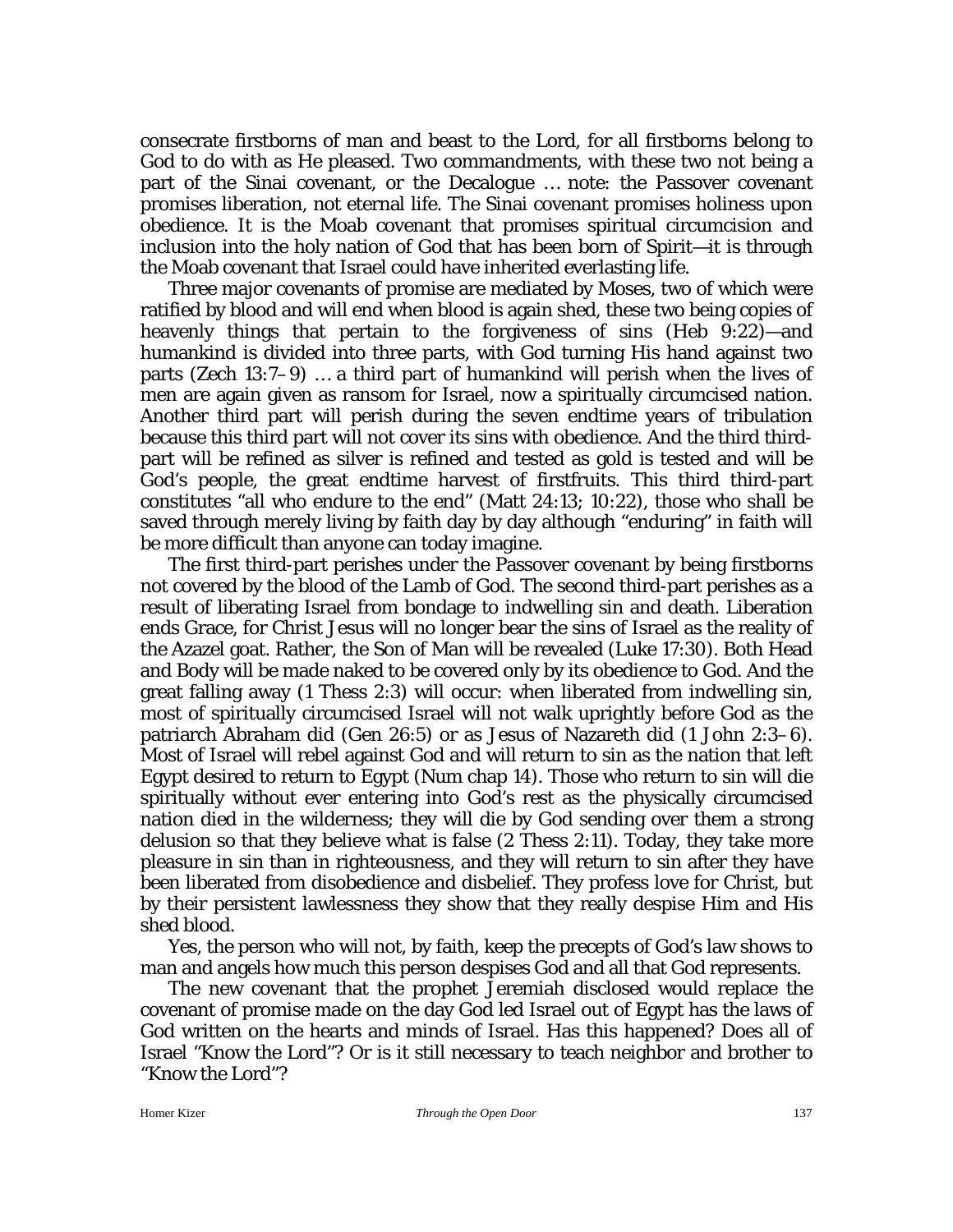consecrate firstborns of man and beast to the Lord, for all firstborns belong to God to do with as He pleased. Two commandments, with these two not being a part of the Sinai covenant, or the Decalogue … note: the Passover covenant promises liberation, not eternal life. The Sinai covenant promises holiness upon obedience. It is the Moab covenant that promises spiritual circumcision and inclusion into the holy nation of God that has been born of Spirit—it is through the Moab covenant that Israel could have inherited everlasting life.

Three major covenants of promise are mediated by Moses, two of which were ratified by blood and will end when blood is again shed, these two being copies of heavenly things that pertain to the forgiveness of sins (Heb 9:22)—and humankind is divided into three parts, with God turning His hand against two parts (Zech 13:7–9) … a third part of humankind will perish when the lives of men are again given as ransom for Israel, now a spiritually circumcised nation. Another third part will perish during the seven endtime years of tribulation because this third part will not cover its sins with obedience. And the third third-part will be refined as silver is refined and tested as gold is tested and will be God's people, the great endtime harvest of firstfruits. This third third-part constitutes "all who endure to the end" (Matt 24:13; 10:22), those who shall be saved through merely living by faith day by day although "enduring" in faith will be more difficult than anyone can today imagine.

The first third-part perishes under the Passover covenant by being firstborns not covered by the blood of the Lamb of God. The second third-part perishes as a result of liberating Israel from bondage to indwelling sin and death. Liberation ends Grace, for Christ Jesus will no longer bear the sins of Israel as the reality of the Azazel goat. Rather, the Son of Man will be revealed (Luke 17:30). Both Head and Body will be made naked to be covered only by its obedience to God. And the great falling away (1 Thess 2:3) will occur: when liberated from indwelling sin, most of spiritually circumcised Israel will not walk uprightly before God as the patriarch Abraham did (Gen 26:5) or as Jesus of Nazareth did (1 John 2:3–6). Most of Israel will rebel against God and will return to sin as the nation that left Egypt desired to return to Egypt (Num chap 14). Those who return to sin will die spiritually without ever entering into God's rest as the physically circumcised nation died in the wilderness; they will die by God sending over them a strong delusion so that they believe what is false (2 Thess 2:11). Today, they take more pleasure in sin than in righteousness, and they will return to sin after they have been liberated from disobedience and disbelief. They profess love for Christ, but by their persistent lawlessness they show that they really despise Him and His shed blood.

Yes, the person who will not, by faith, keep the precepts of God's law shows to man and angels how much this person despises God and all that God represents.

The new covenant that the prophet Jeremiah disclosed would replace the covenant of promise made on the day God led Israel out of Egypt has the laws of God written on the hearts and minds of Israel. Has this happened? Does all of Israel "Know the Lord"? Or is it still necessary to teach neighbor and brother to "Know the Lord"?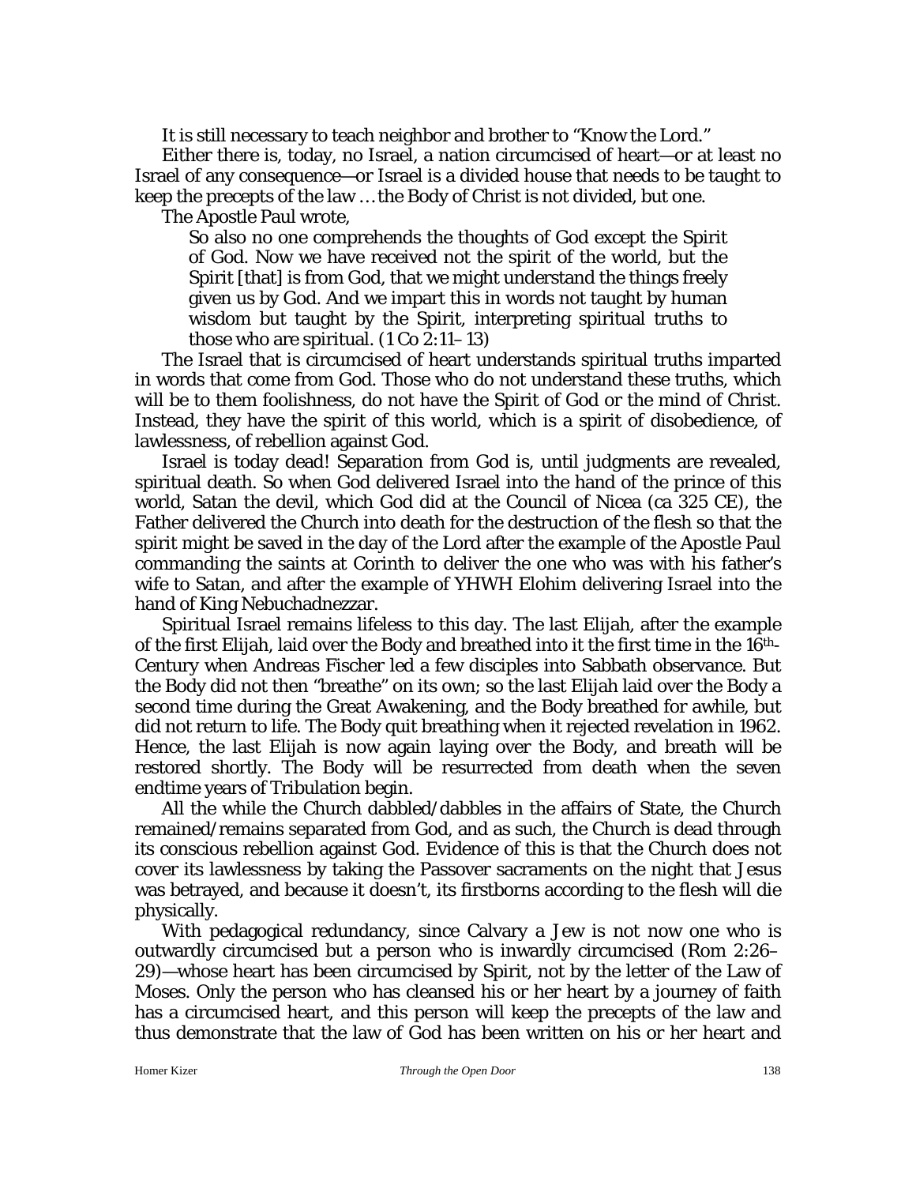It is still necessary to teach neighbor and brother to "Know the Lord."

Either there is, today, no Israel, a nation circumcised of heart—or at least no Israel of any consequence—or Israel is a divided house that needs to be taught to keep the precepts of the law … the Body of Christ is not divided, but one.

The Apostle Paul wrote,

> So also no one comprehends the thoughts of God except the Spirit of God. Now we have received not the spirit of the world, but the Spirit [that] is from God, that we might understand the things freely given us by God. And we impart this in words not taught by human wisdom but taught by the Spirit, interpreting spiritual truths to those who are spiritual. (1 Co 2:11–13)

The Israel that is circumcised of heart understands spiritual truths imparted in words that come from God. Those who do not understand these truths, which will be to them foolishness, do not have the Spirit of God or the mind of Christ. Instead, they have the spirit of this world, which is a spirit of disobedience, of lawlessness, of rebellion against God.

Israel is today dead! Separation from God is, until judgments are revealed, spiritual death. So when God delivered Israel into the hand of the prince of this world, Satan the devil, which God did at the Council of Nicea (ca 325 CE), the Father delivered the Church into death for the destruction of the flesh so that the spirit might be saved in the day of the Lord after the example of the Apostle Paul commanding the saints at Corinth to deliver the one who was with his father's wife to Satan, and after the example of YHWH Elohim delivering Israel into the hand of King Nebuchadnezzar.

Spiritual Israel remains lifeless to this day. The last Elijah, after the example of the first Elijah, laid over the Body and breathed into it the first time in the 16th-Century when Andreas Fischer led a few disciples into Sabbath observance. But the Body did not then "breathe" on its own; so the last Elijah laid over the Body a second time during the Great Awakening, and the Body breathed for awhile, but did not return to life. The Body quit breathing when it rejected revelation in 1962. Hence, the last Elijah is now again laying over the Body, and breath will be restored shortly. The Body will be resurrected from death when the seven endtime years of Tribulation begin.

All the while the Church dabbled/dabbles in the affairs of State, the Church remained/remains separated from God, and as such, the Church is dead through its conscious rebellion against God. Evidence of this is that the Church does not cover its lawlessness by taking the Passover sacraments on the night that Jesus was betrayed, and because it doesn't, its firstborns according to the flesh will die physically.

With pedagogical redundancy, since Calvary a Jew is not now one who is outwardly circumcised but a person who is inwardly circumcised (Rom 2:26–29)—whose heart has been circumcised by Spirit, not by the letter of the Law of Moses. Only the person who has cleansed his or her heart by a journey of faith has a circumcised heart, and this person will keep the precepts of the law and thus demonstrate that the law of God has been written on his or her heart and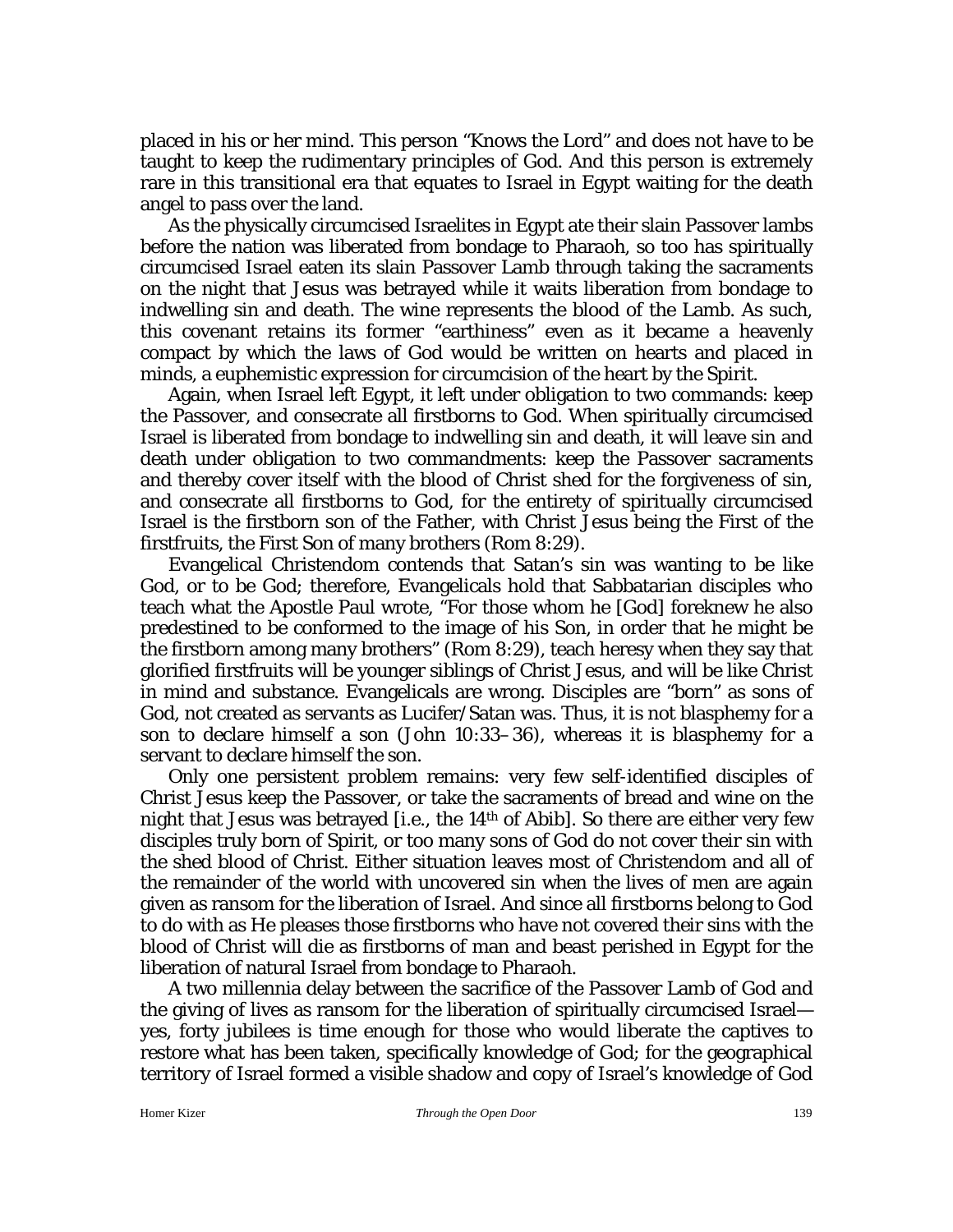placed in his or her mind. This person "Knows the Lord" and does not have to be taught to keep the rudimentary principles of God. And this person is extremely rare in this transitional era that equates to Israel in Egypt waiting for the death angel to pass over the land.

As the physically circumcised Israelites in Egypt ate their slain Passover lambs before the nation was liberated from bondage to Pharaoh, so too has spiritually circumcised Israel eaten its slain Passover Lamb through taking the sacraments on the night that Jesus was betrayed while it waits liberation from bondage to indwelling sin and death. The wine represents the blood of the Lamb. As such, this covenant retains its former "earthiness" even as it became a heavenly compact by which the laws of God would be written on hearts and placed in minds, a euphemistic expression for circumcision of the heart by the Spirit.

Again, when Israel left Egypt, it left under obligation to two commands: keep the Passover, and consecrate all firstborns to God. When spiritually circumcised Israel is liberated from bondage to indwelling sin and death, it will leave sin and death under obligation to two commandments: keep the Passover sacraments and thereby cover itself with the blood of Christ shed for the forgiveness of sin, and consecrate all firstborns to God, for the entirety of spiritually circumcised Israel is the firstborn son of the Father, with Christ Jesus being the First of the firstfruits, the First Son of many brothers (Rom 8:29).

Evangelical Christendom contends that Satan's sin was wanting to be like God, or to be God; therefore, Evangelicals hold that Sabbatarian disciples who teach what the Apostle Paul wrote, "For those whom he [God] foreknew he also predestined to be conformed to the image of his Son, in order that he might be the firstborn among many brothers" (Rom 8:29), teach heresy when they say that glorified firstfruits will be younger siblings of Christ Jesus, and will be like Christ in mind and substance. Evangelicals are wrong. Disciples are "born" as sons of God, not created as servants as Lucifer/Satan was. Thus, it is not blasphemy for a son to declare himself a son (John 10:33–36), whereas it is blasphemy for a servant to declare himself the son.

Only one persistent problem remains: very few self-identified disciples of Christ Jesus keep the Passover, or take the sacraments of bread and wine on the night that Jesus was betrayed [i.e., the 14th of Abib]. So there are either very few disciples truly born of Spirit, or too many sons of God do not cover their sin with the shed blood of Christ. Either situation leaves most of Christendom and all of the remainder of the world with uncovered sin when the lives of men are again given as ransom for the liberation of Israel. And since all firstborns belong to God to do with as He pleases those firstborns who have not covered their sins with the blood of Christ will die as firstborns of man and beast perished in Egypt for the liberation of natural Israel from bondage to Pharaoh.

A two millennia delay between the sacrifice of the Passover Lamb of God and the giving of lives as ransom for the liberation of spiritually circumcised Israel—yes, forty jubilees is time enough for those who would liberate the captives to restore what has been taken, specifically knowledge of God; for the geographical territory of Israel formed a visible shadow and copy of Israel's knowledge of God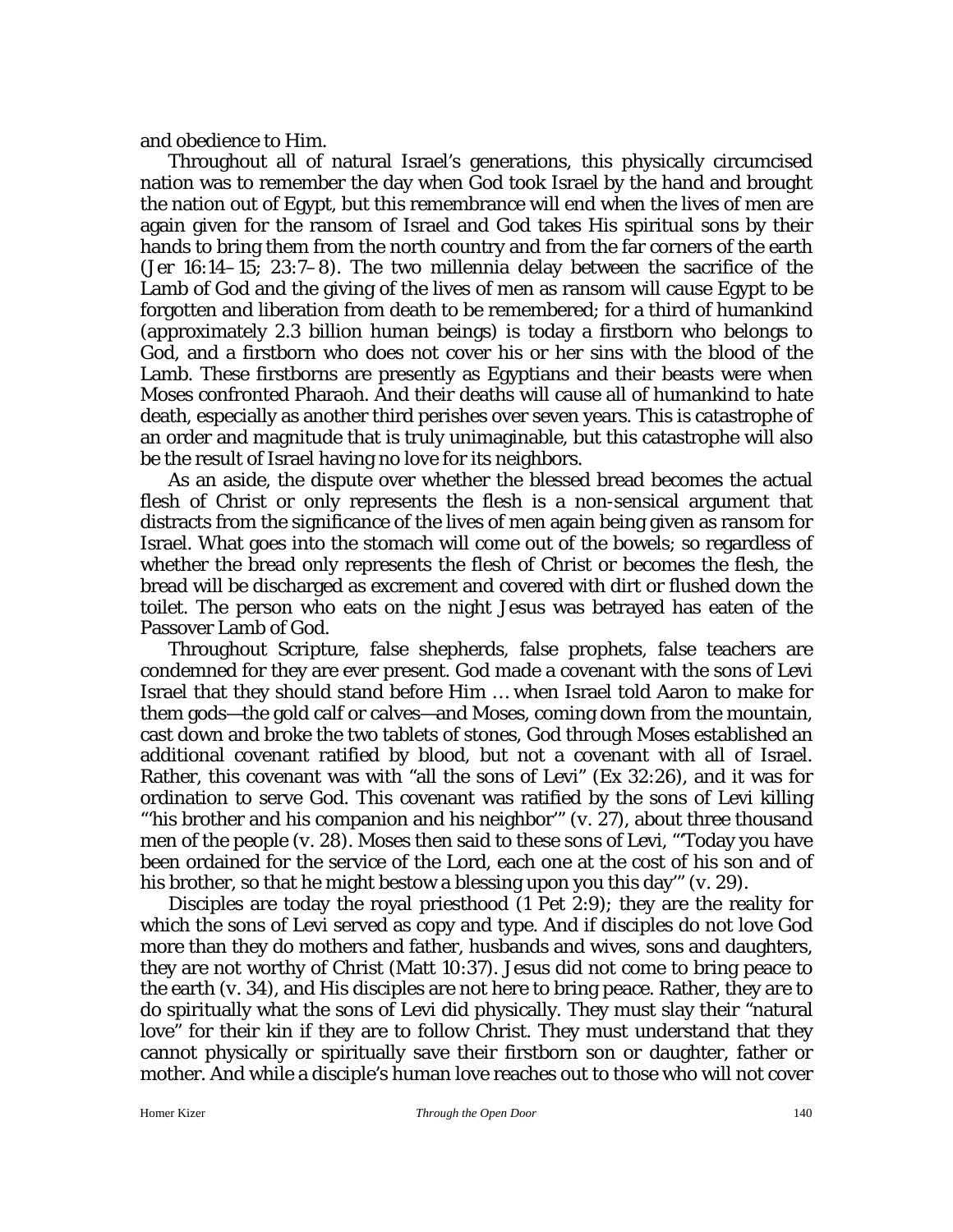and obedience to Him.

Throughout all of natural Israel's generations, this physically circumcised nation was to remember the day when God took Israel by the hand and brought the nation out of Egypt, but this remembrance will end when the lives of men are again given for the ransom of Israel and God takes His spiritual sons by their hands to bring them from the north country and from the far corners of the earth (Jer 16:14–15; 23:7–8). The two millennia delay between the sacrifice of the Lamb of God and the giving of the lives of men as ransom will cause Egypt to be forgotten and liberation from death to be remembered; for a third of humankind (approximately 2.3 billion human beings) is today a firstborn who belongs to God, and a firstborn who does not cover his or her sins with the blood of the Lamb. These firstborns are presently as Egyptians and their beasts were when Moses confronted Pharaoh. And their deaths will cause all of humankind to hate death, especially as another third perishes over seven years. This is catastrophe of an order and magnitude that is truly unimaginable, but this catastrophe will also be the result of Israel having no love for its neighbors.

As an aside, the dispute over whether the blessed bread becomes the actual flesh of Christ or only represents the flesh is a non-sensical argument that distracts from the significance of the lives of men again being given as ransom for Israel. What goes into the stomach will come out of the bowels; so regardless of whether the bread only represents the flesh of Christ or becomes the flesh, the bread will be discharged as excrement and covered with dirt or flushed down the toilet. The person who eats on the night Jesus was betrayed has eaten of the Passover Lamb of God.

Throughout Scripture, false shepherds, false prophets, false teachers are condemned for they are ever present. God made a covenant with the sons of Levi Israel that they should stand before Him … when Israel told Aaron to make for them gods—the gold calf or calves—and Moses, coming down from the mountain, cast down and broke the two tablets of stones, God through Moses established an additional covenant ratified by blood, but not a covenant with all of Israel. Rather, this covenant was with "all the sons of Levi" (Ex 32:26), and it was for ordination to serve God. This covenant was ratified by the sons of Levi killing "'his brother and his companion and his neighbor'" (v. 27), about three thousand men of the people (v. 28). Moses then said to these sons of Levi, "'Today you have been ordained for the service of the Lord, each one at the cost of his son and of his brother, so that he might bestow a blessing upon you this day'" (v. 29).

Disciples are today the royal priesthood (1 Pet 2:9); they are the reality for which the sons of Levi served as copy and type. And if disciples do not love God more than they do mothers and father, husbands and wives, sons and daughters, they are not worthy of Christ (Matt 10:37). Jesus did not come to bring peace to the earth (v. 34), and His disciples are not here to bring peace. Rather, they are to do spiritually what the sons of Levi did physically. They must slay their "natural love" for their kin if they are to follow Christ. They must understand that they cannot physically or spiritually save their firstborn son or daughter, father or mother. And while a disciple's human love reaches out to those who will not cover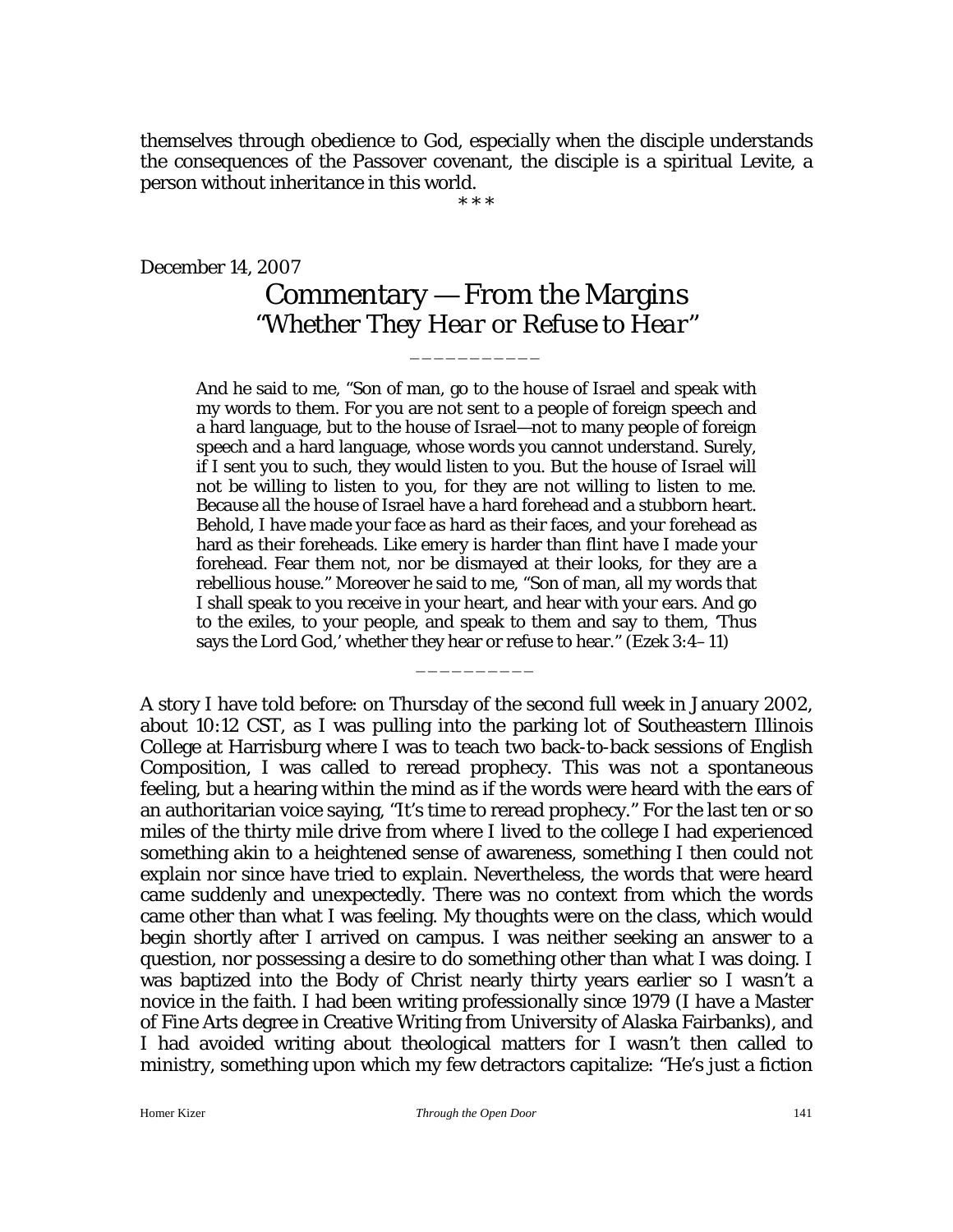themselves through obedience to God, especially when the disciple understands the consequences of the Passover covenant, the disciple is a spiritual Levite, a person without inheritance in this world.

\* \* \*

December 14, 2007

# Commentary — From the Margins
## *"Whether They Hear or Refuse to Hear"*

\_\_\_\_\_\_\_\_\_\_\_

> And he said to me, "Son of man, go to the house of Israel and speak with my words to them. For you are not sent to a people of foreign speech and a hard language, but to the house of Israel—not to many people of foreign speech and a hard language, whose words you cannot understand. Surely, if I sent you to such, they would listen to you. But the house of Israel will not be willing to listen to you, for they are not willing to listen to me. Because all the house of Israel have a hard forehead and a stubborn heart. Behold, I have made your face as hard as their faces, and your forehead as hard as their foreheads. Like emery is harder than flint have I made your forehead. Fear them not, nor be dismayed at their looks, for they are a rebellious house." Moreover he said to me, "Son of man, all my words that I shall speak to you receive in your heart, and hear with your ears. And go to the exiles, to your people, and speak to them and say to them, 'Thus says the Lord God,' whether they hear or refuse to hear." (Ezek 3:4– 11)

\_\_\_\_\_\_\_\_\_\_

A story I have told before: on Thursday of the second full week in January 2002, about 10:12 CST, as I was pulling into the parking lot of Southeastern Illinois College at Harrisburg where I was to teach two back-to-back sessions of English Composition, I was called to reread prophecy. This was not a spontaneous feeling, but a hearing within the mind as if the words were heard with the ears of an authoritarian voice saying, "It's time to reread prophecy." For the last ten or so miles of the thirty mile drive from where I lived to the college I had experienced something akin to a heightened sense of awareness, something I then could not explain nor since have tried to explain. Nevertheless, the words that were heard came suddenly and unexpectedly. There was no context from which the words came other than what I was feeling. My thoughts were on the class, which would begin shortly after I arrived on campus. I was neither seeking an answer to a question, nor possessing a desire to do something other than what I was doing. I was baptized into the Body of Christ nearly thirty years earlier so I wasn't a novice in the faith. I had been writing professionally since 1979 (I have a Master of Fine Arts degree in Creative Writing from University of Alaska Fairbanks), and I had avoided writing about theological matters for I wasn't then called to ministry, something upon which my few detractors capitalize: "He's just a fiction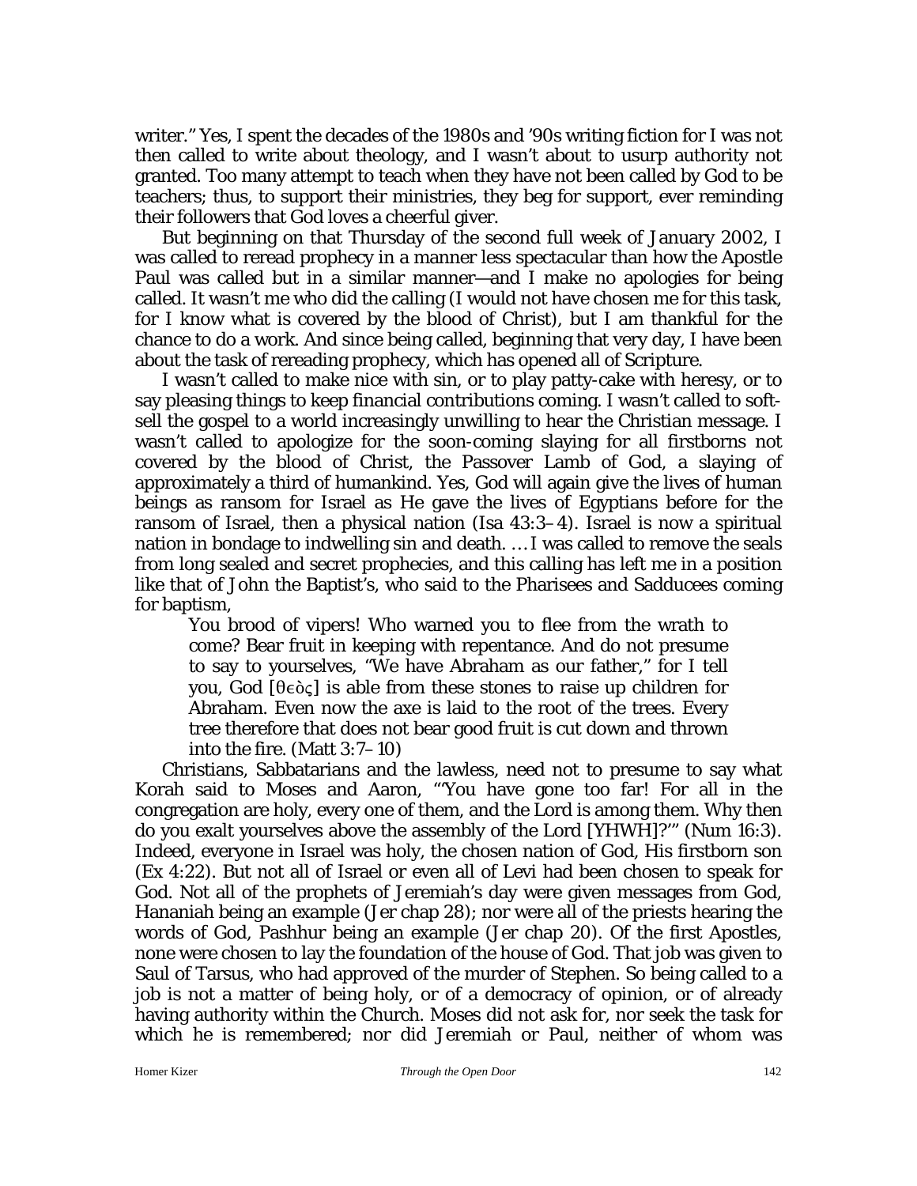writer." Yes, I spent the decades of the 1980s and '90s writing fiction for I was not then called to write about theology, and I wasn't about to usurp authority not granted. Too many attempt to teach when they have not been called by God to be teachers; thus, to support their ministries, they beg for support, ever reminding their followers that God loves a cheerful giver.

But beginning on that Thursday of the second full week of January 2002, I was called to reread prophecy in a manner less spectacular than how the Apostle Paul was called but in a similar manner—and I make no apologies for being called. It wasn't me who did the calling (I would not have chosen me for this task, for I know what is covered by the blood of Christ), but I am thankful for the chance to do a work. And since being called, beginning that very day, I have been about the task of rereading prophecy, which has opened all of Scripture.

I wasn't called to make nice with sin, or to play patty-cake with heresy, or to say pleasing things to keep financial contributions coming. I wasn't called to soft-sell the gospel to a world increasingly unwilling to hear the Christian message. I wasn't called to apologize for the soon-coming slaying for all firstborns not covered by the blood of Christ, the Passover Lamb of God, a slaying of approximately a third of humankind. Yes, God will again give the lives of human beings as ransom for Israel as He gave the lives of Egyptians before for the ransom of Israel, then a physical nation (Isa 43:3–4). Israel is now a spiritual nation in bondage to indwelling sin and death. … I was called to remove the seals from long sealed and secret prophecies, and this calling has left me in a position like that of John the Baptist's, who said to the Pharisees and Sadducees coming for baptism,

> You brood of vipers! Who warned you to flee from the wrath to come? Bear fruit in keeping with repentance. And do not presume to say to yourselves, "We have Abraham as our father," for I tell you, God [θεὸς] is able from these stones to raise up children for Abraham. Even now the axe is laid to the root of the trees. Every tree therefore that does not bear good fruit is cut down and thrown into the fire. (Matt 3:7–10)

Christians, Sabbatarians and the lawless, need not to presume to say what Korah said to Moses and Aaron, "'You have gone too far! For all in the congregation are holy, every one of them, and the Lord is among them. Why then do you exalt yourselves above the assembly of the Lord [YHWH]?'" (Num 16:3). Indeed, everyone in Israel was holy, the chosen nation of God, His firstborn son (Ex 4:22). But not all of Israel or even all of Levi had been chosen to speak for God. Not all of the prophets of Jeremiah's day were given messages from God, Hananiah being an example (Jer chap 28); nor were all of the priests hearing the words of God, Pashhur being an example (Jer chap 20). Of the first Apostles, none were chosen to lay the foundation of the house of God. That job was given to Saul of Tarsus, who had approved of the murder of Stephen. So being called to a job is not a matter of being holy, or of a democracy of opinion, or of already having authority within the Church. Moses did not ask for, nor seek the task for which he is remembered; nor did Jeremiah or Paul, neither of whom was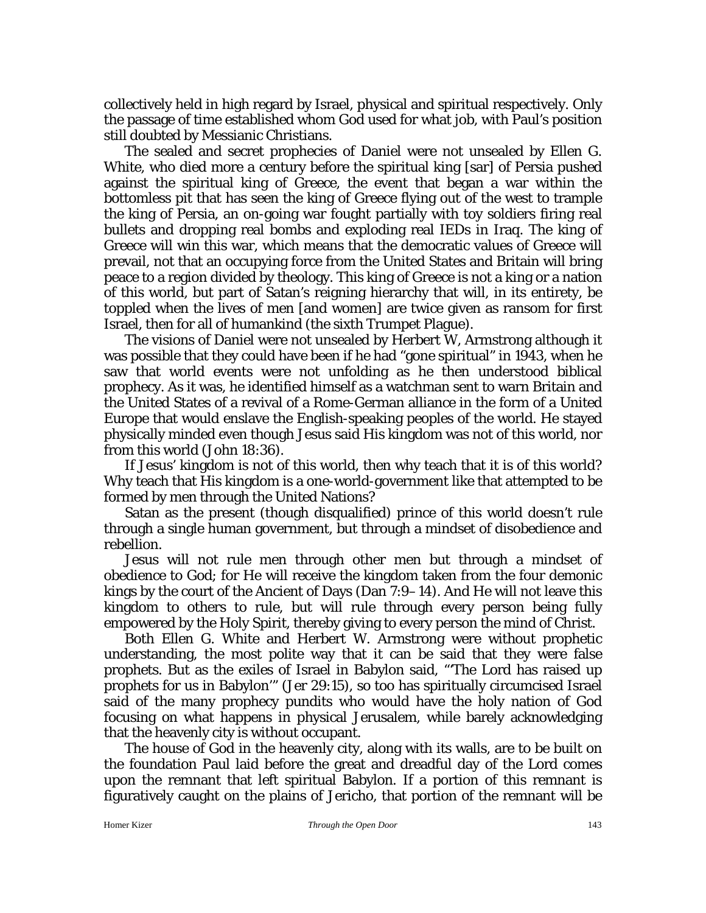collectively held in high regard by Israel, physical and spiritual respectively. Only the passage of time established whom God used for what job, with Paul's position still doubted by Messianic Christians.

The sealed and secret prophecies of Daniel were not unsealed by Ellen G. White, who died more a century before the spiritual king [sar] of Persia pushed against the spiritual king of Greece, the event that began a war within the bottomless pit that has seen the king of Greece flying out of the west to trample the king of Persia, an on-going war fought partially with toy soldiers firing real bullets and dropping real bombs and exploding real IEDs in Iraq. The king of Greece will win this war, which means that the democratic values of Greece will prevail, not that an occupying force from the United States and Britain will bring peace to a region divided by theology. This king of Greece is not a king or a nation of this world, but part of Satan's reigning hierarchy that will, in its entirety, be toppled when the lives of men [and women] are twice given as ransom for first Israel, then for all of humankind (the sixth Trumpet Plague).

The visions of Daniel were not unsealed by Herbert W, Armstrong although it was possible that they could have been if he had "gone spiritual" in 1943, when he saw that world events were not unfolding as he then understood biblical prophecy. As it was, he identified himself as a watchman sent to warn Britain and the United States of a revival of a Rome-German alliance in the form of a United Europe that would enslave the English-speaking peoples of the world. He stayed physically minded even though Jesus said His kingdom was not of this world, nor from this world (John 18:36).

If Jesus' kingdom is not of this world, then why teach that it is of this world? Why teach that His kingdom is a one-world-government like that attempted to be formed by men through the United Nations?

Satan as the present (though disqualified) prince of this world doesn't rule through a single human government, but through a mindset of disobedience and rebellion.

Jesus will not rule men through other men but through a mindset of obedience to God; for He will receive the kingdom taken from the four demonic kings by the court of the Ancient of Days (Dan 7:9–14). And He will not leave this kingdom to others to rule, but will rule through every person being fully empowered by the Holy Spirit, thereby giving to every person the mind of Christ.

Both Ellen G. White and Herbert W. Armstrong were without prophetic understanding, the most polite way that it can be said that they were false prophets. But as the exiles of Israel in Babylon said, "'The Lord has raised up prophets for us in Babylon'" (Jer 29:15), so too has spiritually circumcised Israel said of the many prophecy pundits who would have the holy nation of God focusing on what happens in physical Jerusalem, while barely acknowledging that the heavenly city is without occupant.

The house of God in the heavenly city, along with its walls, are to be built on the foundation Paul laid before the great and dreadful day of the Lord comes upon the remnant that left spiritual Babylon. If a portion of this remnant is figuratively caught on the plains of Jericho, that portion of the remnant will be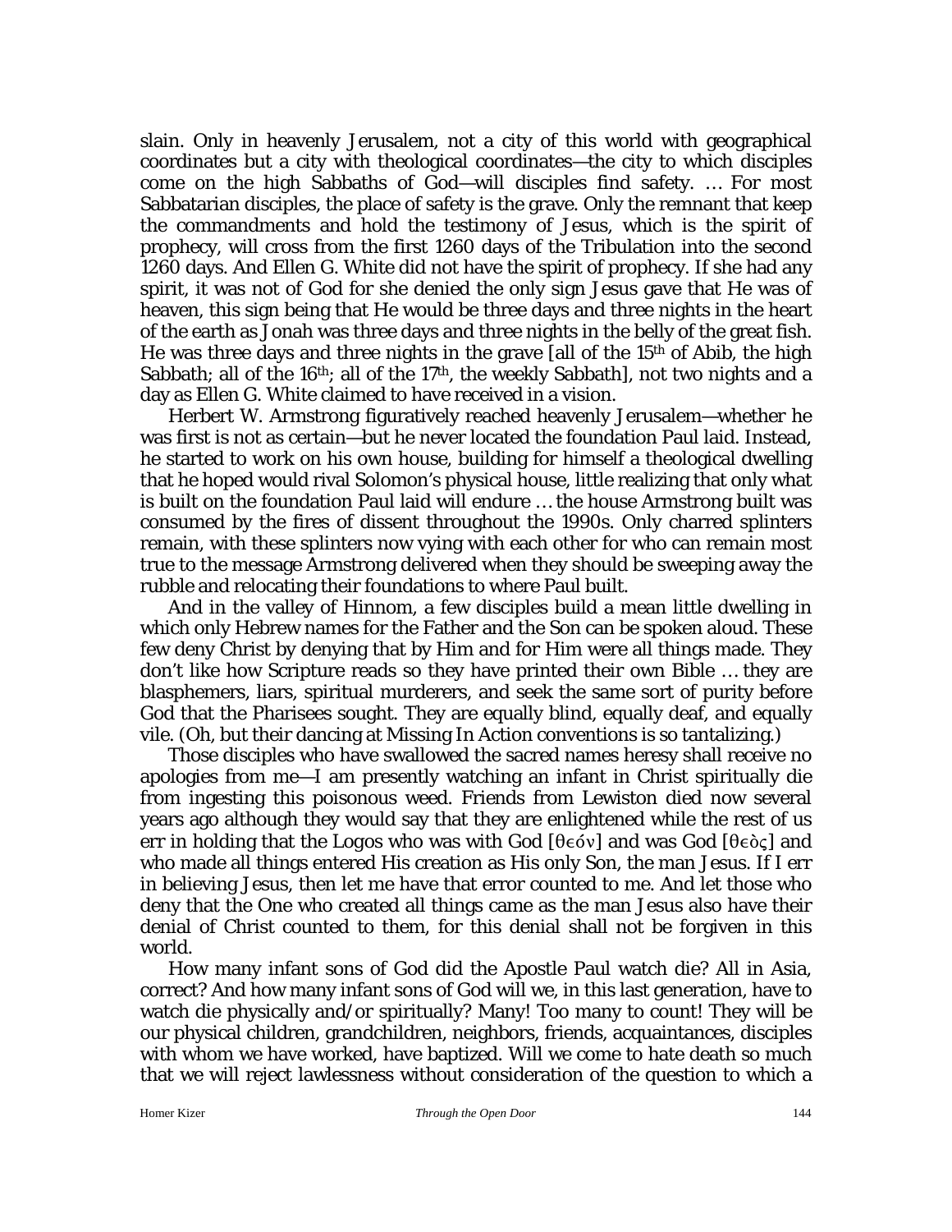slain. Only in heavenly Jerusalem, not a city of this world with geographical coordinates but a city with theological coordinates—the city to which disciples come on the high Sabbaths of God—will disciples find safety. … For most Sabbatarian disciples, the place of safety is the grave. Only the remnant that keep the commandments and hold the testimony of Jesus, which is the spirit of prophecy, will cross from the first 1260 days of the Tribulation into the second 1260 days. And Ellen G. White did not have the spirit of prophecy. If she had any spirit, it was not of God for she denied the only sign Jesus gave that He was of heaven, this sign being that He would be three days and three nights in the heart of the earth as Jonah was three days and three nights in the belly of the great fish. He was three days and three nights in the grave [all of the 15th of Abib, the high Sabbath; all of the 16th; all of the 17th, the weekly Sabbath], not two nights and a day as Ellen G. White claimed to have received in a vision.

Herbert W. Armstrong figuratively reached heavenly Jerusalem—whether he was first is not as certain—but he never located the foundation Paul laid. Instead, he started to work on his own house, building for himself a theological dwelling that he hoped would rival Solomon's physical house, little realizing that only what is built on the foundation Paul laid will endure … the house Armstrong built was consumed by the fires of dissent throughout the 1990s. Only charred splinters remain, with these splinters now vying with each other for who can remain most true to the message Armstrong delivered when they should be sweeping away the rubble and relocating their foundations to where Paul built.

And in the valley of Hinnom, a few disciples build a mean little dwelling in which only Hebrew names for the Father and the Son can be spoken aloud. These few deny Christ by denying that by Him and for Him were all things made. They don't like how Scripture reads so they have printed their own Bible … they are blasphemers, liars, spiritual murderers, and seek the same sort of purity before God that the Pharisees sought. They are equally blind, equally deaf, and equally vile. (Oh, but their dancing at Missing In Action conventions is so tantalizing.)

Those disciples who have swallowed the sacred names heresy shall receive no apologies from me—I am presently watching an infant in Christ spiritually die from ingesting this poisonous weed. Friends from Lewiston died now several years ago although they would say that they are enlightened while the rest of us err in holding that the Logos who was with God [θεόν] and was God [θεὸς] and who made all things entered His creation as His only Son, the man Jesus. If I err in believing Jesus, then let me have that error counted to me. And let those who deny that the One who created all things came as the man Jesus also have their denial of Christ counted to them, for this denial shall not be forgiven in this world.

How many infant sons of God did the Apostle Paul watch die? All in Asia, correct? And how many infant sons of God will we, in this last generation, have to watch die physically and/or spiritually? Many! Too many to count! They will be our physical children, grandchildren, neighbors, friends, acquaintances, disciples with whom we have worked, have baptized. Will we come to hate death so much that we will reject lawlessness without consideration of the question to which a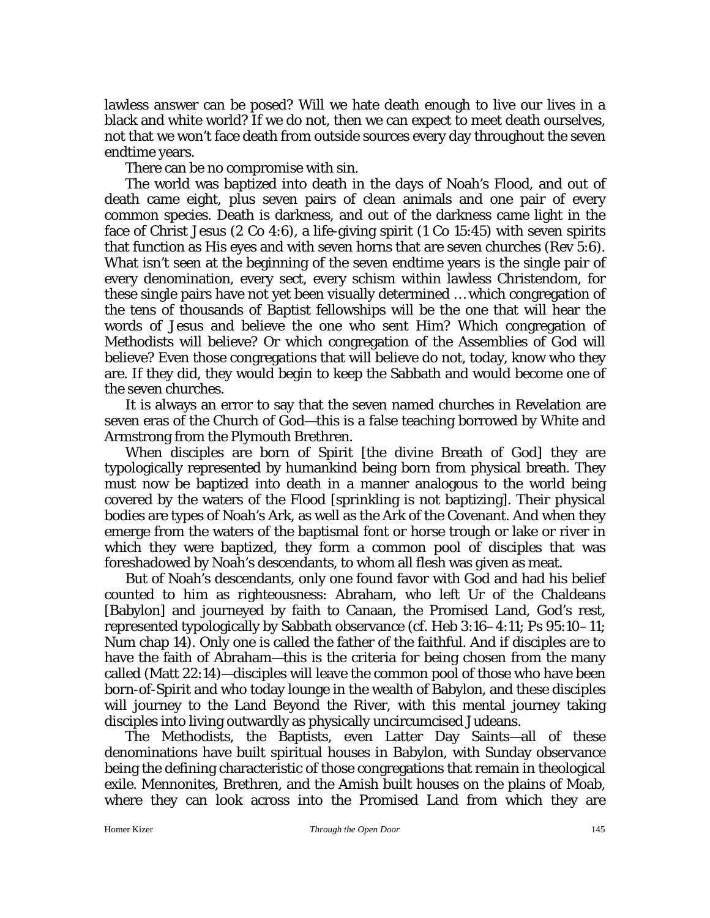lawless answer can be posed? Will we hate death enough to live our lives in a black and white world? If we do not, then we can expect to meet death ourselves, not that we won't face death from outside sources every day throughout the seven endtime years.

There can be no compromise with sin.

The world was baptized into death in the days of Noah's Flood, and out of death came eight, plus seven pairs of clean animals and one pair of every common species. Death is darkness, and out of the darkness came light in the face of Christ Jesus (2 Co 4:6), a life-giving spirit (1 Co 15:45) with seven spirits that function as His eyes and with seven horns that are seven churches (Rev 5:6). What isn't seen at the beginning of the seven endtime years is the single pair of every denomination, every sect, every schism within lawless Christendom, for these single pairs have not yet been visually determined … which congregation of the tens of thousands of Baptist fellowships will be the one that will hear the words of Jesus and believe the one who sent Him? Which congregation of Methodists will believe? Or which congregation of the Assemblies of God will believe? Even those congregations that will believe do not, today, know who they are. If they did, they would begin to keep the Sabbath and would become one of the seven churches.

It is always an error to say that the seven named churches in Revelation are seven eras of the Church of God—this is a false teaching borrowed by White and Armstrong from the Plymouth Brethren.

When disciples are born of Spirit [the divine Breath of God] they are typologically represented by humankind being born from physical breath. They must now be baptized into death in a manner analogous to the world being covered by the waters of the Flood [sprinkling is not baptizing]. Their physical bodies are types of Noah's Ark, as well as the Ark of the Covenant. And when they emerge from the waters of the baptismal font or horse trough or lake or river in which they were baptized, they form a common pool of disciples that was foreshadowed by Noah's descendants, to whom all flesh was given as meat.

But of Noah's descendants, only one found favor with God and had his belief counted to him as righteousness: Abraham, who left Ur of the Chaldeans [Babylon] and journeyed by faith to Canaan, the Promised Land, God's rest, represented typologically by Sabbath observance (cf. Heb 3:16–4:11; Ps 95:10–11; Num chap 14). Only one is called the father of the faithful. And if disciples are to have the faith of Abraham—this is the criteria for being chosen from the many called (Matt 22:14)—disciples will leave the common pool of those who have been born-of-Spirit and who today lounge in the wealth of Babylon, and these disciples will journey to the Land Beyond the River, with this mental journey taking disciples into living outwardly as physically uncircumcised Judeans.

The Methodists, the Baptists, even Latter Day Saints—all of these denominations have built spiritual houses in Babylon, with Sunday observance being the defining characteristic of those congregations that remain in theological exile. Mennonites, Brethren, and the Amish built houses on the plains of Moab, where they can look across into the Promised Land from which they are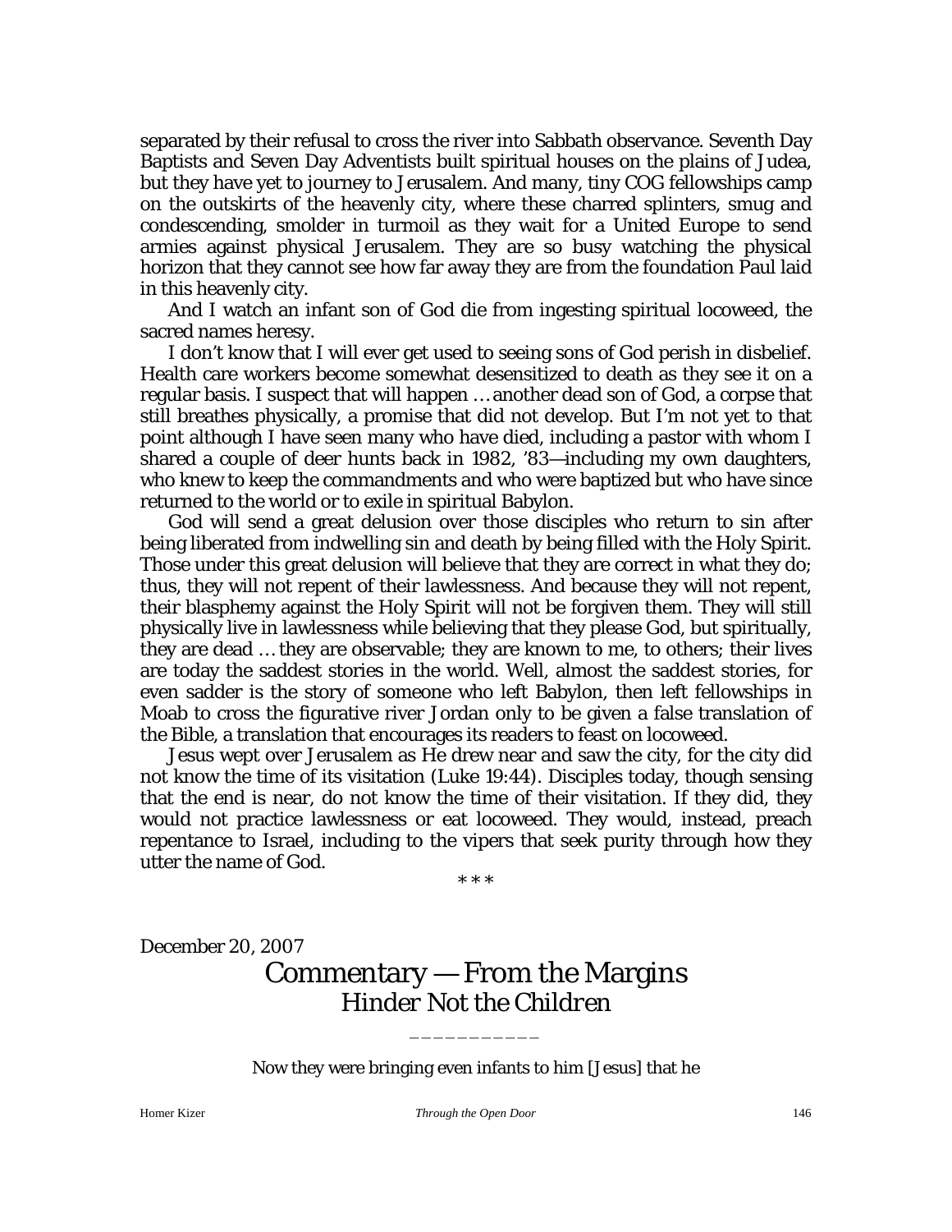separated by their refusal to cross the river into Sabbath observance. Seventh Day Baptists and Seven Day Adventists built spiritual houses on the plains of Judea, but they have yet to journey to Jerusalem. And many, tiny COG fellowships camp on the outskirts of the heavenly city, where these charred splinters, smug and condescending, smolder in turmoil as they wait for a United Europe to send armies against physical Jerusalem. They are so busy watching the physical horizon that they cannot see how far away they are from the foundation Paul laid in this heavenly city.

And I watch an infant son of God die from ingesting spiritual locoweed, the sacred names heresy.

I don't know that I will ever get used to seeing sons of God perish in disbelief. Health care workers become somewhat desensitized to death as they see it on a regular basis. I suspect that will happen … another dead son of God, a corpse that still breathes physically, a promise that did not develop. But I'm not yet to that point although I have seen many who have died, including a pastor with whom I shared a couple of deer hunts back in 1982, '83—including my own daughters, who knew to keep the commandments and who were baptized but who have since returned to the world or to exile in spiritual Babylon.

God will send a great delusion over those disciples who return to sin after being liberated from indwelling sin and death by being filled with the Holy Spirit. Those under this great delusion will believe that they are correct in what they do; thus, they will not repent of their lawlessness. And because they will not repent, their blasphemy against the Holy Spirit will not be forgiven them. They will still physically live in lawlessness while believing that they please God, but spiritually, they are dead … they are observable; they are known to me, to others; their lives are today the saddest stories in the world. Well, almost the saddest stories, for even sadder is the story of someone who left Babylon, then left fellowships in Moab to cross the figurative river Jordan only to be given a false translation of the Bible, a translation that encourages its readers to feast on locoweed.

Jesus wept over Jerusalem as He drew near and saw the city, for the city did not know the time of its visitation (Luke 19:44). Disciples today, though sensing that the end is near, do not know the time of their visitation. If they did, they would not practice lawlessness or eat locoweed. They would, instead, preach repentance to Israel, including to the vipers that seek purity through how they utter the name of God.

* * *

December 20, 2007

# Commentary — From the Margins
## *Hinder Not the Children*

___________

Now they were bringing even infants to him [Jesus] that he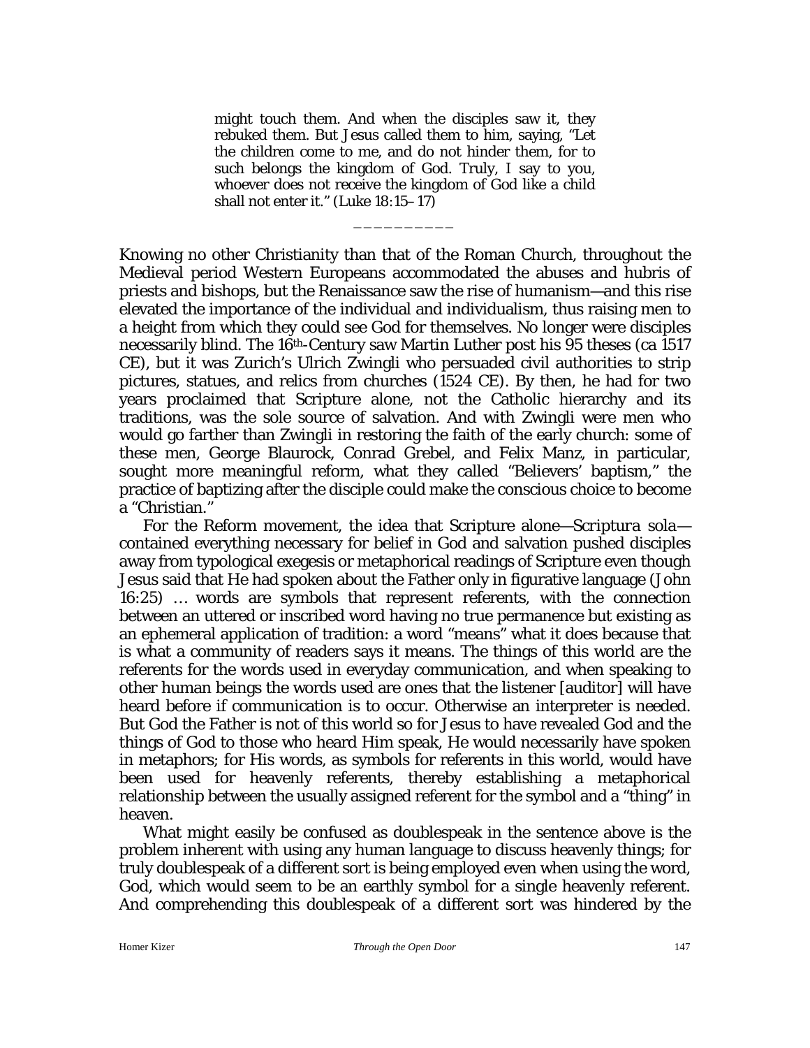> might touch them. And when the disciples saw it, they rebuked them. But Jesus called them to him, saying, "Let the children come to me, and do not hinder them, for to such belongs the kingdom of God. Truly, I say to you, whoever does not receive the kingdom of God like a child shall not enter it." (Luke 18:15–17)

__________

Knowing no other Christianity than that of the Roman Church, throughout the Medieval period Western Europeans accommodated the abuses and hubris of priests and bishops, but the Renaissance saw the rise of humanism—and this rise elevated the importance of the individual and individualism, thus raising men to a height from which they could see God for themselves. No longer were disciples necessarily blind. The 16th-Century saw Martin Luther post his 95 theses (ca 1517 CE), but it was Zurich's Ulrich Zwingli who persuaded civil authorities to strip pictures, statues, and relics from churches (1524 CE). By then, he had for two years proclaimed that Scripture alone, not the Catholic hierarchy and its traditions, was the sole source of salvation. And with Zwingli were men who would go farther than Zwingli in restoring the faith of the early church: some of these men, George Blaurock, Conrad Grebel, and Felix Manz, in particular, sought more meaningful reform, what they called "Believers' baptism," the practice of baptizing after the disciple could make the conscious choice to become a "Christian."

For the Reform movement, the idea that Scripture alone—*Scriptura sola*—contained everything necessary for belief in God and salvation pushed disciples away from typological exegesis or metaphorical readings of Scripture even though Jesus said that He had spoken about the Father only in figurative language (John 16:25) … words are symbols that represent referents, with the connection between an uttered or inscribed word having no true permanence but existing as an ephemeral application of tradition: a word "means" what it does because that is what a community of readers says it means. The things of this world are the referents for the words used in everyday communication, and when speaking to other human beings the words used are ones that the listener [auditor] will have heard before if communication is to occur. Otherwise an interpreter is needed. But God the Father is not of this world so for Jesus to have revealed God and the things of God to those who heard Him speak, He would necessarily have spoken in metaphors; for His words, as symbols for referents in this world, would have been used for heavenly referents, thereby establishing a metaphorical relationship between the usually assigned referent for the symbol and a "thing" in heaven.

What might easily be confused as doublespeak in the sentence above is the problem inherent with using any human language to discuss heavenly things; for truly doublespeak of a different sort is being employed even when using the word, God, which would seem to be an earthly symbol for a single heavenly referent. And comprehending this doublespeak of a different sort was hindered by the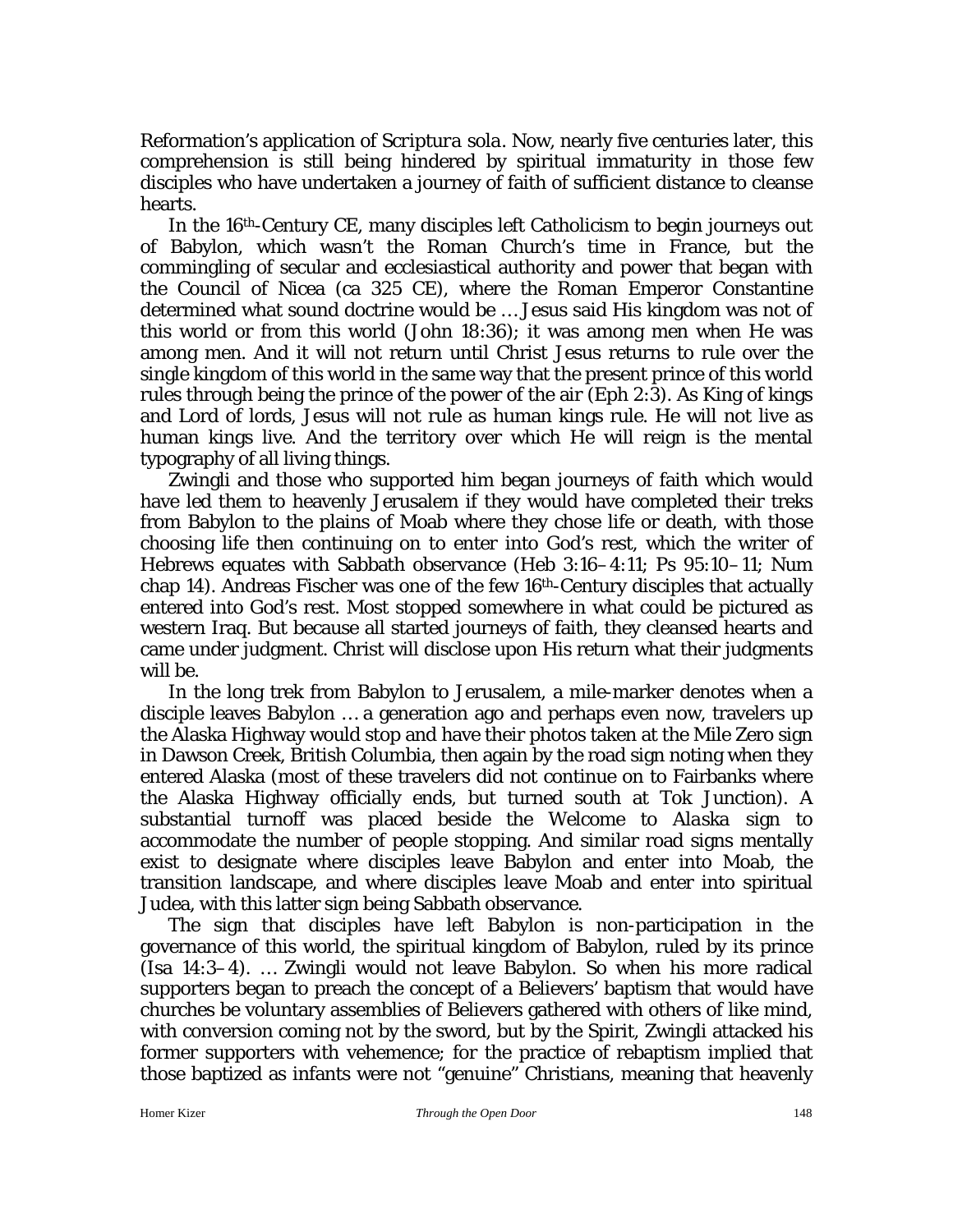Reformation's application of *Scriptura sola*. Now, nearly five centuries later, this comprehension is still being hindered by spiritual immaturity in those few disciples who have undertaken a journey of faith of sufficient distance to cleanse hearts.

In the 16th-Century CE, many disciples left Catholicism to begin journeys out of Babylon, which wasn't the Roman Church's time in France, but the commingling of secular and ecclesiastical authority and power that began with the Council of Nicea (ca 325 CE), where the Roman Emperor Constantine determined what sound doctrine would be … Jesus said His kingdom was not of this world or from this world (John 18:36); it was among men when He was among men. And it will not return until Christ Jesus returns to rule over the single kingdom of this world in the same way that the present prince of this world rules through being the prince of the power of the air (Eph 2:3). As King of kings and Lord of lords, Jesus will not rule as human kings rule. He will not live as human kings live. And the territory over which He will reign is the mental typography of all living things.

Zwingli and those who supported him began journeys of faith which would have led them to heavenly Jerusalem if they would have completed their treks from Babylon to the plains of Moab where they chose life or death, with those choosing life then continuing on to enter into God's rest, which the writer of Hebrews equates with Sabbath observance (Heb 3:16–4:11; Ps 95:10–11; Num chap 14). Andreas Fischer was one of the few 16th-Century disciples that actually entered into God's rest. Most stopped somewhere in what could be pictured as western Iraq. But because all started journeys of faith, they cleansed hearts and came under judgment. Christ will disclose upon His return what their judgments will be.

In the long trek from Babylon to Jerusalem, a mile-marker denotes when a disciple leaves Babylon … a generation ago and perhaps even now, travelers up the Alaska Highway would stop and have their photos taken at the Mile Zero sign in Dawson Creek, British Columbia, then again by the road sign noting when they entered Alaska (most of these travelers did not continue on to Fairbanks where the Alaska Highway officially ends, but turned south at Tok Junction). A substantial turnoff was placed beside the *Welcome to Alaska* sign to accommodate the number of people stopping. And similar road signs mentally exist to designate where disciples leave Babylon and enter into Moab, the transition landscape, and where disciples leave Moab and enter into spiritual Judea, with this latter sign being Sabbath observance.

The sign that disciples have left Babylon is non-participation in the governance of this world, the spiritual kingdom of Babylon, ruled by its prince (Isa 14:3–4). … Zwingli would not leave Babylon. So when his more radical supporters began to preach the concept of a Believers' baptism that would have churches be voluntary assemblies of Believers gathered with others of like mind, with conversion coming not by the sword, but by the Spirit, Zwingli attacked his former supporters with vehemence; for the practice of rebaptism implied that those baptized as infants were not "genuine" Christians, meaning that heavenly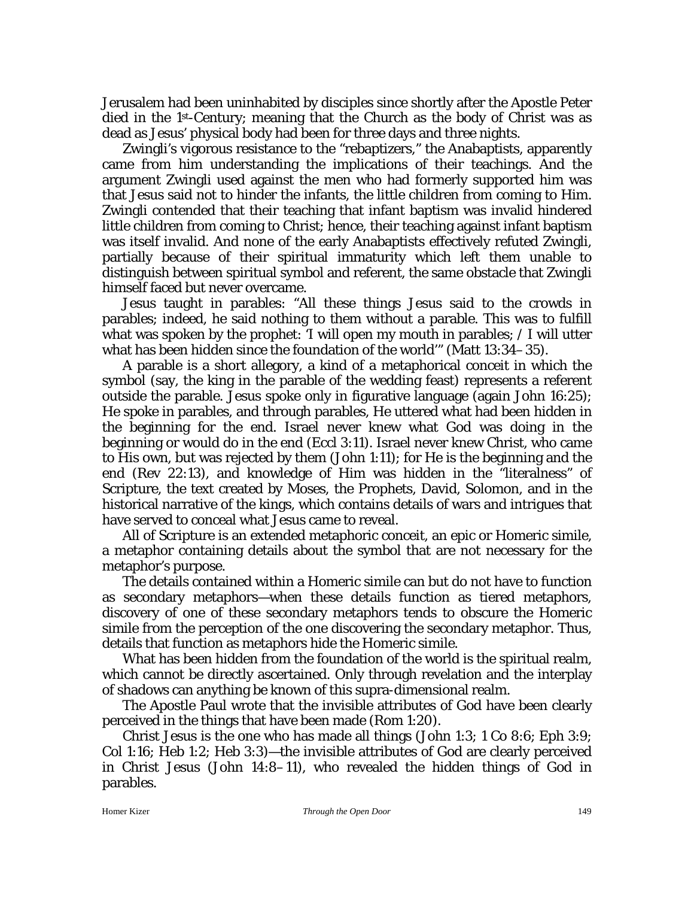Jerusalem had been uninhabited by disciples since shortly after the Apostle Peter died in the 1st-Century; meaning that the Church as the body of Christ was as dead as Jesus' physical body had been for three days and three nights.

Zwingli's vigorous resistance to the "rebaptizers," the Anabaptists, apparently came from him understanding the implications of their teachings. And the argument Zwingli used against the men who had formerly supported him was that Jesus said not to hinder the infants, the little children from coming to Him. Zwingli contended that their teaching that infant baptism was invalid hindered little children from coming to Christ; hence, their teaching against infant baptism was itself invalid. And none of the early Anabaptists effectively refuted Zwingli, partially because of their spiritual immaturity which left them unable to distinguish between spiritual symbol and referent, the same obstacle that Zwingli himself faced but never overcame.

Jesus taught in parables: "All these things Jesus said to the crowds in parables; indeed, he said nothing to them without a parable. This was to fulfill what was spoken by the prophet: 'I will open my mouth in parables; / I will utter what has been hidden since the foundation of the world'" (Matt 13:34–35).

A parable is a short allegory, a kind of a metaphorical conceit in which the symbol (say, the king in the parable of the wedding feast) represents a referent outside the parable. Jesus spoke only in figurative language (again John 16:25); He spoke in parables, and through parables, He uttered what had been hidden in the beginning for the end. Israel never knew what God was doing in the beginning or would do in the end (Eccl 3:11). Israel never knew Christ, who came to His own, but was rejected by them (John 1:11); for He is the beginning and the end (Rev 22:13), and knowledge of Him was hidden in the "literalness" of Scripture, the text created by Moses, the Prophets, David, Solomon, and in the historical narrative of the kings, which contains details of wars and intrigues that have served to conceal what Jesus came to reveal.

All of Scripture is an extended metaphoric conceit, an epic or Homeric simile, a metaphor containing details about the symbol that are not necessary for the metaphor's purpose.

The details contained within a Homeric simile can but do not have to function as secondary metaphors—when these details function as tiered metaphors, discovery of one of these secondary metaphors tends to obscure the Homeric simile from the perception of the one discovering the secondary metaphor. Thus, details that function as metaphors hide the Homeric simile.

What has been hidden from the foundation of the world is the spiritual realm, which cannot be directly ascertained. Only through revelation and the interplay of shadows can anything be known of this supra-dimensional realm.

The Apostle Paul wrote that the invisible attributes of God have been clearly perceived in the things that have been made (Rom 1:20).

Christ Jesus is the one who has made all things (John 1:3; 1 Co 8:6; Eph 3:9; Col 1:16; Heb 1:2; Heb 3:3)—the invisible attributes of God are clearly perceived in Christ Jesus (John 14:8–11), who revealed the hidden things of God in parables.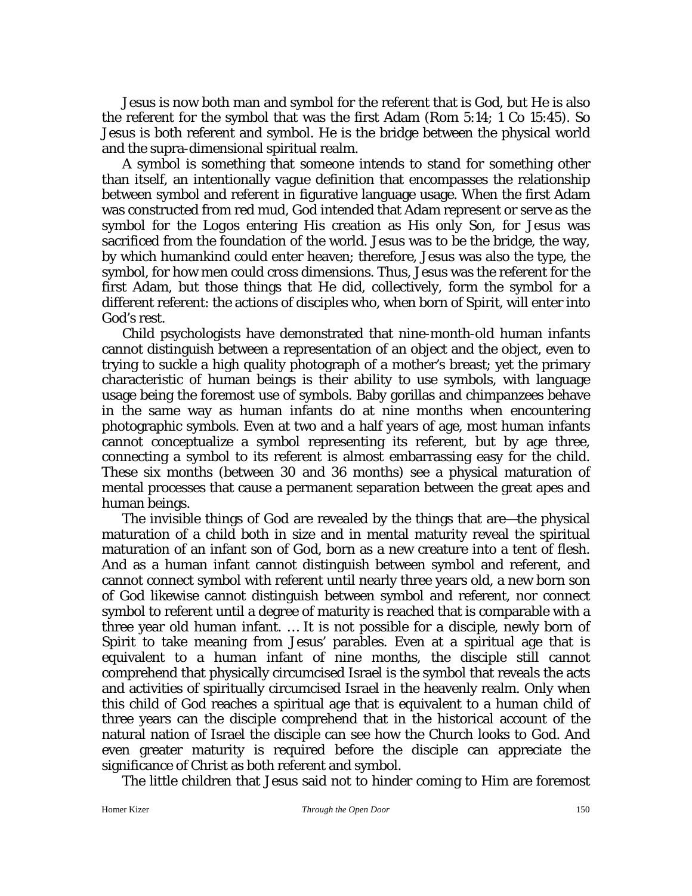Jesus is now both man and symbol for the referent that is God, but He is also the referent for the symbol that was the first Adam (Rom 5:14; 1 Co 15:45). So Jesus is both referent and symbol. He is the bridge between the physical world and the supra-dimensional spiritual realm.

A symbol is something that someone intends to stand for something other than itself, an intentionally vague definition that encompasses the relationship between symbol and referent in figurative language usage. When the first Adam was constructed from red mud, God intended that Adam represent or serve as the symbol for the Logos entering His creation as His only Son, for Jesus was sacrificed from the foundation of the world. Jesus was to be the bridge, the way, by which humankind could enter heaven; therefore, Jesus was also the type, the symbol, for how men could cross dimensions. Thus, Jesus was the referent for the first Adam, but those things that He did, collectively, form the symbol for a different referent: the actions of disciples who, when born of Spirit, will enter into God's rest.

Child psychologists have demonstrated that nine-month-old human infants cannot distinguish between a representation of an object and the object, even to trying to suckle a high quality photograph of a mother's breast; yet the primary characteristic of human beings is their ability to use symbols, with language usage being the foremost use of symbols. Baby gorillas and chimpanzees behave in the same way as human infants do at nine months when encountering photographic symbols. Even at two and a half years of age, most human infants cannot conceptualize a symbol representing its referent, but by age three, connecting a symbol to its referent is almost embarrassing easy for the child. These six months (between 30 and 36 months) see a physical maturation of mental processes that cause a permanent separation between the great apes and human beings.

The invisible things of God are revealed by the things that are—the physical maturation of a child both in size and in mental maturity reveal the spiritual maturation of an infant son of God, born as a new creature into a tent of flesh. And as a human infant cannot distinguish between symbol and referent, and cannot connect symbol with referent until nearly three years old, a new born son of God likewise cannot distinguish between symbol and referent, nor connect symbol to referent until a degree of maturity is reached that is comparable with a three year old human infant. … It is not possible for a disciple, newly born of Spirit to take meaning from Jesus' parables. Even at a spiritual age that is equivalent to a human infant of nine months, the disciple still cannot comprehend that physically circumcised Israel is the symbol that reveals the acts and activities of spiritually circumcised Israel in the heavenly realm. Only when this child of God reaches a spiritual age that is equivalent to a human child of three years can the disciple comprehend that in the historical account of the natural nation of Israel the disciple can see how the Church looks to God. And even greater maturity is required before the disciple can appreciate the significance of Christ as both referent and symbol.

The little children that Jesus said not to hinder coming to Him are foremost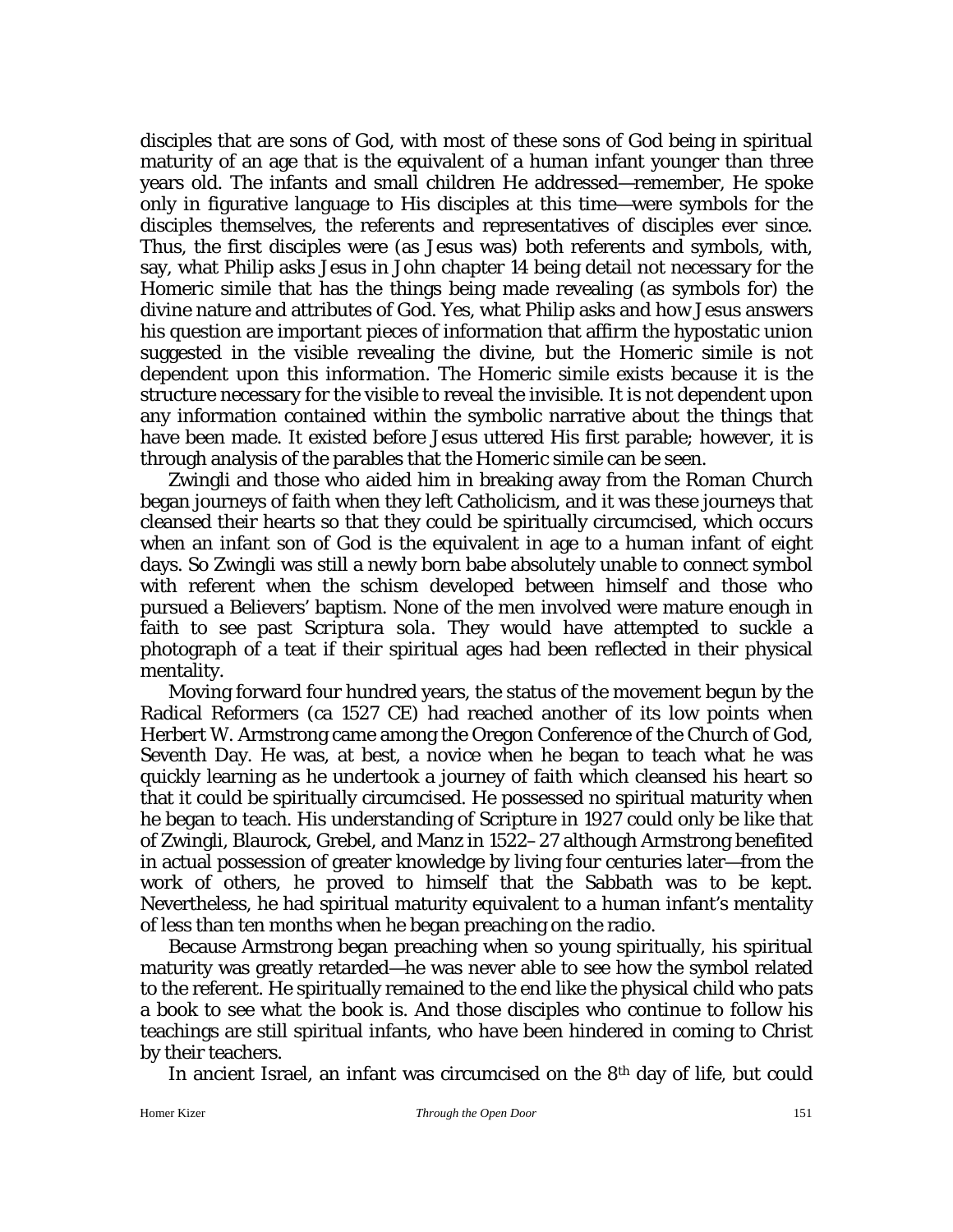disciples that are sons of God, with most of these sons of God being in spiritual maturity of an age that is the equivalent of a human infant younger than three years old. The infants and small children He addressed—remember, He spoke only in figurative language to His disciples at this time—were symbols for the disciples themselves, the referents and representatives of disciples ever since. Thus, the first disciples were (as Jesus was) both referents and symbols, with, say, what Philip asks Jesus in John chapter 14 being detail not necessary for the Homeric simile that has the things being made revealing (as symbols for) the divine nature and attributes of God. Yes, what Philip asks and how Jesus answers his question are important pieces of information that affirm the hypostatic union suggested in the visible revealing the divine, but the Homeric simile is not dependent upon this information. The Homeric simile exists because it is the structure necessary for the visible to reveal the invisible. It is not dependent upon any information contained within the symbolic narrative about the things that have been made. It existed before Jesus uttered His first parable; however, it is through analysis of the parables that the Homeric simile can be seen.

Zwingli and those who aided him in breaking away from the Roman Church began journeys of faith when they left Catholicism, and it was these journeys that cleansed their hearts so that they could be spiritually circumcised, which occurs when an infant son of God is the equivalent in age to a human infant of eight days. So Zwingli was still a newly born babe absolutely unable to connect symbol with referent when the schism developed between himself and those who pursued a Believers' baptism. None of the men involved were mature enough in faith to see past *Scriptura sola*. They would have attempted to suckle a photograph of a teat if their spiritual ages had been reflected in their physical mentality.

Moving forward four hundred years, the status of the movement begun by the Radical Reformers (ca 1527 CE) had reached another of its low points when Herbert W. Armstrong came among the Oregon Conference of the Church of God, Seventh Day. He was, at best, a novice when he began to teach what he was quickly learning as he undertook a journey of faith which cleansed his heart so that it could be spiritually circumcised. He possessed no spiritual maturity when he began to teach. His understanding of Scripture in 1927 could only be like that of Zwingli, Blaurock, Grebel, and Manz in 1522–27 although Armstrong benefited in actual possession of greater knowledge by living four centuries later—from the work of others, he proved to himself that the Sabbath was to be kept. Nevertheless, he had spiritual maturity equivalent to a human infant's mentality of less than ten months when he began preaching on the radio.

Because Armstrong began preaching when so young spiritually, his spiritual maturity was greatly retarded—he was never able to see how the symbol related to the referent. He spiritually remained to the end like the physical child who pats a book to see what the book is. And those disciples who continue to follow his teachings are still spiritual infants, who have been hindered in coming to Christ by their teachers.

In ancient Israel, an infant was circumcised on the 8th day of life, but could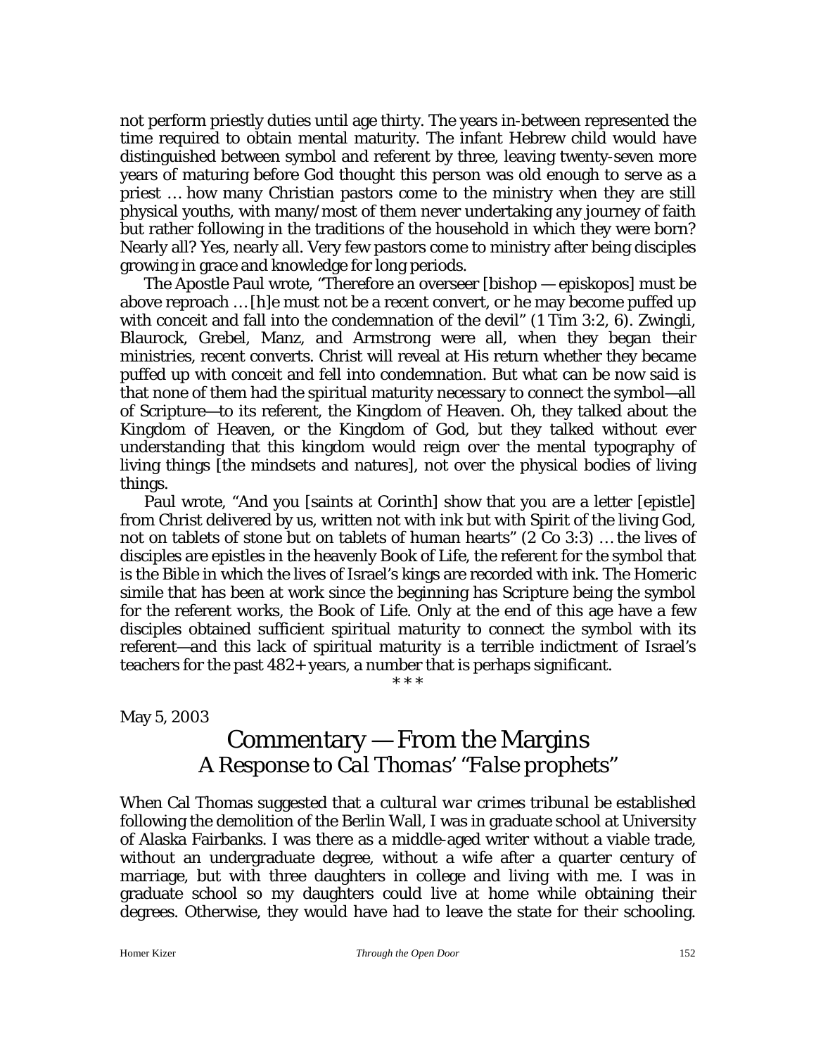not perform priestly duties until age thirty. The years in-between represented the time required to obtain mental maturity. The infant Hebrew child would have distinguished between symbol and referent by three, leaving twenty-seven more years of maturing before God thought this person was old enough to serve as a priest … how many Christian pastors come to the ministry when they are still physical youths, with many/most of them never undertaking any journey of faith but rather following in the traditions of the household in which they were born? Nearly all? Yes, nearly all. Very few pastors come to ministry after being disciples growing in grace and knowledge for long periods.

The Apostle Paul wrote, "Therefore an overseer [bishop — episkopos] must be above reproach … [h]e must not be a recent convert, or he may become puffed up with conceit and fall into the condemnation of the devil" (1 Tim 3:2, 6). Zwingli, Blaurock, Grebel, Manz, and Armstrong were all, when they began their ministries, recent converts. Christ will reveal at His return whether they became puffed up with conceit and fell into condemnation. But what can be now said is that none of them had the spiritual maturity necessary to connect the symbol—all of Scripture—to its referent, the Kingdom of Heaven. Oh, they talked about the Kingdom of Heaven, or the Kingdom of God, but they talked without ever understanding that this kingdom would reign over the mental typography of living things [the mindsets and natures], not over the physical bodies of living things.

Paul wrote, "And you [saints at Corinth] show that you are a letter [epistle] from Christ delivered by us, written not with ink but with Spirit of the living God, not on tablets of stone but on tablets of human hearts" (2 Co 3:3) … the lives of disciples are epistles in the heavenly Book of Life, the referent for the symbol that is the Bible in which the lives of Israel's kings are recorded with ink. The Homeric simile that has been at work since the beginning has Scripture being the symbol for the referent works, the Book of Life. Only at the end of this age have a few disciples obtained sufficient spiritual maturity to connect the symbol with its referent—and this lack of spiritual maturity is a terrible indictment of Israel's teachers for the past 482+ years, a number that is perhaps significant.

\* \* \*

May 5, 2003

## Commentary — From the Margins
### *A Response to Cal Thomas' "False prophets"*

When Cal Thomas suggested that a *cultural war crimes tribunal* be established following the demolition of the Berlin Wall, I was in graduate school at University of Alaska Fairbanks. I was there as a middle-aged writer without a viable trade, without an undergraduate degree, without a wife after a quarter century of marriage, but with three daughters in college and living with me. I was in graduate school so my daughters could live at home while obtaining their degrees. Otherwise, they would have had to leave the state for their schooling.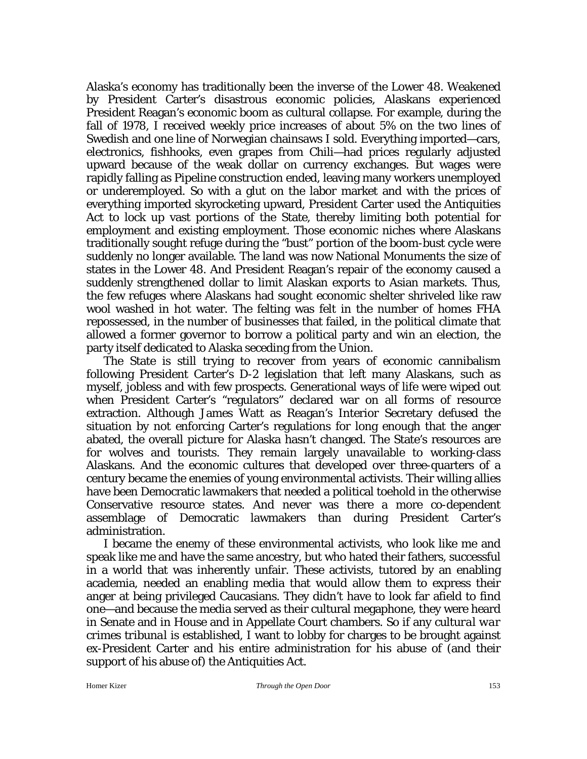Alaska's economy has traditionally been the inverse of the Lower 48. Weakened by President Carter's disastrous economic policies, Alaskans experienced President Reagan's economic boom as cultural collapse. For example, during the fall of 1978, I received weekly price increases of about 5% on the two lines of Swedish and one line of Norwegian chainsaws I sold. Everything imported—cars, electronics, fishhooks, even grapes from Chili—had prices regularly adjusted upward because of the weak dollar on currency exchanges. But wages were rapidly falling as Pipeline construction ended, leaving many workers unemployed or underemployed. So with a glut on the labor market and with the prices of everything imported skyrocketing upward, President Carter used the Antiquities Act to lock up vast portions of the State, thereby limiting both potential for employment and existing employment. Those economic niches where Alaskans traditionally sought refuge during the "bust" portion of the boom-bust cycle were suddenly no longer available. The land was now National Monuments the size of states in the Lower 48. And President Reagan's repair of the economy caused a suddenly strengthened dollar to limit Alaskan exports to Asian markets. Thus, the few refuges where Alaskans had sought economic shelter shriveled like raw wool washed in hot water. The felting was felt in the number of homes FHA repossessed, in the number of businesses that failed, in the political climate that allowed a former governor to borrow a political party and win an election, the party itself dedicated to Alaska seceding from the Union.

The State is still trying to recover from years of economic cannibalism following President Carter's D-2 legislation that left many Alaskans, such as myself, jobless and with few prospects. Generational ways of life were wiped out when President Carter's "regulators" declared war on all forms of resource extraction. Although James Watt as Reagan's Interior Secretary defused the situation by not enforcing Carter's regulations for long enough that the anger abated, the overall picture for Alaska hasn't changed. The State's resources are for wolves and tourists. They remain largely unavailable to working-class Alaskans. And the economic cultures that developed over three-quarters of a century became the enemies of young environmental activists. Their willing allies have been Democratic lawmakers that needed a political toehold in the otherwise Conservative resource states. And never was there a more co-dependent assemblage of Democratic lawmakers than during President Carter's administration.

I became the enemy of these environmental activists, who look like me and speak like me and have the same ancestry, but who hated their fathers, successful in a world that was inherently unfair. These activists, tutored by an enabling academia, needed an enabling media that would allow them to express their anger at being privileged Caucasians. They didn't have to look far afield to find one—and because the media served as their cultural megaphone, they were heard in Senate and in House and in Appellate Court chambers. So if any *cultural war crimes tribunal* is established, I want to lobby for charges to be brought against ex-President Carter and his entire administration for his abuse of (and their support of his abuse of) the Antiquities Act.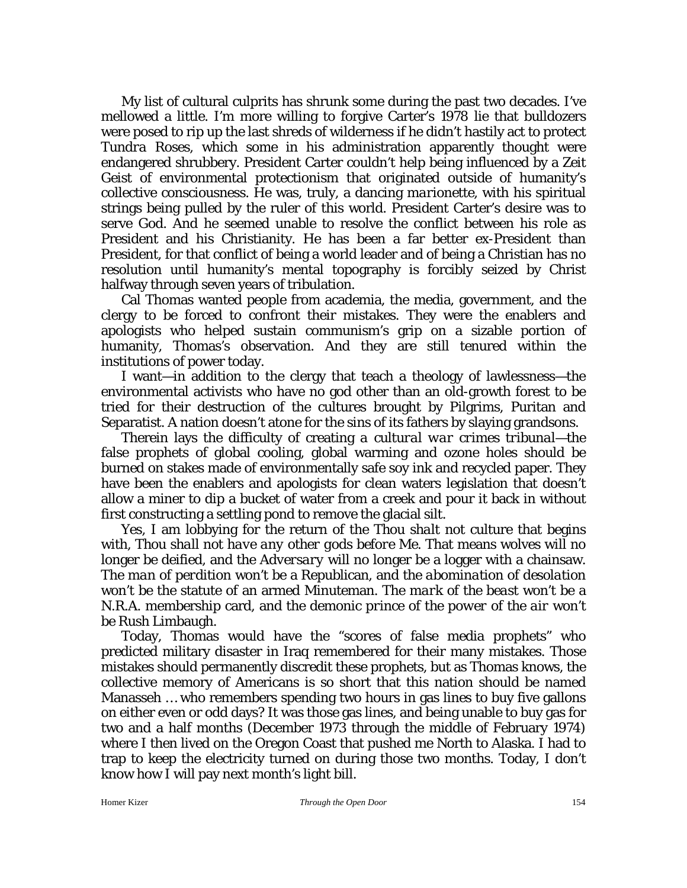My list of cultural culprits has shrunk some during the past two decades. I've mellowed a little. I'm more willing to forgive Carter's 1978 lie that bulldozers were posed to rip up the last shreds of wilderness if he didn't hastily act to protect Tundra Roses, which some in his administration apparently thought were endangered shrubbery. President Carter couldn't help being influenced by a Zeit Geist of environmental protectionism that originated outside of humanity's collective consciousness. He was, truly, a dancing *marionette*, with his spiritual strings being pulled by the ruler of this world. President Carter's desire was to serve God. And he seemed unable to resolve the conflict between his role as President and his Christianity. He has been a far better ex-President than President, for that conflict of being a world leader and of being a Christian has no resolution until humanity's mental topography is forcibly seized by Christ halfway through seven years of tribulation.

Cal Thomas wanted people from academia, the media, government, and the clergy to be forced to confront their mistakes. They were the enablers and apologists who helped sustain communism's grip on a sizable portion of humanity, Thomas's observation. And they are still tenured within the institutions of power today.

I want—in addition to the clergy that teach a theology of lawlessness—the environmental activists who have no god other than an old-growth forest to be tried for their destruction of the cultures brought by Pilgrims, Puritan and Separatist. A nation doesn't atone for the sins of its fathers by slaying grandsons.

Therein lays the difficulty of creating a *cultural war crimes tribunal*—the false prophets of global cooling, global warming and ozone holes should be burned on stakes made of environmentally safe soy ink and recycled paper. They have been the enablers and apologists for clean waters legislation that doesn't allow a miner to dip a bucket of water from a creek and pour it back in without first constructing a settling pond to remove the glacial silt.

Yes, I am lobbying for the return of the *Thou shalt not* culture that begins with, *Thou shall not have any other gods before Me*. That means wolves will no longer be deified, and the *Adversary* will no longer be a logger with a chainsaw. *The man of perdition* won't be a Republican, and the *abomination of desolation* won't be the statute of an armed Minuteman. *The mark of the beast* won't be a N.R.A. membership card, and the demonic *prince of the power of the air* won't be Rush Limbaugh.

Today, Thomas would have the "scores of false media prophets" who predicted military disaster in Iraq remembered for their many mistakes. Those mistakes should permanently discredit these prophets, but as Thomas knows, the collective memory of Americans is so short that this nation should be named Manasseh … who remembers spending two hours in gas lines to buy five gallons on either even or odd days? It was those gas lines, and being unable to buy gas for two and a half months (December 1973 through the middle of February 1974) where I then lived on the Oregon Coast that pushed me North to Alaska. I had to trap to keep the electricity turned on during those two months. Today, I don't know how I will pay next month's light bill.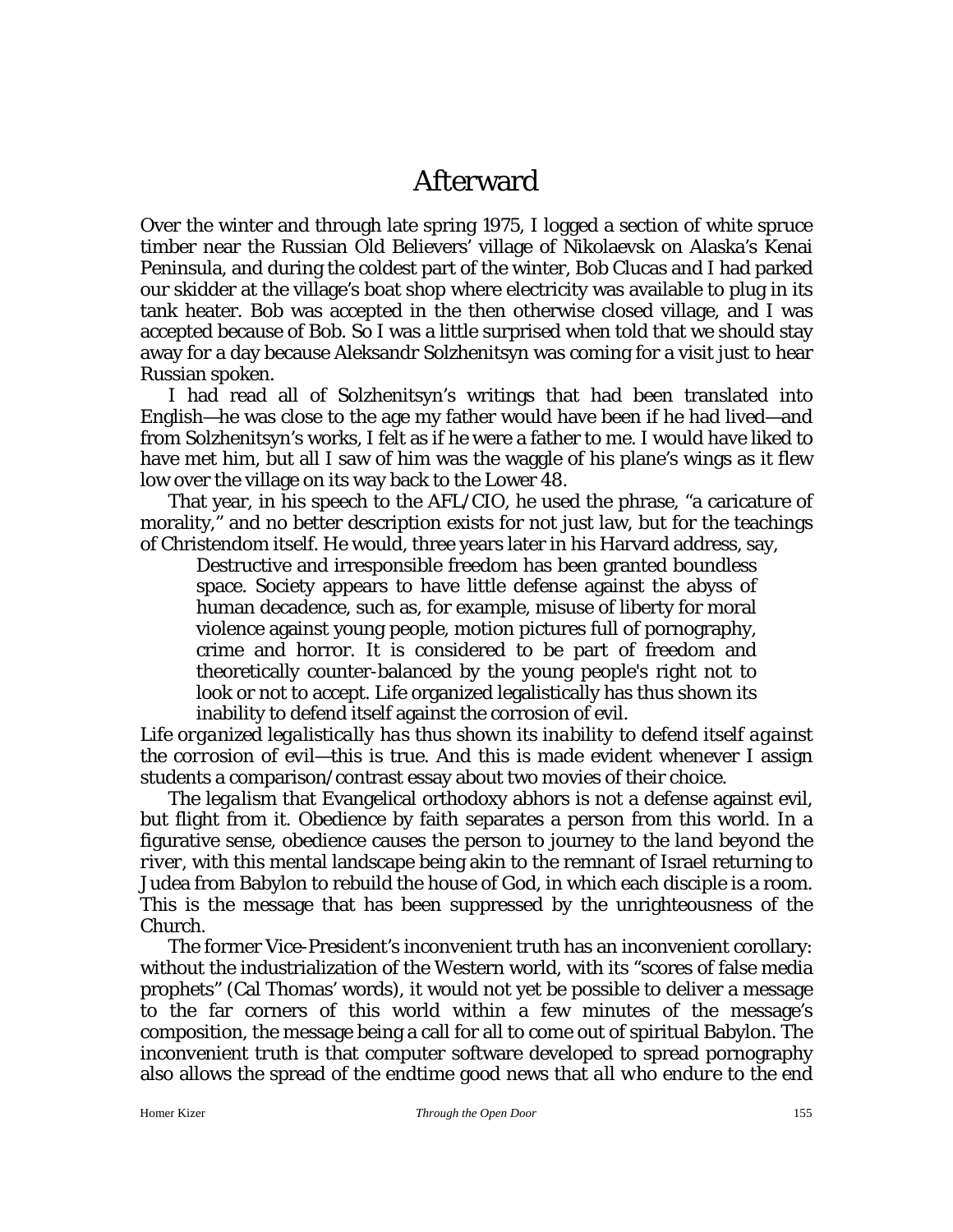# Afterward

Over the winter and through late spring 1975, I logged a section of white spruce timber near the Russian Old Believers' village of Nikolaevsk on Alaska's Kenai Peninsula, and during the coldest part of the winter, Bob Clucas and I had parked our skidder at the village's boat shop where electricity was available to plug in its tank heater. Bob was accepted in the then otherwise closed village, and I was accepted because of Bob. So I was a little surprised when told that we should stay away for a day because Aleksandr Solzhenitsyn was coming for a visit just to hear Russian spoken.

I had read all of Solzhenitsyn's writings that had been translated into English—he was close to the age my father would have been if he had lived—and from Solzhenitsyn's works, I felt as if he were a father to me. I would have liked to have met him, but all I saw of him was the waggle of his plane's wings as it flew low over the village on its way back to the Lower 48.

That year, in his speech to the AFL/CIO, he used the phrase, "a caricature of morality," and no better description exists for not just law, but for the teachings of Christendom itself. He would, three years later in his Harvard address, say,

> Destructive and irresponsible freedom has been granted boundless space. Society appears to have little defense against the abyss of human decadence, such as, for example, misuse of liberty for moral violence against young people, motion pictures full of pornography, crime and horror. It is considered to be part of freedom and theoretically counter-balanced by the young people's right not to look or not to accept. Life organized legalistically has thus shown its inability to defend itself against the corrosion of evil.

*Life organized legalistically has thus shown its inability to defend itself against the corrosion of evil*—this is true. And this is made evident whenever I assign students a comparison/contrast essay about two movies of their choice.

The legalism that Evangelical orthodoxy abhors is not a defense against evil, but flight from it. Obedience by faith separates a person from this world. In a figurative sense, obedience causes the person to journey to the *land beyond the river*, with this mental landscape being akin to the remnant of Israel returning to Judea from Babylon to rebuild the house of God, in which each disciple is a room. This is the message that has been suppressed by the unrighteousness of the Church.

The former Vice-President's inconvenient truth has an inconvenient corollary: without the industrialization of the Western world, with its "scores of false media prophets" (Cal Thomas' words), it would not yet be possible to deliver a message to the far corners of this world within a few minutes of the message's composition, the message being a call for all to come out of spiritual Babylon. The inconvenient truth is that computer software developed to spread pornography also allows the spread of the endtime good news that *all who endure to the end*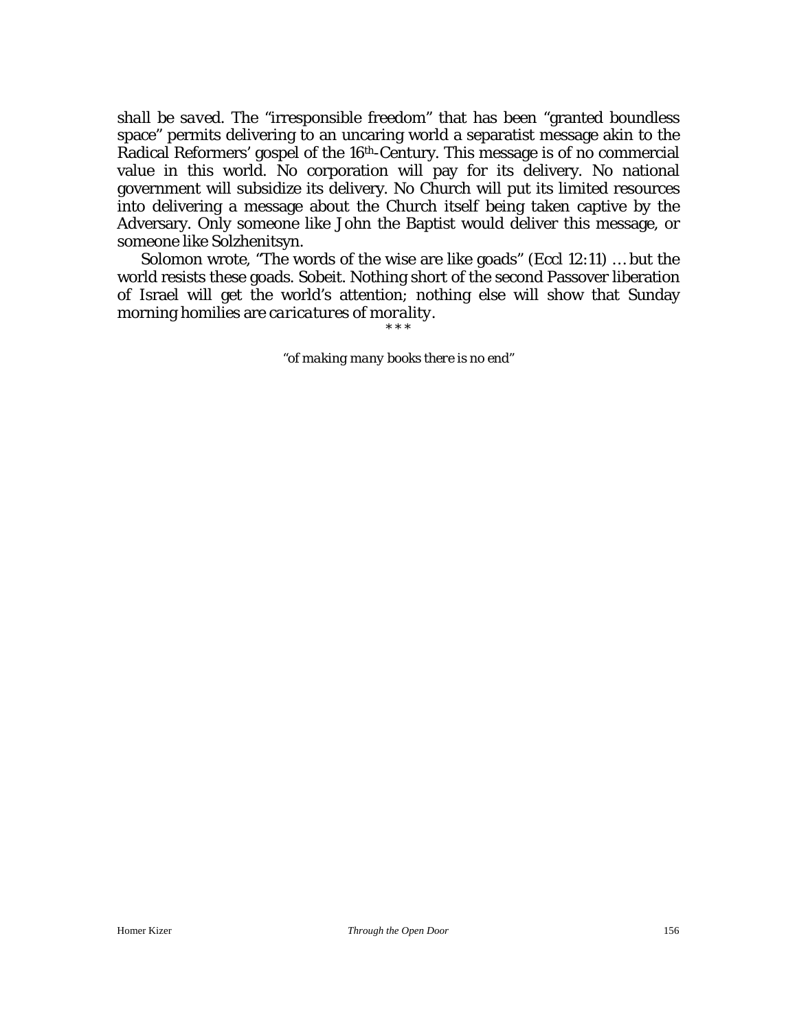*shall be saved*. The "irresponsible freedom" that has been "granted boundless space" permits delivering to an uncaring world a separatist message akin to the Radical Reformers' gospel of the 16th-Century. This message is of no commercial value in this world. No corporation will pay for its delivery. No national government will subsidize its delivery. No Church will put its limited resources into delivering a message about the Church itself being taken captive by the Adversary. Only someone like John the Baptist would deliver this message, or someone like Solzhenitsyn.

Solomon wrote, "The words of the wise are like goads" (Eccl 12:11) … but the world resists these goads. Sobeit. Nothing short of the second Passover liberation of Israel will get the world's attention; nothing else will show that Sunday morning homilies are *caricatures of morality*.

\* \* \*

*"of making many books there is no end"*